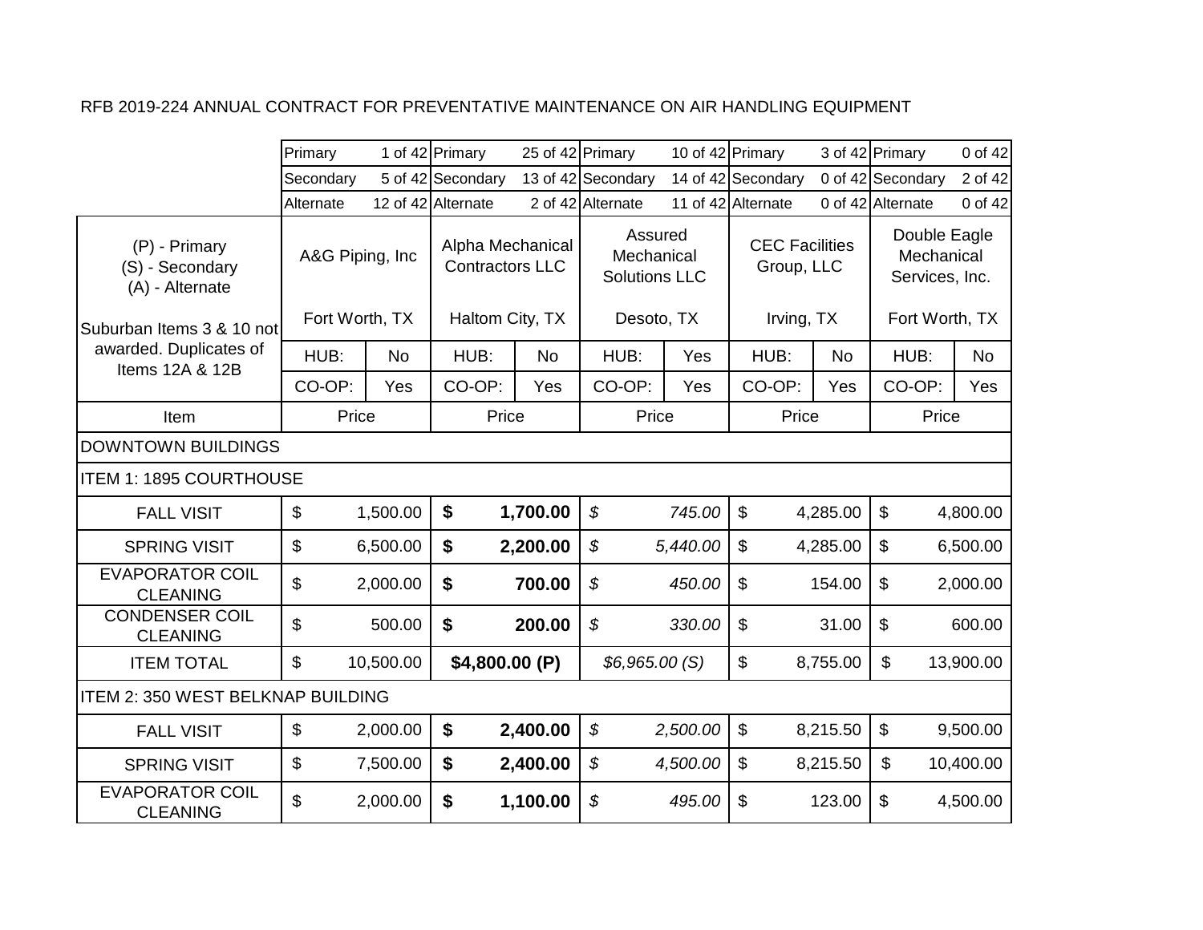RFB 2019-224 ANNUAL CONTRACT FOR PREVENTATIVE MAINTENANCE ON AIR HANDLING EQUIPMENT

| | A&G Piping, Inc | | Alpha Mechanical Contractors LLC | | Assured Mechanical Solutions LLC | | CEC Facilities Group, LLC | | Double Eagle Mechanical Services, Inc. | |
|---|---|---|---|---|---|---|---|---|---|---|
| | Primary | 1 of 42 | Primary | 25 of 42 | Primary | 10 of 42 | Primary | 3 of 42 | Primary | 0 of 42 |
| | Secondary | 5 of 42 | Secondary | 13 of 42 | Secondary | 14 of 42 | Secondary | 0 of 42 | Secondary | 2 of 42 |
| | Alternate | 12 of 42 | Alternate | 2 of 42 | Alternate | 11 of 42 | Alternate | 0 of 42 | Alternate | 0 of 42 |
| (P) - Primary<br>(S) - Secondary<br>(A) - Alternate | Fort Worth, TX | | Haltom City, TX | | Desoto, TX | | Irving, TX | | Fort Worth, TX | |
| Suburban Items 3 & 10 not awarded. Duplicates of Items 12A & 12B | HUB: | No | HUB: | No | HUB: | Yes | HUB: | No | HUB: | No |
| | CO-OP: | Yes | CO-OP: | Yes | CO-OP: | Yes | CO-OP: | Yes | CO-OP: | Yes |
| Item | Price | | Price | | Price | | Price | | Price | |
| DOWNTOWN BUILDINGS | | | | | | | | | | |
| ITEM 1: 1895 COURTHOUSE | | | | | | | | | | |
| FALL VISIT | $ | 1,500.00 | **$** | **1,700.00** | *$* | *745.00* | $ | 4,285.00 | $ | 4,800.00 |
| SPRING VISIT | $ | 6,500.00 | **$** | **2,200.00** | *$* | *5,440.00* | $ | 4,285.00 | $ | 6,500.00 |
| EVAPORATOR COIL CLEANING | $ | 2,000.00 | **$** | **700.00** | *$* | *450.00* | $ | 154.00 | $ | 2,000.00 |
| CONDENSER COIL CLEANING | $ | 500.00 | **$** | **200.00** | *$* | *330.00* | $ | 31.00 | $ | 600.00 |
| ITEM TOTAL | $ | 10,500.00 | **$4,800.00 (P)** | | *$6,965.00 (S)* | | $ | 8,755.00 | $ | 13,900.00 |
| ITEM 2: 350 WEST BELKNAP BUILDING | | | | | | | | | | |
| FALL VISIT | $ | 2,000.00 | **$** | **2,400.00** | *$* | *2,500.00* | $ | 8,215.50 | $ | 9,500.00 |
| SPRING VISIT | $ | 7,500.00 | **$** | **2,400.00** | *$* | *4,500.00* | $ | 8,215.50 | $ | 10,400.00 |
| EVAPORATOR COIL CLEANING | $ | 2,000.00 | **$** | **1,100.00** | *$* | *495.00* | $ | 123.00 | $ | 4,500.00 |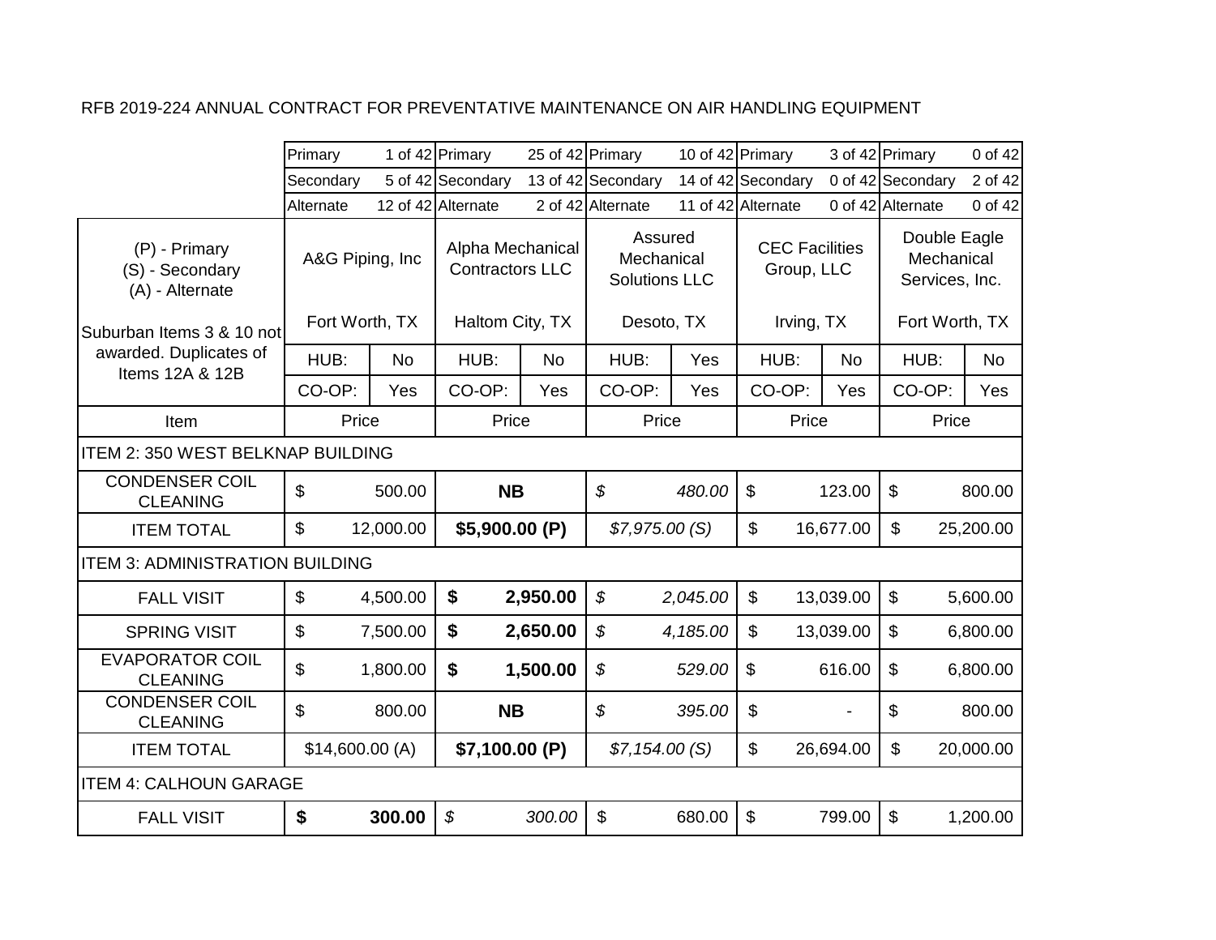RFB 2019-224 ANNUAL CONTRACT FOR PREVENTATIVE MAINTENANCE ON AIR HANDLING EQUIPMENT

| | Primary 1 of 42 | Primary 25 of 42 | Primary 10 of 42 | Primary 3 of 42 | Primary 0 of 42 |
|---|---|---|---|---|---|
| | Secondary 5 of 42 | Secondary 13 of 42 | Secondary 14 of 42 | Secondary 0 of 42 | Secondary 2 of 42 |
| | Alternate 12 of 42 | Alternate 2 of 42 | Alternate 11 of 42 | Alternate 0 of 42 | Alternate 0 of 42 |
| (P) - Primary<br>(S) - Secondary<br>(A) - Alternate<br><br>Suburban Items 3 & 10 not awarded. Duplicates of Items 12A & 12B | A&G Piping, Inc<br><br>Fort Worth, TX | Alpha Mechanical Contractors LLC<br><br>Haltom City, TX | Assured Mechanical Solutions LLC<br><br>Desoto, TX | CEC Facilities Group, LLC<br><br>Irving, TX | Double Eagle Mechanical Services, Inc.<br><br>Fort Worth, TX |
| | HUB: No | HUB: No | HUB: Yes | HUB: No | HUB: No |
| | CO-OP: Yes | CO-OP: Yes | CO-OP: Yes | CO-OP: Yes | CO-OP: Yes |
| Item | Price | Price | Price | Price | Price |
| ITEM 2: 350 WEST BELKNAP BUILDING | | | | | |
| CONDENSER COIL CLEANING | $ 500.00 | **NB** | *$ 480.00* | $ 123.00 | $ 800.00 |
| ITEM TOTAL | $ 12,000.00 | **$5,900.00 (P)** | *$7,975.00 (S)* | $ 16,677.00 | $ 25,200.00 |
| ITEM 3: ADMINISTRATION BUILDING | | | | | |
| FALL VISIT | $ 4,500.00 | **$ 2,950.00** | *$ 2,045.00* | $ 13,039.00 | $ 5,600.00 |
| SPRING VISIT | $ 7,500.00 | **$ 2,650.00** | *$ 4,185.00* | $ 13,039.00 | $ 6,800.00 |
| EVAPORATOR COIL CLEANING | $ 1,800.00 | **$ 1,500.00** | *$ 529.00* | $ 616.00 | $ 6,800.00 |
| CONDENSER COIL CLEANING | $ 800.00 | **NB** | *$ 395.00* | $ - | $ 800.00 |
| ITEM TOTAL | $14,600.00 (A) | **$7,100.00 (P)** | *$7,154.00 (S)* | $ 26,694.00 | $ 20,000.00 |
| ITEM 4: CALHOUN GARAGE | | | | | |
| FALL VISIT | **$ 300.00** | *$ 300.00* | $ 680.00 | $ 799.00 | $ 1,200.00 |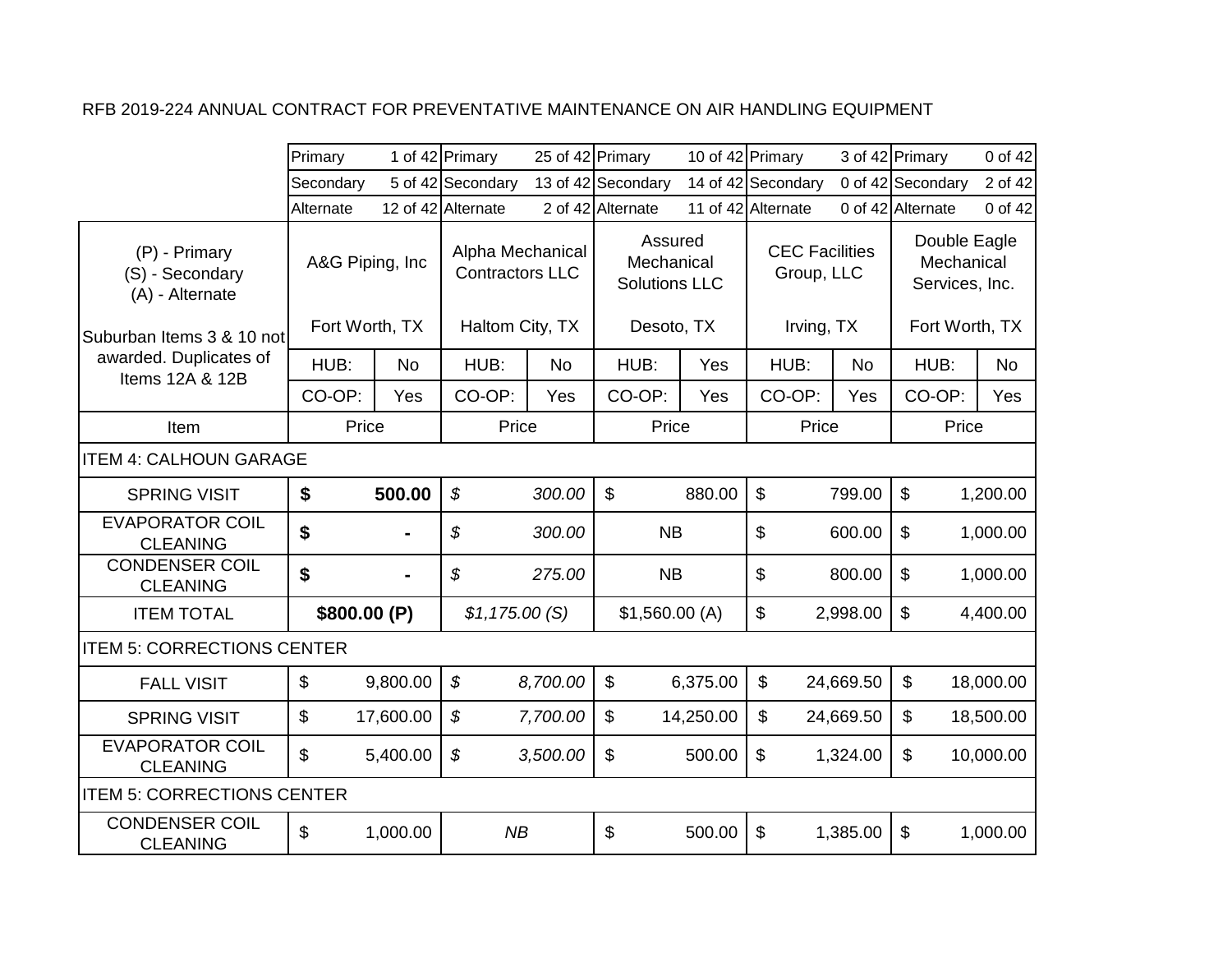RFB 2019-224 ANNUAL CONTRACT FOR PREVENTATIVE MAINTENANCE ON AIR HANDLING EQUIPMENT

| | Primary 1 of 42 | | Primary 25 of 42 | | Primary 10 of 42 | | Primary 3 of 42 | | Primary 0 of 42 | |
|---|---|---|---|---|---|---|---|---|---|---|
| | Secondary 5 of 42 | | Secondary 13 of 42 | | Secondary 14 of 42 | | Secondary 0 of 42 | | Secondary 2 of 42 | |
| | Alternate 12 of 42 | | Alternate 2 of 42 | | Alternate 11 of 42 | | Alternate 0 of 42 | | Alternate 0 of 42 | |
| (P) - Primary (S) - Secondary (A) - Alternate | A&G Piping, Inc | | Alpha Mechanical Contractors LLC | | Assured Mechanical Solutions LLC | | CEC Facilities Group, LLC | | Double Eagle Mechanical Services, Inc. | |
| Suburban Items 3 & 10 not awarded. Duplicates of Items 12A & 12B | Fort Worth, TX | | Haltom City, TX | | Desoto, TX | | Irving, TX | | Fort Worth, TX | |
| | HUB: | No | HUB: | No | HUB: | Yes | HUB: | No | HUB: | No |
| | CO-OP: | Yes | CO-OP: | Yes | CO-OP: | Yes | CO-OP: | Yes | CO-OP: | Yes |
| Item | Price | | Price | | Price | | Price | | Price | |
| ITEM 4: CALHOUN GARAGE | | | | | | | | | | |
| SPRING VISIT | **$** | **500.00** | *$* | *300.00* | $ | 880.00 | $ | 799.00 | $ | 1,200.00 |
| EVAPORATOR COIL CLEANING | **$** | **-** | *$* | *300.00* | NB | | $ | 600.00 | $ | 1,000.00 |
| CONDENSER COIL CLEANING | **$** | **-** | *$* | *275.00* | NB | | $ | 800.00 | $ | 1,000.00 |
| ITEM TOTAL | **$800.00 (P)** | | *$1,175.00 (S)* | | $1,560.00 (A) | | $ | 2,998.00 | $ | 4,400.00 |
| ITEM 5: CORRECTIONS CENTER | | | | | | | | | | |
| FALL VISIT | $ | 9,800.00 | *$* | *8,700.00* | $ | 6,375.00 | $ | 24,669.50 | $ | 18,000.00 |
| SPRING VISIT | $ | 17,600.00 | *$* | *7,700.00* | $ | 14,250.00 | $ | 24,669.50 | $ | 18,500.00 |
| EVAPORATOR COIL CLEANING | $ | 5,400.00 | *$* | *3,500.00* | $ | 500.00 | $ | 1,324.00 | $ | 10,000.00 |
| ITEM 5: CORRECTIONS CENTER | | | | | | | | | | |
| CONDENSER COIL CLEANING | $ | 1,000.00 | *NB* | | $ | 500.00 | $ | 1,385.00 | $ | 1,000.00 |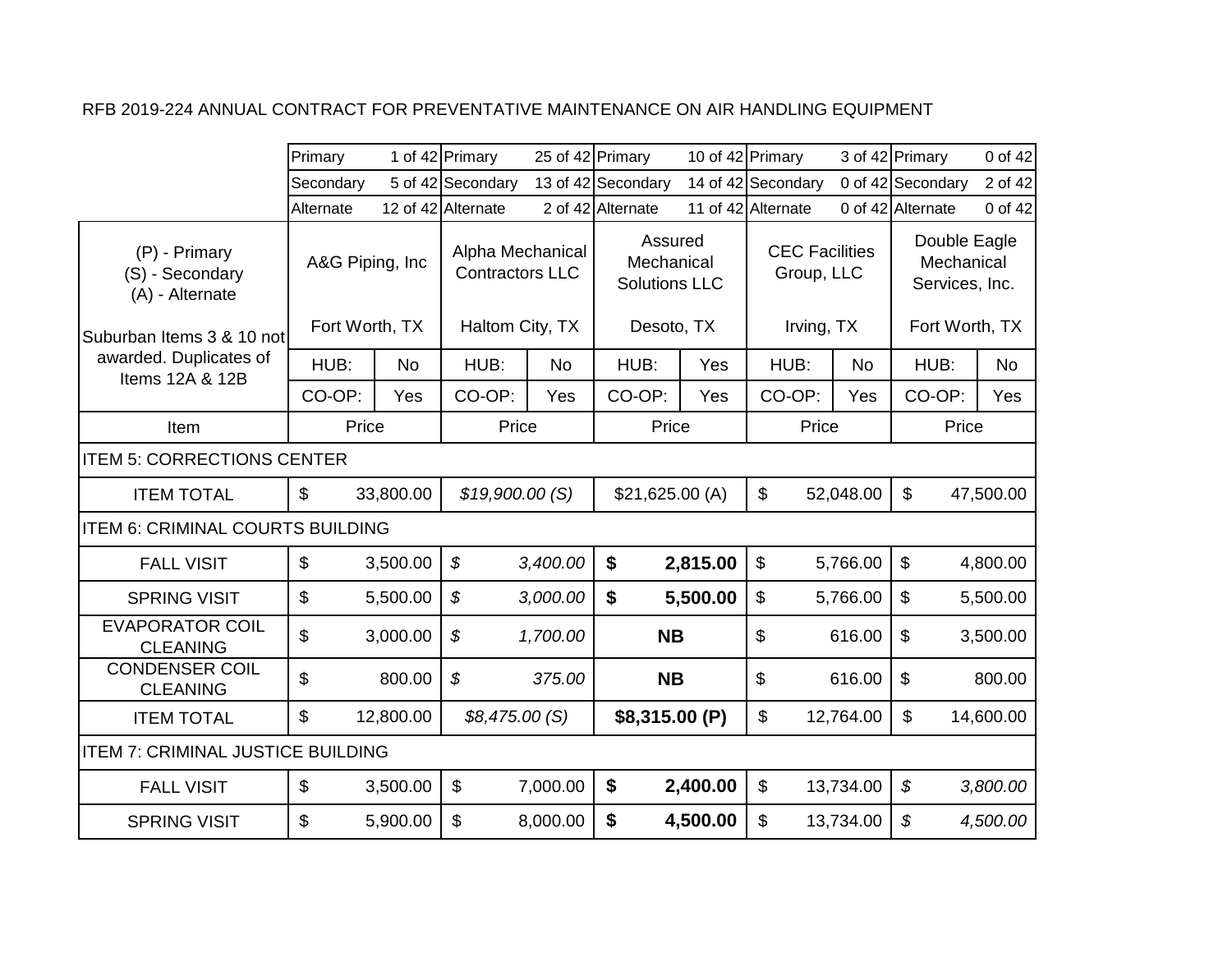RFB 2019-224 ANNUAL CONTRACT FOR PREVENTATIVE MAINTENANCE ON AIR HANDLING EQUIPMENT

| | A&G Piping, Inc | | Alpha Mechanical Contractors LLC | | Assured Mechanical Solutions LLC | | CEC Facilities Group, LLC | | Double Eagle Mechanical Services, Inc. | |
|---|---|---|---|---|---|---|---|---|---|---|
| | Primary | 1 of 42 | Primary | 25 of 42 | Primary | 10 of 42 | Primary | 3 of 42 | Primary | 0 of 42 |
| | Secondary | 5 of 42 | Secondary | 13 of 42 | Secondary | 14 of 42 | Secondary | 0 of 42 | Secondary | 2 of 42 |
| | Alternate | 12 of 42 | Alternate | 2 of 42 | Alternate | 11 of 42 | Alternate | 0 of 42 | Alternate | 0 of 42 |
| (P) - Primary<br>(S) - Secondary<br>(A) - Alternate | Fort Worth, TX | | Haltom City, TX | | Desoto, TX | | Irving, TX | | Fort Worth, TX | |
| Suburban Items 3 & 10 not awarded. Duplicates of Items 12A & 12B | HUB: | No | HUB: | No | HUB: | Yes | HUB: | No | HUB: | No |
| | CO-OP: | Yes | CO-OP: | Yes | CO-OP: | Yes | CO-OP: | Yes | CO-OP: | Yes |
| Item | Price | | Price | | Price | | Price | | Price | |
| **ITEM 5: CORRECTIONS CENTER** | | | | | | | | | | |
| ITEM TOTAL | $ | 33,800.00 | *$19,900.00 (S)* | | $21,625.00 (A) | | $ | 52,048.00 | $ | 47,500.00 |
| **ITEM 6: CRIMINAL COURTS BUILDING** | | | | | | | | | | |
| FALL VISIT | $ | 3,500.00 | *$* | *3,400.00* | **$** | **2,815.00** | $ | 5,766.00 | $ | 4,800.00 |
| SPRING VISIT | $ | 5,500.00 | *$* | *3,000.00* | **$** | **5,500.00** | $ | 5,766.00 | $ | 5,500.00 |
| EVAPORATOR COIL CLEANING | $ | 3,000.00 | *$* | *1,700.00* | **NB** | | $ | 616.00 | $ | 3,500.00 |
| CONDENSER COIL CLEANING | $ | 800.00 | *$* | *375.00* | **NB** | | $ | 616.00 | $ | 800.00 |
| ITEM TOTAL | $ | 12,800.00 | *$8,475.00 (S)* | | **$8,315.00 (P)** | | $ | 12,764.00 | $ | 14,600.00 |
| **ITEM 7: CRIMINAL JUSTICE BUILDING** | | | | | | | | | | |
| FALL VISIT | $ | 3,500.00 | $ | 7,000.00 | **$** | **2,400.00** | $ | 13,734.00 | *$* | *3,800.00* |
| SPRING VISIT | $ | 5,900.00 | $ | 8,000.00 | **$** | **4,500.00** | $ | 13,734.00 | *$* | *4,500.00* |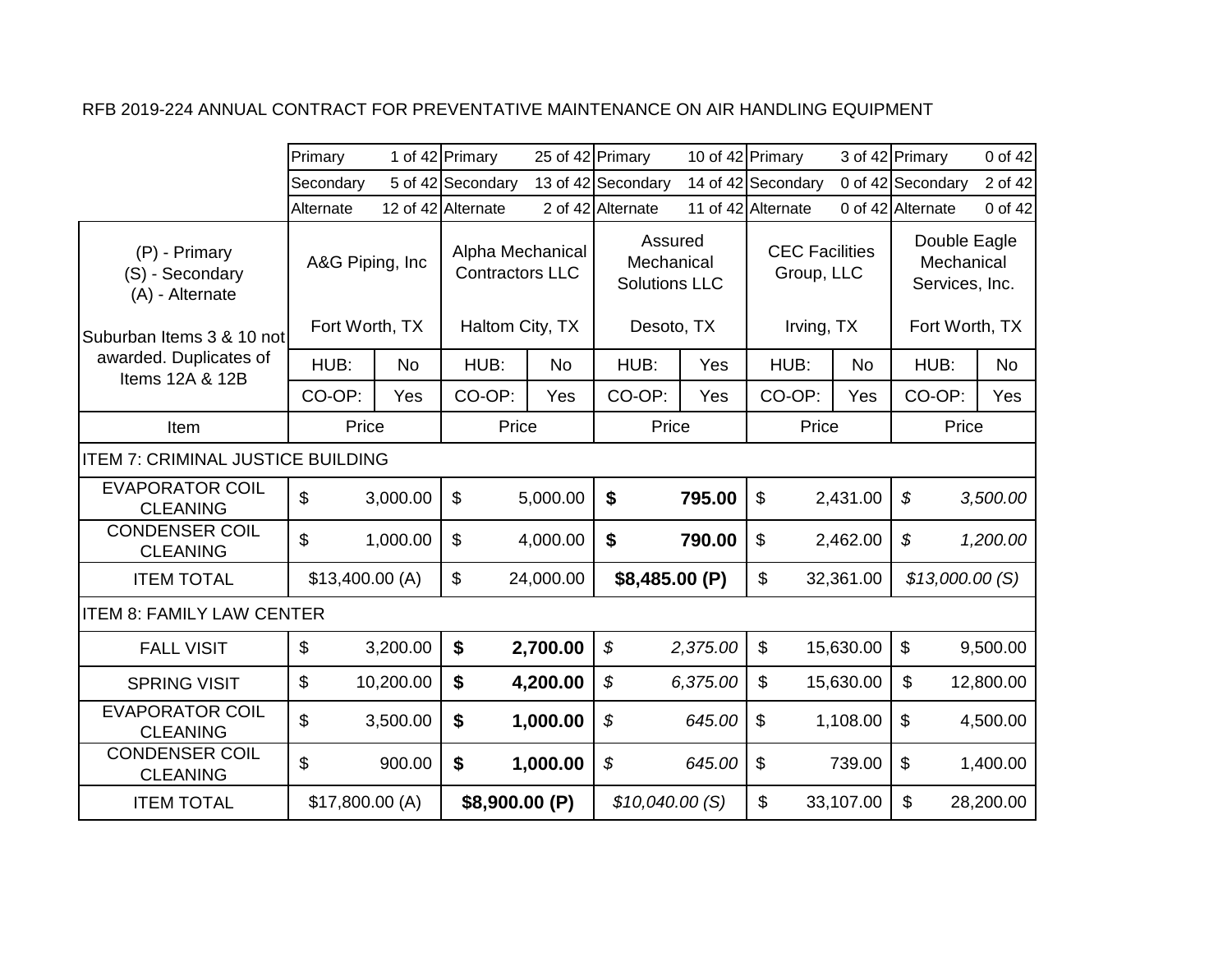RFB 2019-224 ANNUAL CONTRACT FOR PREVENTATIVE MAINTENANCE ON AIR HANDLING EQUIPMENT

| | A&G Piping, Inc | Alpha Mechanical Contractors LLC | Assured Mechanical Solutions LLC | CEC Facilities Group, LLC | Double Eagle Mechanical Services, Inc. |
|---|---|---|---|---|---|
| | Primary 1 of 42 | Primary 25 of 42 | Primary 10 of 42 | Primary 3 of 42 | Primary 0 of 42 |
| | Secondary 5 of 42 | Secondary 13 of 42 | Secondary 14 of 42 | Secondary 0 of 42 | Secondary 2 of 42 |
| | Alternate 12 of 42 | Alternate 2 of 42 | Alternate 11 of 42 | Alternate 0 of 42 | Alternate 0 of 42 |
| (P) - Primary<br>(S) - Secondary<br>(A) - Alternate<br><br>Suburban Items 3 & 10 not awarded. Duplicates of Items 12A & 12B | Fort Worth, TX | Haltom City, TX | Desoto, TX | Irving, TX | Fort Worth, TX |
| | HUB: No | HUB: No | HUB: Yes | HUB: No | HUB: No |
| | CO-OP: Yes | CO-OP: Yes | CO-OP: Yes | CO-OP: Yes | CO-OP: Yes |
| Item | Price | Price | Price | Price | Price |
| **ITEM 7: CRIMINAL JUSTICE BUILDING** | | | | | |
| EVAPORATOR COIL CLEANING | $ 3,000.00 | $ 5,000.00 | **$ 795.00** | $ 2,431.00 | *$ 3,500.00* |
| CONDENSER COIL CLEANING | $ 1,000.00 | $ 4,000.00 | **$ 790.00** | $ 2,462.00 | *$ 1,200.00* |
| ITEM TOTAL | $13,400.00 (A) | $ 24,000.00 | **$8,485.00 (P)** | $ 32,361.00 | *$13,000.00 (S)* |
| **ITEM 8: FAMILY LAW CENTER** | | | | | |
| FALL VISIT | $ 3,200.00 | **$ 2,700.00** | *$ 2,375.00* | $ 15,630.00 | $ 9,500.00 |
| SPRING VISIT | $ 10,200.00 | **$ 4,200.00** | *$ 6,375.00* | $ 15,630.00 | $ 12,800.00 |
| EVAPORATOR COIL CLEANING | $ 3,500.00 | **$ 1,000.00** | *$ 645.00* | $ 1,108.00 | $ 4,500.00 |
| CONDENSER COIL CLEANING | $ 900.00 | **$ 1,000.00** | *$ 645.00* | $ 739.00 | $ 1,400.00 |
| ITEM TOTAL | $17,800.00 (A) | **$8,900.00 (P)** | *$10,040.00 (S)* | $ 33,107.00 | $ 28,200.00 |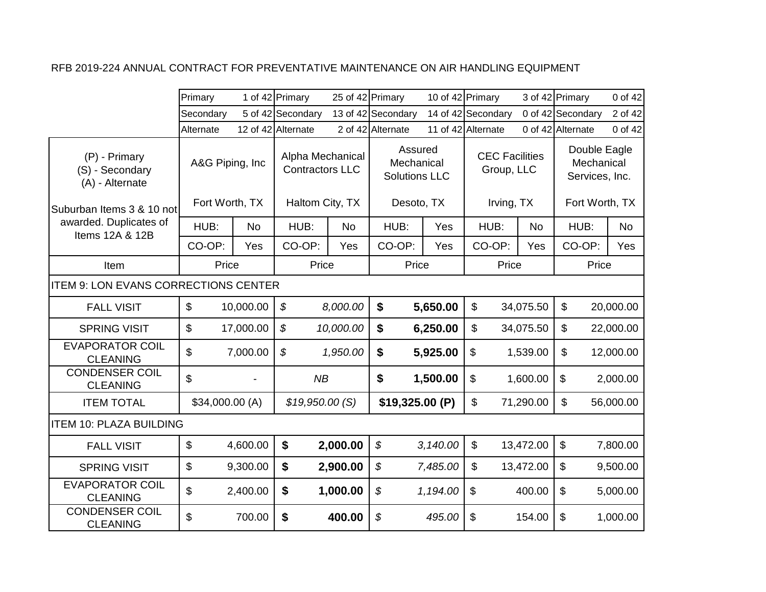RFB 2019-224 ANNUAL CONTRACT FOR PREVENTATIVE MAINTENANCE ON AIR HANDLING EQUIPMENT

| | Primary 1 of 42 | | Primary 25 of 42 | | Primary 10 of 42 | | Primary 3 of 42 | | Primary 0 of 42 | |
|---|---|---|---|---|---|---|---|---|---|---|
| | Secondary 5 of 42 | | Secondary 13 of 42 | | Secondary 14 of 42 | | Secondary 0 of 42 | | Secondary 2 of 42 | |
| | Alternate 12 of 42 | | Alternate 2 of 42 | | Alternate 11 of 42 | | Alternate 0 of 42 | | Alternate 0 of 42 | |
| (P) - Primary (S) - Secondary (A) - Alternate | A&G Piping, Inc | | Alpha Mechanical Contractors LLC | | Assured Mechanical Solutions LLC | | CEC Facilities Group, LLC | | Double Eagle Mechanical Services, Inc. | |
| Suburban Items 3 & 10 not awarded. Duplicates of Items 12A & 12B | Fort Worth, TX | | Haltom City, TX | | Desoto, TX | | Irving, TX | | Fort Worth, TX | |
| | HUB: | No | HUB: | No | HUB: | Yes | HUB: | No | HUB: | No |
| | CO-OP: | Yes | CO-OP: | Yes | CO-OP: | Yes | CO-OP: | Yes | CO-OP: | Yes |
| Item | Price | | Price | | Price | | Price | | Price | |
| ITEM 9: LON EVANS CORRECTIONS CENTER | | | | | | | | | | |
| FALL VISIT | $ | 10,000.00 | *$* | *8,000.00* | **$** | **5,650.00** | $ | 34,075.50 | $ | 20,000.00 |
| SPRING VISIT | $ | 17,000.00 | *$* | *10,000.00* | **$** | **6,250.00** | $ | 34,075.50 | $ | 22,000.00 |
| EVAPORATOR COIL CLEANING | $ | 7,000.00 | *$* | *1,950.00* | **$** | **5,925.00** | $ | 1,539.00 | $ | 12,000.00 |
| CONDENSER COIL CLEANING | $ | - | *NB* | | **$** | **1,500.00** | $ | 1,600.00 | $ | 2,000.00 |
| ITEM TOTAL | $34,000.00 (A) | | *$19,950.00 (S)* | | **$19,325.00 (P)** | | $ | 71,290.00 | $ | 56,000.00 |
| ITEM 10: PLAZA BUILDING | | | | | | | | | | |
| FALL VISIT | $ | 4,600.00 | **$** | **2,000.00** | *$* | *3,140.00* | $ | 13,472.00 | $ | 7,800.00 |
| SPRING VISIT | $ | 9,300.00 | **$** | **2,900.00** | *$* | *7,485.00* | $ | 13,472.00 | $ | 9,500.00 |
| EVAPORATOR COIL CLEANING | $ | 2,400.00 | **$** | **1,000.00** | *$* | *1,194.00* | $ | 400.00 | $ | 5,000.00 |
| CONDENSER COIL CLEANING | $ | 700.00 | **$** | **400.00** | *$* | *495.00* | $ | 154.00 | $ | 1,000.00 |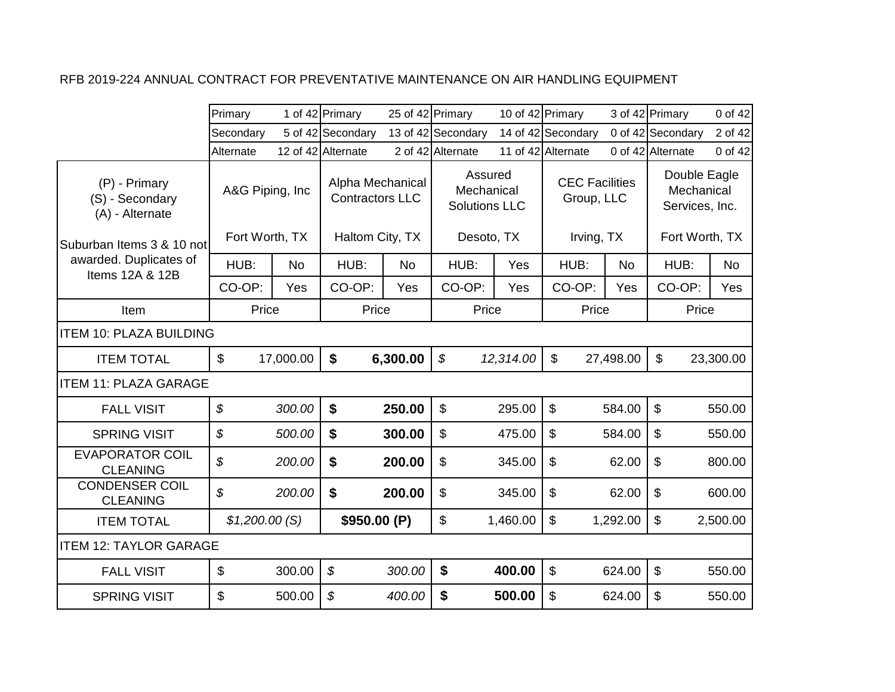RFB 2019-224 ANNUAL CONTRACT FOR PREVENTATIVE MAINTENANCE ON AIR HANDLING EQUIPMENT

| | A&G Piping, Inc | | Alpha Mechanical Contractors LLC | | Assured Mechanical Solutions LLC | | CEC Facilities Group, LLC | | Double Eagle Mechanical Services, Inc. | |
|---|---|---|---|---|---|---|---|---|---|---|
| | Primary | 1 of 42 | Primary | 25 of 42 | Primary | 10 of 42 | Primary | 3 of 42 | Primary | 0 of 42 |
| | Secondary | 5 of 42 | Secondary | 13 of 42 | Secondary | 14 of 42 | Secondary | 0 of 42 | Secondary | 2 of 42 |
| | Alternate | 12 of 42 | Alternate | 2 of 42 | Alternate | 11 of 42 | Alternate | 0 of 42 | Alternate | 0 of 42 |
| (P) - Primary (S) - Secondary (A) - Alternate | A&G Piping, Inc | | Alpha Mechanical Contractors LLC | | Assured Mechanical Solutions LLC | | CEC Facilities Group, LLC | | Double Eagle Mechanical Services, Inc. | |
| Suburban Items 3 & 10 not awarded. Duplicates of Items 12A & 12B | Fort Worth, TX | | Haltom City, TX | | Desoto, TX | | Irving, TX | | Fort Worth, TX | |
| | HUB: | No | HUB: | No | HUB: | Yes | HUB: | No | HUB: | No |
| | CO-OP: | Yes | CO-OP: | Yes | CO-OP: | Yes | CO-OP: | Yes | CO-OP: | Yes |
| Item | Price | | Price | | Price | | Price | | Price | |
| ITEM 10: PLAZA BUILDING | | | | | | | | | | |
| ITEM TOTAL | $ | 17,000.00 | **$** | **6,300.00** | *$* | *12,314.00* | $ | 27,498.00 | $ | 23,300.00 |
| ITEM 11: PLAZA GARAGE | | | | | | | | | | |
| FALL VISIT | *$* | *300.00* | **$** | **250.00** | $ | 295.00 | $ | 584.00 | $ | 550.00 |
| SPRING VISIT | *$* | *500.00* | **$** | **300.00** | $ | 475.00 | $ | 584.00 | $ | 550.00 |
| EVAPORATOR COIL CLEANING | *$* | *200.00* | **$** | **200.00** | $ | 345.00 | $ | 62.00 | $ | 800.00 |
| CONDENSER COIL CLEANING | *$* | *200.00* | **$** | **200.00** | $ | 345.00 | $ | 62.00 | $ | 600.00 |
| ITEM TOTAL | *$1,200.00 (S)* | | **$950.00 (P)** | | $ | 1,460.00 | $ | 1,292.00 | $ | 2,500.00 |
| ITEM 12: TAYLOR GARAGE | | | | | | | | | | |
| FALL VISIT | $ | 300.00 | *$* | *300.00* | **$** | **400.00** | $ | 624.00 | $ | 550.00 |
| SPRING VISIT | $ | 500.00 | *$* | *400.00* | **$** | **500.00** | $ | 624.00 | $ | 550.00 |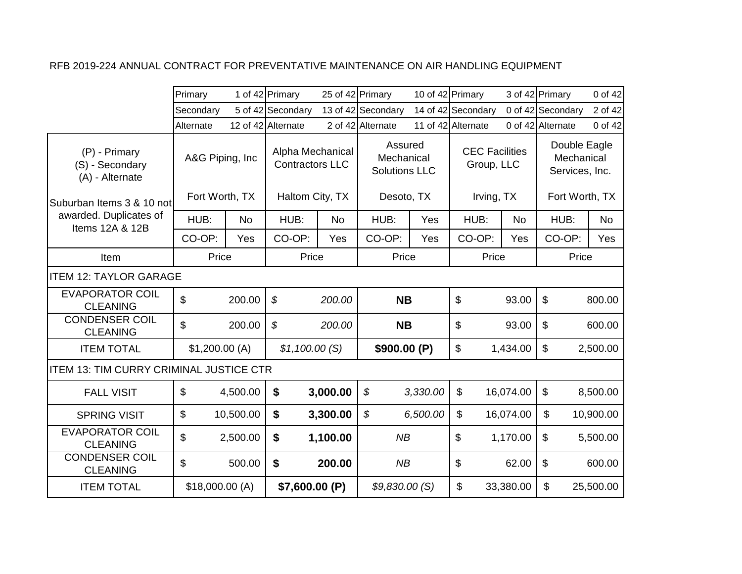RFB 2019-224 ANNUAL CONTRACT FOR PREVENTATIVE MAINTENANCE ON AIR HANDLING EQUIPMENT

| | A&G Piping, Inc | | Alpha Mechanical Contractors LLC | | Assured Mechanical Solutions LLC | | CEC Facilities Group, LLC | | Double Eagle Mechanical Services, Inc. | |
|---|---|---|---|---|---|---|---|---|---|---|
| | Primary | 1 of 42 | Primary | 25 of 42 | Primary | 10 of 42 | Primary | 3 of 42 | Primary | 0 of 42 |
| | Secondary | 5 of 42 | Secondary | 13 of 42 | Secondary | 14 of 42 | Secondary | 0 of 42 | Secondary | 2 of 42 |
| | Alternate | 12 of 42 | Alternate | 2 of 42 | Alternate | 11 of 42 | Alternate | 0 of 42 | Alternate | 0 of 42 |
| (P) - Primary<br>(S) - Secondary<br>(A) - Alternate | Fort Worth, TX | | Haltom City, TX | | Desoto, TX | | Irving, TX | | Fort Worth, TX | |
| Suburban Items 3 & 10 not awarded. Duplicates of Items 12A & 12B | HUB: | No | HUB: | No | HUB: | Yes | HUB: | No | HUB: | No |
| | CO-OP: | Yes | CO-OP: | Yes | CO-OP: | Yes | CO-OP: | Yes | CO-OP: | Yes |
| Item | Price | | Price | | Price | | Price | | Price | |
| **ITEM 12: TAYLOR GARAGE** | | | | | | | | | | |
| EVAPORATOR COIL CLEANING | $ | 200.00 | *$* | *200.00* | **NB** | | $ | 93.00 | $ | 800.00 |
| CONDENSER COIL CLEANING | $ | 200.00 | *$* | *200.00* | **NB** | | $ | 93.00 | $ | 600.00 |
| ITEM TOTAL | $1,200.00 (A) | | *$1,100.00 (S)* | | **$900.00 (P)** | | $ | 1,434.00 | $ | 2,500.00 |
| **ITEM 13: TIM CURRY CRIMINAL JUSTICE CTR** | | | | | | | | | | |
| FALL VISIT | $ | 4,500.00 | **$** | **3,000.00** | *$* | *3,330.00* | $ | 16,074.00 | $ | 8,500.00 |
| SPRING VISIT | $ | 10,500.00 | **$** | **3,300.00** | *$* | *6,500.00* | $ | 16,074.00 | $ | 10,900.00 |
| EVAPORATOR COIL CLEANING | $ | 2,500.00 | **$** | **1,100.00** | *NB* | | $ | 1,170.00 | $ | 5,500.00 |
| CONDENSER COIL CLEANING | $ | 500.00 | **$** | **200.00** | *NB* | | $ | 62.00 | $ | 600.00 |
| ITEM TOTAL | $18,000.00 (A) | | **$7,600.00 (P)** | | *$9,830.00 (S)* | | $ | 33,380.00 | $ | 25,500.00 |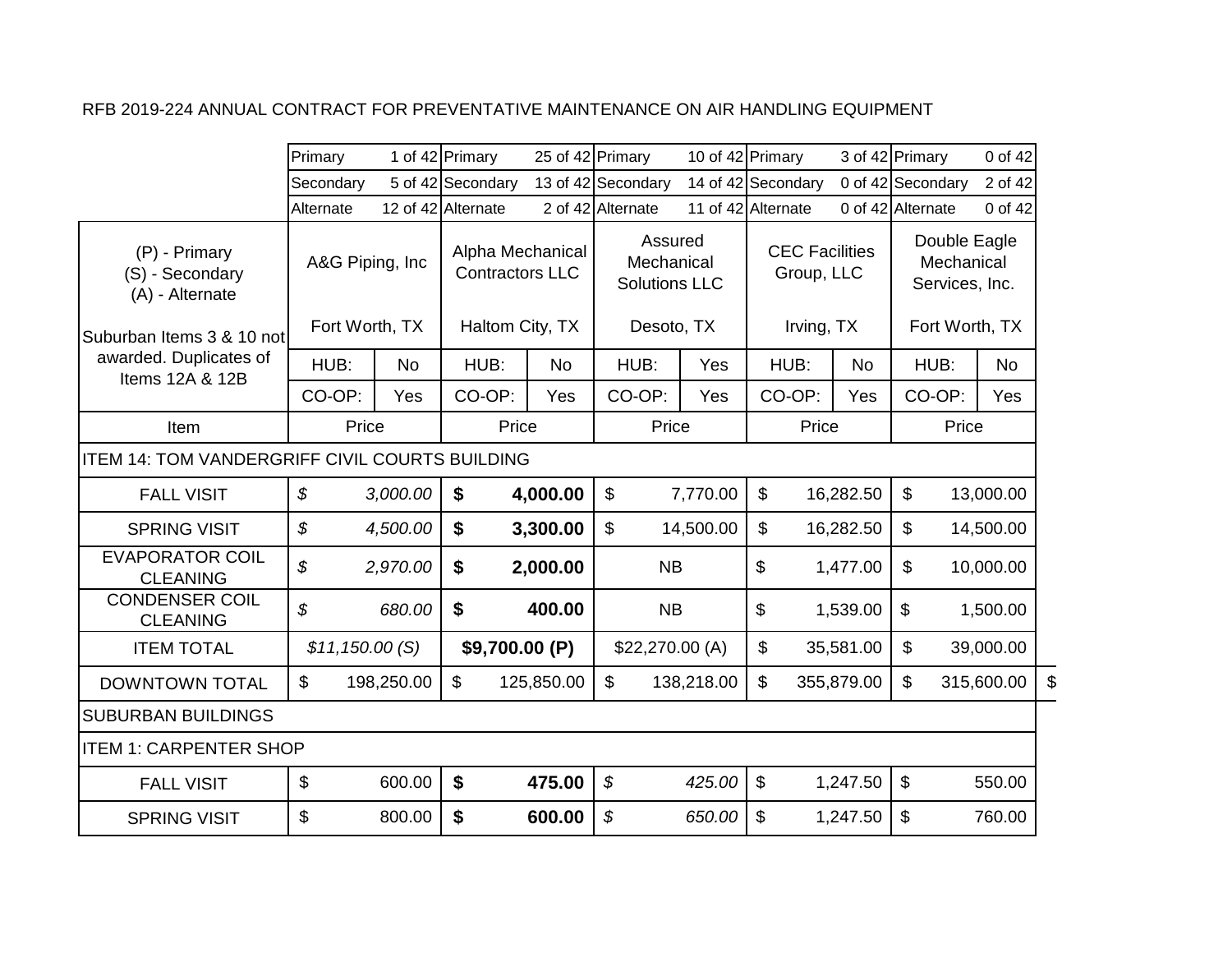RFB 2019-224 ANNUAL CONTRACT FOR PREVENTATIVE MAINTENANCE ON AIR HANDLING EQUIPMENT

| | A&G Piping, Inc | | Alpha Mechanical Contractors LLC | | Assured Mechanical Solutions LLC | | CEC Facilities Group, LLC | | Double Eagle Mechanical Services, Inc. | |
|---|---|---|---|---|---|---|---|---|---|---|
| | Primary | 1 of 42 | Primary | 25 of 42 | Primary | 10 of 42 | Primary | 3 of 42 | Primary | 0 of 42 |
| | Secondary | 5 of 42 | Secondary | 13 of 42 | Secondary | 14 of 42 | Secondary | 0 of 42 | Secondary | 2 of 42 |
| | Alternate | 12 of 42 | Alternate | 2 of 42 | Alternate | 11 of 42 | Alternate | 0 of 42 | Alternate | 0 of 42 |
| (P) - Primary<br>(S) - Secondary<br>(A) - Alternate<br><br>Suburban Items 3 & 10 not awarded. Duplicates of Items 12A & 12B | Fort Worth, TX | | Haltom City, TX | | Desoto, TX | | Irving, TX | | Fort Worth, TX | |
| | HUB: | No | HUB: | No | HUB: | Yes | HUB: | No | HUB: | No |
| | CO-OP: | Yes | CO-OP: | Yes | CO-OP: | Yes | CO-OP: | Yes | CO-OP: | Yes |
| Item | Price | | Price | | Price | | Price | | Price | |
| ITEM 14: TOM VANDERGRIFF CIVIL COURTS BUILDING | | | | | | | | | | |
| FALL VISIT | *$* | *3,000.00* | **$** | **4,000.00** | $ | 7,770.00 | $ | 16,282.50 | $ | 13,000.00 |
| SPRING VISIT | *$* | *4,500.00* | **$** | **3,300.00** | $ | 14,500.00 | $ | 16,282.50 | $ | 14,500.00 |
| EVAPORATOR COIL CLEANING | *$* | *2,970.00* | **$** | **2,000.00** | NB | | $ | 1,477.00 | $ | 10,000.00 |
| CONDENSER COIL CLEANING | *$* | *680.00* | **$** | **400.00** | NB | | $ | 1,539.00 | $ | 1,500.00 |
| ITEM TOTAL | *$11,150.00 (S)* | | **$9,700.00 (P)** | | $22,270.00 (A) | | $ | 35,581.00 | $ | 39,000.00 |
| DOWNTOWN TOTAL | $ | 198,250.00 | $ | 125,850.00 | $ | 138,218.00 | $ | 355,879.00 | $ | 315,600.00 |
| SUBURBAN BUILDINGS | | | | | | | | | | |
| ITEM 1: CARPENTER SHOP | | | | | | | | | | |
| FALL VISIT | $ | 600.00 | **$** | **475.00** | *$* | *425.00* | $ | 1,247.50 | $ | 550.00 |
| SPRING VISIT | $ | 800.00 | **$** | **600.00** | *$* | *650.00* | $ | 1,247.50 | $ | 760.00 |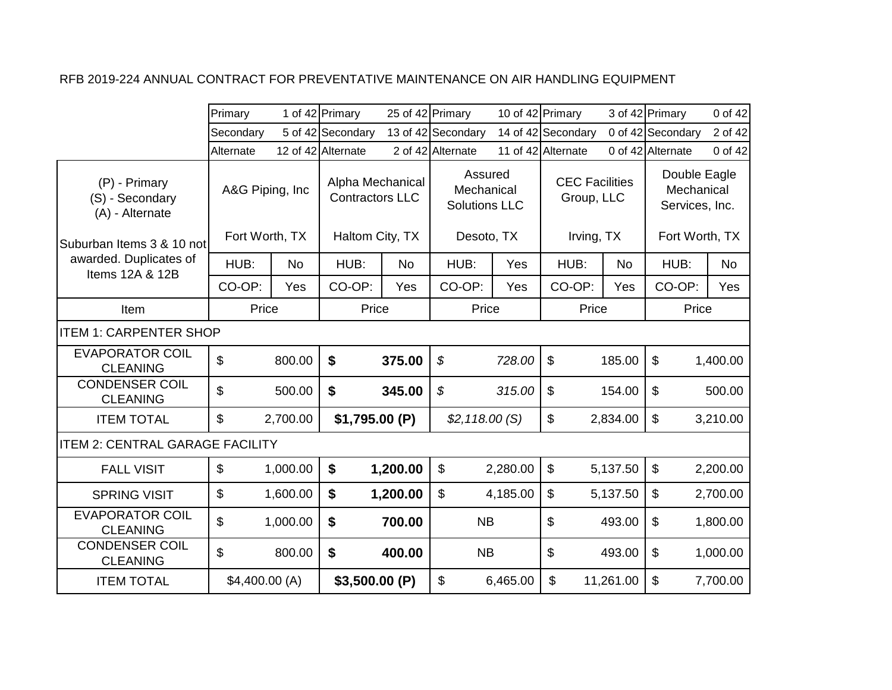RFB 2019-224 ANNUAL CONTRACT FOR PREVENTATIVE MAINTENANCE ON AIR HANDLING EQUIPMENT

| | | | | | | | | | | |
|---|---|---|---|---|---|---|---|---|---|---|
| | Primary | 1 of 42 | Primary | 25 of 42 | Primary | 10 of 42 | Primary | 3 of 42 | Primary | 0 of 42 |
| | Secondary | 5 of 42 | Secondary | 13 of 42 | Secondary | 14 of 42 | Secondary | 0 of 42 | Secondary | 2 of 42 |
| | Alternate | 12 of 42 | Alternate | 2 of 42 | Alternate | 11 of 42 | Alternate | 0 of 42 | Alternate | 0 of 42 |
| (P) - Primary<br>(S) - Secondary<br>(A) - Alternate | A&G Piping, Inc | | Alpha Mechanical Contractors LLC | | Assured Mechanical Solutions LLC | | CEC Facilities Group, LLC | | Double Eagle Mechanical Services, Inc. | |
| Suburban Items 3 & 10 not awarded. Duplicates of Items 12A & 12B | Fort Worth, TX | | Haltom City, TX | | Desoto, TX | | Irving, TX | | Fort Worth, TX | |
| | HUB: | No | HUB: | No | HUB: | Yes | HUB: | No | HUB: | No |
| | CO-OP: | Yes | CO-OP: | Yes | CO-OP: | Yes | CO-OP: | Yes | CO-OP: | Yes |
| Item | Price | | Price | | Price | | Price | | Price | |
| ITEM 1: CARPENTER SHOP | | | | | | | | | | |
| EVAPORATOR COIL CLEANING | $ | 800.00 | **$** | **375.00** | *$* | *728.00* | $ | 185.00 | $ | 1,400.00 |
| CONDENSER COIL CLEANING | $ | 500.00 | **$** | **345.00** | *$* | *315.00* | $ | 154.00 | $ | 500.00 |
| ITEM TOTAL | $ | 2,700.00 | **$1,795.00 (P)** | | *$2,118.00 (S)* | | $ | 2,834.00 | $ | 3,210.00 |
| ITEM 2: CENTRAL GARAGE FACILITY | | | | | | | | | | |
| FALL VISIT | $ | 1,000.00 | **$** | **1,200.00** | $ | 2,280.00 | $ | 5,137.50 | $ | 2,200.00 |
| SPRING VISIT | $ | 1,600.00 | **$** | **1,200.00** | $ | 4,185.00 | $ | 5,137.50 | $ | 2,700.00 |
| EVAPORATOR COIL CLEANING | $ | 1,000.00 | **$** | **700.00** | NB | | $ | 493.00 | $ | 1,800.00 |
| CONDENSER COIL CLEANING | $ | 800.00 | **$** | **400.00** | NB | | $ | 493.00 | $ | 1,000.00 |
| ITEM TOTAL | $4,400.00 (A) | | **$3,500.00 (P)** | | $ | 6,465.00 | $ | 11,261.00 | $ | 7,700.00 |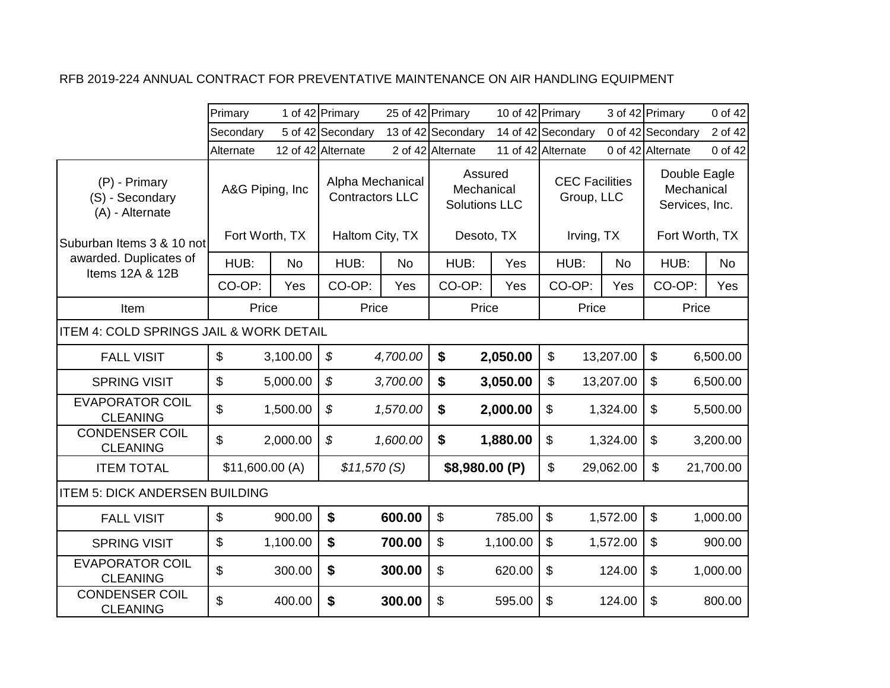RFB 2019-224 ANNUAL CONTRACT FOR PREVENTATIVE MAINTENANCE ON AIR HANDLING EQUIPMENT

| | A&G Piping, Inc | | Alpha Mechanical Contractors LLC | | Assured Mechanical Solutions LLC | | CEC Facilities Group, LLC | | Double Eagle Mechanical Services, Inc. | |
|---|---|---|---|---|---|---|---|---|---|---|
| | Primary | 1 of 42 | Primary | 25 of 42 | Primary | 10 of 42 | Primary | 3 of 42 | Primary | 0 of 42 |
| | Secondary | 5 of 42 | Secondary | 13 of 42 | Secondary | 14 of 42 | Secondary | 0 of 42 | Secondary | 2 of 42 |
| | Alternate | 12 of 42 | Alternate | 2 of 42 | Alternate | 11 of 42 | Alternate | 0 of 42 | Alternate | 0 of 42 |
| (P) - Primary<br>(S) - Secondary<br>(A) - Alternate | Fort Worth, TX | | Haltom City, TX | | Desoto, TX | | Irving, TX | | Fort Worth, TX | |
| Suburban Items 3 & 10 not awarded. Duplicates of Items 12A & 12B | HUB: | No | HUB: | No | HUB: | Yes | HUB: | No | HUB: | No |
| | CO-OP: | Yes | CO-OP: | Yes | CO-OP: | Yes | CO-OP: | Yes | CO-OP: | Yes |
| Item | Price | | Price | | Price | | Price | | Price | |
| **ITEM 4: COLD SPRINGS JAIL & WORK DETAIL** | | | | | | | | | | |
| FALL VISIT | $ | 3,100.00 | *$* | *4,700.00* | **$** | **2,050.00** | $ | 13,207.00 | $ | 6,500.00 |
| SPRING VISIT | $ | 5,000.00 | *$* | *3,700.00* | **$** | **3,050.00** | $ | 13,207.00 | $ | 6,500.00 |
| EVAPORATOR COIL CLEANING | $ | 1,500.00 | *$* | *1,570.00* | **$** | **2,000.00** | $ | 1,324.00 | $ | 5,500.00 |
| CONDENSER COIL CLEANING | $ | 2,000.00 | *$* | *1,600.00* | **$** | **1,880.00** | $ | 1,324.00 | $ | 3,200.00 |
| ITEM TOTAL | $11,600.00 (A) | | *$11,570 (S)* | | **$8,980.00 (P)** | | $ | 29,062.00 | $ | 21,700.00 |
| **ITEM 5: DICK ANDERSEN BUILDING** | | | | | | | | | | |
| FALL VISIT | $ | 900.00 | **$** | **600.00** | $ | 785.00 | $ | 1,572.00 | $ | 1,000.00 |
| SPRING VISIT | $ | 1,100.00 | **$** | **700.00** | $ | 1,100.00 | $ | 1,572.00 | $ | 900.00 |
| EVAPORATOR COIL CLEANING | $ | 300.00 | **$** | **300.00** | $ | 620.00 | $ | 124.00 | $ | 1,000.00 |
| CONDENSER COIL CLEANING | $ | 400.00 | **$** | **300.00** | $ | 595.00 | $ | 124.00 | $ | 800.00 |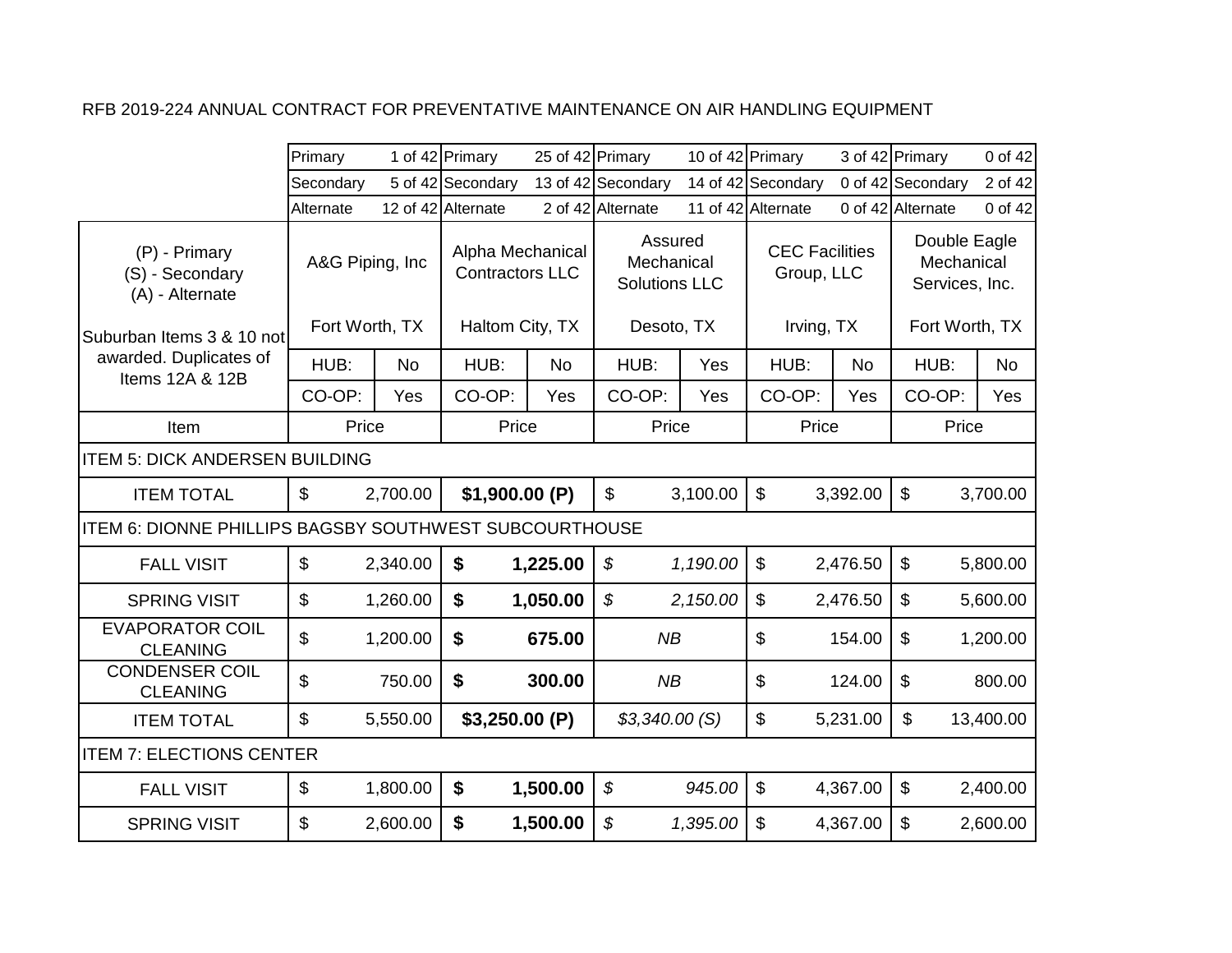RFB 2019-224 ANNUAL CONTRACT FOR PREVENTATIVE MAINTENANCE ON AIR HANDLING EQUIPMENT

| | A&G Piping, Inc | | Alpha Mechanical Contractors LLC | | Assured Mechanical Solutions LLC | | CEC Facilities Group, LLC | | Double Eagle Mechanical Services, Inc. | |
|---|---|---|---|---|---|---|---|---|---|---|
| | Primary | 1 of 42 | Primary | 25 of 42 | Primary | 10 of 42 | Primary | 3 of 42 | Primary | 0 of 42 |
| | Secondary | 5 of 42 | Secondary | 13 of 42 | Secondary | 14 of 42 | Secondary | 0 of 42 | Secondary | 2 of 42 |
| | Alternate | 12 of 42 | Alternate | 2 of 42 | Alternate | 11 of 42 | Alternate | 0 of 42 | Alternate | 0 of 42 |
| (P) - Primary (S) - Secondary (A) - Alternate | A&G Piping, Inc | | Alpha Mechanical Contractors LLC | | Assured Mechanical Solutions LLC | | CEC Facilities Group, LLC | | Double Eagle Mechanical Services, Inc. | |
| Suburban Items 3 & 10 not awarded. Duplicates of Items 12A & 12B | Fort Worth, TX | | Haltom City, TX | | Desoto, TX | | Irving, TX | | Fort Worth, TX | |
| | HUB: | No | HUB: | No | HUB: | Yes | HUB: | No | HUB: | No |
| | CO-OP: | Yes | CO-OP: | Yes | CO-OP: | Yes | CO-OP: | Yes | CO-OP: | Yes |
| Item | Price | | Price | | Price | | Price | | Price | |
| ITEM 5: DICK ANDERSEN BUILDING | | | | | | | | | | |
| ITEM TOTAL | $ | 2,700.00 | **$1,900.00 (P)** | | $ | 3,100.00 | $ | 3,392.00 | $ | 3,700.00 |
| ITEM 6: DIONNE PHILLIPS BAGSBY SOUTHWEST SUBCOURTHOUSE | | | | | | | | | | |
| FALL VISIT | $ | 2,340.00 | **$** | **1,225.00** | *$* | *1,190.00* | $ | 2,476.50 | $ | 5,800.00 |
| SPRING VISIT | $ | 1,260.00 | **$** | **1,050.00** | *$* | *2,150.00* | $ | 2,476.50 | $ | 5,600.00 |
| EVAPORATOR COIL CLEANING | $ | 1,200.00 | **$** | **675.00** | *NB* | | $ | 154.00 | $ | 1,200.00 |
| CONDENSER COIL CLEANING | $ | 750.00 | **$** | **300.00** | *NB* | | $ | 124.00 | $ | 800.00 |
| ITEM TOTAL | $ | 5,550.00 | **$3,250.00 (P)** | | *$3,340.00 (S)* | | $ | 5,231.00 | $ | 13,400.00 |
| ITEM 7: ELECTIONS CENTER | | | | | | | | | | |
| FALL VISIT | $ | 1,800.00 | **$** | **1,500.00** | *$* | *945.00* | $ | 4,367.00 | $ | 2,400.00 |
| SPRING VISIT | $ | 2,600.00 | **$** | **1,500.00** | *$* | *1,395.00* | $ | 4,367.00 | $ | 2,600.00 |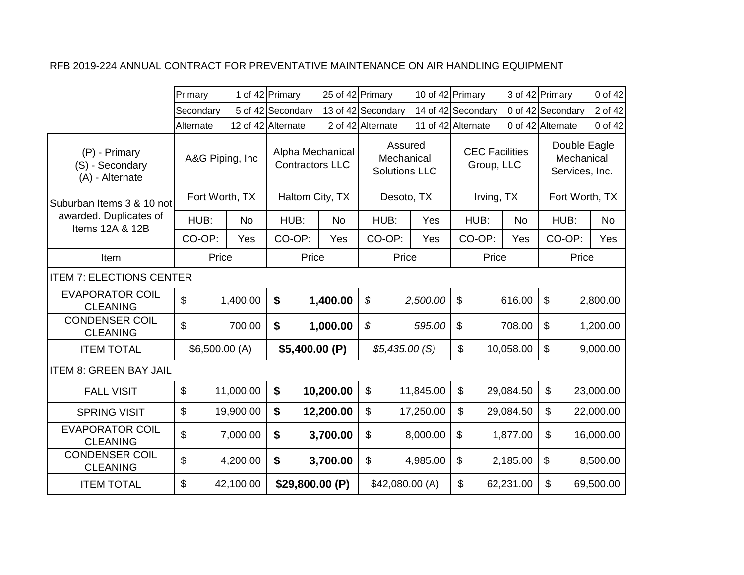RFB 2019-224 ANNUAL CONTRACT FOR PREVENTATIVE MAINTENANCE ON AIR HANDLING EQUIPMENT

| | A&G Piping, Inc | | Alpha Mechanical Contractors LLC | | Assured Mechanical Solutions LLC | | CEC Facilities Group, LLC | | Double Eagle Mechanical Services, Inc. | |
|---|---|---|---|---|---|---|---|---|---|---|
| | Primary | 1 of 42 | Primary | 25 of 42 | Primary | 10 of 42 | Primary | 3 of 42 | Primary | 0 of 42 |
| | Secondary | 5 of 42 | Secondary | 13 of 42 | Secondary | 14 of 42 | Secondary | 0 of 42 | Secondary | 2 of 42 |
| | Alternate | 12 of 42 | Alternate | 2 of 42 | Alternate | 11 of 42 | Alternate | 0 of 42 | Alternate | 0 of 42 |
| (P) - Primary (S) - Secondary (A) - Alternate | Fort Worth, TX | | Haltom City, TX | | Desoto, TX | | Irving, TX | | Fort Worth, TX | |
| Suburban Items 3 & 10 not awarded. Duplicates of Items 12A & 12B | HUB: | No | HUB: | No | HUB: | Yes | HUB: | No | HUB: | No |
| | CO-OP: | Yes | CO-OP: | Yes | CO-OP: | Yes | CO-OP: | Yes | CO-OP: | Yes |
| Item | Price | | Price | | Price | | Price | | Price | |
| ITEM 7: ELECTIONS CENTER | | | | | | | | | | |
| EVAPORATOR COIL CLEANING | $ | 1,400.00 | **$** | **1,400.00** | *$* | *2,500.00* | $ | 616.00 | $ | 2,800.00 |
| CONDENSER COIL CLEANING | $ | 700.00 | **$** | **1,000.00** | *$* | *595.00* | $ | 708.00 | $ | 1,200.00 |
| ITEM TOTAL | $6,500.00 (A) | | **$5,400.00 (P)** | | *$5,435.00 (S)* | | $ | 10,058.00 | $ | 9,000.00 |
| ITEM 8: GREEN BAY JAIL | | | | | | | | | | |
| FALL VISIT | $ | 11,000.00 | **$** | **10,200.00** | $ | 11,845.00 | $ | 29,084.50 | $ | 23,000.00 |
| SPRING VISIT | $ | 19,900.00 | **$** | **12,200.00** | $ | 17,250.00 | $ | 29,084.50 | $ | 22,000.00 |
| EVAPORATOR COIL CLEANING | $ | 7,000.00 | **$** | **3,700.00** | $ | 8,000.00 | $ | 1,877.00 | $ | 16,000.00 |
| CONDENSER COIL CLEANING | $ | 4,200.00 | **$** | **3,700.00** | $ | 4,985.00 | $ | 2,185.00 | $ | 8,500.00 |
| ITEM TOTAL | $ | 42,100.00 | **$29,800.00 (P)** | | $42,080.00 (A) | | $ | 62,231.00 | $ | 69,500.00 |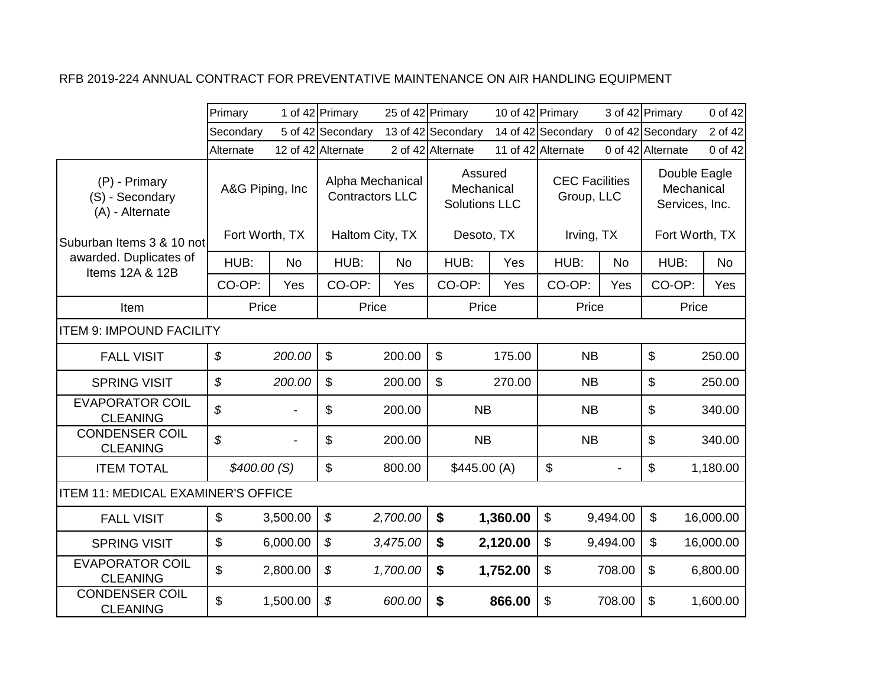RFB 2019-224 ANNUAL CONTRACT FOR PREVENTATIVE MAINTENANCE ON AIR HANDLING EQUIPMENT

| | | | | | | | | | | |
|---|---|---|---|---|---|---|---|---|---|---|
| | Primary | 1 of 42 | Primary | 25 of 42 | Primary | 10 of 42 | Primary | 3 of 42 | Primary | 0 of 42 |
| | Secondary | 5 of 42 | Secondary | 13 of 42 | Secondary | 14 of 42 | Secondary | 0 of 42 | Secondary | 2 of 42 |
| | Alternate | 12 of 42 | Alternate | 2 of 42 | Alternate | 11 of 42 | Alternate | 0 of 42 | Alternate | 0 of 42 |
| (P) - Primary<br>(S) - Secondary<br>(A) - Alternate | A&G Piping, Inc | | Alpha Mechanical Contractors LLC | | Assured Mechanical Solutions LLC | | CEC Facilities Group, LLC | | Double Eagle Mechanical Services, Inc. | |
| Suburban Items 3 & 10 not awarded. Duplicates of Items 12A & 12B | Fort Worth, TX | | Haltom City, TX | | Desoto, TX | | Irving, TX | | Fort Worth, TX | |
| | HUB: | No | HUB: | No | HUB: | Yes | HUB: | No | HUB: | No |
| | CO-OP: | Yes | CO-OP: | Yes | CO-OP: | Yes | CO-OP: | Yes | CO-OP: | Yes |
| Item | Price | | Price | | Price | | Price | | Price | |
| ITEM 9: IMPOUND FACILITY | | | | | | | | | | |
| FALL VISIT | *$* | *200.00* | $ | 200.00 | $ | 175.00 | NB | | $ | 250.00 |
| SPRING VISIT | *$* | *200.00* | $ | 200.00 | $ | 270.00 | NB | | $ | 250.00 |
| EVAPORATOR COIL CLEANING | *$* | - | $ | 200.00 | NB | | NB | | $ | 340.00 |
| CONDENSER COIL CLEANING | *$* | - | $ | 200.00 | NB | | NB | | $ | 340.00 |
| ITEM TOTAL | *$400.00 (S)* | | $ | 800.00 | $445.00 (A) | | $ | - | $ | 1,180.00 |
| ITEM 11: MEDICAL EXAMINER'S OFFICE | | | | | | | | | | |
| FALL VISIT | $ | 3,500.00 | *$* | *2,700.00* | **$** | **1,360.00** | $ | 9,494.00 | $ | 16,000.00 |
| SPRING VISIT | $ | 6,000.00 | *$* | *3,475.00* | **$** | **2,120.00** | $ | 9,494.00 | $ | 16,000.00 |
| EVAPORATOR COIL CLEANING | $ | 2,800.00 | *$* | *1,700.00* | **$** | **1,752.00** | $ | 708.00 | $ | 6,800.00 |
| CONDENSER COIL CLEANING | $ | 1,500.00 | *$* | *600.00* | **$** | **866.00** | $ | 708.00 | $ | 1,600.00 |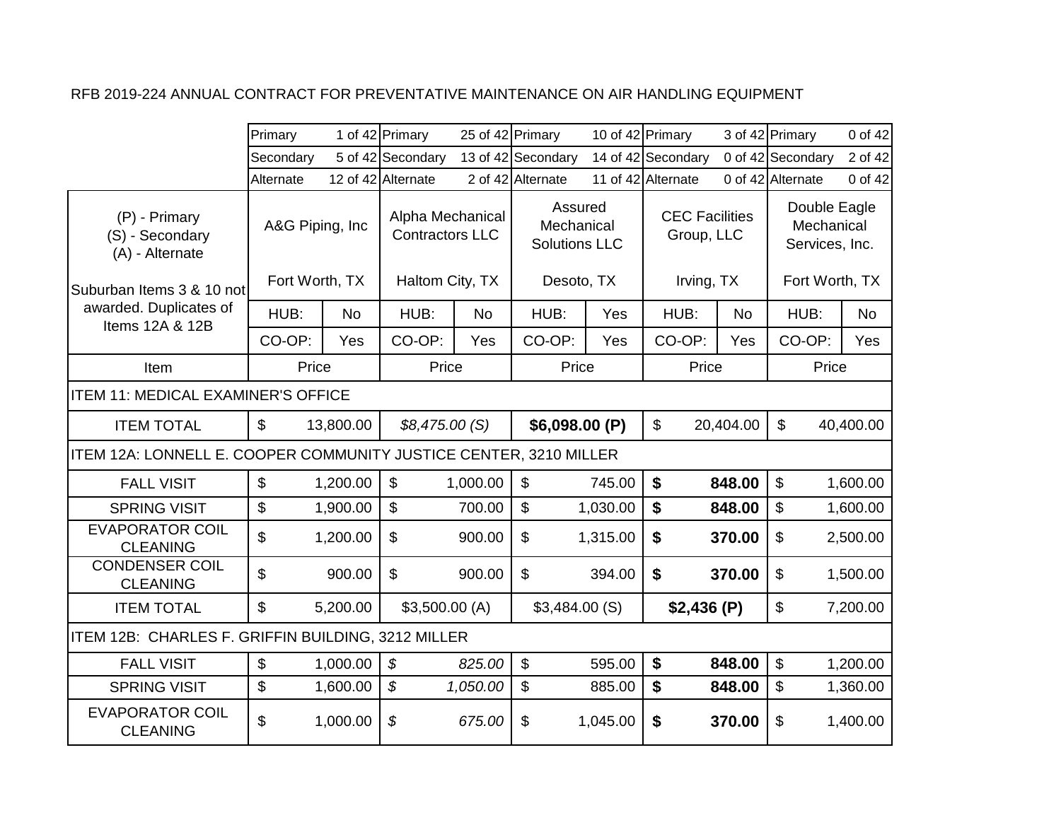RFB 2019-224 ANNUAL CONTRACT FOR PREVENTATIVE MAINTENANCE ON AIR HANDLING EQUIPMENT

| | A&G Piping, Inc | | Alpha Mechanical Contractors LLC | | Assured Mechanical Solutions LLC | | CEC Facilities Group, LLC | | Double Eagle Mechanical Services, Inc. | |
|---|---|---|---|---|---|---|---|---|---|---|
| | Primary | 1 of 42 | Primary | 25 of 42 | Primary | 10 of 42 | Primary | 3 of 42 | Primary | 0 of 42 |
| | Secondary | 5 of 42 | Secondary | 13 of 42 | Secondary | 14 of 42 | Secondary | 0 of 42 | Secondary | 2 of 42 |
| | Alternate | 12 of 42 | Alternate | 2 of 42 | Alternate | 11 of 42 | Alternate | 0 of 42 | Alternate | 0 of 42 |
| (P) - Primary<br>(S) - Secondary<br>(A) - Alternate<br><br>Suburban Items 3 & 10 not awarded. Duplicates of Items 12A & 12B | Fort Worth, TX | | Haltom City, TX | | Desoto, TX | | Irving, TX | | Fort Worth, TX | |
| | HUB: | No | HUB: | No | HUB: | Yes | HUB: | No | HUB: | No |
| | CO-OP: | Yes | CO-OP: | Yes | CO-OP: | Yes | CO-OP: | Yes | CO-OP: | Yes |
| Item | Price | | Price | | Price | | Price | | Price | |
| ITEM 11: MEDICAL EXAMINER'S OFFICE | | | | | | | | | | |
| ITEM TOTAL | $ | 13,800.00 | *$8,475.00 (S)* | | **$6,098.00 (P)** | | $ | 20,404.00 | $ | 40,400.00 |
| ITEM 12A: LONNELL E. COOPER COMMUNITY JUSTICE CENTER, 3210 MILLER | | | | | | | | | | |
| FALL VISIT | $ | 1,200.00 | $ | 1,000.00 | $ | 745.00 | **$** | **848.00** | $ | 1,600.00 |
| SPRING VISIT | $ | 1,900.00 | $ | 700.00 | $ | 1,030.00 | **$** | **848.00** | $ | 1,600.00 |
| EVAPORATOR COIL CLEANING | $ | 1,200.00 | $ | 900.00 | $ | 1,315.00 | **$** | **370.00** | $ | 2,500.00 |
| CONDENSER COIL CLEANING | $ | 900.00 | $ | 900.00 | $ | 394.00 | **$** | **370.00** | $ | 1,500.00 |
| ITEM TOTAL | $ | 5,200.00 | $3,500.00 (A) | | $3,484.00 (S) | | **$2,436 (P)** | | $ | 7,200.00 |
| ITEM 12B: CHARLES F. GRIFFIN BUILDING, 3212 MILLER | | | | | | | | | | |
| FALL VISIT | $ | 1,000.00 | *$* | *825.00* | $ | 595.00 | **$** | **848.00** | $ | 1,200.00 |
| SPRING VISIT | $ | 1,600.00 | *$* | *1,050.00* | $ | 885.00 | **$** | **848.00** | $ | 1,360.00 |
| EVAPORATOR COIL CLEANING | $ | 1,000.00 | *$* | *675.00* | $ | 1,045.00 | **$** | **370.00** | $ | 1,400.00 |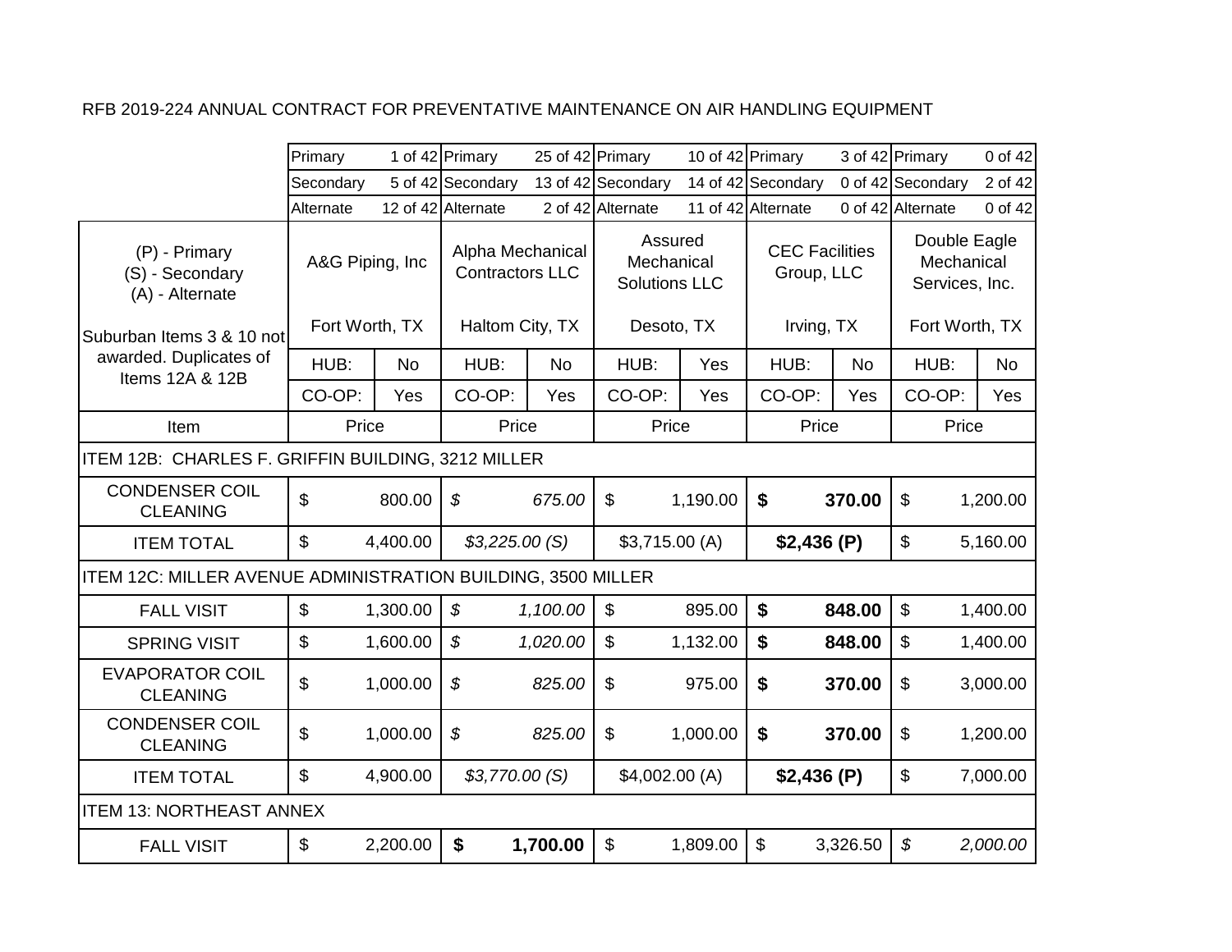RFB 2019-224 ANNUAL CONTRACT FOR PREVENTATIVE MAINTENANCE ON AIR HANDLING EQUIPMENT

| | A&G Piping, Inc | | Alpha Mechanical Contractors LLC | | Assured Mechanical Solutions LLC | | CEC Facilities Group, LLC | | Double Eagle Mechanical Services, Inc. | |
|---|---|---|---|---|---|---|---|---|---|---|
| | Primary | 1 of 42 | Primary | 25 of 42 | Primary | 10 of 42 | Primary | 3 of 42 | Primary | 0 of 42 |
| | Secondary | 5 of 42 | Secondary | 13 of 42 | Secondary | 14 of 42 | Secondary | 0 of 42 | Secondary | 2 of 42 |
| | Alternate | 12 of 42 | Alternate | 2 of 42 | Alternate | 11 of 42 | Alternate | 0 of 42 | Alternate | 0 of 42 |
| (P) - Primary<br>(S) - Secondary<br>(A) - Alternate<br><br>Suburban Items 3 & 10 not awarded. Duplicates of Items 12A & 12B | Fort Worth, TX | | Haltom City, TX | | Desoto, TX | | Irving, TX | | Fort Worth, TX | |
| | HUB: | No | HUB: | No | HUB: | Yes | HUB: | No | HUB: | No |
| | CO-OP: | Yes | CO-OP: | Yes | CO-OP: | Yes | CO-OP: | Yes | CO-OP: | Yes |
| Item | Price | | Price | | Price | | Price | | Price | |
| **ITEM 12B: CHARLES F. GRIFFIN BUILDING, 3212 MILLER** | | | | | | | | | | |
| CONDENSER COIL CLEANING | $ | 800.00 | *$* | *675.00* | $ | 1,190.00 | **$** | **370.00** | $ | 1,200.00 |
| ITEM TOTAL | $ | 4,400.00 | *$3,225.00 (S)* | | $3,715.00 (A) | | **$2,436 (P)** | | $ | 5,160.00 |
| **ITEM 12C: MILLER AVENUE ADMINISTRATION BUILDING, 3500 MILLER** | | | | | | | | | | |
| FALL VISIT | $ | 1,300.00 | *$* | *1,100.00* | $ | 895.00 | **$** | **848.00** | $ | 1,400.00 |
| SPRING VISIT | $ | 1,600.00 | *$* | *1,020.00* | $ | 1,132.00 | **$** | **848.00** | $ | 1,400.00 |
| EVAPORATOR COIL CLEANING | $ | 1,000.00 | *$* | *825.00* | $ | 975.00 | **$** | **370.00** | $ | 3,000.00 |
| CONDENSER COIL CLEANING | $ | 1,000.00 | *$* | *825.00* | $ | 1,000.00 | **$** | **370.00** | $ | 1,200.00 |
| ITEM TOTAL | $ | 4,900.00 | *$3,770.00 (S)* | | $4,002.00 (A) | | **$2,436 (P)** | | $ | 7,000.00 |
| **ITEM 13: NORTHEAST ANNEX** | | | | | | | | | | |
| FALL VISIT | $ | 2,200.00 | **$** | **1,700.00** | $ | 1,809.00 | $ | 3,326.50 | *$* | *2,000.00* |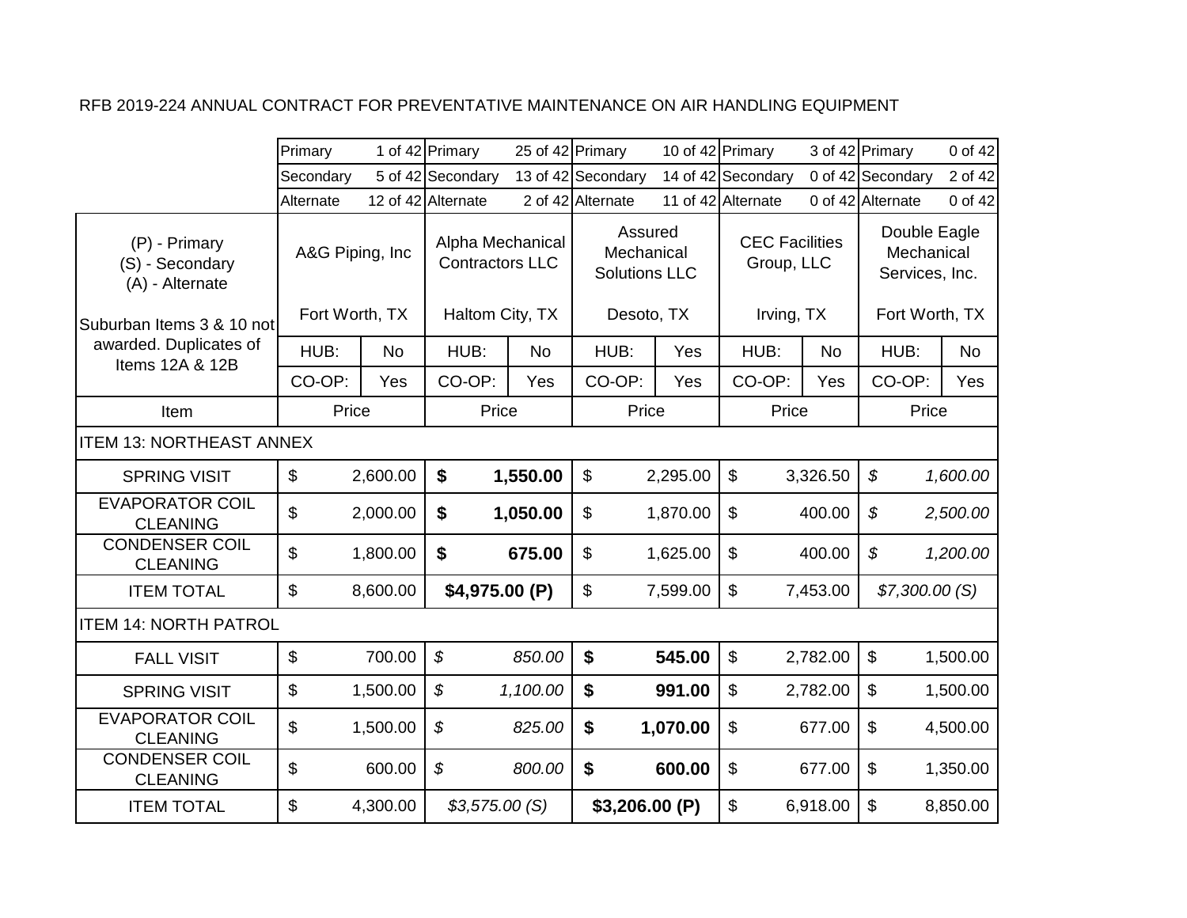RFB 2019-224 ANNUAL CONTRACT FOR PREVENTATIVE MAINTENANCE ON AIR HANDLING EQUIPMENT

| | A&G Piping, Inc | Alpha Mechanical Contractors LLC | Assured Mechanical Solutions LLC | CEC Facilities Group, LLC | Double Eagle Mechanical Services, Inc. |
|---|---|---|---|---|---|
| | Primary 1 of 42 | Primary 25 of 42 | Primary 10 of 42 | Primary 3 of 42 | Primary 0 of 42 |
| | Secondary 5 of 42 | Secondary 13 of 42 | Secondary 14 of 42 | Secondary 0 of 42 | Secondary 2 of 42 |
| | Alternate 12 of 42 | Alternate 2 of 42 | Alternate 11 of 42 | Alternate 0 of 42 | Alternate 0 of 42 |
| (P) - Primary (S) - Secondary (A) - Alternate | | | | | |
| Suburban Items 3 & 10 not awarded. Duplicates of Items 12A & 12B | Fort Worth, TX | Haltom City, TX | Desoto, TX | Irving, TX | Fort Worth, TX |
| | HUB: No | HUB: No | HUB: Yes | HUB: No | HUB: No |
| | CO-OP: Yes | CO-OP: Yes | CO-OP: Yes | CO-OP: Yes | CO-OP: Yes |
| Item | Price | Price | Price | Price | Price |
| ITEM 13: NORTHEAST ANNEX | | | | | |
| SPRING VISIT | $ 2,600.00 | **$ 1,550.00** | $ 2,295.00 | $ 3,326.50 | *$ 1,600.00* |
| EVAPORATOR COIL CLEANING | $ 2,000.00 | **$ 1,050.00** | $ 1,870.00 | $ 400.00 | *$ 2,500.00* |
| CONDENSER COIL CLEANING | $ 1,800.00 | **$ 675.00** | $ 1,625.00 | $ 400.00 | *$ 1,200.00* |
| ITEM TOTAL | $ 8,600.00 | **$4,975.00 (P)** | $ 7,599.00 | $ 7,453.00 | *$7,300.00 (S)* |
| ITEM 14: NORTH PATROL | | | | | |
| FALL VISIT | $ 700.00 | *$ 850.00* | **$ 545.00** | $ 2,782.00 | $ 1,500.00 |
| SPRING VISIT | $ 1,500.00 | *$ 1,100.00* | **$ 991.00** | $ 2,782.00 | $ 1,500.00 |
| EVAPORATOR COIL CLEANING | $ 1,500.00 | *$ 825.00* | **$ 1,070.00** | $ 677.00 | $ 4,500.00 |
| CONDENSER COIL CLEANING | $ 600.00 | *$ 800.00* | **$ 600.00** | $ 677.00 | $ 1,350.00 |
| ITEM TOTAL | $ 4,300.00 | *$3,575.00 (S)* | **$3,206.00 (P)** | $ 6,918.00 | $ 8,850.00 |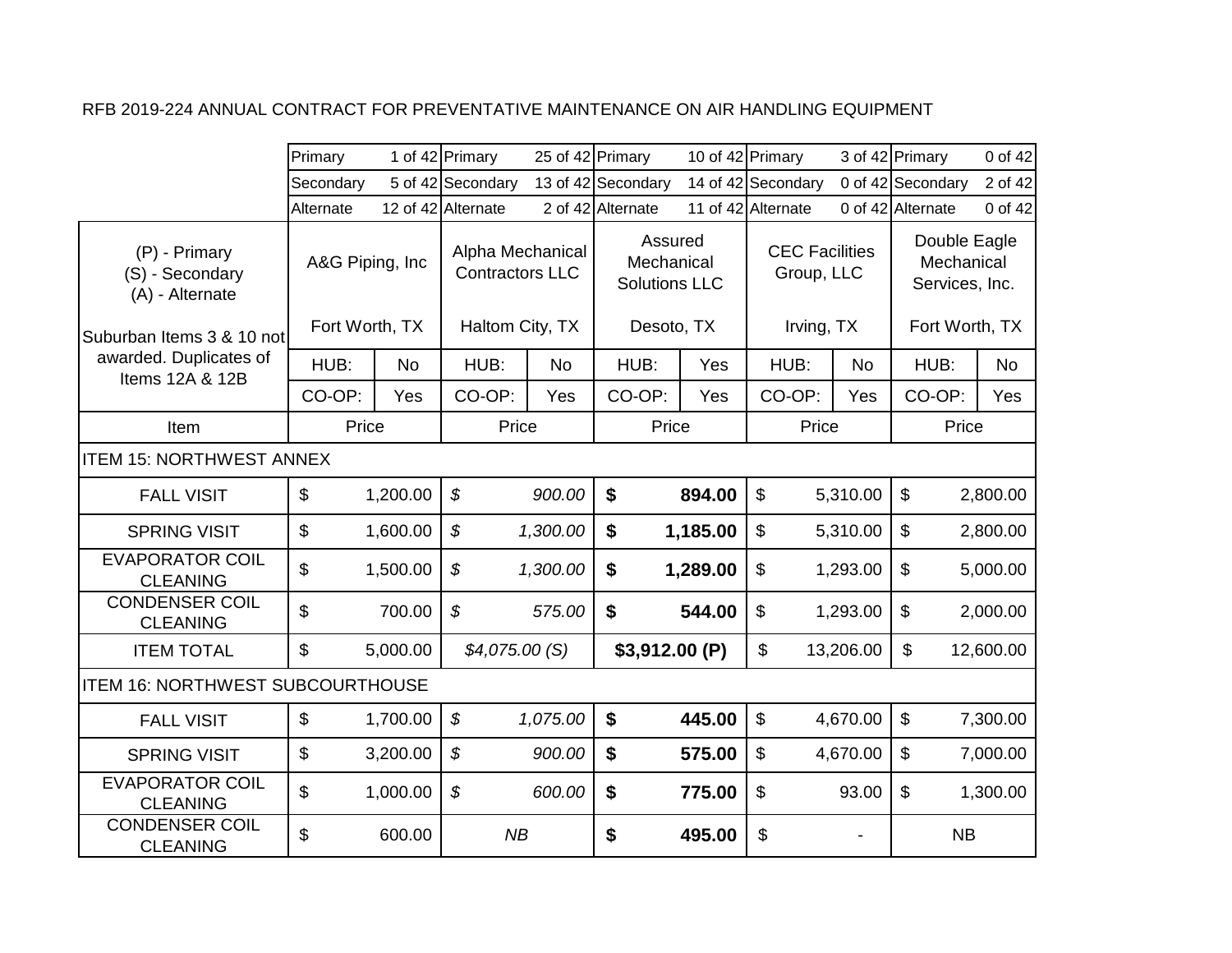RFB 2019-224 ANNUAL CONTRACT FOR PREVENTATIVE MAINTENANCE ON AIR HANDLING EQUIPMENT

| | A&G Piping, Inc | | Alpha Mechanical Contractors LLC | | Assured Mechanical Solutions LLC | | CEC Facilities Group, LLC | | Double Eagle Mechanical Services, Inc. | |
|---|---|---|---|---|---|---|---|---|---|---|
| | Primary | 1 of 42 | Primary | 25 of 42 | Primary | 10 of 42 | Primary | 3 of 42 | Primary | 0 of 42 |
| | Secondary | 5 of 42 | Secondary | 13 of 42 | Secondary | 14 of 42 | Secondary | 0 of 42 | Secondary | 2 of 42 |
| | Alternate | 12 of 42 | Alternate | 2 of 42 | Alternate | 11 of 42 | Alternate | 0 of 42 | Alternate | 0 of 42 |
| (P) - Primary<br>(S) - Secondary<br>(A) - Alternate<br><br>Suburban Items 3 & 10 not awarded. Duplicates of Items 12A & 12B | Fort Worth, TX | | Haltom City, TX | | Desoto, TX | | Irving, TX | | Fort Worth, TX | |
| | HUB: | No | HUB: | No | HUB: | Yes | HUB: | No | HUB: | No |
| | CO-OP: | Yes | CO-OP: | Yes | CO-OP: | Yes | CO-OP: | Yes | CO-OP: | Yes |
| Item | Price | | Price | | Price | | Price | | Price | |
| ITEM 15: NORTHWEST ANNEX | | | | | | | | | | |
| FALL VISIT | $ | 1,200.00 | *$* | *900.00* | **$** | **894.00** | $ | 5,310.00 | $ | 2,800.00 |
| SPRING VISIT | $ | 1,600.00 | *$* | *1,300.00* | **$** | **1,185.00** | $ | 5,310.00 | $ | 2,800.00 |
| EVAPORATOR COIL CLEANING | $ | 1,500.00 | *$* | *1,300.00* | **$** | **1,289.00** | $ | 1,293.00 | $ | 5,000.00 |
| CONDENSER COIL CLEANING | $ | 700.00 | *$* | *575.00* | **$** | **544.00** | $ | 1,293.00 | $ | 2,000.00 |
| ITEM TOTAL | $ | 5,000.00 | *$4,075.00 (S)* | | **$3,912.00 (P)** | | $ | 13,206.00 | $ | 12,600.00 |
| ITEM 16: NORTHWEST SUBCOURTHOUSE | | | | | | | | | | |
| FALL VISIT | $ | 1,700.00 | *$* | *1,075.00* | **$** | **445.00** | $ | 4,670.00 | $ | 7,300.00 |
| SPRING VISIT | $ | 3,200.00 | *$* | *900.00* | **$** | **575.00** | $ | 4,670.00 | $ | 7,000.00 |
| EVAPORATOR COIL CLEANING | $ | 1,000.00 | *$* | *600.00* | **$** | **775.00** | $ | 93.00 | $ | 1,300.00 |
| CONDENSER COIL CLEANING | $ | 600.00 | *NB* | | **$** | **495.00** | $ | - | NB | |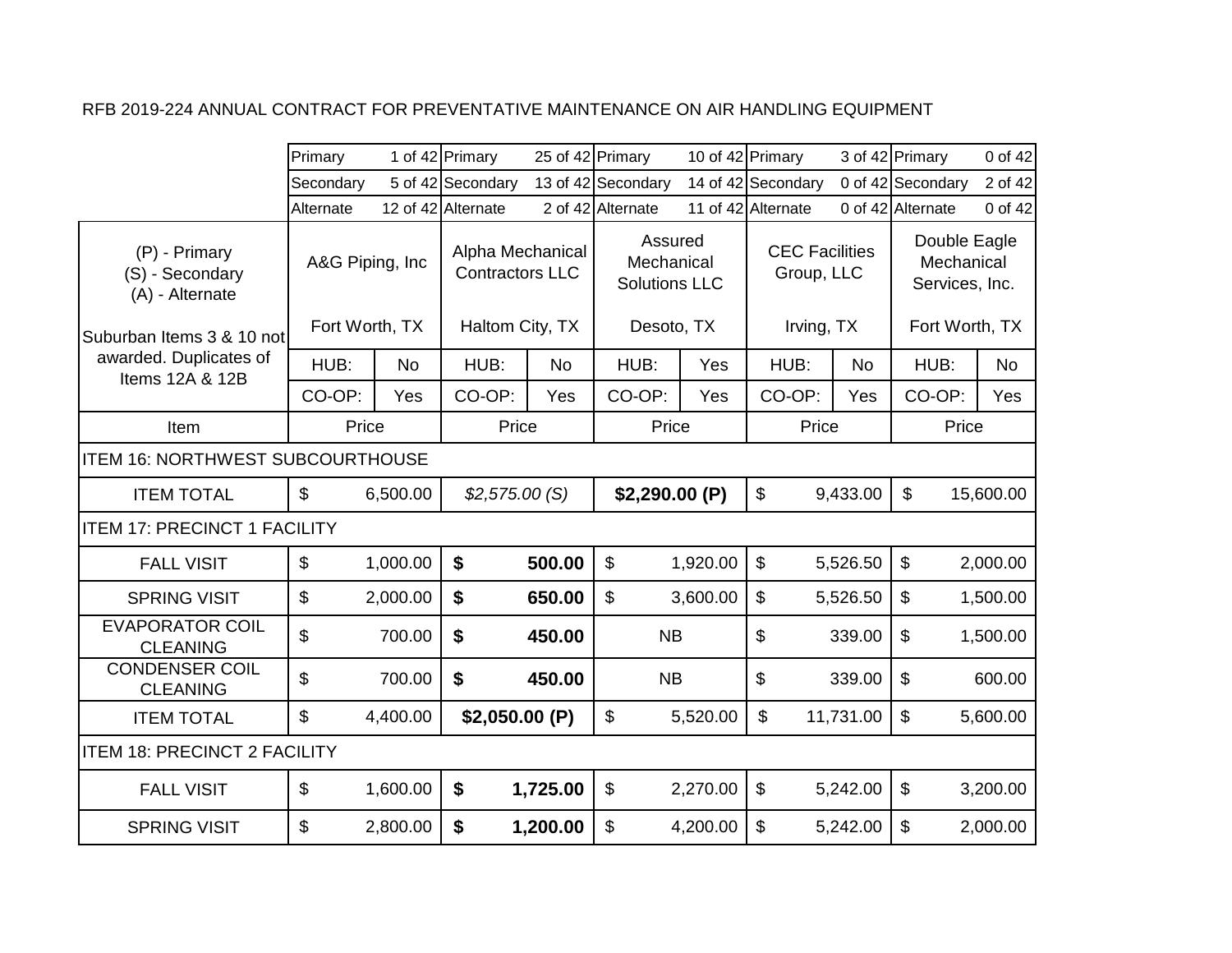RFB 2019-224 ANNUAL CONTRACT FOR PREVENTATIVE MAINTENANCE ON AIR HANDLING EQUIPMENT

| | A&G Piping, Inc | | Alpha Mechanical Contractors LLC | | Assured Mechanical Solutions LLC | | CEC Facilities Group, LLC | | Double Eagle Mechanical Services, Inc. | |
|---|---|---|---|---|---|---|---|---|---|---|
| | Primary | 1 of 42 | Primary | 25 of 42 | Primary | 10 of 42 | Primary | 3 of 42 | Primary | 0 of 42 |
| | Secondary | 5 of 42 | Secondary | 13 of 42 | Secondary | 14 of 42 | Secondary | 0 of 42 | Secondary | 2 of 42 |
| | Alternate | 12 of 42 | Alternate | 2 of 42 | Alternate | 11 of 42 | Alternate | 0 of 42 | Alternate | 0 of 42 |
| (P) - Primary<br>(S) - Secondary<br>(A) - Alternate | A&G Piping, Inc | | Alpha Mechanical Contractors LLC | | Assured Mechanical Solutions LLC | | CEC Facilities Group, LLC | | Double Eagle Mechanical Services, Inc. | |
| Suburban Items 3 & 10 not awarded. Duplicates of Items 12A & 12B | Fort Worth, TX | | Haltom City, TX | | Desoto, TX | | Irving, TX | | Fort Worth, TX | |
| | HUB: | No | HUB: | No | HUB: | Yes | HUB: | No | HUB: | No |
| | CO-OP: | Yes | CO-OP: | Yes | CO-OP: | Yes | CO-OP: | Yes | CO-OP: | Yes |
| Item | Price | | Price | | Price | | Price | | Price | |
| **ITEM 16: NORTHWEST SUBCOURTHOUSE** | | | | | | | | | | |
| ITEM TOTAL | $ | 6,500.00 | *$2,575.00 (S)* | | **$2,290.00 (P)** | | $ | 9,433.00 | $ | 15,600.00 |
| **ITEM 17: PRECINCT 1 FACILITY** | | | | | | | | | | |
| FALL VISIT | $ | 1,000.00 | **$** | **500.00** | $ | 1,920.00 | $ | 5,526.50 | $ | 2,000.00 |
| SPRING VISIT | $ | 2,000.00 | **$** | **650.00** | $ | 3,600.00 | $ | 5,526.50 | $ | 1,500.00 |
| EVAPORATOR COIL CLEANING | $ | 700.00 | **$** | **450.00** | NB | | $ | 339.00 | $ | 1,500.00 |
| CONDENSER COIL CLEANING | $ | 700.00 | **$** | **450.00** | NB | | $ | 339.00 | $ | 600.00 |
| ITEM TOTAL | $ | 4,400.00 | **$2,050.00 (P)** | | $ | 5,520.00 | $ | 11,731.00 | $ | 5,600.00 |
| **ITEM 18: PRECINCT 2 FACILITY** | | | | | | | | | | |
| FALL VISIT | $ | 1,600.00 | **$** | **1,725.00** | $ | 2,270.00 | $ | 5,242.00 | $ | 3,200.00 |
| SPRING VISIT | $ | 2,800.00 | **$** | **1,200.00** | $ | 4,200.00 | $ | 5,242.00 | $ | 2,000.00 |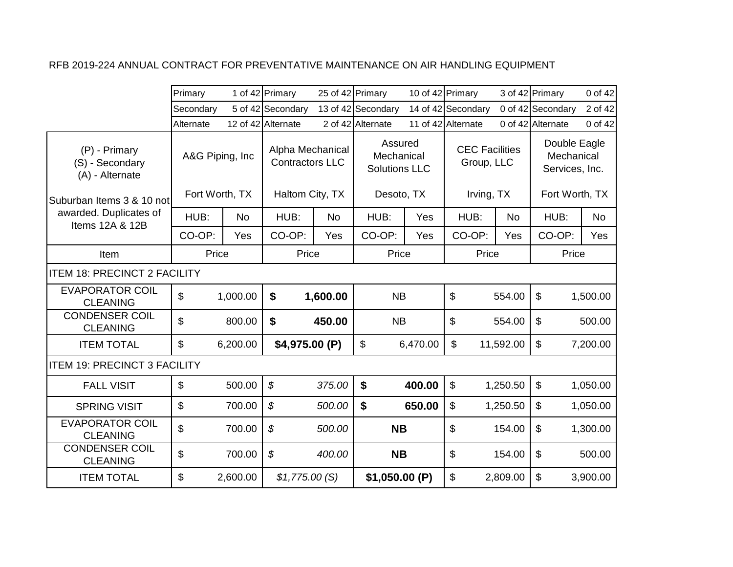RFB 2019-224 ANNUAL CONTRACT FOR PREVENTATIVE MAINTENANCE ON AIR HANDLING EQUIPMENT

| | A&G Piping, Inc | | Alpha Mechanical Contractors LLC | | Assured Mechanical Solutions LLC | | CEC Facilities Group, LLC | | Double Eagle Mechanical Services, Inc. | |
|---|---|---|---|---|---|---|---|---|---|---|
| | Primary | 1 of 42 | Primary | 25 of 42 | Primary | 10 of 42 | Primary | 3 of 42 | Primary | 0 of 42 |
| | Secondary | 5 of 42 | Secondary | 13 of 42 | Secondary | 14 of 42 | Secondary | 0 of 42 | Secondary | 2 of 42 |
| | Alternate | 12 of 42 | Alternate | 2 of 42 | Alternate | 11 of 42 | Alternate | 0 of 42 | Alternate | 0 of 42 |
| (P) - Primary<br>(S) - Secondary<br>(A) - Alternate | A&G Piping, Inc | | Alpha Mechanical Contractors LLC | | Assured Mechanical Solutions LLC | | CEC Facilities Group, LLC | | Double Eagle Mechanical Services, Inc. | |
| Suburban Items 3 & 10 not awarded. Duplicates of Items 12A & 12B | Fort Worth, TX | | Haltom City, TX | | Desoto, TX | | Irving, TX | | Fort Worth, TX | |
| | HUB: | No | HUB: | No | HUB: | Yes | HUB: | No | HUB: | No |
| | CO-OP: | Yes | CO-OP: | Yes | CO-OP: | Yes | CO-OP: | Yes | CO-OP: | Yes |
| Item | Price | | Price | | Price | | Price | | Price | |
| ITEM 18: PRECINCT 2 FACILITY | | | | | | | | | | |
| EVAPORATOR COIL CLEANING | $ | 1,000.00 | **$** | **1,600.00** | NB | | $ | 554.00 | $ | 1,500.00 |
| CONDENSER COIL CLEANING | $ | 800.00 | **$** | **450.00** | NB | | $ | 554.00 | $ | 500.00 |
| ITEM TOTAL | $ | 6,200.00 | **$4,975.00 (P)** | | $ | 6,470.00 | $ | 11,592.00 | $ | 7,200.00 |
| ITEM 19: PRECINCT 3 FACILITY | | | | | | | | | | |
| FALL VISIT | $ | 500.00 | *$* | *375.00* | **$** | **400.00** | $ | 1,250.50 | $ | 1,050.00 |
| SPRING VISIT | $ | 700.00 | *$* | *500.00* | **$** | **650.00** | $ | 1,250.50 | $ | 1,050.00 |
| EVAPORATOR COIL CLEANING | $ | 700.00 | *$* | *500.00* | **NB** | | $ | 154.00 | $ | 1,300.00 |
| CONDENSER COIL CLEANING | $ | 700.00 | *$* | *400.00* | **NB** | | $ | 154.00 | $ | 500.00 |
| ITEM TOTAL | $ | 2,600.00 | *$1,775.00 (S)* | | **$1,050.00 (P)** | | $ | 2,809.00 | $ | 3,900.00 |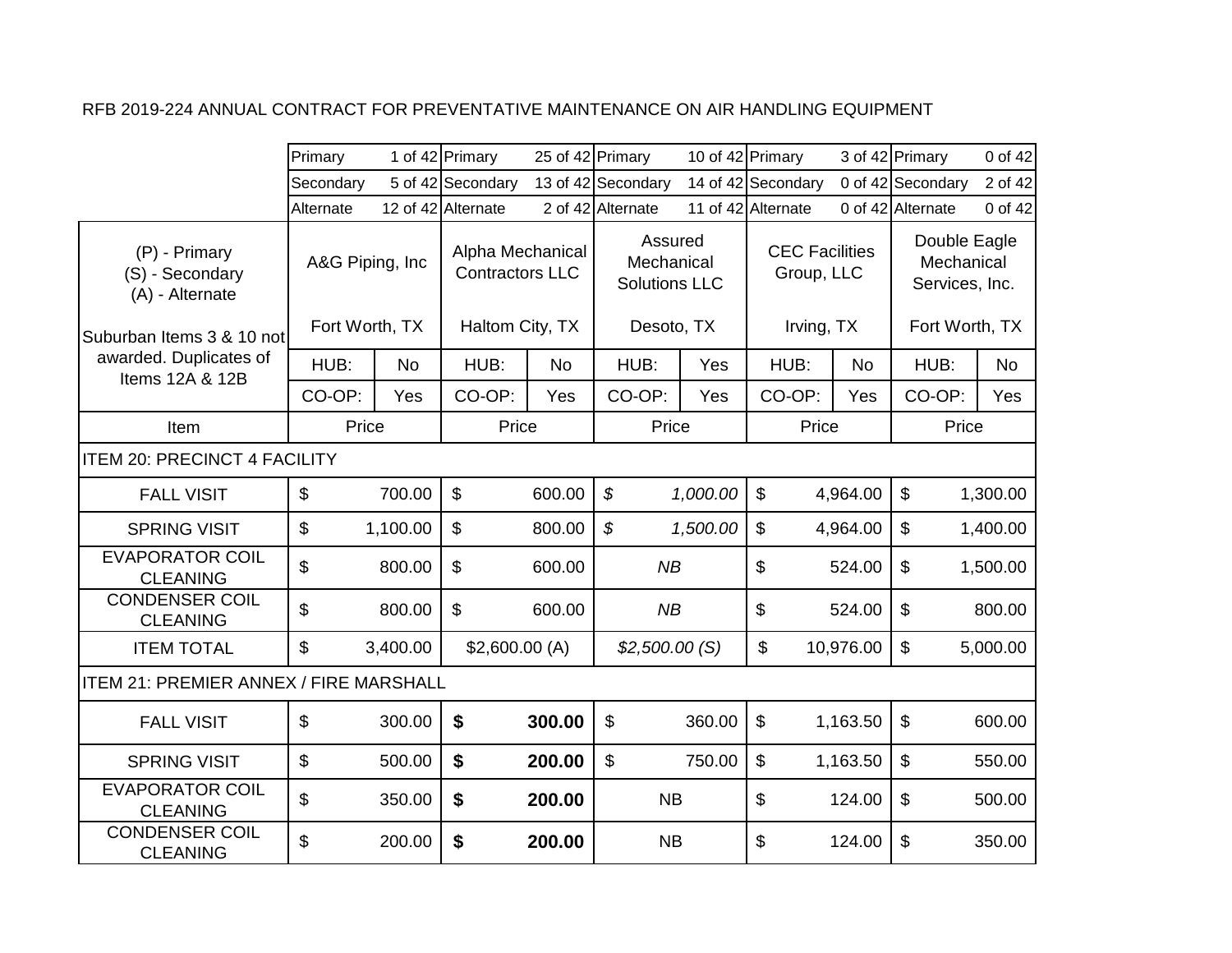RFB 2019-224 ANNUAL CONTRACT FOR PREVENTATIVE MAINTENANCE ON AIR HANDLING EQUIPMENT

| | A&G Piping, Inc | Alpha Mechanical Contractors LLC | Assured Mechanical Solutions LLC | CEC Facilities Group, LLC | Double Eagle Mechanical Services, Inc. |
|---|---|---|---|---|---|
| | Primary 1 of 42 | Primary 25 of 42 | Primary 10 of 42 | Primary 3 of 42 | Primary 0 of 42 |
| | Secondary 5 of 42 | Secondary 13 of 42 | Secondary 14 of 42 | Secondary 0 of 42 | Secondary 2 of 42 |
| | Alternate 12 of 42 | Alternate 2 of 42 | Alternate 11 of 42 | Alternate 0 of 42 | Alternate 0 of 42 |
| (P) - Primary<br>(S) - Secondary<br>(A) - Alternate<br><br>Suburban Items 3 & 10 not awarded. Duplicates of Items 12A & 12B | Fort Worth, TX | Haltom City, TX | Desoto, TX | Irving, TX | Fort Worth, TX |
| | HUB: No | HUB: No | HUB: Yes | HUB: No | HUB: No |
| | CO-OP: Yes | CO-OP: Yes | CO-OP: Yes | CO-OP: Yes | CO-OP: Yes |
| Item | Price | Price | Price | Price | Price |
| ITEM 20: PRECINCT 4 FACILITY | | | | | |
| FALL VISIT | $ 700.00 | $ 600.00 | *$ 1,000.00* | $ 4,964.00 | $ 1,300.00 |
| SPRING VISIT | $ 1,100.00 | $ 800.00 | *$ 1,500.00* | $ 4,964.00 | $ 1,400.00 |
| EVAPORATOR COIL CLEANING | $ 800.00 | $ 600.00 | *NB* | $ 524.00 | $ 1,500.00 |
| CONDENSER COIL CLEANING | $ 800.00 | $ 600.00 | *NB* | $ 524.00 | $ 800.00 |
| ITEM TOTAL | $ 3,400.00 | $2,600.00 (A) | *$2,500.00 (S)* | $ 10,976.00 | $ 5,000.00 |
| ITEM 21: PREMIER ANNEX / FIRE MARSHALL | | | | | |
| FALL VISIT | $ 300.00 | **$ 300.00** | $ 360.00 | $ 1,163.50 | $ 600.00 |
| SPRING VISIT | $ 500.00 | **$ 200.00** | $ 750.00 | $ 1,163.50 | $ 550.00 |
| EVAPORATOR COIL CLEANING | $ 350.00 | **$ 200.00** | NB | $ 124.00 | $ 500.00 |
| CONDENSER COIL CLEANING | $ 200.00 | **$ 200.00** | NB | $ 124.00 | $ 350.00 |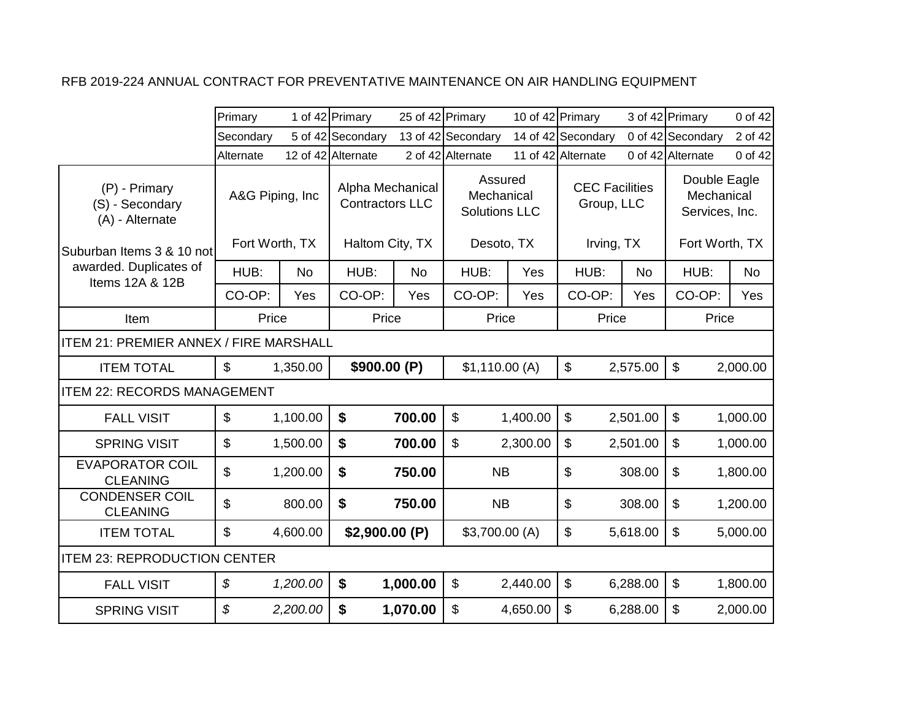RFB 2019-224 ANNUAL CONTRACT FOR PREVENTATIVE MAINTENANCE ON AIR HANDLING EQUIPMENT

| | A&G Piping, Inc | Alpha Mechanical Contractors LLC | Assured Mechanical Solutions LLC | CEC Facilities Group, LLC | Double Eagle Mechanical Services, Inc. |
|---|---|---|---|---|---|
| | Primary 1 of 42 | Primary 25 of 42 | Primary 10 of 42 | Primary 3 of 42 | Primary 0 of 42 |
| | Secondary 5 of 42 | Secondary 13 of 42 | Secondary 14 of 42 | Secondary 0 of 42 | Secondary 2 of 42 |
| | Alternate 12 of 42 | Alternate 2 of 42 | Alternate 11 of 42 | Alternate 0 of 42 | Alternate 0 of 42 |
| (P) - Primary (S) - Secondary (A) - Alternate | Fort Worth, TX | Haltom City, TX | Desoto, TX | Irving, TX | Fort Worth, TX |
| Suburban Items 3 & 10 not awarded. Duplicates of Items 12A & 12B | HUB: No | HUB: No | HUB: Yes | HUB: No | HUB: No |
| | CO-OP: Yes | CO-OP: Yes | CO-OP: Yes | CO-OP: Yes | CO-OP: Yes |
| Item | Price | Price | Price | Price | Price |
| ITEM 21: PREMIER ANNEX / FIRE MARSHALL | | | | | |
| ITEM TOTAL | $ 1,350.00 | **$900.00 (P)** | $1,110.00 (A) | $ 2,575.00 | $ 2,000.00 |
| ITEM 22: RECORDS MANAGEMENT | | | | | |
| FALL VISIT | $ 1,100.00 | **$ 700.00** | $ 1,400.00 | $ 2,501.00 | $ 1,000.00 |
| SPRING VISIT | $ 1,500.00 | **$ 700.00** | $ 2,300.00 | $ 2,501.00 | $ 1,000.00 |
| EVAPORATOR COIL CLEANING | $ 1,200.00 | **$ 750.00** | NB | $ 308.00 | $ 1,800.00 |
| CONDENSER COIL CLEANING | $ 800.00 | **$ 750.00** | NB | $ 308.00 | $ 1,200.00 |
| ITEM TOTAL | $ 4,600.00 | **$2,900.00 (P)** | $3,700.00 (A) | $ 5,618.00 | $ 5,000.00 |
| ITEM 23: REPRODUCTION CENTER | | | | | |
| FALL VISIT | *$ 1,200.00* | **$ 1,000.00** | $ 2,440.00 | $ 6,288.00 | $ 1,800.00 |
| SPRING VISIT | *$ 2,200.00* | **$ 1,070.00** | $ 4,650.00 | $ 6,288.00 | $ 2,000.00 |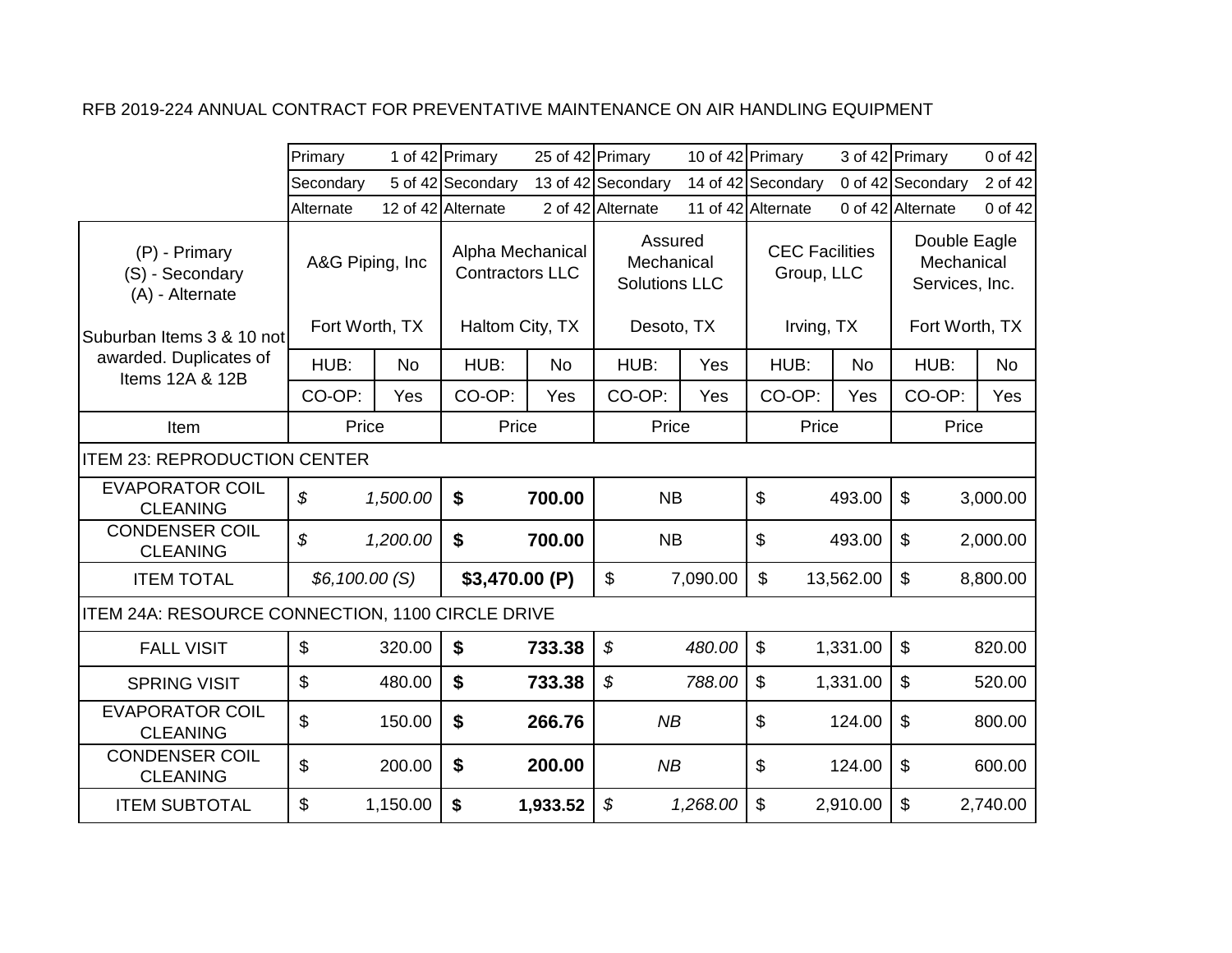RFB 2019-224 ANNUAL CONTRACT FOR PREVENTATIVE MAINTENANCE ON AIR HANDLING EQUIPMENT

| | A&G Piping, Inc | | Alpha Mechanical Contractors LLC | | Assured Mechanical Solutions LLC | | CEC Facilities Group, LLC | | Double Eagle Mechanical Services, Inc. | |
|---|---|---|---|---|---|---|---|---|---|---|
| | Primary | 1 of 42 | Primary | 25 of 42 | Primary | 10 of 42 | Primary | 3 of 42 | Primary | 0 of 42 |
| | Secondary | 5 of 42 | Secondary | 13 of 42 | Secondary | 14 of 42 | Secondary | 0 of 42 | Secondary | 2 of 42 |
| | Alternate | 12 of 42 | Alternate | 2 of 42 | Alternate | 11 of 42 | Alternate | 0 of 42 | Alternate | 0 of 42 |
| (P) - Primary (S) - Secondary (A) - Alternate | | | | | | | | | | |
| Suburban Items 3 & 10 not awarded. Duplicates of Items 12A & 12B | Fort Worth, TX | | Haltom City, TX | | Desoto, TX | | Irving, TX | | Fort Worth, TX | |
| | HUB: | No | HUB: | No | HUB: | Yes | HUB: | No | HUB: | No |
| | CO-OP: | Yes | CO-OP: | Yes | CO-OP: | Yes | CO-OP: | Yes | CO-OP: | Yes |
| Item | Price | | Price | | Price | | Price | | Price | |
| **ITEM 23: REPRODUCTION CENTER** | | | | | | | | | | |
| EVAPORATOR COIL CLEANING | *$* | *1,500.00* | **$** | **700.00** | NB | | $ | 493.00 | $ | 3,000.00 |
| CONDENSER COIL CLEANING | *$* | *1,200.00* | **$** | **700.00** | NB | | $ | 493.00 | $ | 2,000.00 |
| ITEM TOTAL | *$6,100.00 (S)* | | **$3,470.00 (P)** | | $ | 7,090.00 | $ | 13,562.00 | $ | 8,800.00 |
| **ITEM 24A: RESOURCE CONNECTION, 1100 CIRCLE DRIVE** | | | | | | | | | | |
| FALL VISIT | $ | 320.00 | **$** | **733.38** | *$* | *480.00* | $ | 1,331.00 | $ | 820.00 |
| SPRING VISIT | $ | 480.00 | **$** | **733.38** | *$* | *788.00* | $ | 1,331.00 | $ | 520.00 |
| EVAPORATOR COIL CLEANING | $ | 150.00 | **$** | **266.76** | *NB* | | $ | 124.00 | $ | 800.00 |
| CONDENSER COIL CLEANING | $ | 200.00 | **$** | **200.00** | *NB* | | $ | 124.00 | $ | 600.00 |
| ITEM SUBTOTAL | $ | 1,150.00 | **$** | **1,933.52** | *$* | *1,268.00* | $ | 2,910.00 | $ | 2,740.00 |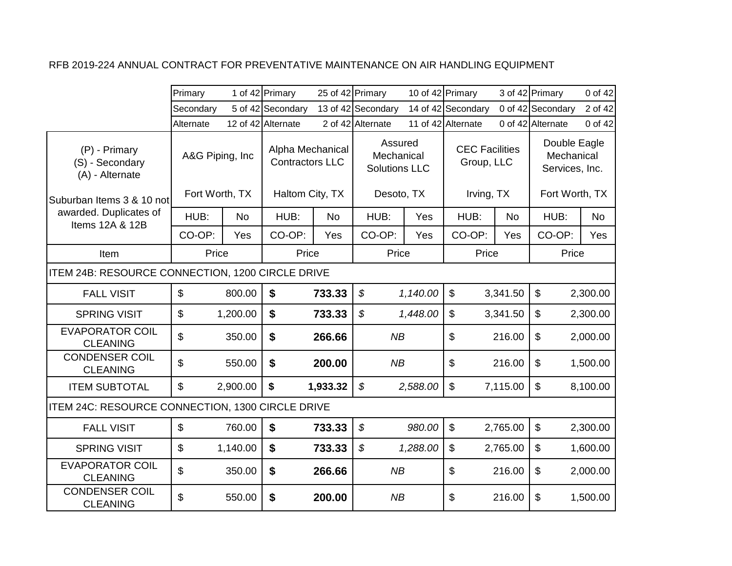RFB 2019-224 ANNUAL CONTRACT FOR PREVENTATIVE MAINTENANCE ON AIR HANDLING EQUIPMENT

| | A&G Piping, Inc | | Alpha Mechanical Contractors LLC | | Assured Mechanical Solutions LLC | | CEC Facilities Group, LLC | | Double Eagle Mechanical Services, Inc. | |
|---|---|---|---|---|---|---|---|---|---|---|
| | Primary | 1 of 42 | Primary | 25 of 42 | Primary | 10 of 42 | Primary | 3 of 42 | Primary | 0 of 42 |
| | Secondary | 5 of 42 | Secondary | 13 of 42 | Secondary | 14 of 42 | Secondary | 0 of 42 | Secondary | 2 of 42 |
| | Alternate | 12 of 42 | Alternate | 2 of 42 | Alternate | 11 of 42 | Alternate | 0 of 42 | Alternate | 0 of 42 |
| (P) - Primary<br>(S) - Secondary<br>(A) - Alternate | A&G Piping, Inc | | Alpha Mechanical Contractors LLC | | Assured Mechanical Solutions LLC | | CEC Facilities Group, LLC | | Double Eagle Mechanical Services, Inc. | |
| Suburban Items 3 & 10 not awarded. Duplicates of Items 12A & 12B | Fort Worth, TX | | Haltom City, TX | | Desoto, TX | | Irving, TX | | Fort Worth, TX | |
| | HUB: | No | HUB: | No | HUB: | Yes | HUB: | No | HUB: | No |
| | CO-OP: | Yes | CO-OP: | Yes | CO-OP: | Yes | CO-OP: | Yes | CO-OP: | Yes |
| Item | Price | | Price | | Price | | Price | | Price | |
| ITEM 24B: RESOURCE CONNECTION, 1200 CIRCLE DRIVE | | | | | | | | | | |
| FALL VISIT | $ | 800.00 | **$** | **733.33** | *$* | *1,140.00* | $ | 3,341.50 | $ | 2,300.00 |
| SPRING VISIT | $ | 1,200.00 | **$** | **733.33** | *$* | *1,448.00* | $ | 3,341.50 | $ | 2,300.00 |
| EVAPORATOR COIL CLEANING | $ | 350.00 | **$** | **266.66** | *NB* | | $ | 216.00 | $ | 2,000.00 |
| CONDENSER COIL CLEANING | $ | 550.00 | **$** | **200.00** | *NB* | | $ | 216.00 | $ | 1,500.00 |
| ITEM SUBTOTAL | $ | 2,900.00 | **$** | **1,933.32** | *$* | *2,588.00* | $ | 7,115.00 | $ | 8,100.00 |
| ITEM 24C: RESOURCE CONNECTION, 1300 CIRCLE DRIVE | | | | | | | | | | |
| FALL VISIT | $ | 760.00 | **$** | **733.33** | *$* | *980.00* | $ | 2,765.00 | $ | 2,300.00 |
| SPRING VISIT | $ | 1,140.00 | **$** | **733.33** | *$* | *1,288.00* | $ | 2,765.00 | $ | 1,600.00 |
| EVAPORATOR COIL CLEANING | $ | 350.00 | **$** | **266.66** | *NB* | | $ | 216.00 | $ | 2,000.00 |
| CONDENSER COIL CLEANING | $ | 550.00 | **$** | **200.00** | *NB* | | $ | 216.00 | $ | 1,500.00 |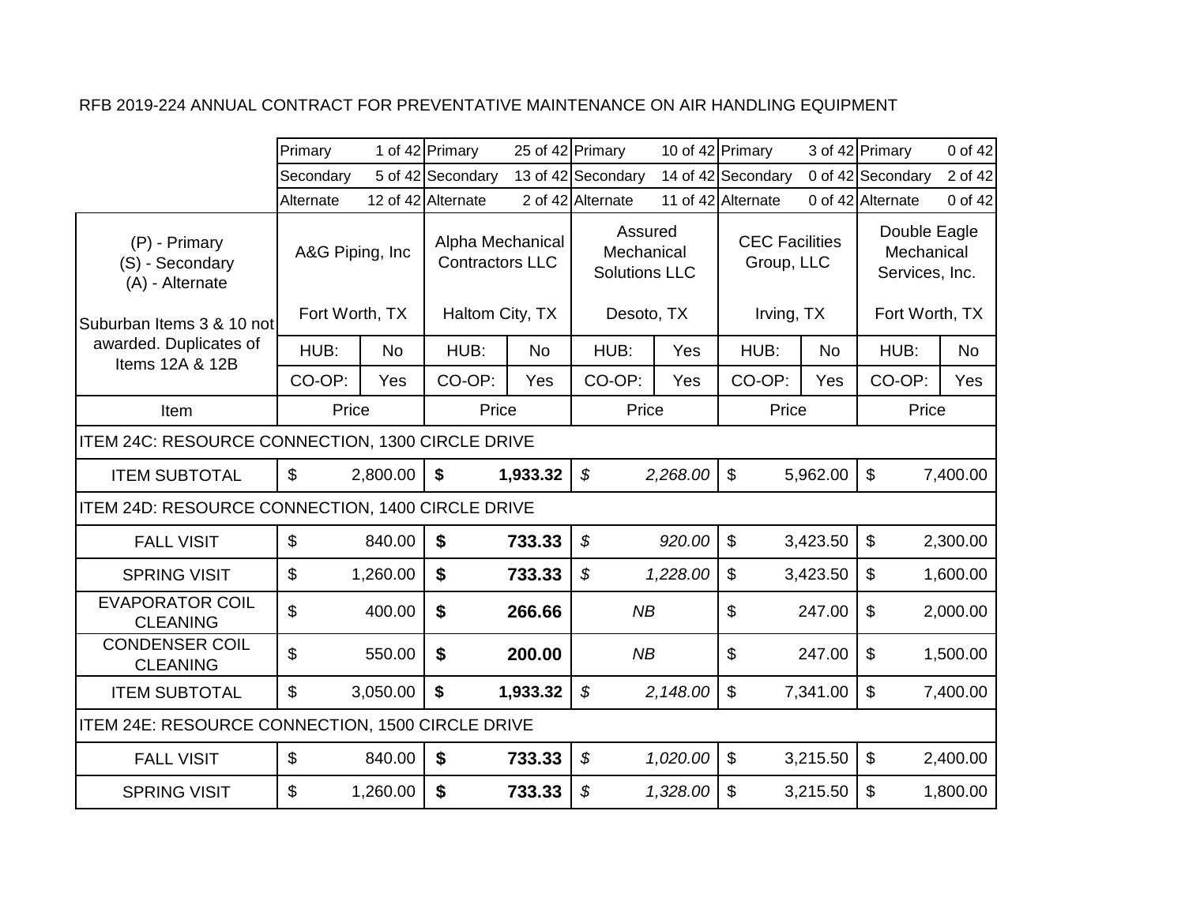RFB 2019-224 ANNUAL CONTRACT FOR PREVENTATIVE MAINTENANCE ON AIR HANDLING EQUIPMENT

| | A&G Piping, Inc | | Alpha Mechanical Contractors LLC | | Assured Mechanical Solutions LLC | | CEC Facilities Group, LLC | | Double Eagle Mechanical Services, Inc. | |
|---|---|---|---|---|---|---|---|---|---|---|
| | Primary | 1 of 42 | Primary | 25 of 42 | Primary | 10 of 42 | Primary | 3 of 42 | Primary | 0 of 42 |
| | Secondary | 5 of 42 | Secondary | 13 of 42 | Secondary | 14 of 42 | Secondary | 0 of 42 | Secondary | 2 of 42 |
| | Alternate | 12 of 42 | Alternate | 2 of 42 | Alternate | 11 of 42 | Alternate | 0 of 42 | Alternate | 0 of 42 |
| (P) - Primary<br>(S) - Secondary<br>(A) - Alternate<br><br>Suburban Items 3 & 10 not awarded. Duplicates of Items 12A & 12B | Fort Worth, TX | | Haltom City, TX | | Desoto, TX | | Irving, TX | | Fort Worth, TX | |
| | HUB: | No | HUB: | No | HUB: | Yes | HUB: | No | HUB: | No |
| | CO-OP: | Yes | CO-OP: | Yes | CO-OP: | Yes | CO-OP: | Yes | CO-OP: | Yes |
| Item | Price | | Price | | Price | | Price | | Price | |
| ITEM 24C: RESOURCE CONNECTION, 1300 CIRCLE DRIVE | | | | | | | | | | |
| ITEM SUBTOTAL | $ | 2,800.00 | **$** | **1,933.32** | *$* | *2,268.00* | $ | 5,962.00 | $ | 7,400.00 |
| ITEM 24D: RESOURCE CONNECTION, 1400 CIRCLE DRIVE | | | | | | | | | | |
| FALL VISIT | $ | 840.00 | **$** | **733.33** | *$* | *920.00* | $ | 3,423.50 | $ | 2,300.00 |
| SPRING VISIT | $ | 1,260.00 | **$** | **733.33** | *$* | *1,228.00* | $ | 3,423.50 | $ | 1,600.00 |
| EVAPORATOR COIL CLEANING | $ | 400.00 | **$** | **266.66** | *NB* | | $ | 247.00 | $ | 2,000.00 |
| CONDENSER COIL CLEANING | $ | 550.00 | **$** | **200.00** | *NB* | | $ | 247.00 | $ | 1,500.00 |
| ITEM SUBTOTAL | $ | 3,050.00 | **$** | **1,933.32** | *$* | *2,148.00* | $ | 7,341.00 | $ | 7,400.00 |
| ITEM 24E: RESOURCE CONNECTION, 1500 CIRCLE DRIVE | | | | | | | | | | |
| FALL VISIT | $ | 840.00 | **$** | **733.33** | *$* | *1,020.00* | $ | 3,215.50 | $ | 2,400.00 |
| SPRING VISIT | $ | 1,260.00 | **$** | **733.33** | *$* | *1,328.00* | $ | 3,215.50 | $ | 1,800.00 |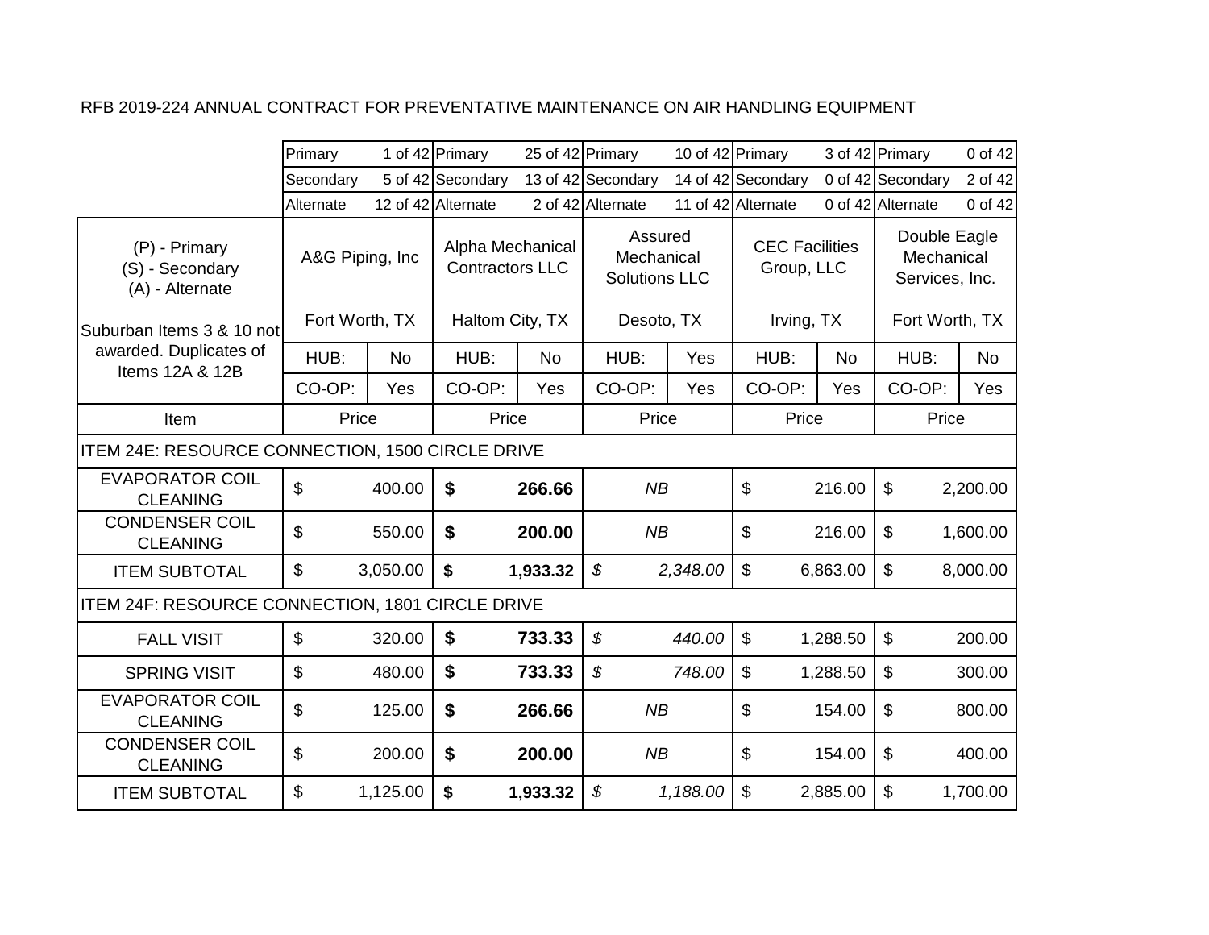RFB 2019-224 ANNUAL CONTRACT FOR PREVENTATIVE MAINTENANCE ON AIR HANDLING EQUIPMENT

| | Primary 1 of 42 | Primary 25 of 42 | Primary 10 of 42 | Primary 3 of 42 | Primary 0 of 42 |
|---|---|---|---|---|---|
| | Secondary 5 of 42 | Secondary 13 of 42 | Secondary 14 of 42 | Secondary 0 of 42 | Secondary 2 of 42 |
| | Alternate 12 of 42 | Alternate 2 of 42 | Alternate 11 of 42 | Alternate 0 of 42 | Alternate 0 of 42 |
| (P) - Primary (S) - Secondary (A) - Alternate | A&G Piping, Inc | Alpha Mechanical Contractors LLC | Assured Mechanical Solutions LLC | CEC Facilities Group, LLC | Double Eagle Mechanical Services, Inc. |
| Suburban Items 3 & 10 not awarded. Duplicates of Items 12A & 12B | Fort Worth, TX | Haltom City, TX | Desoto, TX | Irving, TX | Fort Worth, TX |
| | HUB: No | HUB: No | HUB: Yes | HUB: No | HUB: No |
| | CO-OP: Yes | CO-OP: Yes | CO-OP: Yes | CO-OP: Yes | CO-OP: Yes |
| Item | Price | Price | Price | Price | Price |
| ITEM 24E: RESOURCE CONNECTION, 1500 CIRCLE DRIVE | | | | | |
| EVAPORATOR COIL CLEANING | $ 400.00 | **$ 266.66** | *NB* | $ 216.00 | $ 2,200.00 |
| CONDENSER COIL CLEANING | $ 550.00 | **$ 200.00** | *NB* | $ 216.00 | $ 1,600.00 |
| ITEM SUBTOTAL | $ 3,050.00 | **$ 1,933.32** | *$ 2,348.00* | $ 6,863.00 | $ 8,000.00 |
| ITEM 24F: RESOURCE CONNECTION, 1801 CIRCLE DRIVE | | | | | |
| FALL VISIT | $ 320.00 | **$ 733.33** | *$ 440.00* | $ 1,288.50 | $ 200.00 |
| SPRING VISIT | $ 480.00 | **$ 733.33** | *$ 748.00* | $ 1,288.50 | $ 300.00 |
| EVAPORATOR COIL CLEANING | $ 125.00 | **$ 266.66** | *NB* | $ 154.00 | $ 800.00 |
| CONDENSER COIL CLEANING | $ 200.00 | **$ 200.00** | *NB* | $ 154.00 | $ 400.00 |
| ITEM SUBTOTAL | $ 1,125.00 | **$ 1,933.32** | *$ 1,188.00* | $ 2,885.00 | $ 1,700.00 |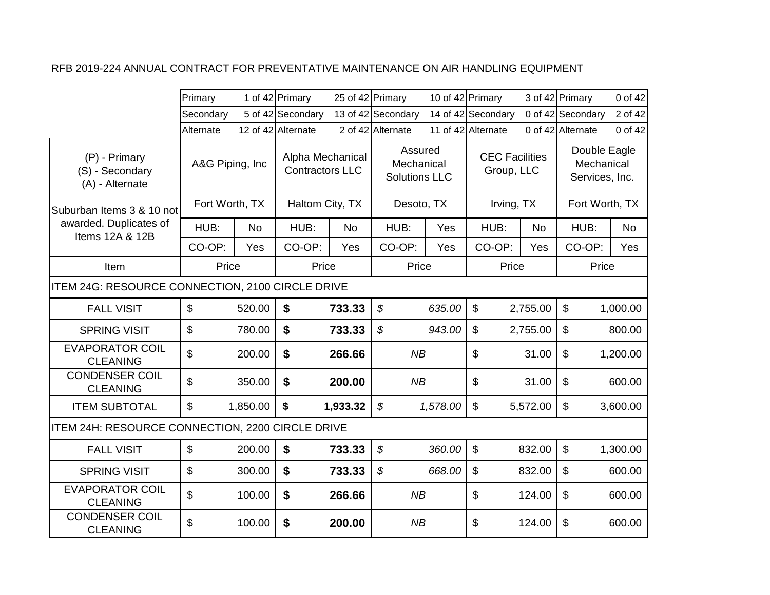RFB 2019-224 ANNUAL CONTRACT FOR PREVENTATIVE MAINTENANCE ON AIR HANDLING EQUIPMENT

| | Primary 1 of 42 | | Primary 25 of 42 | | Primary 10 of 42 | | Primary 3 of 42 | | Primary 0 of 42 | |
|---|---|---|---|---|---|---|---|---|---|---|
| | Secondary 5 of 42 | | Secondary 13 of 42 | | Secondary 14 of 42 | | Secondary 0 of 42 | | Secondary 2 of 42 | |
| | Alternate 12 of 42 | | Alternate 2 of 42 | | Alternate 11 of 42 | | Alternate 0 of 42 | | Alternate 0 of 42 | |
| (P) - Primary<br>(S) - Secondary<br>(A) - Alternate | A&G Piping, Inc | | Alpha Mechanical Contractors LLC | | Assured Mechanical Solutions LLC | | CEC Facilities Group, LLC | | Double Eagle Mechanical Services, Inc. | |
| Suburban Items 3 & 10 not awarded. Duplicates of Items 12A & 12B | Fort Worth, TX | | Haltom City, TX | | Desoto, TX | | Irving, TX | | Fort Worth, TX | |
| | HUB: | No | HUB: | No | HUB: | Yes | HUB: | No | HUB: | No |
| | CO-OP: | Yes | CO-OP: | Yes | CO-OP: | Yes | CO-OP: | Yes | CO-OP: | Yes |
| Item | Price | | Price | | Price | | Price | | Price | |
| ITEM 24G: RESOURCE CONNECTION, 2100 CIRCLE DRIVE | | | | | | | | | | |
| FALL VISIT | $ | 520.00 | **$** | **733.33** | *$* | *635.00* | $ | 2,755.00 | $ | 1,000.00 |
| SPRING VISIT | $ | 780.00 | **$** | **733.33** | *$* | *943.00* | $ | 2,755.00 | $ | 800.00 |
| EVAPORATOR COIL CLEANING | $ | 200.00 | **$** | **266.66** | *NB* | | $ | 31.00 | $ | 1,200.00 |
| CONDENSER COIL CLEANING | $ | 350.00 | **$** | **200.00** | *NB* | | $ | 31.00 | $ | 600.00 |
| ITEM SUBTOTAL | $ | 1,850.00 | **$** | **1,933.32** | *$* | *1,578.00* | $ | 5,572.00 | $ | 3,600.00 |
| ITEM 24H: RESOURCE CONNECTION, 2200 CIRCLE DRIVE | | | | | | | | | | |
| FALL VISIT | $ | 200.00 | **$** | **733.33** | *$* | *360.00* | $ | 832.00 | $ | 1,300.00 |
| SPRING VISIT | $ | 300.00 | **$** | **733.33** | *$* | *668.00* | $ | 832.00 | $ | 600.00 |
| EVAPORATOR COIL CLEANING | $ | 100.00 | **$** | **266.66** | *NB* | | $ | 124.00 | $ | 600.00 |
| CONDENSER COIL CLEANING | $ | 100.00 | **$** | **200.00** | *NB* | | $ | 124.00 | $ | 600.00 |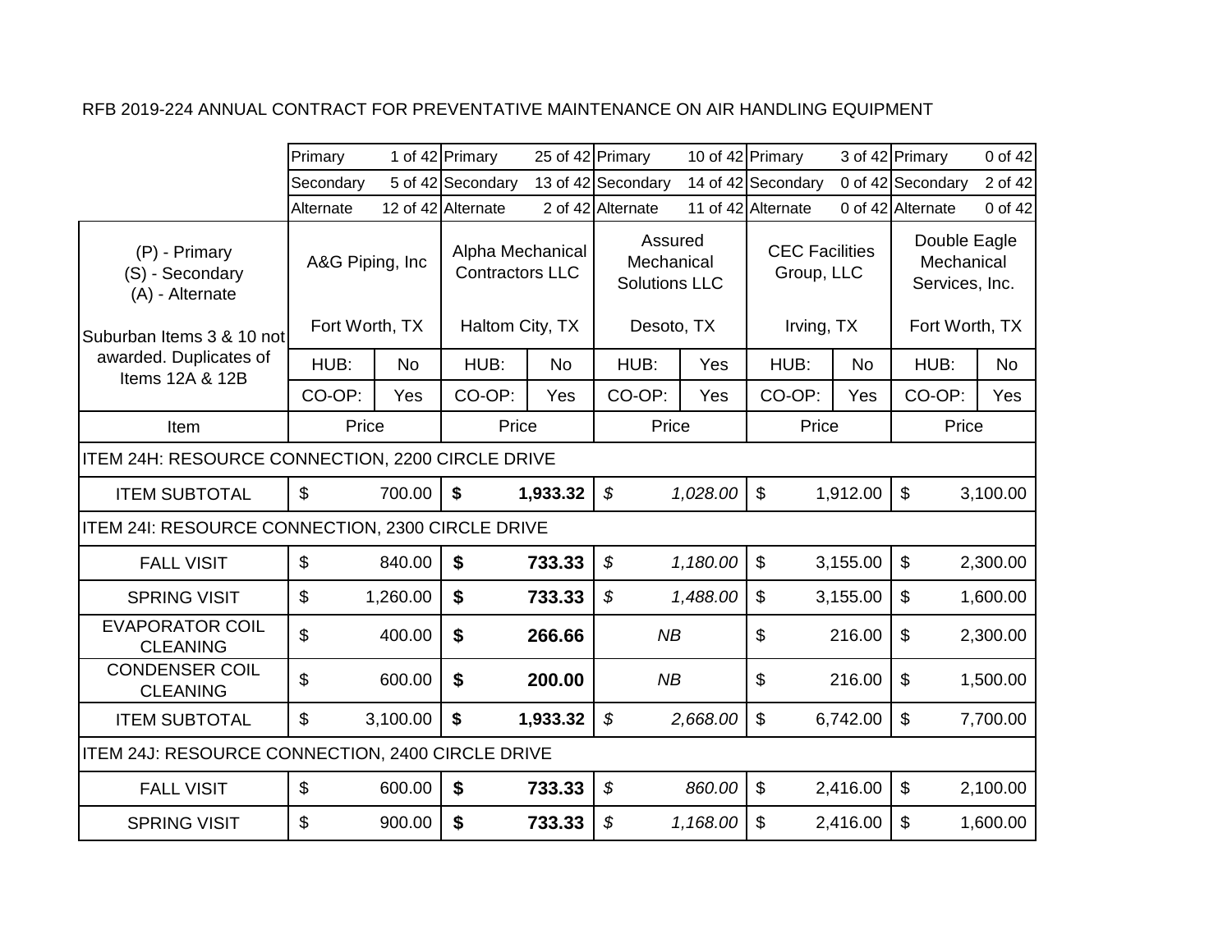RFB 2019-224 ANNUAL CONTRACT FOR PREVENTATIVE MAINTENANCE ON AIR HANDLING EQUIPMENT

| | Primary 1 of 42 | | Primary 25 of 42 | | Primary 10 of 42 | | Primary 3 of 42 | | Primary 0 of 42 | |
|---|---|---|---|---|---|---|---|---|---|---|
| | Secondary 5 of 42 | | Secondary 13 of 42 | | Secondary 14 of 42 | | Secondary 0 of 42 | | Secondary 2 of 42 | |
| | Alternate 12 of 42 | | Alternate 2 of 42 | | Alternate 11 of 42 | | Alternate 0 of 42 | | Alternate 0 of 42 | |
| (P) - Primary<br>(S) - Secondary<br>(A) - Alternate | A&G Piping, Inc | | Alpha Mechanical Contractors LLC | | Assured Mechanical Solutions LLC | | CEC Facilities Group, LLC | | Double Eagle Mechanical Services, Inc. | |
| Suburban Items 3 & 10 not awarded. Duplicates of Items 12A & 12B | Fort Worth, TX | | Haltom City, TX | | Desoto, TX | | Irving, TX | | Fort Worth, TX | |
| | HUB: | No | HUB: | No | HUB: | Yes | HUB: | No | HUB: | No |
| | CO-OP: | Yes | CO-OP: | Yes | CO-OP: | Yes | CO-OP: | Yes | CO-OP: | Yes |
| Item | Price | | Price | | Price | | Price | | Price | |
| ITEM 24H: RESOURCE CONNECTION, 2200 CIRCLE DRIVE | | | | | | | | | | |
| ITEM SUBTOTAL | $ | 700.00 | **$** | **1,933.32** | *$* | *1,028.00* | $ | 1,912.00 | $ | 3,100.00 |
| ITEM 24I: RESOURCE CONNECTION, 2300 CIRCLE DRIVE | | | | | | | | | | |
| FALL VISIT | $ | 840.00 | **$** | **733.33** | *$* | *1,180.00* | $ | 3,155.00 | $ | 2,300.00 |
| SPRING VISIT | $ | 1,260.00 | **$** | **733.33** | *$* | *1,488.00* | $ | 3,155.00 | $ | 1,600.00 |
| EVAPORATOR COIL CLEANING | $ | 400.00 | **$** | **266.66** | *NB* | | $ | 216.00 | $ | 2,300.00 |
| CONDENSER COIL CLEANING | $ | 600.00 | **$** | **200.00** | *NB* | | $ | 216.00 | $ | 1,500.00 |
| ITEM SUBTOTAL | $ | 3,100.00 | **$** | **1,933.32** | *$* | *2,668.00* | $ | 6,742.00 | $ | 7,700.00 |
| ITEM 24J: RESOURCE CONNECTION, 2400 CIRCLE DRIVE | | | | | | | | | | |
| FALL VISIT | $ | 600.00 | **$** | **733.33** | *$* | *860.00* | $ | 2,416.00 | $ | 2,100.00 |
| SPRING VISIT | $ | 900.00 | **$** | **733.33** | *$* | *1,168.00* | $ | 2,416.00 | $ | 1,600.00 |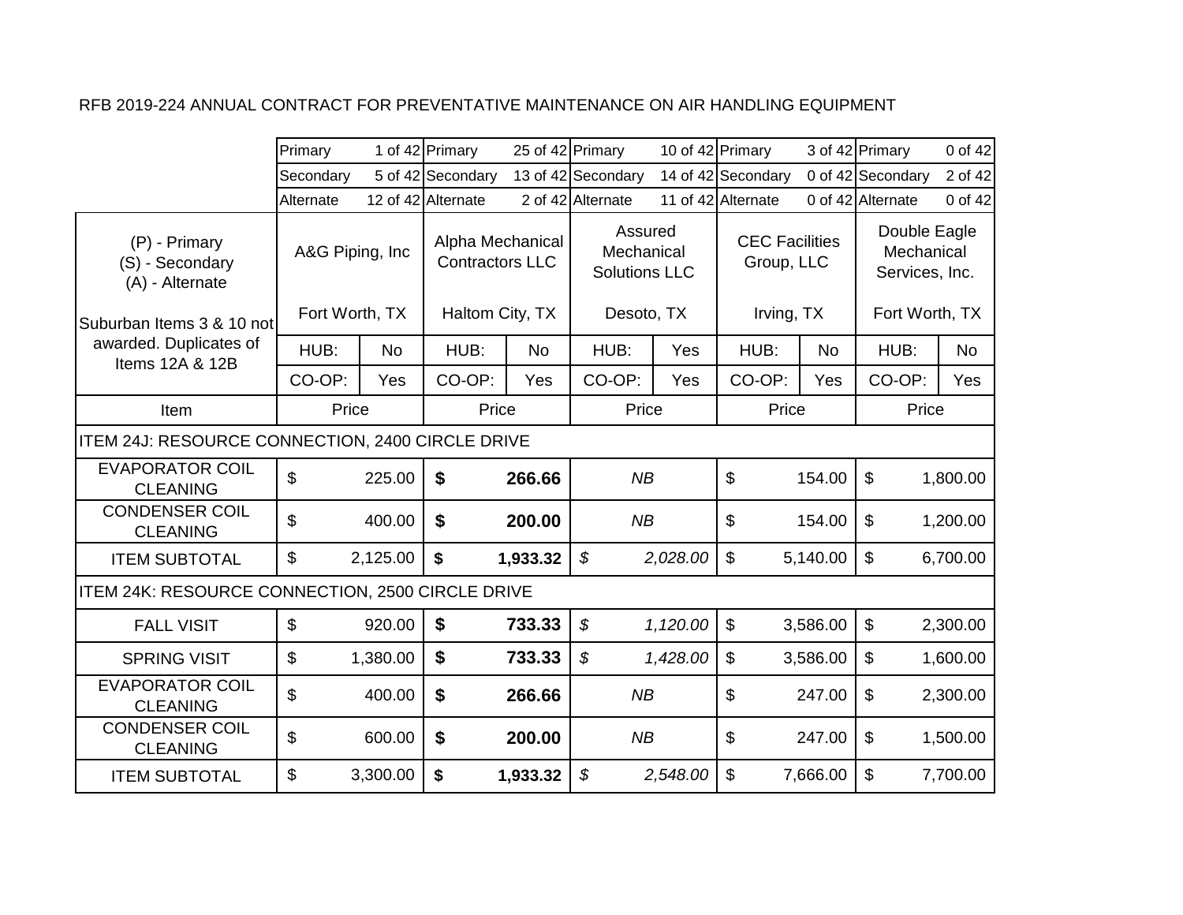RFB 2019-224 ANNUAL CONTRACT FOR PREVENTATIVE MAINTENANCE ON AIR HANDLING EQUIPMENT

| | A&G Piping, Inc | | Alpha Mechanical Contractors LLC | | Assured Mechanical Solutions LLC | | CEC Facilities Group, LLC | | Double Eagle Mechanical Services, Inc. | |
|---|---|---|---|---|---|---|---|---|---|---|
| | Primary | 1 of 42 | Primary | 25 of 42 | Primary | 10 of 42 | Primary | 3 of 42 | Primary | 0 of 42 |
| | Secondary | 5 of 42 | Secondary | 13 of 42 | Secondary | 14 of 42 | Secondary | 0 of 42 | Secondary | 2 of 42 |
| | Alternate | 12 of 42 | Alternate | 2 of 42 | Alternate | 11 of 42 | Alternate | 0 of 42 | Alternate | 0 of 42 |
| (P) - Primary<br>(S) - Secondary<br>(A) - Alternate<br><br>Suburban Items 3 & 10 not awarded. Duplicates of Items 12A & 12B | Fort Worth, TX | | Haltom City, TX | | Desoto, TX | | Irving, TX | | Fort Worth, TX | |
| | HUB: | No | HUB: | No | HUB: | Yes | HUB: | No | HUB: | No |
| | CO-OP: | Yes | CO-OP: | Yes | CO-OP: | Yes | CO-OP: | Yes | CO-OP: | Yes |
| Item | Price | | Price | | Price | | Price | | Price | |
| ITEM 24J: RESOURCE CONNECTION, 2400 CIRCLE DRIVE | | | | | | | | | | |
| EVAPORATOR COIL CLEANING | $ | 225.00 | **$** | **266.66** | *NB* | | $ | 154.00 | $ | 1,800.00 |
| CONDENSER COIL CLEANING | $ | 400.00 | **$** | **200.00** | *NB* | | $ | 154.00 | $ | 1,200.00 |
| ITEM SUBTOTAL | $ | 2,125.00 | **$** | **1,933.32** | *$* | *2,028.00* | $ | 5,140.00 | $ | 6,700.00 |
| ITEM 24K: RESOURCE CONNECTION, 2500 CIRCLE DRIVE | | | | | | | | | | |
| FALL VISIT | $ | 920.00 | **$** | **733.33** | *$* | *1,120.00* | $ | 3,586.00 | $ | 2,300.00 |
| SPRING VISIT | $ | 1,380.00 | **$** | **733.33** | *$* | *1,428.00* | $ | 3,586.00 | $ | 1,600.00 |
| EVAPORATOR COIL CLEANING | $ | 400.00 | **$** | **266.66** | *NB* | | $ | 247.00 | $ | 2,300.00 |
| CONDENSER COIL CLEANING | $ | 600.00 | **$** | **200.00** | *NB* | | $ | 247.00 | $ | 1,500.00 |
| ITEM SUBTOTAL | $ | 3,300.00 | **$** | **1,933.32** | *$* | *2,548.00* | $ | 7,666.00 | $ | 7,700.00 |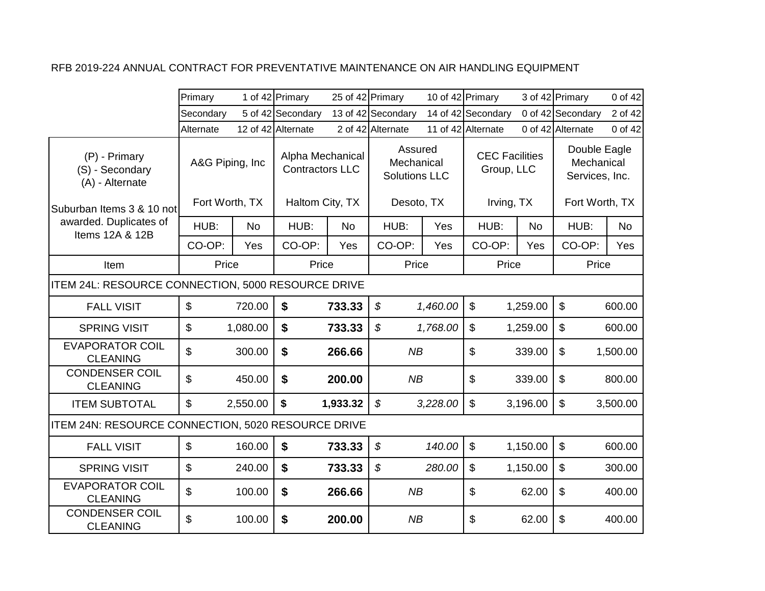RFB 2019-224 ANNUAL CONTRACT FOR PREVENTATIVE MAINTENANCE ON AIR HANDLING EQUIPMENT

| | Primary 1 of 42 | | Primary 25 of 42 | | Primary 10 of 42 | | Primary 3 of 42 | | Primary 0 of 42 | |
|---|---|---|---|---|---|---|---|---|---|---|
| | Secondary 5 of 42 | | Secondary 13 of 42 | | Secondary 14 of 42 | | Secondary 0 of 42 | | Secondary 2 of 42 | |
| | Alternate 12 of 42 | | Alternate 2 of 42 | | Alternate 11 of 42 | | Alternate 0 of 42 | | Alternate 0 of 42 | |
| (P) - Primary<br>(S) - Secondary<br>(A) - Alternate | A&G Piping, Inc | | Alpha Mechanical Contractors LLC | | Assured Mechanical Solutions LLC | | CEC Facilities Group, LLC | | Double Eagle Mechanical Services, Inc. | |
| Suburban Items 3 & 10 not awarded. Duplicates of Items 12A & 12B | Fort Worth, TX | | Haltom City, TX | | Desoto, TX | | Irving, TX | | Fort Worth, TX | |
| | HUB: | No | HUB: | No | HUB: | Yes | HUB: | No | HUB: | No |
| | CO-OP: | Yes | CO-OP: | Yes | CO-OP: | Yes | CO-OP: | Yes | CO-OP: | Yes |
| Item | Price | | Price | | Price | | Price | | Price | |
| ITEM 24L: RESOURCE CONNECTION, 5000 RESOURCE DRIVE | | | | | | | | | | |
| FALL VISIT | $ | 720.00 | **$** | **733.33** | *$* | *1,460.00* | $ | 1,259.00 | $ | 600.00 |
| SPRING VISIT | $ | 1,080.00 | **$** | **733.33** | *$* | *1,768.00* | $ | 1,259.00 | $ | 600.00 |
| EVAPORATOR COIL CLEANING | $ | 300.00 | **$** | **266.66** | *NB* | | $ | 339.00 | $ | 1,500.00 |
| CONDENSER COIL CLEANING | $ | 450.00 | **$** | **200.00** | *NB* | | $ | 339.00 | $ | 800.00 |
| ITEM SUBTOTAL | $ | 2,550.00 | **$** | **1,933.32** | *$* | *3,228.00* | $ | 3,196.00 | $ | 3,500.00 |
| ITEM 24N: RESOURCE CONNECTION, 5020 RESOURCE DRIVE | | | | | | | | | | |
| FALL VISIT | $ | 160.00 | **$** | **733.33** | *$* | *140.00* | $ | 1,150.00 | $ | 600.00 |
| SPRING VISIT | $ | 240.00 | **$** | **733.33** | *$* | *280.00* | $ | 1,150.00 | $ | 300.00 |
| EVAPORATOR COIL CLEANING | $ | 100.00 | **$** | **266.66** | *NB* | | $ | 62.00 | $ | 400.00 |
| CONDENSER COIL CLEANING | $ | 100.00 | **$** | **200.00** | *NB* | | $ | 62.00 | $ | 400.00 |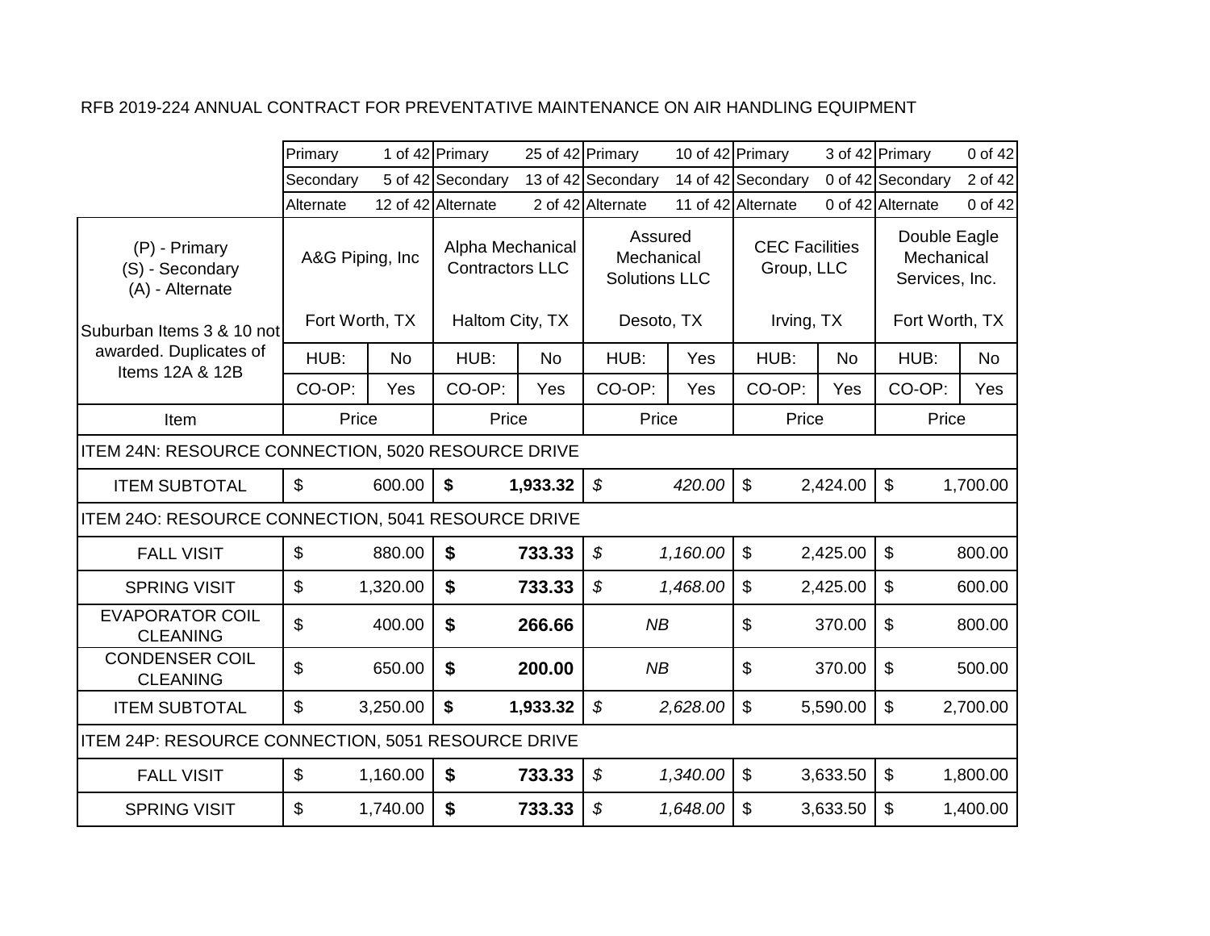RFB 2019-224 ANNUAL CONTRACT FOR PREVENTATIVE MAINTENANCE ON AIR HANDLING EQUIPMENT

| | A&G Piping, Inc | | Alpha Mechanical Contractors LLC | | Assured Mechanical Solutions LLC | | CEC Facilities Group, LLC | | Double Eagle Mechanical Services, Inc. | |
|---|---|---|---|---|---|---|---|---|---|---|
| | Primary | 1 of 42 | Primary | 25 of 42 | Primary | 10 of 42 | Primary | 3 of 42 | Primary | 0 of 42 |
| | Secondary | 5 of 42 | Secondary | 13 of 42 | Secondary | 14 of 42 | Secondary | 0 of 42 | Secondary | 2 of 42 |
| | Alternate | 12 of 42 | Alternate | 2 of 42 | Alternate | 11 of 42 | Alternate | 0 of 42 | Alternate | 0 of 42 |
| (P) - Primary<br>(S) - Secondary<br>(A) - Alternate<br><br>Suburban Items 3 & 10 not awarded. Duplicates of Items 12A & 12B | Fort Worth, TX | | Haltom City, TX | | Desoto, TX | | Irving, TX | | Fort Worth, TX | |
| | HUB: | No | HUB: | No | HUB: | Yes | HUB: | No | HUB: | No |
| | CO-OP: | Yes | CO-OP: | Yes | CO-OP: | Yes | CO-OP: | Yes | CO-OP: | Yes |
| Item | Price | | Price | | Price | | Price | | Price | |
| ITEM 24N: RESOURCE CONNECTION, 5020 RESOURCE DRIVE | | | | | | | | | | |
| ITEM SUBTOTAL | $ | 600.00 | **$** | **1,933.32** | *$* | *420.00* | $ | 2,424.00 | $ | 1,700.00 |
| ITEM 24O: RESOURCE CONNECTION, 5041 RESOURCE DRIVE | | | | | | | | | | |
| FALL VISIT | $ | 880.00 | **$** | **733.33** | *$* | *1,160.00* | $ | 2,425.00 | $ | 800.00 |
| SPRING VISIT | $ | 1,320.00 | **$** | **733.33** | *$* | *1,468.00* | $ | 2,425.00 | $ | 600.00 |
| EVAPORATOR COIL CLEANING | $ | 400.00 | **$** | **266.66** | *NB* | | $ | 370.00 | $ | 800.00 |
| CONDENSER COIL CLEANING | $ | 650.00 | **$** | **200.00** | *NB* | | $ | 370.00 | $ | 500.00 |
| ITEM SUBTOTAL | $ | 3,250.00 | **$** | **1,933.32** | *$* | *2,628.00* | $ | 5,590.00 | $ | 2,700.00 |
| ITEM 24P: RESOURCE CONNECTION, 5051 RESOURCE DRIVE | | | | | | | | | | |
| FALL VISIT | $ | 1,160.00 | **$** | **733.33** | *$* | *1,340.00* | $ | 3,633.50 | $ | 1,800.00 |
| SPRING VISIT | $ | 1,740.00 | **$** | **733.33** | *$* | *1,648.00* | $ | 3,633.50 | $ | 1,400.00 |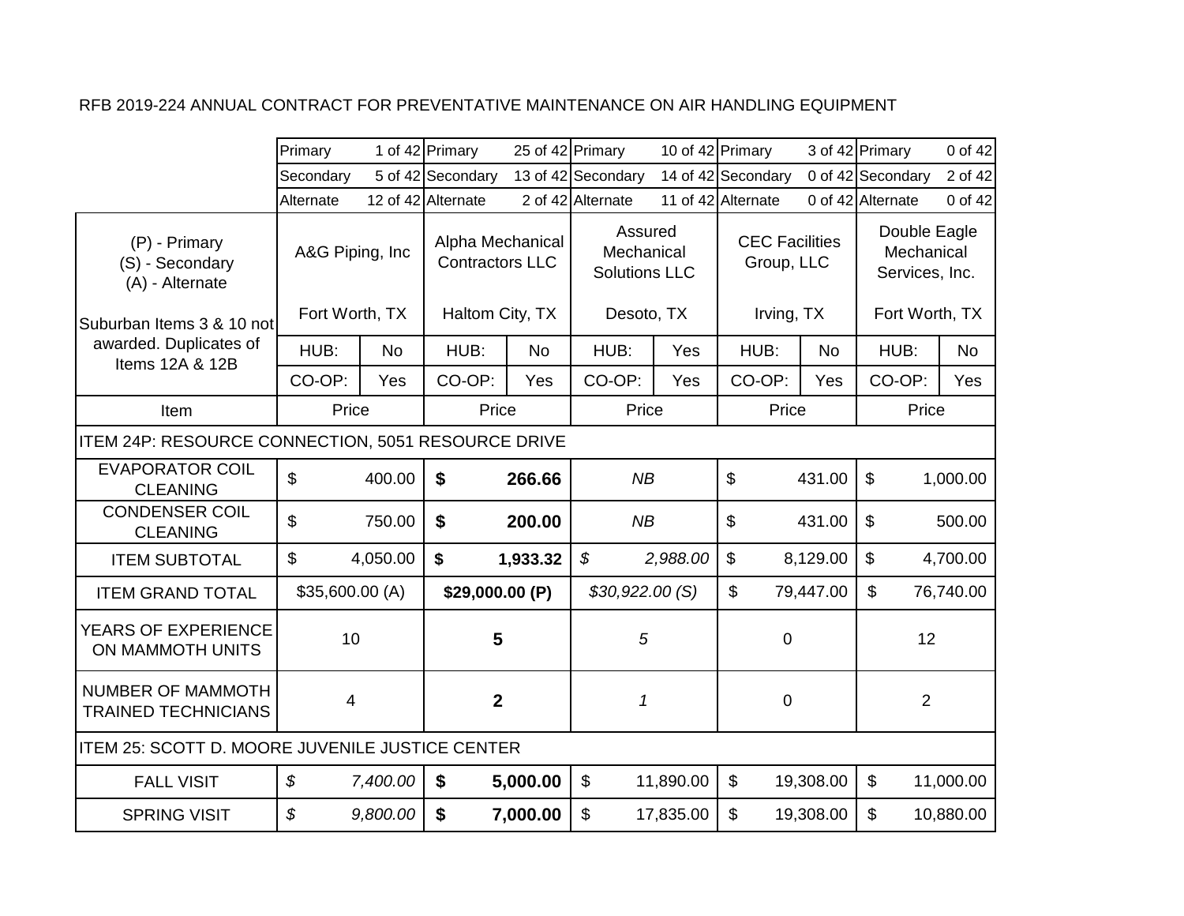RFB 2019-224 ANNUAL CONTRACT FOR PREVENTATIVE MAINTENANCE ON AIR HANDLING EQUIPMENT

| | A&G Piping, Inc | | Alpha Mechanical Contractors LLC | | Assured Mechanical Solutions LLC | | CEC Facilities Group, LLC | | Double Eagle Mechanical Services, Inc. | |
|---|---|---|---|---|---|---|---|---|---|---|
| | Primary | 1 of 42 | Primary | 25 of 42 | Primary | 10 of 42 | Primary | 3 of 42 | Primary | 0 of 42 |
| | Secondary | 5 of 42 | Secondary | 13 of 42 | Secondary | 14 of 42 | Secondary | 0 of 42 | Secondary | 2 of 42 |
| | Alternate | 12 of 42 | Alternate | 2 of 42 | Alternate | 11 of 42 | Alternate | 0 of 42 | Alternate | 0 of 42 |
| (P) - Primary<br>(S) - Secondary<br>(A) - Alternate | A&G Piping, Inc | | Alpha Mechanical Contractors LLC | | Assured Mechanical Solutions LLC | | CEC Facilities Group, LLC | | Double Eagle Mechanical Services, Inc. | |
| Suburban Items 3 & 10 not awarded. Duplicates of Items 12A & 12B | Fort Worth, TX | | Haltom City, TX | | Desoto, TX | | Irving, TX | | Fort Worth, TX | |
| | HUB: | No | HUB: | No | HUB: | Yes | HUB: | No | HUB: | No |
| | CO-OP: | Yes | CO-OP: | Yes | CO-OP: | Yes | CO-OP: | Yes | CO-OP: | Yes |
| Item | Price | | Price | | Price | | Price | | Price | |
| ITEM 24P: RESOURCE CONNECTION, 5051 RESOURCE DRIVE | | | | | | | | | | |
| EVAPORATOR COIL CLEANING | $ | 400.00 | **$** | **266.66** | *NB* | | $ | 431.00 | $ | 1,000.00 |
| CONDENSER COIL CLEANING | $ | 750.00 | **$** | **200.00** | *NB* | | $ | 431.00 | $ | 500.00 |
| ITEM SUBTOTAL | $ | 4,050.00 | **$** | **1,933.32** | *$* | *2,988.00* | $ | 8,129.00 | $ | 4,700.00 |
| ITEM GRAND TOTAL | $35,600.00 (A) | | **$29,000.00 (P)** | | *$30,922.00 (S)* | | $ | 79,447.00 | $ | 76,740.00 |
| YEARS OF EXPERIENCE ON MAMMOTH UNITS | 10 | | **5** | | *5* | | 0 | | 12 | |
| NUMBER OF MAMMOTH TRAINED TECHNICIANS | 4 | | **2** | | *1* | | 0 | | 2 | |
| ITEM 25: SCOTT D. MOORE JUVENILE JUSTICE CENTER | | | | | | | | | | |
| FALL VISIT | *$* | *7,400.00* | **$** | **5,000.00** | $ | 11,890.00 | $ | 19,308.00 | $ | 11,000.00 |
| SPRING VISIT | *$* | *9,800.00* | **$** | **7,000.00** | $ | 17,835.00 | $ | 19,308.00 | $ | 10,880.00 |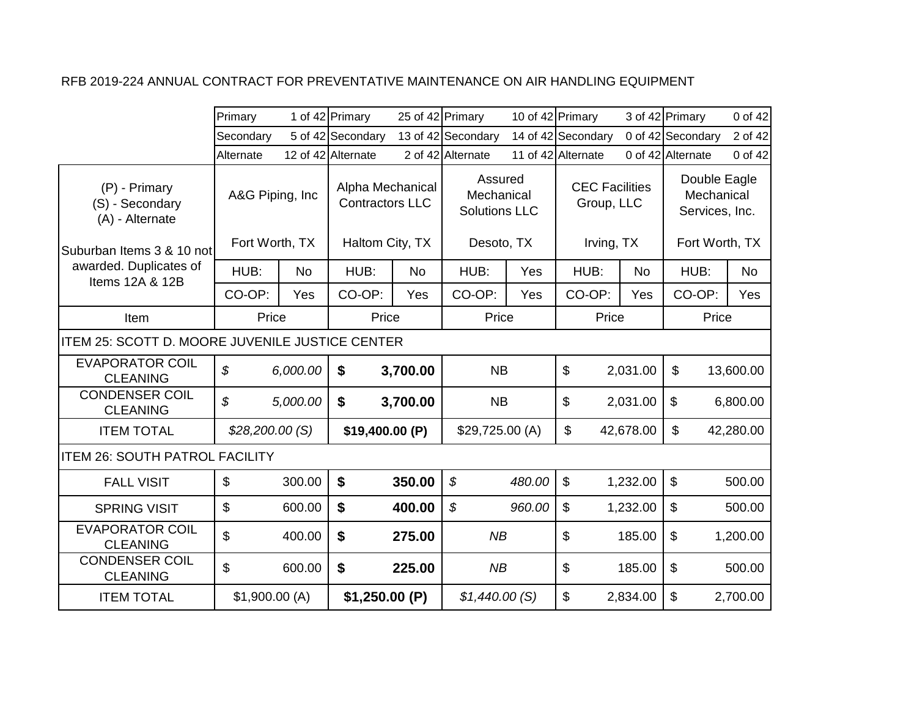RFB 2019-224 ANNUAL CONTRACT FOR PREVENTATIVE MAINTENANCE ON AIR HANDLING EQUIPMENT

| | Primary 1 of 42 | | Primary 25 of 42 | | Primary 10 of 42 | | Primary 3 of 42 | | Primary 0 of 42 | |
|---|---|---|---|---|---|---|---|---|---|---|
| | Secondary 5 of 42 | | Secondary 13 of 42 | | Secondary 14 of 42 | | Secondary 0 of 42 | | Secondary 2 of 42 | |
| | Alternate 12 of 42 | | Alternate 2 of 42 | | Alternate 11 of 42 | | Alternate 0 of 42 | | Alternate 0 of 42 | |
| (P) - Primary<br>(S) - Secondary<br>(A) - Alternate | A&G Piping, Inc | | Alpha Mechanical Contractors LLC | | Assured Mechanical Solutions LLC | | CEC Facilities Group, LLC | | Double Eagle Mechanical Services, Inc. | |
| Suburban Items 3 & 10 not awarded. Duplicates of Items 12A & 12B | Fort Worth, TX | | Haltom City, TX | | Desoto, TX | | Irving, TX | | Fort Worth, TX | |
| | HUB: | No | HUB: | No | HUB: | Yes | HUB: | No | HUB: | No |
| | CO-OP: | Yes | CO-OP: | Yes | CO-OP: | Yes | CO-OP: | Yes | CO-OP: | Yes |
| Item | Price | | Price | | Price | | Price | | Price | |
| ITEM 25: SCOTT D. MOORE JUVENILE JUSTICE CENTER | | | | | | | | | | |
| EVAPORATOR COIL CLEANING | *$* | *6,000.00* | **$** | **3,700.00** | NB | | $ | 2,031.00 | $ | 13,600.00 |
| CONDENSER COIL CLEANING | *$* | *5,000.00* | **$** | **3,700.00** | NB | | $ | 2,031.00 | $ | 6,800.00 |
| ITEM TOTAL | *$28,200.00 (S)* | | **$19,400.00 (P)** | | $29,725.00 (A) | | $ | 42,678.00 | $ | 42,280.00 |
| ITEM 26: SOUTH PATROL FACILITY | | | | | | | | | | |
| FALL VISIT | $ | 300.00 | **$** | **350.00** | *$* | *480.00* | $ | 1,232.00 | $ | 500.00 |
| SPRING VISIT | $ | 600.00 | **$** | **400.00** | *$* | *960.00* | $ | 1,232.00 | $ | 500.00 |
| EVAPORATOR COIL CLEANING | $ | 400.00 | **$** | **275.00** | *NB* | | $ | 185.00 | $ | 1,200.00 |
| CONDENSER COIL CLEANING | $ | 600.00 | **$** | **225.00** | *NB* | | $ | 185.00 | $ | 500.00 |
| ITEM TOTAL | $1,900.00 (A) | | **$1,250.00 (P)** | | *$1,440.00 (S)* | | $ | 2,834.00 | $ | 2,700.00 |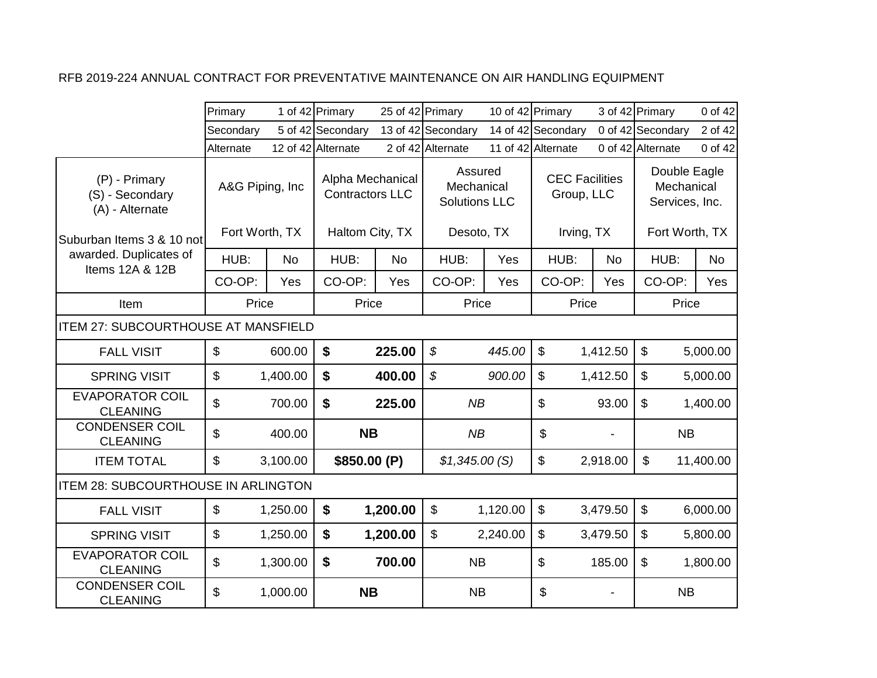RFB 2019-224 ANNUAL CONTRACT FOR PREVENTATIVE MAINTENANCE ON AIR HANDLING EQUIPMENT

| | Primary 1 of 42 | | Primary 25 of 42 | | Primary 10 of 42 | | Primary 3 of 42 | | Primary 0 of 42 | |
|---|---|---|---|---|---|---|---|---|---|---|
| | Secondary 5 of 42 | | Secondary 13 of 42 | | Secondary 14 of 42 | | Secondary 0 of 42 | | Secondary 2 of 42 | |
| | Alternate 12 of 42 | | Alternate 2 of 42 | | Alternate 11 of 42 | | Alternate 0 of 42 | | Alternate 0 of 42 | |
| (P) - Primary (S) - Secondary (A) - Alternate | A&G Piping, Inc | | Alpha Mechanical Contractors LLC | | Assured Mechanical Solutions LLC | | CEC Facilities Group, LLC | | Double Eagle Mechanical Services, Inc. | |
| Suburban Items 3 & 10 not awarded. Duplicates of Items 12A & 12B | Fort Worth, TX | | Haltom City, TX | | Desoto, TX | | Irving, TX | | Fort Worth, TX | |
| | HUB: | No | HUB: | No | HUB: | Yes | HUB: | No | HUB: | No |
| | CO-OP: | Yes | CO-OP: | Yes | CO-OP: | Yes | CO-OP: | Yes | CO-OP: | Yes |
| Item | Price | | Price | | Price | | Price | | Price | |
| ITEM 27: SUBCOURTHOUSE AT MANSFIELD | | | | | | | | | | |
| FALL VISIT | $ | 600.00 | **$** | **225.00** | *$* | *445.00* | $ | 1,412.50 | $ | 5,000.00 |
| SPRING VISIT | $ | 1,400.00 | **$** | **400.00** | *$* | *900.00* | $ | 1,412.50 | $ | 5,000.00 |
| EVAPORATOR COIL CLEANING | $ | 700.00 | **$** | **225.00** | *NB* | | $ | 93.00 | $ | 1,400.00 |
| CONDENSER COIL CLEANING | $ | 400.00 | **NB** | | *NB* | | $ | - | NB | |
| ITEM TOTAL | $ | 3,100.00 | **$850.00 (P)** | | *$1,345.00 (S)* | | $ | 2,918.00 | $ | 11,400.00 |
| ITEM 28: SUBCOURTHOUSE IN ARLINGTON | | | | | | | | | | |
| FALL VISIT | $ | 1,250.00 | **$** | **1,200.00** | $ | 1,120.00 | $ | 3,479.50 | $ | 6,000.00 |
| SPRING VISIT | $ | 1,250.00 | **$** | **1,200.00** | $ | 2,240.00 | $ | 3,479.50 | $ | 5,800.00 |
| EVAPORATOR COIL CLEANING | $ | 1,300.00 | **$** | **700.00** | NB | | $ | 185.00 | $ | 1,800.00 |
| CONDENSER COIL CLEANING | $ | 1,000.00 | **NB** | | NB | | $ | - | NB | |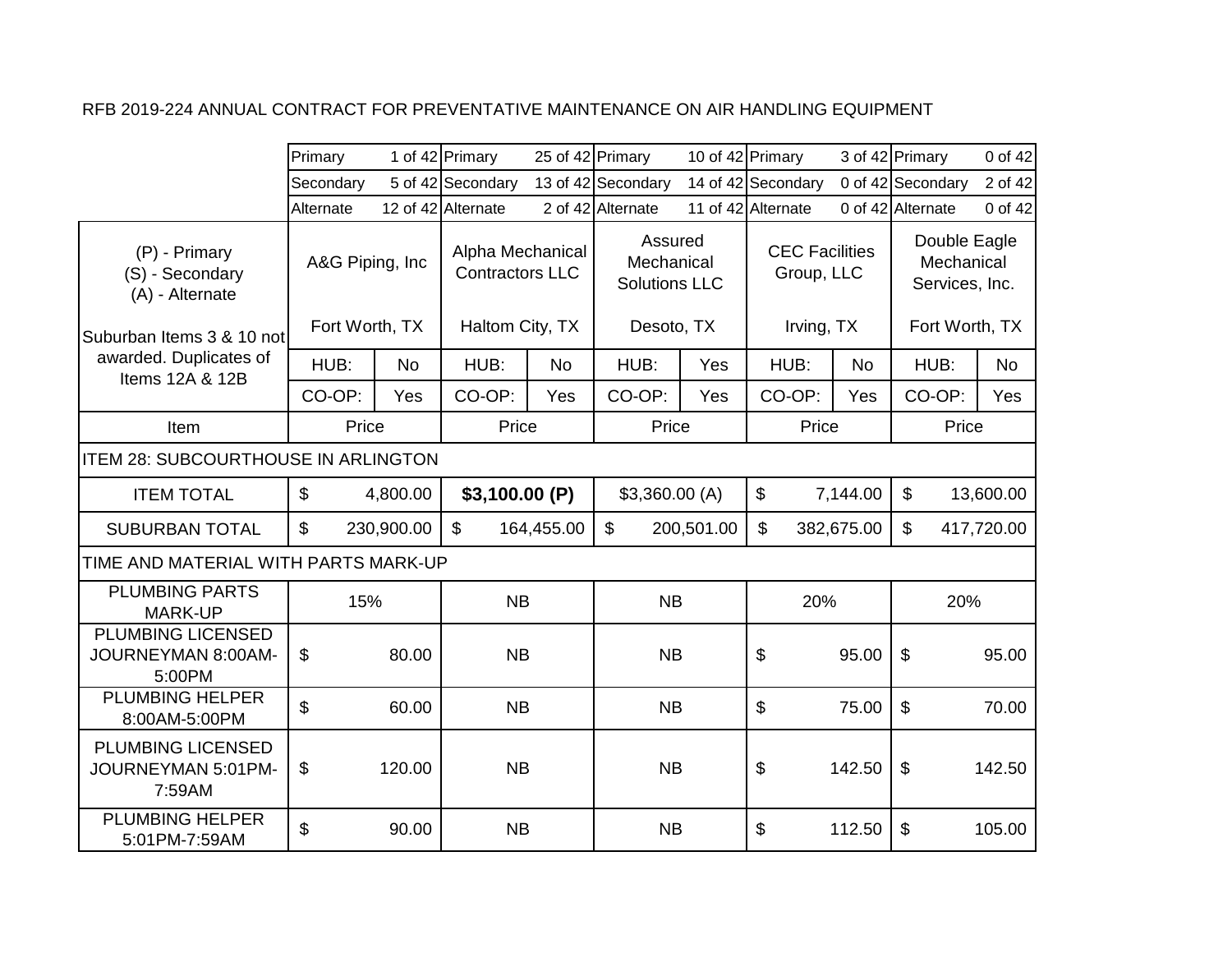RFB 2019-224 ANNUAL CONTRACT FOR PREVENTATIVE MAINTENANCE ON AIR HANDLING EQUIPMENT

| | | | | | | | | | | |
|---|---|---|---|---|---|---|---|---|---|---|
| | Primary | 1 of 42 | Primary | 25 of 42 | Primary | 10 of 42 | Primary | 3 of 42 | Primary | 0 of 42 |
| | Secondary | 5 of 42 | Secondary | 13 of 42 | Secondary | 14 of 42 | Secondary | 0 of 42 | Secondary | 2 of 42 |
| | Alternate | 12 of 42 | Alternate | 2 of 42 | Alternate | 11 of 42 | Alternate | 0 of 42 | Alternate | 0 of 42 |
| (P) - Primary<br>(S) - Secondary<br>(A) - Alternate | A&G Piping, Inc | | Alpha Mechanical Contractors LLC | | Assured Mechanical Solutions LLC | | CEC Facilities Group, LLC | | Double Eagle Mechanical Services, Inc. | |
| Suburban Items 3 & 10 not awarded. Duplicates of Items 12A & 12B | Fort Worth, TX | | Haltom City, TX | | Desoto, TX | | Irving, TX | | Fort Worth, TX | |
| | HUB: | No | HUB: | No | HUB: | Yes | HUB: | No | HUB: | No |
| | CO-OP: | Yes | CO-OP: | Yes | CO-OP: | Yes | CO-OP: | Yes | CO-OP: | Yes |
| Item | Price | | Price | | Price | | Price | | Price | |
| ITEM 28: SUBCOURTHOUSE IN ARLINGTON | | | | | | | | | | |
| ITEM TOTAL | $ 4,800.00 | | **$3,100.00 (P)** | | $3,360.00 (A) | | $ 7,144.00 | | $ 13,600.00 | |
| SUBURBAN TOTAL | $ 230,900.00 | | $ 164,455.00 | | $ 200,501.00 | | $ 382,675.00 | | $ 417,720.00 | |
| TIME AND MATERIAL WITH PARTS MARK-UP | | | | | | | | | | |
| PLUMBING PARTS MARK-UP | 15% | | NB | | NB | | 20% | | 20% | |
| PLUMBING LICENSED JOURNEYMAN 8:00AM-5:00PM | $ 80.00 | | NB | | NB | | $ 95.00 | | $ 95.00 | |
| PLUMBING HELPER 8:00AM-5:00PM | $ 60.00 | | NB | | NB | | $ 75.00 | | $ 70.00 | |
| PLUMBING LICENSED JOURNEYMAN 5:01PM-7:59AM | $ 120.00 | | NB | | NB | | $ 142.50 | | $ 142.50 | |
| PLUMBING HELPER 5:01PM-7:59AM | $ 90.00 | | NB | | NB | | $ 112.50 | | $ 105.00 | |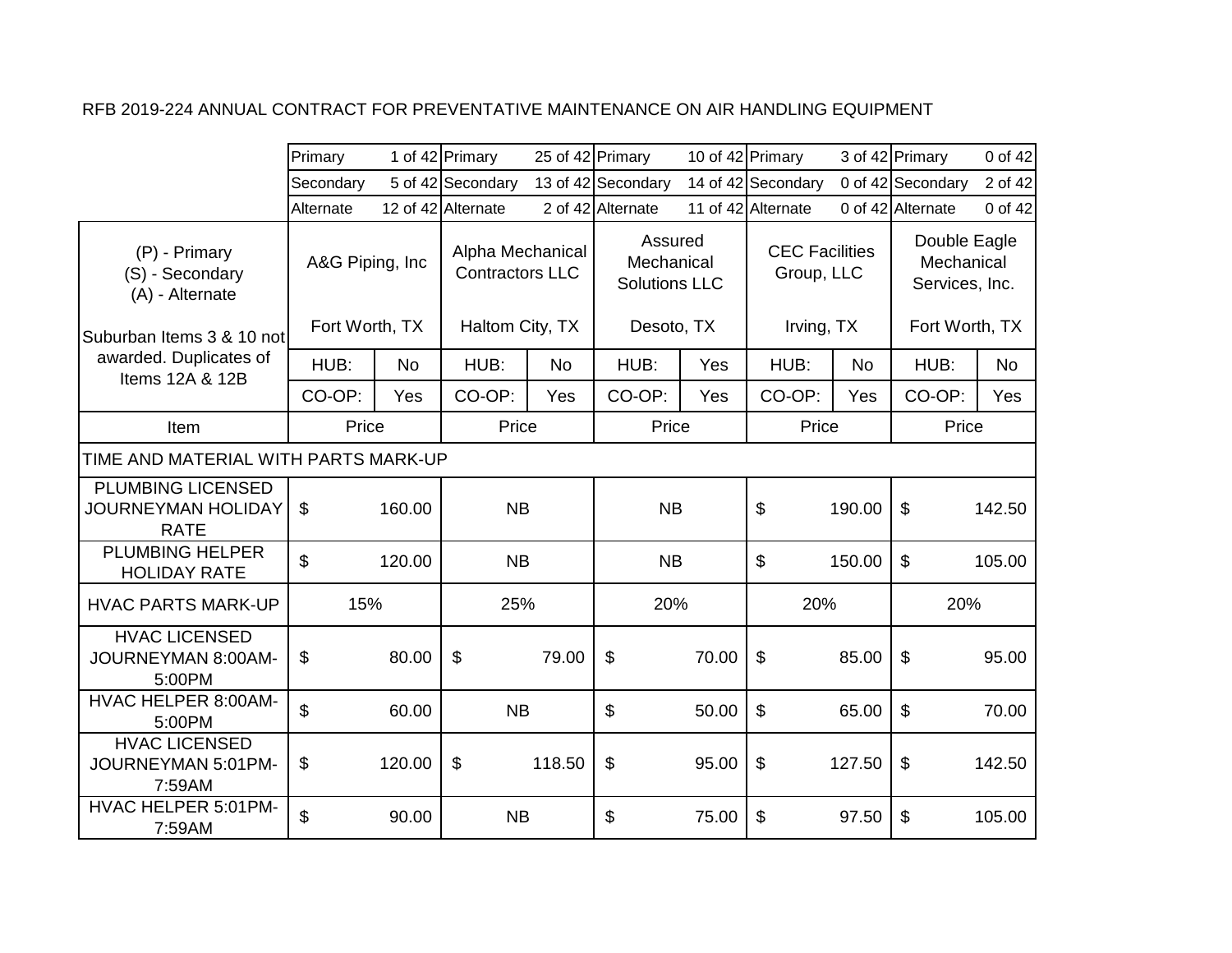RFB 2019-224 ANNUAL CONTRACT FOR PREVENTATIVE MAINTENANCE ON AIR HANDLING EQUIPMENT

| | Primary | 1 of 42 | Primary | 25 of 42 | Primary | 10 of 42 | Primary | 3 of 42 | Primary | 0 of 42 |
|---|---|---|---|---|---|---|---|---|---|---|
| | Secondary | 5 of 42 | Secondary | 13 of 42 | Secondary | 14 of 42 | Secondary | 0 of 42 | Secondary | 2 of 42 |
| | Alternate | 12 of 42 | Alternate | 2 of 42 | Alternate | 11 of 42 | Alternate | 0 of 42 | Alternate | 0 of 42 |
| (P) - Primary<br>(S) - Secondary<br>(A) - Alternate | A&G Piping, Inc | | Alpha Mechanical Contractors LLC | | Assured Mechanical Solutions LLC | | CEC Facilities Group, LLC | | Double Eagle Mechanical Services, Inc. | |
| Suburban Items 3 & 10 not awarded. Duplicates of Items 12A & 12B | Fort Worth, TX | | Haltom City, TX | | Desoto, TX | | Irving, TX | | Fort Worth, TX | |
| | HUB: | No | HUB: | No | HUB: | Yes | HUB: | No | HUB: | No |
| | CO-OP: | Yes | CO-OP: | Yes | CO-OP: | Yes | CO-OP: | Yes | CO-OP: | Yes |
| Item | Price | | Price | | Price | | Price | | Price | |
| TIME AND MATERIAL WITH PARTS MARK-UP | | | | | | | | | | |
| PLUMBING LICENSED JOURNEYMAN HOLIDAY RATE | $ | 160.00 | NB | | NB | | $ | 190.00 | $ | 142.50 |
| PLUMBING HELPER HOLIDAY RATE | $ | 120.00 | NB | | NB | | $ | 150.00 | $ | 105.00 |
| HVAC PARTS MARK-UP | 15% | | 25% | | 20% | | 20% | | 20% | |
| HVAC LICENSED JOURNEYMAN 8:00AM-5:00PM | $ | 80.00 | $ | 79.00 | $ | 70.00 | $ | 85.00 | $ | 95.00 |
| HVAC HELPER 8:00AM-5:00PM | $ | 60.00 | NB | | $ | 50.00 | $ | 65.00 | $ | 70.00 |
| HVAC LICENSED JOURNEYMAN 5:01PM-7:59AM | $ | 120.00 | $ | 118.50 | $ | 95.00 | $ | 127.50 | $ | 142.50 |
| HVAC HELPER 5:01PM-7:59AM | $ | 90.00 | NB | | $ | 75.00 | $ | 97.50 | $ | 105.00 |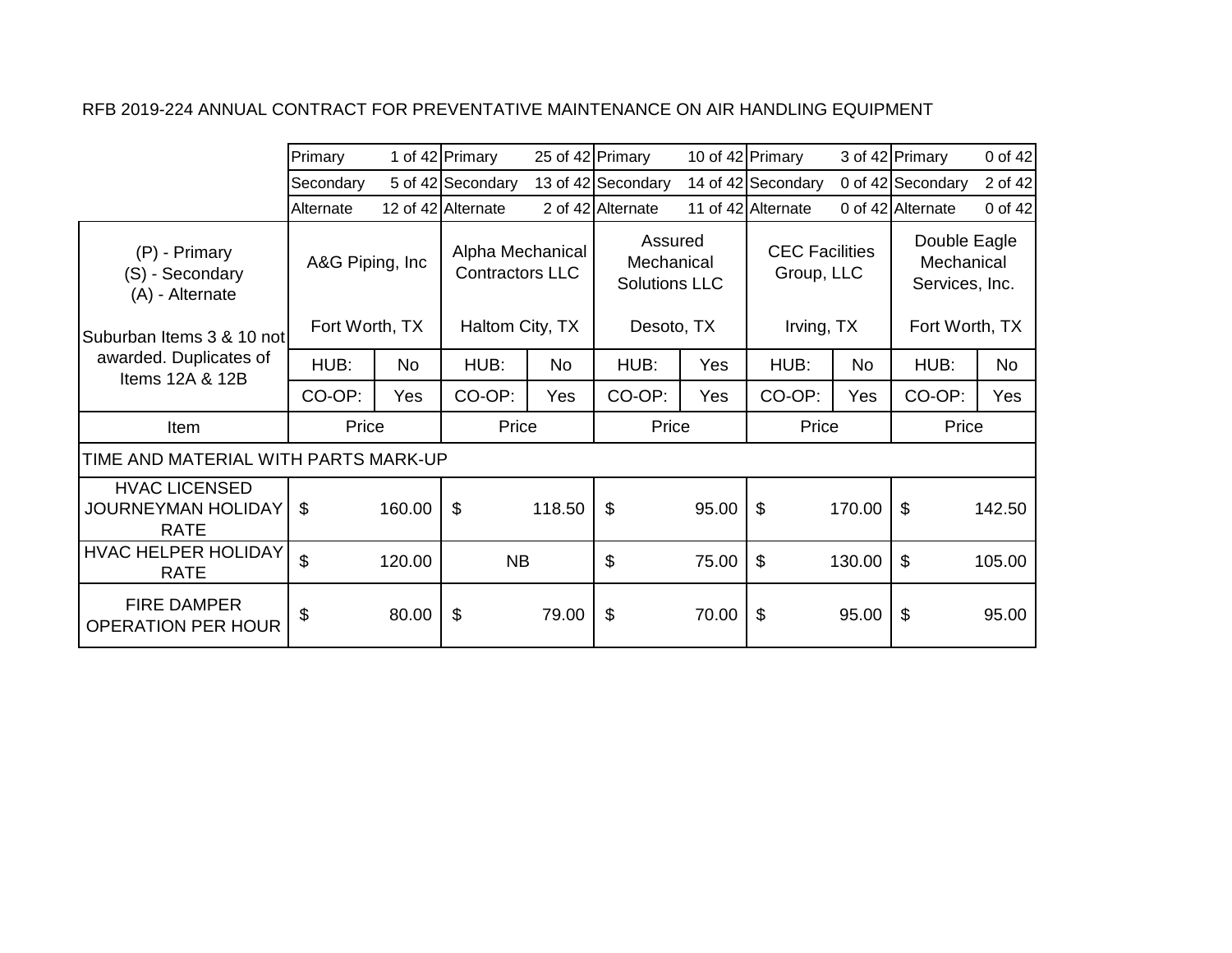RFB 2019-224 ANNUAL CONTRACT FOR PREVENTATIVE MAINTENANCE ON AIR HANDLING EQUIPMENT

| | A&G Piping, Inc | | Alpha Mechanical Contractors LLC | | Assured Mechanical Solutions LLC | | CEC Facilities Group, LLC | | Double Eagle Mechanical Services, Inc. | |
|---|---|---|---|---|---|---|---|---|---|---|
| | Primary | 1 of 42 | Primary | 25 of 42 | Primary | 10 of 42 | Primary | 3 of 42 | Primary | 0 of 42 |
| | Secondary | 5 of 42 | Secondary | 13 of 42 | Secondary | 14 of 42 | Secondary | 0 of 42 | Secondary | 2 of 42 |
| | Alternate | 12 of 42 | Alternate | 2 of 42 | Alternate | 11 of 42 | Alternate | 0 of 42 | Alternate | 0 of 42 |
| (P) - Primary<br>(S) - Secondary<br>(A) - Alternate | A&G Piping, Inc | | Alpha Mechanical Contractors LLC | | Assured Mechanical Solutions LLC | | CEC Facilities Group, LLC | | Double Eagle Mechanical Services, Inc. | |
| Suburban Items 3 & 10 not awarded. Duplicates of Items 12A & 12B | Fort Worth, TX | | Haltom City, TX | | Desoto, TX | | Irving, TX | | Fort Worth, TX | |
| | HUB: | No | HUB: | No | HUB: | Yes | HUB: | No | HUB: | No |
| | CO-OP: | Yes | CO-OP: | Yes | CO-OP: | Yes | CO-OP: | Yes | CO-OP: | Yes |
| Item | Price | | Price | | Price | | Price | | Price | |
| TIME AND MATERIAL WITH PARTS MARK-UP | | | | | | | | | | |
| HVAC LICENSED JOURNEYMAN HOLIDAY RATE | $ | 160.00 | $ | 118.50 | $ | 95.00 | $ | 170.00 | $ | 142.50 |
| HVAC HELPER HOLIDAY RATE | $ | 120.00 | NB | | $ | 75.00 | $ | 130.00 | $ | 105.00 |
| FIRE DAMPER OPERATION PER HOUR | $ | 80.00 | $ | 79.00 | $ | 70.00 | $ | 95.00 | $ | 95.00 |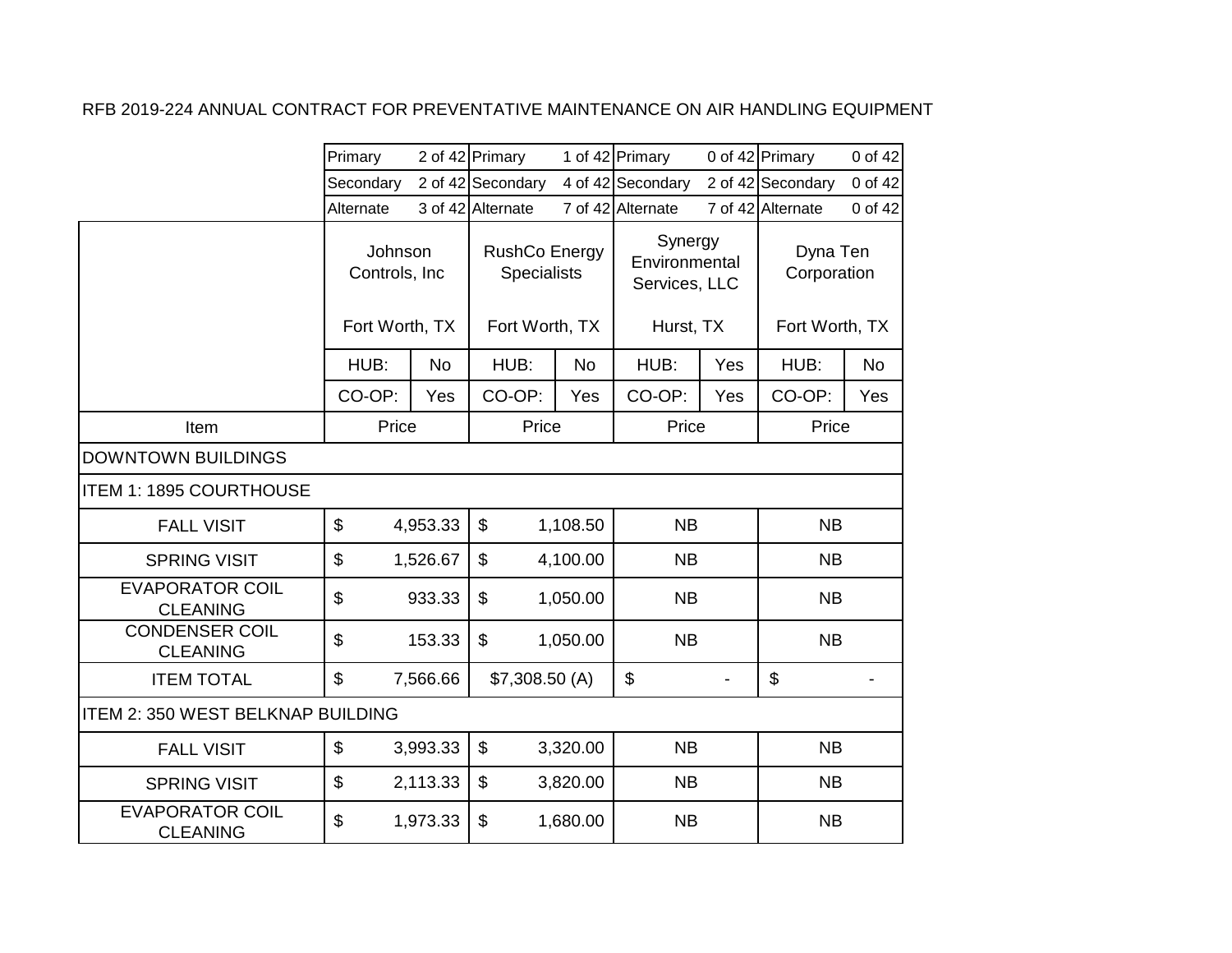RFB 2019-224 ANNUAL CONTRACT FOR PREVENTATIVE MAINTENANCE ON AIR HANDLING EQUIPMENT

| | Johnson Controls, Inc | | RushCo Energy Specialists | | Synergy Environmental Services, LLC | | Dyna Ten Corporation | |
|---|---|---|---|---|---|---|---|---|
| | Primary | 2 of 42 | Primary | 1 of 42 | Primary | 0 of 42 | Primary | 0 of 42 |
| | Secondary | 2 of 42 | Secondary | 4 of 42 | Secondary | 2 of 42 | Secondary | 0 of 42 |
| | Alternate | 3 of 42 | Alternate | 7 of 42 | Alternate | 7 of 42 | Alternate | 0 of 42 |
| | Fort Worth, TX | | Fort Worth, TX | | Hurst, TX | | Fort Worth, TX | |
| | HUB: | No | HUB: | No | HUB: | Yes | HUB: | No |
| | CO-OP: | Yes | CO-OP: | Yes | CO-OP: | Yes | CO-OP: | Yes |
| Item | Price | | Price | | Price | | Price | |
| DOWNTOWN BUILDINGS | | | | | | | | |
| ITEM 1: 1895 COURTHOUSE | | | | | | | | |
| FALL VISIT | $ | 4,953.33 | $ | 1,108.50 | NB | | NB | |
| SPRING VISIT | $ | 1,526.67 | $ | 4,100.00 | NB | | NB | |
| EVAPORATOR COIL CLEANING | $ | 933.33 | $ | 1,050.00 | NB | | NB | |
| CONDENSER COIL CLEANING | $ | 153.33 | $ | 1,050.00 | NB | | NB | |
| ITEM TOTAL | $ | 7,566.66 | $7,308.50 (A) | | $ | - | $ | - |
| ITEM 2: 350 WEST BELKNAP BUILDING | | | | | | | | |
| FALL VISIT | $ | 3,993.33 | $ | 3,320.00 | NB | | NB | |
| SPRING VISIT | $ | 2,113.33 | $ | 3,820.00 | NB | | NB | |
| EVAPORATOR COIL CLEANING | $ | 1,973.33 | $ | 1,680.00 | NB | | NB | |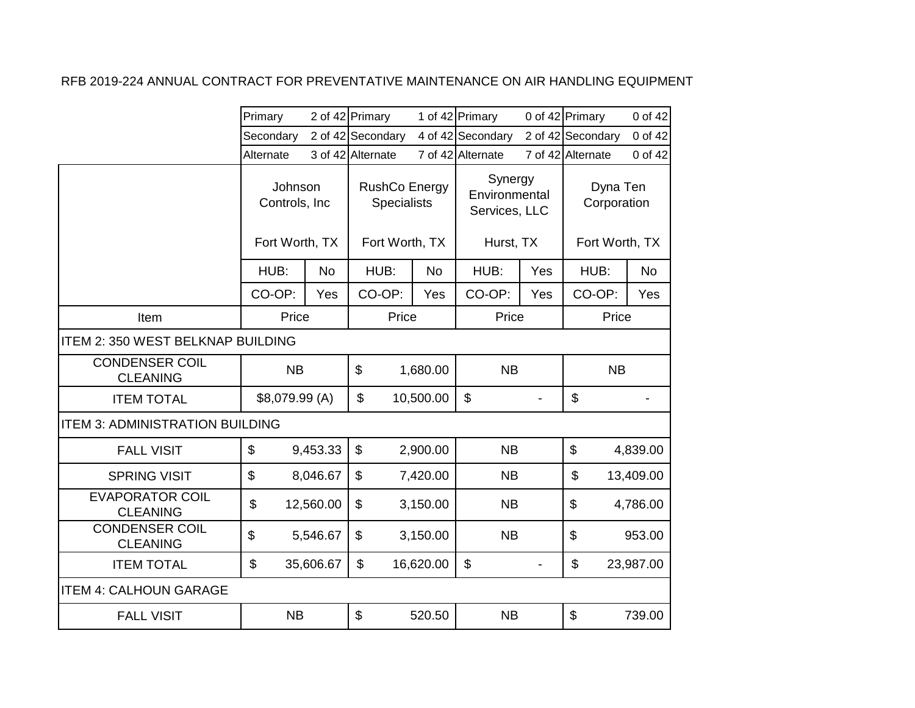RFB 2019-224 ANNUAL CONTRACT FOR PREVENTATIVE MAINTENANCE ON AIR HANDLING EQUIPMENT

| | Johnson Controls, Inc | | RushCo Energy Specialists | | Synergy Environmental Services, LLC | | Dyna Ten Corporation | |
|---|---|---|---|---|---|---|---|---|
| | Primary | 2 of 42 | Primary | 1 of 42 | Primary | 0 of 42 | Primary | 0 of 42 |
| | Secondary | 2 of 42 | Secondary | 4 of 42 | Secondary | 2 of 42 | Secondary | 0 of 42 |
| | Alternate | 3 of 42 | Alternate | 7 of 42 | Alternate | 7 of 42 | Alternate | 0 of 42 |
| | Fort Worth, TX | | Fort Worth, TX | | Hurst, TX | | Fort Worth, TX | |
| | HUB: | No | HUB: | No | HUB: | Yes | HUB: | No |
| | CO-OP: | Yes | CO-OP: | Yes | CO-OP: | Yes | CO-OP: | Yes |
| Item | Price | | Price | | Price | | Price | |
| ITEM 2: 350 WEST BELKNAP BUILDING | | | | | | | | |
| CONDENSER COIL CLEANING | NB | | $ | 1,680.00 | NB | | NB | |
| ITEM TOTAL | $8,079.99 (A) | | $ | 10,500.00 | $ | - | $ | - |
| ITEM 3: ADMINISTRATION BUILDING | | | | | | | | |
| FALL VISIT | $ | 9,453.33 | $ | 2,900.00 | NB | | $ | 4,839.00 |
| SPRING VISIT | $ | 8,046.67 | $ | 7,420.00 | NB | | $ | 13,409.00 |
| EVAPORATOR COIL CLEANING | $ | 12,560.00 | $ | 3,150.00 | NB | | $ | 4,786.00 |
| CONDENSER COIL CLEANING | $ | 5,546.67 | $ | 3,150.00 | NB | | $ | 953.00 |
| ITEM TOTAL | $ | 35,606.67 | $ | 16,620.00 | $ | - | $ | 23,987.00 |
| ITEM 4: CALHOUN GARAGE | | | | | | | | |
| FALL VISIT | NB | | $ | 520.50 | NB | | $ | 739.00 |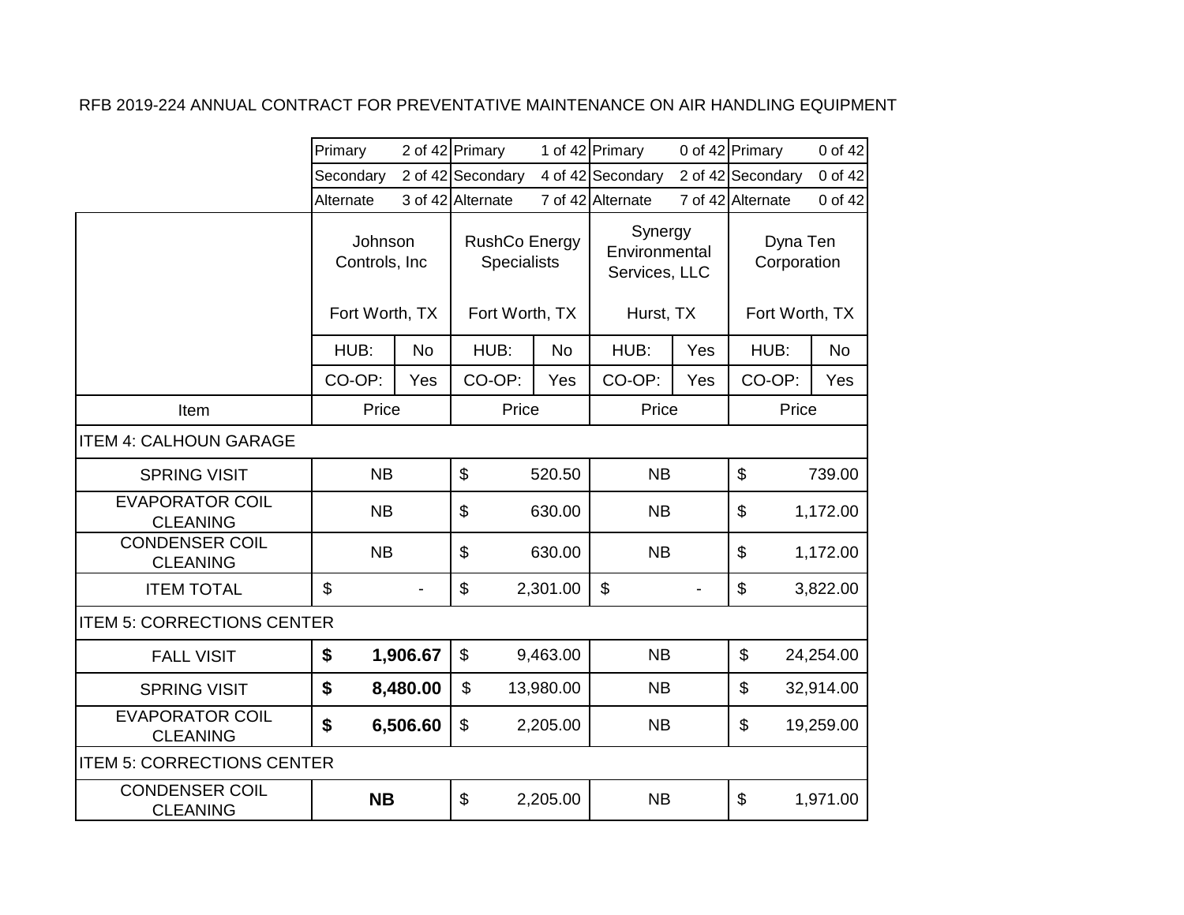RFB 2019-224 ANNUAL CONTRACT FOR PREVENTATIVE MAINTENANCE ON AIR HANDLING EQUIPMENT

| | | | | | | | | |
|---|---|---|---|---|---|---|---|---|
| | Primary | 2 of 42 | Primary | 1 of 42 | Primary | 0 of 42 | Primary | 0 of 42 |
| | Secondary | 2 of 42 | Secondary | 4 of 42 | Secondary | 2 of 42 | Secondary | 0 of 42 |
| | Alternate | 3 of 42 | Alternate | 7 of 42 | Alternate | 7 of 42 | Alternate | 0 of 42 |
| | Johnson Controls, Inc Fort Worth, TX | | RushCo Energy Specialists Fort Worth, TX | | Synergy Environmental Services, LLC Hurst, TX | | Dyna Ten Corporation Fort Worth, TX | |
| | HUB: | No | HUB: | No | HUB: | Yes | HUB: | No |
| | CO-OP: | Yes | CO-OP: | Yes | CO-OP: | Yes | CO-OP: | Yes |
| Item | Price | | Price | | Price | | Price | |
| ITEM 4: CALHOUN GARAGE | | | | | | | | |
| SPRING VISIT | NB | | $ | 520.50 | NB | | $ | 739.00 |
| EVAPORATOR COIL CLEANING | NB | | $ | 630.00 | NB | | $ | 1,172.00 |
| CONDENSER COIL CLEANING | NB | | $ | 630.00 | NB | | $ | 1,172.00 |
| ITEM TOTAL | $ | - | $ | 2,301.00 | $ | - | $ | 3,822.00 |
| ITEM 5: CORRECTIONS CENTER | | | | | | | | |
| FALL VISIT | **$** | **1,906.67** | $ | 9,463.00 | NB | | $ | 24,254.00 |
| SPRING VISIT | **$** | **8,480.00** | $ | 13,980.00 | NB | | $ | 32,914.00 |
| EVAPORATOR COIL CLEANING | **$** | **6,506.60** | $ | 2,205.00 | NB | | $ | 19,259.00 |
| ITEM 5: CORRECTIONS CENTER | | | | | | | | |
| CONDENSER COIL CLEANING | **NB** | | $ | 2,205.00 | NB | | $ | 1,971.00 |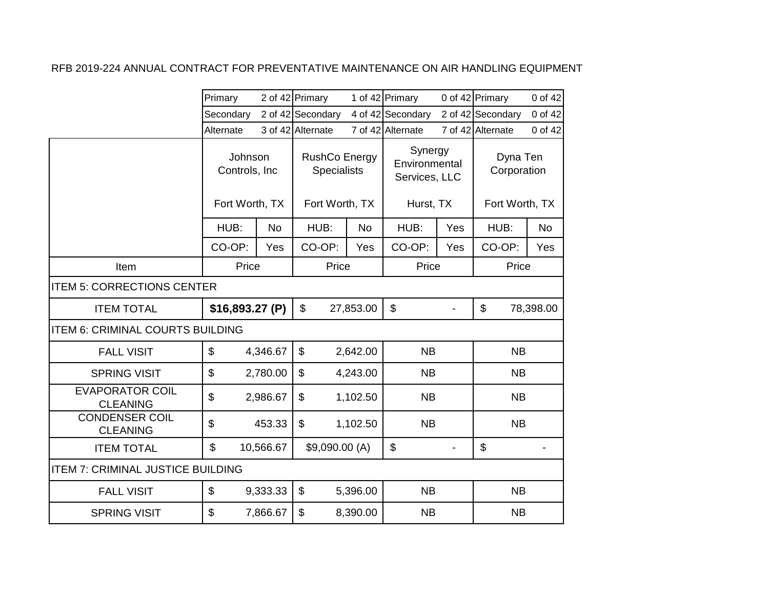RFB 2019-224 ANNUAL CONTRACT FOR PREVENTATIVE MAINTENANCE ON AIR HANDLING EQUIPMENT

| | Johnson Controls, Inc | | RushCo Energy Specialists | | Synergy Environmental Services, LLC | | Dyna Ten Corporation | |
|---|---|---|---|---|---|---|---|---|
| | Primary | 2 of 42 | Primary | 1 of 42 | Primary | 0 of 42 | Primary | 0 of 42 |
| | Secondary | 2 of 42 | Secondary | 4 of 42 | Secondary | 2 of 42 | Secondary | 0 of 42 |
| | Alternate | 3 of 42 | Alternate | 7 of 42 | Alternate | 7 of 42 | Alternate | 0 of 42 |
| | Fort Worth, TX | | Fort Worth, TX | | Hurst, TX | | Fort Worth, TX | |
| | HUB: | No | HUB: | No | HUB: | Yes | HUB: | No |
| | CO-OP: | Yes | CO-OP: | Yes | CO-OP: | Yes | CO-OP: | Yes |
| Item | Price | | Price | | Price | | Price | |
| ITEM 5: CORRECTIONS CENTER | | | | | | | | |
| ITEM TOTAL | **$16,893.27 (P)** | | $ | 27,853.00 | $ | - | $ | 78,398.00 |
| ITEM 6: CRIMINAL COURTS BUILDING | | | | | | | | |
| FALL VISIT | $ | 4,346.67 | $ | 2,642.00 | NB | | NB | |
| SPRING VISIT | $ | 2,780.00 | $ | 4,243.00 | NB | | NB | |
| EVAPORATOR COIL CLEANING | $ | 2,986.67 | $ | 1,102.50 | NB | | NB | |
| CONDENSER COIL CLEANING | $ | 453.33 | $ | 1,102.50 | NB | | NB | |
| ITEM TOTAL | $ | 10,566.67 | $9,090.00 (A) | | $ | - | $ | - |
| ITEM 7: CRIMINAL JUSTICE BUILDING | | | | | | | | |
| FALL VISIT | $ | 9,333.33 | $ | 5,396.00 | NB | | NB | |
| SPRING VISIT | $ | 7,866.67 | $ | 8,390.00 | NB | | NB | |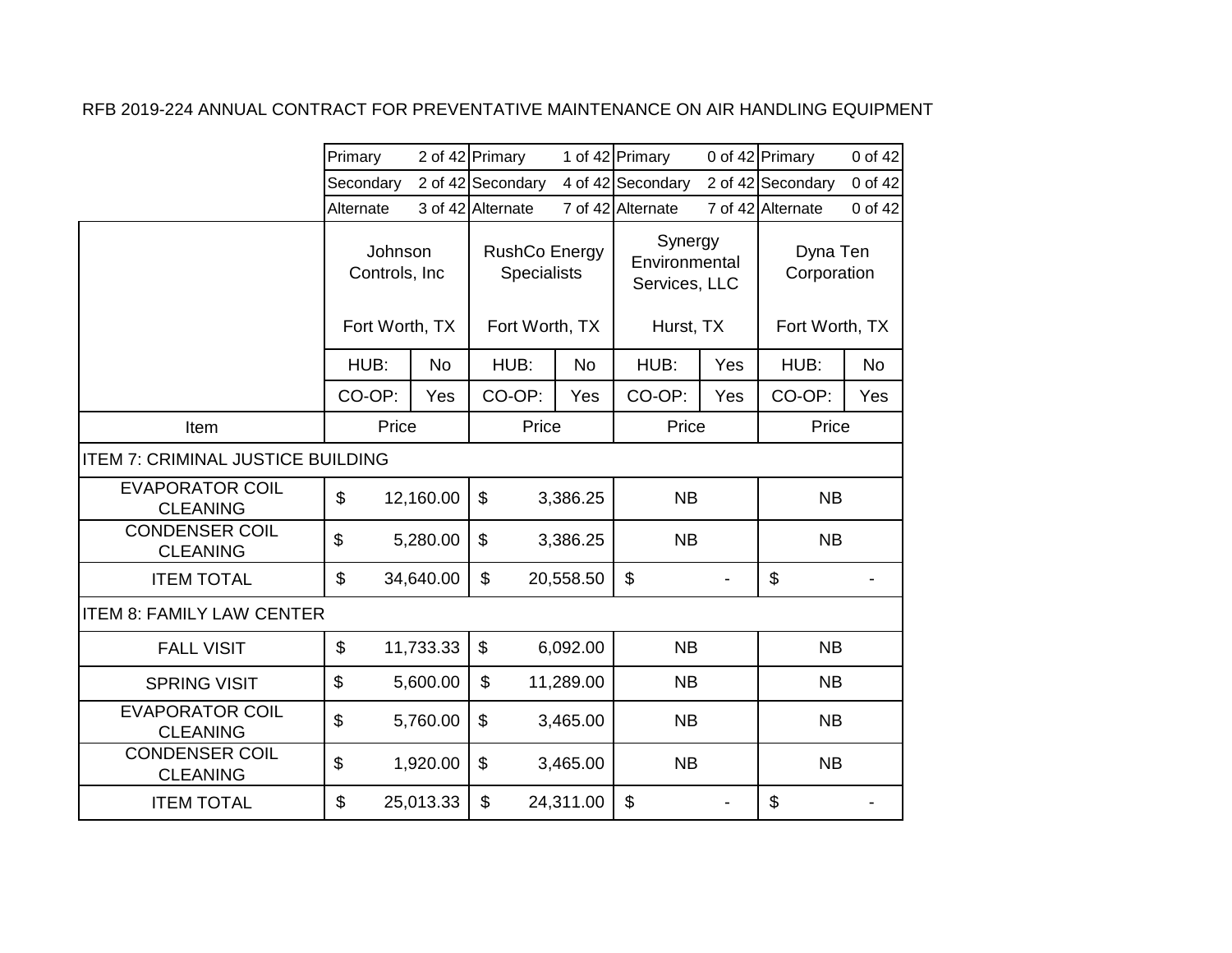RFB 2019-224 ANNUAL CONTRACT FOR PREVENTATIVE MAINTENANCE ON AIR HANDLING EQUIPMENT

| | Johnson Controls, Inc<br>Fort Worth, TX | RushCo Energy Specialists<br>Fort Worth, TX | Synergy Environmental Services, LLC<br>Hurst, TX | Dyna Ten Corporation<br>Fort Worth, TX |
|---|---|---|---|---|
| | Primary 2 of 42 | Primary 1 of 42 | Primary 0 of 42 | Primary 0 of 42 |
| | Secondary 2 of 42 | Secondary 4 of 42 | Secondary 2 of 42 | Secondary 0 of 42 |
| | Alternate 3 of 42 | Alternate 7 of 42 | Alternate 7 of 42 | Alternate 0 of 42 |
| | HUB: No | HUB: No | HUB: Yes | HUB: No |
| | CO-OP: Yes | CO-OP: Yes | CO-OP: Yes | CO-OP: Yes |
| **Item** | **Price** | **Price** | **Price** | **Price** |
| **ITEM 7: CRIMINAL JUSTICE BUILDING** | | | | |
| EVAPORATOR COIL CLEANING | $ 12,160.00 | $ 3,386.25 | NB | NB |
| CONDENSER COIL CLEANING | $ 5,280.00 | $ 3,386.25 | NB | NB |
| ITEM TOTAL | $ 34,640.00 | $ 20,558.50 | $ - | $ - |
| **ITEM 8: FAMILY LAW CENTER** | | | | |
| FALL VISIT | $ 11,733.33 | $ 6,092.00 | NB | NB |
| SPRING VISIT | $ 5,600.00 | $ 11,289.00 | NB | NB |
| EVAPORATOR COIL CLEANING | $ 5,760.00 | $ 3,465.00 | NB | NB |
| CONDENSER COIL CLEANING | $ 1,920.00 | $ 3,465.00 | NB | NB |
| ITEM TOTAL | $ 25,013.33 | $ 24,311.00 | $ - | $ - |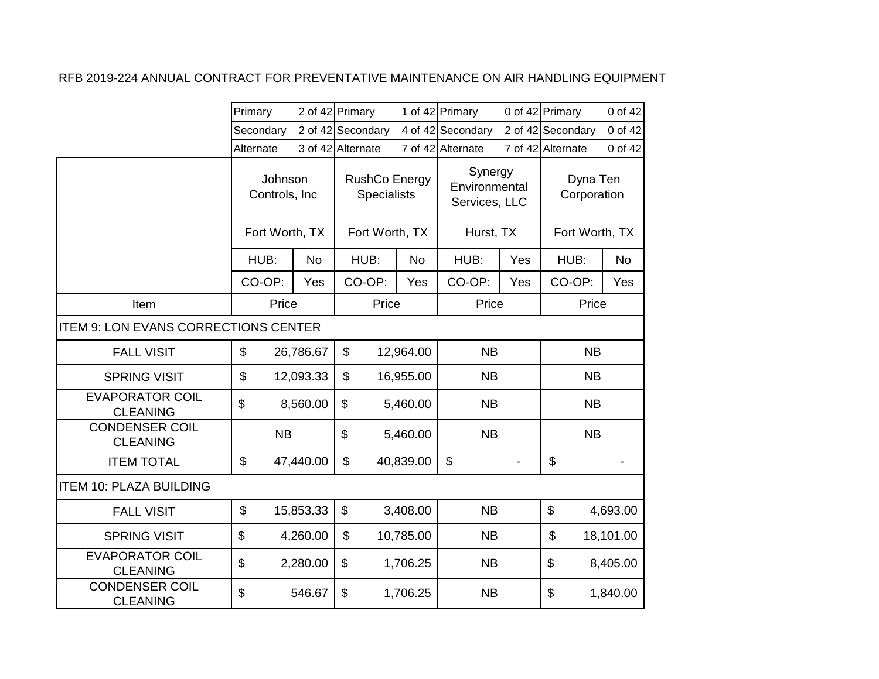RFB 2019-224 ANNUAL CONTRACT FOR PREVENTATIVE MAINTENANCE ON AIR HANDLING EQUIPMENT

| | Johnson Controls, Inc | | RushCo Energy Specialists | | Synergy Environmental Services, LLC | | Dyna Ten Corporation | |
|---|---|---|---|---|---|---|---|---|
| | Primary | 2 of 42 | Primary | 1 of 42 | Primary | 0 of 42 | Primary | 0 of 42 |
| | Secondary | 2 of 42 | Secondary | 4 of 42 | Secondary | 2 of 42 | Secondary | 0 of 42 |
| | Alternate | 3 of 42 | Alternate | 7 of 42 | Alternate | 7 of 42 | Alternate | 0 of 42 |
| | Fort Worth, TX | | Fort Worth, TX | | Hurst, TX | | Fort Worth, TX | |
| | HUB: | No | HUB: | No | HUB: | Yes | HUB: | No |
| | CO-OP: | Yes | CO-OP: | Yes | CO-OP: | Yes | CO-OP: | Yes |
| Item | Price | | Price | | Price | | Price | |
| ITEM 9: LON EVANS CORRECTIONS CENTER | | | | | | | | |
| FALL VISIT | $ | 26,786.67 | $ | 12,964.00 | NB | | NB | |
| SPRING VISIT | $ | 12,093.33 | $ | 16,955.00 | NB | | NB | |
| EVAPORATOR COIL CLEANING | $ | 8,560.00 | $ | 5,460.00 | NB | | NB | |
| CONDENSER COIL CLEANING | NB | | $ | 5,460.00 | NB | | NB | |
| ITEM TOTAL | $ | 47,440.00 | $ | 40,839.00 | $ | - | $ | - |
| ITEM 10: PLAZA BUILDING | | | | | | | | |
| FALL VISIT | $ | 15,853.33 | $ | 3,408.00 | NB | | $ | 4,693.00 |
| SPRING VISIT | $ | 4,260.00 | $ | 10,785.00 | NB | | $ | 18,101.00 |
| EVAPORATOR COIL CLEANING | $ | 2,280.00 | $ | 1,706.25 | NB | | $ | 8,405.00 |
| CONDENSER COIL CLEANING | $ | 546.67 | $ | 1,706.25 | NB | | $ | 1,840.00 |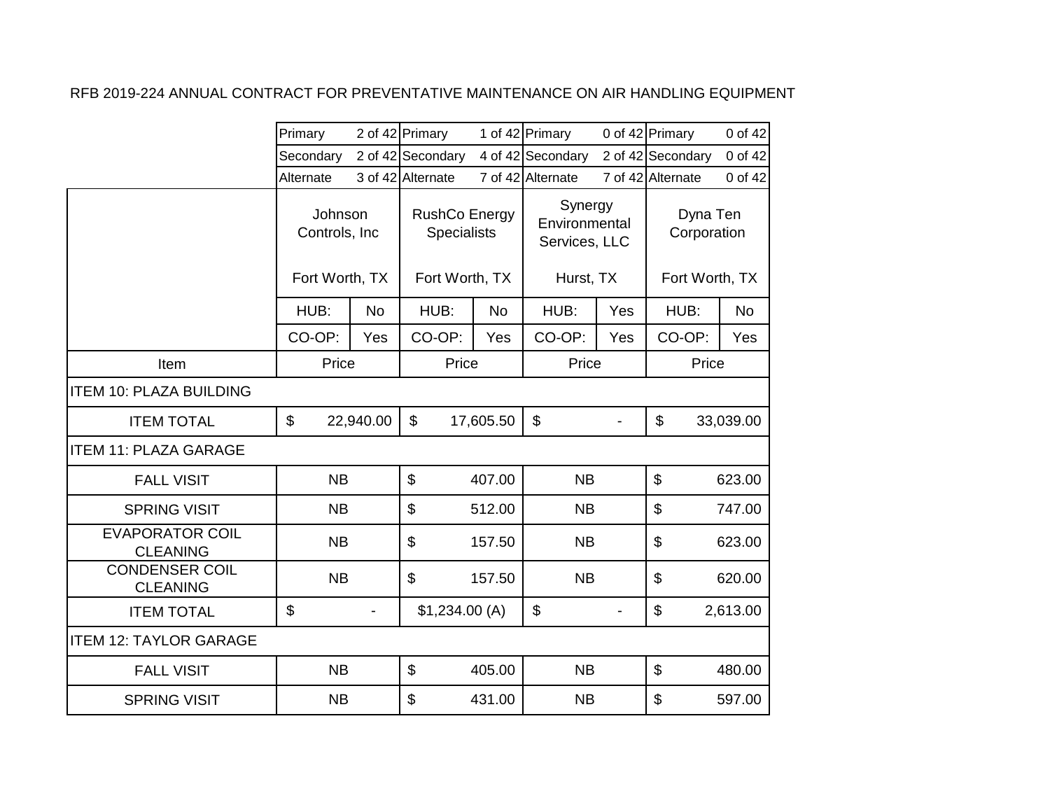RFB 2019-224 ANNUAL CONTRACT FOR PREVENTATIVE MAINTENANCE ON AIR HANDLING EQUIPMENT

| | Johnson Controls, Inc | | RushCo Energy Specialists | | Synergy Environmental Services, LLC | | Dyna Ten Corporation | |
|---|---|---|---|---|---|---|---|---|
| | Primary | 2 of 42 | Primary | 1 of 42 | Primary | 0 of 42 | Primary | 0 of 42 |
| | Secondary | 2 of 42 | Secondary | 4 of 42 | Secondary | 2 of 42 | Secondary | 0 of 42 |
| | Alternate | 3 of 42 | Alternate | 7 of 42 | Alternate | 7 of 42 | Alternate | 0 of 42 |
| | Fort Worth, TX | | Fort Worth, TX | | Hurst, TX | | Fort Worth, TX | |
| | HUB: | No | HUB: | No | HUB: | Yes | HUB: | No |
| | CO-OP: | Yes | CO-OP: | Yes | CO-OP: | Yes | CO-OP: | Yes |
| Item | Price | | Price | | Price | | Price | |
| ITEM 10: PLAZA BUILDING | | | | | | | | |
| ITEM TOTAL | $ | 22,940.00 | $ | 17,605.50 | $ | - | $ | 33,039.00 |
| ITEM 11: PLAZA GARAGE | | | | | | | | |
| FALL VISIT | NB | | $ | 407.00 | NB | | $ | 623.00 |
| SPRING VISIT | NB | | $ | 512.00 | NB | | $ | 747.00 |
| EVAPORATOR COIL CLEANING | NB | | $ | 157.50 | NB | | $ | 623.00 |
| CONDENSER COIL CLEANING | NB | | $ | 157.50 | NB | | $ | 620.00 |
| ITEM TOTAL | $ | - | $1,234.00 (A) | | $ | - | $ | 2,613.00 |
| ITEM 12: TAYLOR GARAGE | | | | | | | | |
| FALL VISIT | NB | | $ | 405.00 | NB | | $ | 480.00 |
| SPRING VISIT | NB | | $ | 431.00 | NB | | $ | 597.00 |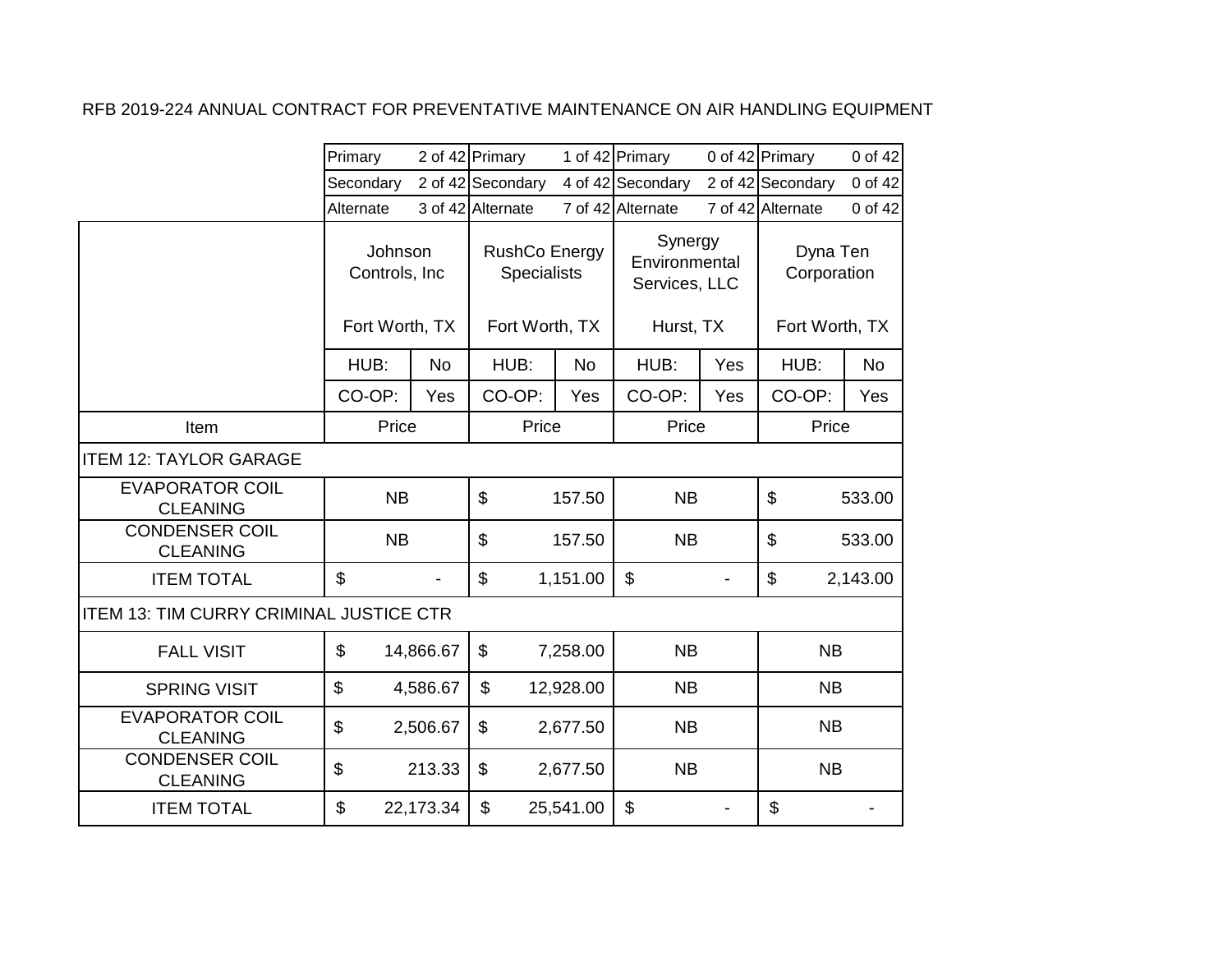RFB 2019-224 ANNUAL CONTRACT FOR PREVENTATIVE MAINTENANCE ON AIR HANDLING EQUIPMENT

| | Primary 2 of 42 | | Primary 1 of 42 | | Primary 0 of 42 | | Primary 0 of 42 | |
|---|---|---|---|---|---|---|---|---|
| | Secondary 2 of 42 | | Secondary 4 of 42 | | Secondary 2 of 42 | | Secondary 0 of 42 | |
| | Alternate 3 of 42 | | Alternate 7 of 42 | | Alternate 7 of 42 | | Alternate 0 of 42 | |
| | Johnson Controls, Inc<br><br>Fort Worth, TX | | RushCo Energy Specialists<br><br>Fort Worth, TX | | Synergy Environmental Services, LLC<br><br>Hurst, TX | | Dyna Ten Corporation<br><br>Fort Worth, TX | |
| | HUB: | No | HUB: | No | HUB: | Yes | HUB: | No |
| | CO-OP: | Yes | CO-OP: | Yes | CO-OP: | Yes | CO-OP: | Yes |
| Item | Price | | Price | | Price | | Price | |
| ITEM 12: TAYLOR GARAGE | | | | | | | | |
| EVAPORATOR COIL CLEANING | NB | | $ | 157.50 | NB | | $ | 533.00 |
| CONDENSER COIL CLEANING | NB | | $ | 157.50 | NB | | $ | 533.00 |
| ITEM TOTAL | $ | - | $ | 1,151.00 | $ | - | $ | 2,143.00 |
| ITEM 13: TIM CURRY CRIMINAL JUSTICE CTR | | | | | | | | |
| FALL VISIT | $ | 14,866.67 | $ | 7,258.00 | NB | | NB | |
| SPRING VISIT | $ | 4,586.67 | $ | 12,928.00 | NB | | NB | |
| EVAPORATOR COIL CLEANING | $ | 2,506.67 | $ | 2,677.50 | NB | | NB | |
| CONDENSER COIL CLEANING | $ | 213.33 | $ | 2,677.50 | NB | | NB | |
| ITEM TOTAL | $ | 22,173.34 | $ | 25,541.00 | $ | - | $ | - |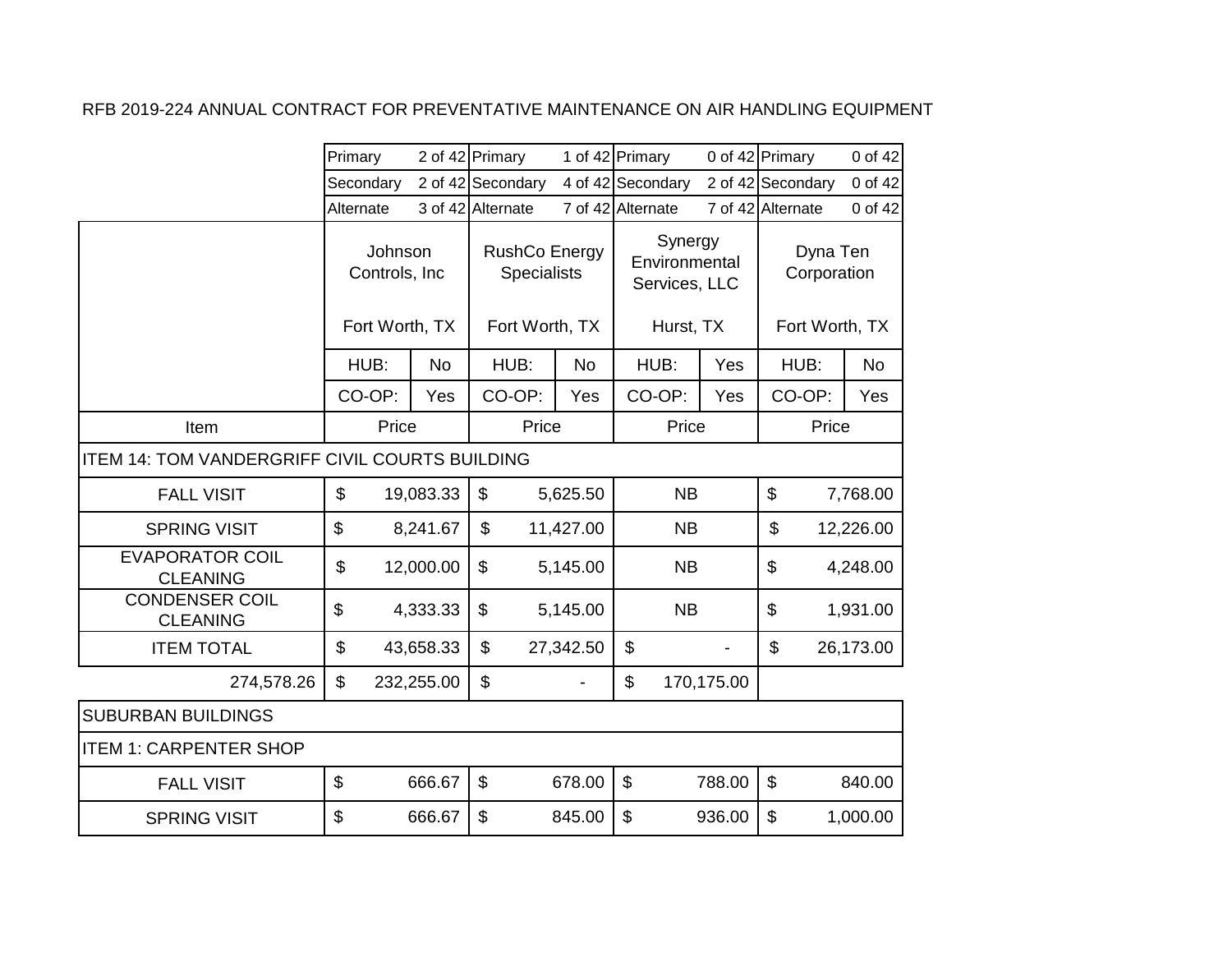RFB 2019-224 ANNUAL CONTRACT FOR PREVENTATIVE MAINTENANCE ON AIR HANDLING EQUIPMENT

| | Johnson Controls, Inc | RushCo Energy Specialists | Synergy Environmental Services, LLC | Dyna Ten Corporation |
|---|---|---|---|---|
| | Primary 2 of 42 | Primary 1 of 42 | Primary 0 of 42 | Primary 0 of 42 |
| | Secondary 2 of 42 | Secondary 4 of 42 | Secondary 2 of 42 | Secondary 0 of 42 |
| | Alternate 3 of 42 | Alternate 7 of 42 | Alternate 7 of 42 | Alternate 0 of 42 |
| | Fort Worth, TX | Fort Worth, TX | Hurst, TX | Fort Worth, TX |
| | HUB: No | HUB: No | HUB: Yes | HUB: No |
| | CO-OP: Yes | CO-OP: Yes | CO-OP: Yes | CO-OP: Yes |
| Item | Price | Price | Price | Price |
| ITEM 14: TOM VANDERGRIFF CIVIL COURTS BUILDING | | | | |
| FALL VISIT | $ 19,083.33 | $ 5,625.50 | NB | $ 7,768.00 |
| SPRING VISIT | $ 8,241.67 | $ 11,427.00 | NB | $ 12,226.00 |
| EVAPORATOR COIL CLEANING | $ 12,000.00 | $ 5,145.00 | NB | $ 4,248.00 |
| CONDENSER COIL CLEANING | $ 4,333.33 | $ 5,145.00 | NB | $ 1,931.00 |
| ITEM TOTAL | $ 43,658.33 | $ 27,342.50 | $ - | $ 26,173.00 |
| 274,578.26 | $ 232,255.00 | $ - | $ 170,175.00 | |
| SUBURBAN BUILDINGS | | | | |
| ITEM 1: CARPENTER SHOP | | | | |
| FALL VISIT | $ 666.67 | $ 678.00 | $ 788.00 | $ 840.00 |
| SPRING VISIT | $ 666.67 | $ 845.00 | $ 936.00 | $ 1,000.00 |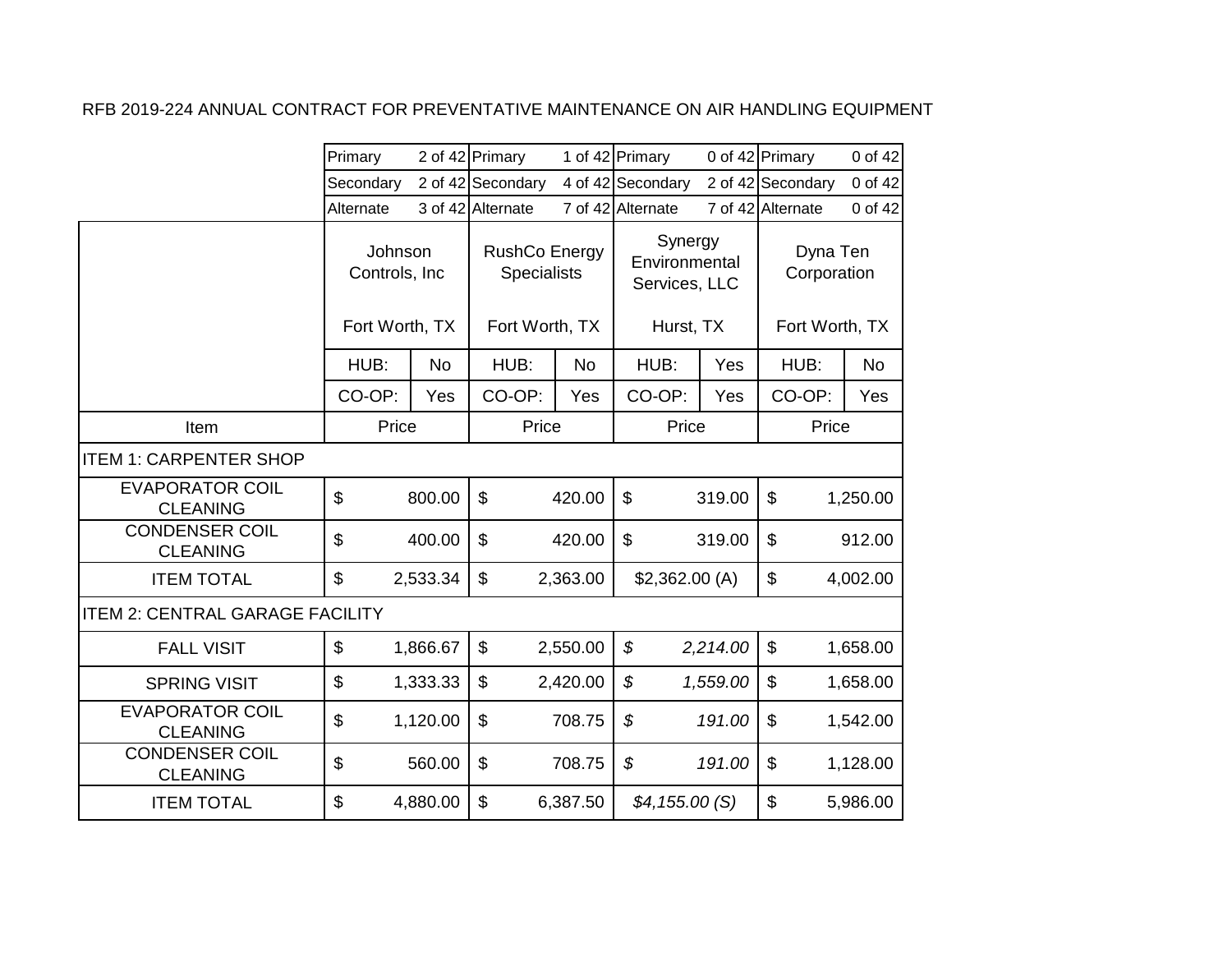RFB 2019-224 ANNUAL CONTRACT FOR PREVENTATIVE MAINTENANCE ON AIR HANDLING EQUIPMENT

| | Johnson Controls, Inc | | RushCo Energy Specialists | | Synergy Environmental Services, LLC | | Dyna Ten Corporation | |
|---|---|---|---|---|---|---|---|---|
| | Primary | 2 of 42 | Primary | 1 of 42 | Primary | 0 of 42 | Primary | 0 of 42 |
| | Secondary | 2 of 42 | Secondary | 4 of 42 | Secondary | 2 of 42 | Secondary | 0 of 42 |
| | Alternate | 3 of 42 | Alternate | 7 of 42 | Alternate | 7 of 42 | Alternate | 0 of 42 |
| | Fort Worth, TX | | Fort Worth, TX | | Hurst, TX | | Fort Worth, TX | |
| | HUB: | No | HUB: | No | HUB: | Yes | HUB: | No |
| | CO-OP: | Yes | CO-OP: | Yes | CO-OP: | Yes | CO-OP: | Yes |
| Item | Price | | Price | | Price | | Price | |
| ITEM 1: CARPENTER SHOP | | | | | | | | |
| EVAPORATOR COIL CLEANING | $ | 800.00 | $ | 420.00 | $ | 319.00 | $ | 1,250.00 |
| CONDENSER COIL CLEANING | $ | 400.00 | $ | 420.00 | $ | 319.00 | $ | 912.00 |
| ITEM TOTAL | $ | 2,533.34 | $ | 2,363.00 | $2,362.00 (A) | | $ | 4,002.00 |
| ITEM 2: CENTRAL GARAGE FACILITY | | | | | | | | |
| FALL VISIT | $ | 1,866.67 | $ | 2,550.00 | *$* | *2,214.00* | $ | 1,658.00 |
| SPRING VISIT | $ | 1,333.33 | $ | 2,420.00 | *$* | *1,559.00* | $ | 1,658.00 |
| EVAPORATOR COIL CLEANING | $ | 1,120.00 | $ | 708.75 | *$* | *191.00* | $ | 1,542.00 |
| CONDENSER COIL CLEANING | $ | 560.00 | $ | 708.75 | *$* | *191.00* | $ | 1,128.00 |
| ITEM TOTAL | $ | 4,880.00 | $ | 6,387.50 | *$4,155.00 (S)* | | $ | 5,986.00 |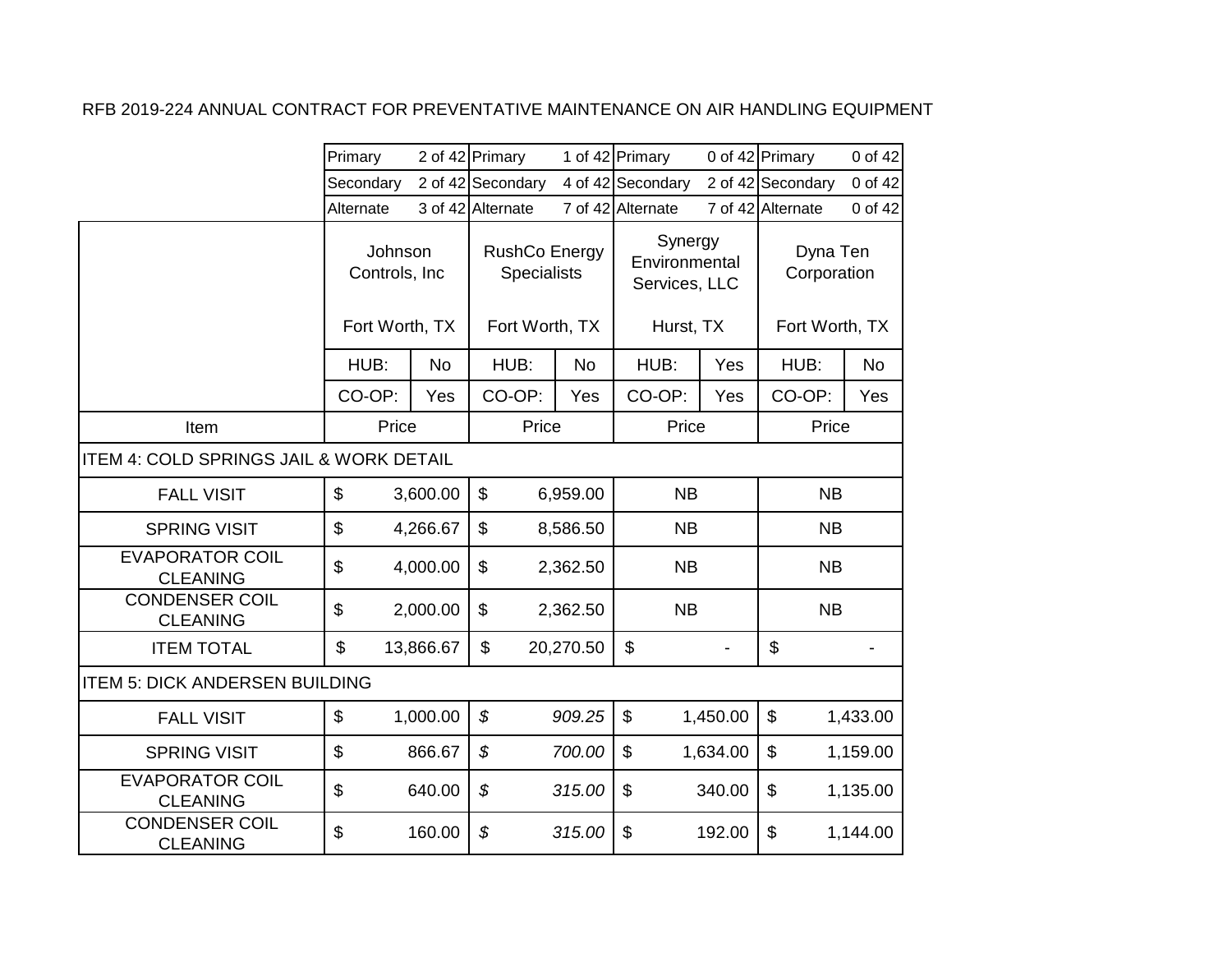RFB 2019-224 ANNUAL CONTRACT FOR PREVENTATIVE MAINTENANCE ON AIR HANDLING EQUIPMENT

| | | | | | | | | |
|---|---|---|---|---|---|---|---|---|
| | Primary | 2 of 42 | Primary | 1 of 42 | Primary | 0 of 42 | Primary | 0 of 42 |
| | Secondary | 2 of 42 | Secondary | 4 of 42 | Secondary | 2 of 42 | Secondary | 0 of 42 |
| | Alternate | 3 of 42 | Alternate | 7 of 42 | Alternate | 7 of 42 | Alternate | 0 of 42 |
| | Johnson Controls, Inc<br><br>Fort Worth, TX | | RushCo Energy Specialists<br><br>Fort Worth, TX | | Synergy Environmental Services, LLC<br><br>Hurst, TX | | Dyna Ten Corporation<br><br>Fort Worth, TX | |
| | HUB: | No | HUB: | No | HUB: | Yes | HUB: | No |
| | CO-OP: | Yes | CO-OP: | Yes | CO-OP: | Yes | CO-OP: | Yes |
| Item | Price | | Price | | Price | | Price | |
| ITEM 4: COLD SPRINGS JAIL & WORK DETAIL | | | | | | | | |
| FALL VISIT | $ | 3,600.00 | $ | 6,959.00 | NB | | NB | |
| SPRING VISIT | $ | 4,266.67 | $ | 8,586.50 | NB | | NB | |
| EVAPORATOR COIL CLEANING | $ | 4,000.00 | $ | 2,362.50 | NB | | NB | |
| CONDENSER COIL CLEANING | $ | 2,000.00 | $ | 2,362.50 | NB | | NB | |
| ITEM TOTAL | $ | 13,866.67 | $ | 20,270.50 | $ | - | $ | - |
| ITEM 5: DICK ANDERSEN BUILDING | | | | | | | | |
| FALL VISIT | $ | 1,000.00 | *$* | *909.25* | $ | 1,450.00 | $ | 1,433.00 |
| SPRING VISIT | $ | 866.67 | *$* | *700.00* | $ | 1,634.00 | $ | 1,159.00 |
| EVAPORATOR COIL CLEANING | $ | 640.00 | *$* | *315.00* | $ | 340.00 | $ | 1,135.00 |
| CONDENSER COIL CLEANING | $ | 160.00 | *$* | *315.00* | $ | 192.00 | $ | 1,144.00 |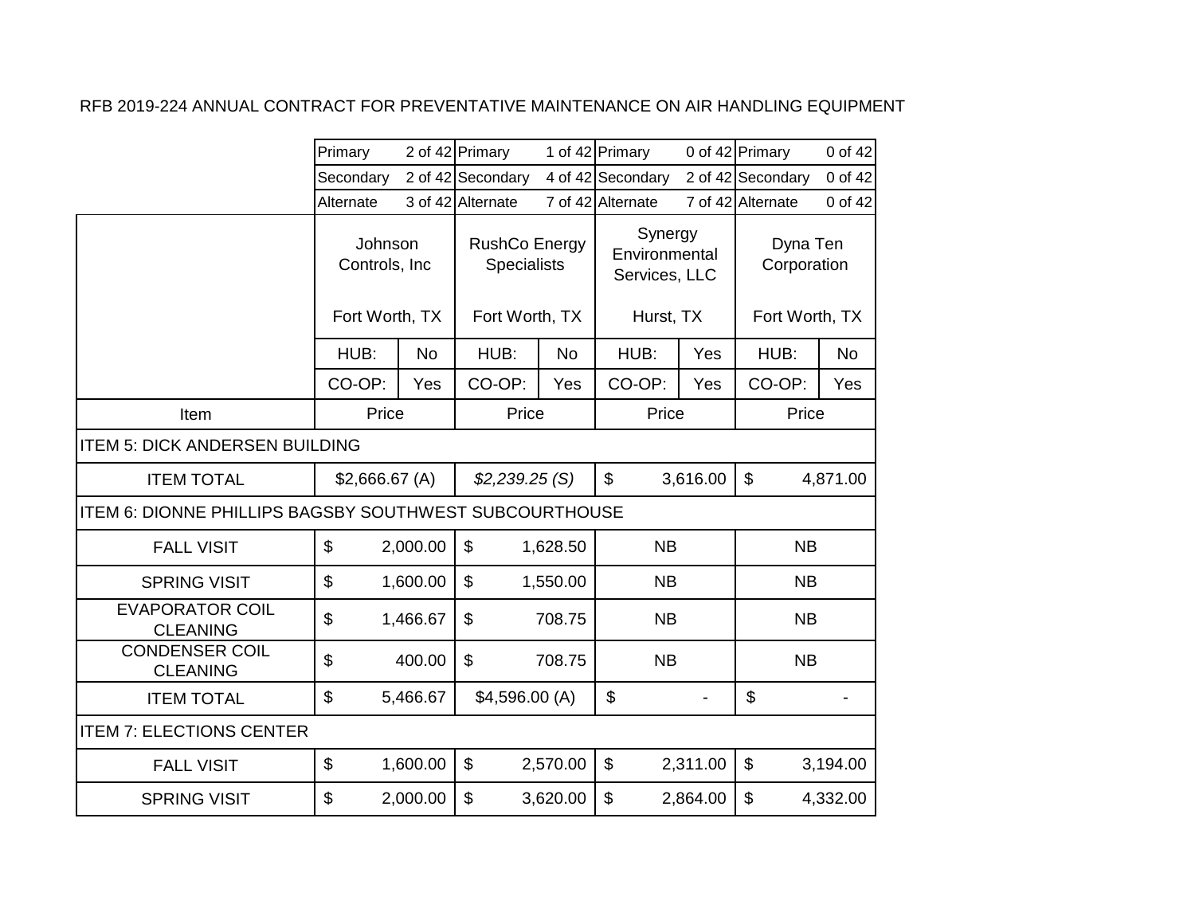RFB 2019-224 ANNUAL CONTRACT FOR PREVENTATIVE MAINTENANCE ON AIR HANDLING EQUIPMENT

| | Johnson Controls, Inc | | RushCo Energy Specialists | | Synergy Environmental Services, LLC | | Dyna Ten Corporation | |
|---|---|---|---|---|---|---|---|---|
| | Primary | 2 of 42 | Primary | 1 of 42 | Primary | 0 of 42 | Primary | 0 of 42 |
| | Secondary | 2 of 42 | Secondary | 4 of 42 | Secondary | 2 of 42 | Secondary | 0 of 42 |
| | Alternate | 3 of 42 | Alternate | 7 of 42 | Alternate | 7 of 42 | Alternate | 0 of 42 |
| | Fort Worth, TX | | Fort Worth, TX | | Hurst, TX | | Fort Worth, TX | |
| | HUB: | No | HUB: | No | HUB: | Yes | HUB: | No |
| | CO-OP: | Yes | CO-OP: | Yes | CO-OP: | Yes | CO-OP: | Yes |
| Item | Price | | Price | | Price | | Price | |
| ITEM 5: DICK ANDERSEN BUILDING | | | | | | | | |
| ITEM TOTAL | $2,666.67 (A) | | *$2,239.25 (S)* | | $ | 3,616.00 | $ | 4,871.00 |
| ITEM 6: DIONNE PHILLIPS BAGSBY SOUTHWEST SUBCOURTHOUSE | | | | | | | | |
| FALL VISIT | $ | 2,000.00 | $ | 1,628.50 | NB | | NB | |
| SPRING VISIT | $ | 1,600.00 | $ | 1,550.00 | NB | | NB | |
| EVAPORATOR COIL CLEANING | $ | 1,466.67 | $ | 708.75 | NB | | NB | |
| CONDENSER COIL CLEANING | $ | 400.00 | $ | 708.75 | NB | | NB | |
| ITEM TOTAL | $ | 5,466.67 | $4,596.00 (A) | | $ | - | $ | - |
| ITEM 7: ELECTIONS CENTER | | | | | | | | |
| FALL VISIT | $ | 1,600.00 | $ | 2,570.00 | $ | 2,311.00 | $ | 3,194.00 |
| SPRING VISIT | $ | 2,000.00 | $ | 3,620.00 | $ | 2,864.00 | $ | 4,332.00 |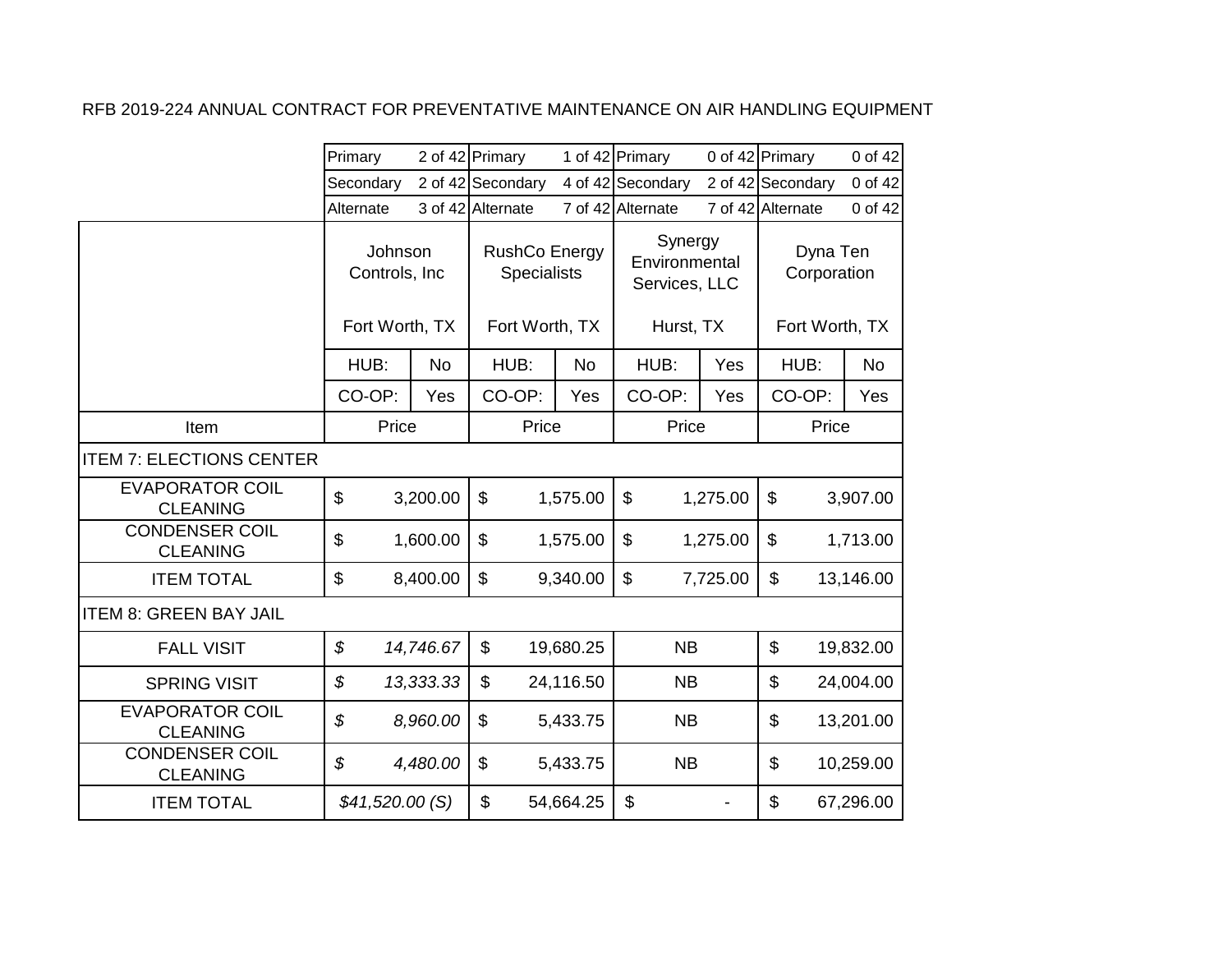RFB 2019-224 ANNUAL CONTRACT FOR PREVENTATIVE MAINTENANCE ON AIR HANDLING EQUIPMENT

| | Johnson Controls, Inc | | RushCo Energy Specialists | | Synergy Environmental Services, LLC | | Dyna Ten Corporation | |
|---|---|---|---|---|---|---|---|---|
| | Primary | 2 of 42 | Primary | 1 of 42 | Primary | 0 of 42 | Primary | 0 of 42 |
| | Secondary | 2 of 42 | Secondary | 4 of 42 | Secondary | 2 of 42 | Secondary | 0 of 42 |
| | Alternate | 3 of 42 | Alternate | 7 of 42 | Alternate | 7 of 42 | Alternate | 0 of 42 |
| | Fort Worth, TX | | Fort Worth, TX | | Hurst, TX | | Fort Worth, TX | |
| | HUB: | No | HUB: | No | HUB: | Yes | HUB: | No |
| | CO-OP: | Yes | CO-OP: | Yes | CO-OP: | Yes | CO-OP: | Yes |
| Item | Price | | Price | | Price | | Price | |
| ITEM 7: ELECTIONS CENTER | | | | | | | | |
| EVAPORATOR COIL CLEANING | $ | 3,200.00 | $ | 1,575.00 | $ | 1,275.00 | $ | 3,907.00 |
| CONDENSER COIL CLEANING | $ | 1,600.00 | $ | 1,575.00 | $ | 1,275.00 | $ | 1,713.00 |
| ITEM TOTAL | $ | 8,400.00 | $ | 9,340.00 | $ | 7,725.00 | $ | 13,146.00 |
| ITEM 8: GREEN BAY JAIL | | | | | | | | |
| FALL VISIT | *$* | *14,746.67* | $ | 19,680.25 | NB | | $ | 19,832.00 |
| SPRING VISIT | *$* | *13,333.33* | $ | 24,116.50 | NB | | $ | 24,004.00 |
| EVAPORATOR COIL CLEANING | *$* | *8,960.00* | $ | 5,433.75 | NB | | $ | 13,201.00 |
| CONDENSER COIL CLEANING | *$* | *4,480.00* | $ | 5,433.75 | NB | | $ | 10,259.00 |
| ITEM TOTAL | *$41,520.00 (S)* | | $ | 54,664.25 | $ | - | $ | 67,296.00 |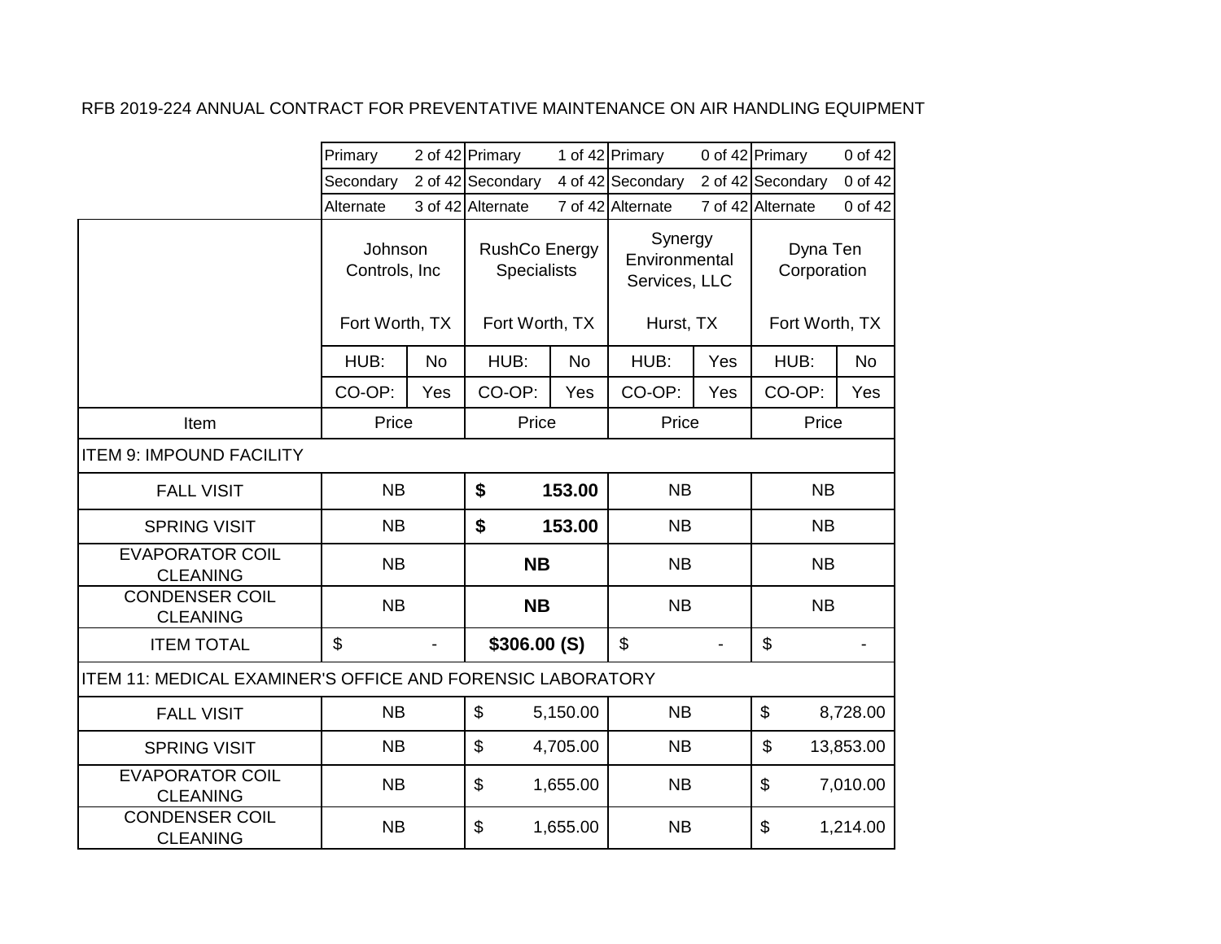RFB 2019-224 ANNUAL CONTRACT FOR PREVENTATIVE MAINTENANCE ON AIR HANDLING EQUIPMENT

| | Johnson Controls, Inc | | RushCo Energy Specialists | | Synergy Environmental Services, LLC | | Dyna Ten Corporation | |
|---|---|---|---|---|---|---|---|---|
| | Primary | 2 of 42 | Primary | 1 of 42 | Primary | 0 of 42 | Primary | 0 of 42 |
| | Secondary | 2 of 42 | Secondary | 4 of 42 | Secondary | 2 of 42 | Secondary | 0 of 42 |
| | Alternate | 3 of 42 | Alternate | 7 of 42 | Alternate | 7 of 42 | Alternate | 0 of 42 |
| | Fort Worth, TX | | Fort Worth, TX | | Hurst, TX | | Fort Worth, TX | |
| | HUB: | No | HUB: | No | HUB: | Yes | HUB: | No |
| | CO-OP: | Yes | CO-OP: | Yes | CO-OP: | Yes | CO-OP: | Yes |
| Item | Price | | Price | | Price | | Price | |
| ITEM 9: IMPOUND FACILITY | | | | | | | | |
| FALL VISIT | NB | | **$ 153.00** | | NB | | NB | |
| SPRING VISIT | NB | | **$ 153.00** | | NB | | NB | |
| EVAPORATOR COIL CLEANING | NB | | **NB** | | NB | | NB | |
| CONDENSER COIL CLEANING | NB | | **NB** | | NB | | NB | |
| ITEM TOTAL | $ - | | **$306.00 (S)** | | $ - | | $ - | |
| ITEM 11: MEDICAL EXAMINER'S OFFICE AND FORENSIC LABORATORY | | | | | | | | |
| FALL VISIT | NB | | $ 5,150.00 | | NB | | $ 8,728.00 | |
| SPRING VISIT | NB | | $ 4,705.00 | | NB | | $ 13,853.00 | |
| EVAPORATOR COIL CLEANING | NB | | $ 1,655.00 | | NB | | $ 7,010.00 | |
| CONDENSER COIL CLEANING | NB | | $ 1,655.00 | | NB | | $ 1,214.00 | |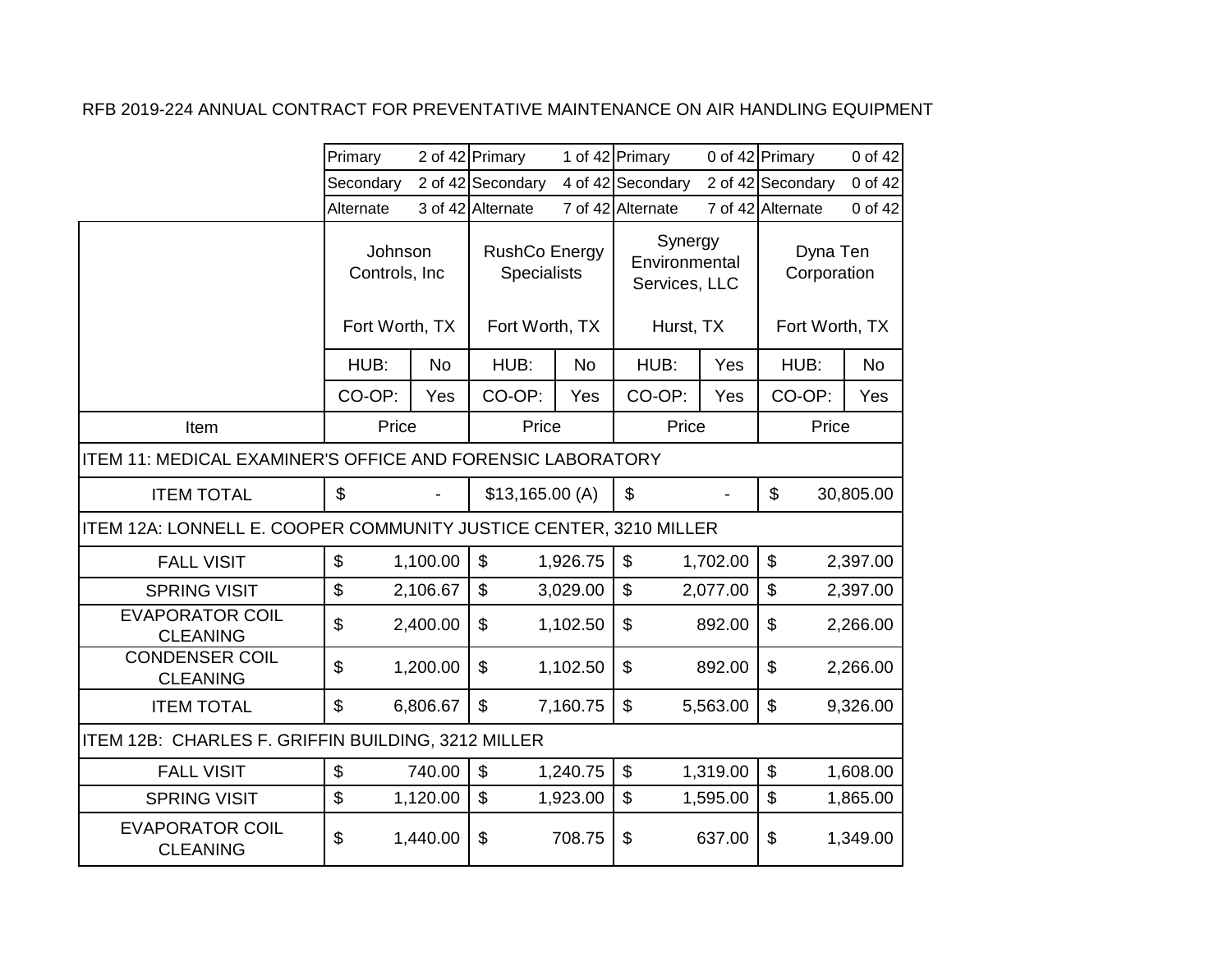RFB 2019-224 ANNUAL CONTRACT FOR PREVENTATIVE MAINTENANCE ON AIR HANDLING EQUIPMENT

| | | | | | | | | |
|---|---|---|---|---|---|---|---|---|
| | Primary | 2 of 42 | Primary | 1 of 42 | Primary | 0 of 42 | Primary | 0 of 42 |
| | Secondary | 2 of 42 | Secondary | 4 of 42 | Secondary | 2 of 42 | Secondary | 0 of 42 |
| | Alternate | 3 of 42 | Alternate | 7 of 42 | Alternate | 7 of 42 | Alternate | 0 of 42 |
| | Johnson Controls, Inc<br>Fort Worth, TX | | RushCo Energy Specialists<br>Fort Worth, TX | | Synergy Environmental Services, LLC<br>Hurst, TX | | Dyna Ten Corporation<br>Fort Worth, TX | |
| | HUB: | No | HUB: | No | HUB: | Yes | HUB: | No |
| | CO-OP: | Yes | CO-OP: | Yes | CO-OP: | Yes | CO-OP: | Yes |
| Item | Price | | Price | | Price | | Price | |
| ITEM 11: MEDICAL EXAMINER'S OFFICE AND FORENSIC LABORATORY | | | | | | | | |
| ITEM TOTAL | $ | - | $13,165.00 (A) | | $ | - | $ | 30,805.00 |
| ITEM 12A: LONNELL E. COOPER COMMUNITY JUSTICE CENTER, 3210 MILLER | | | | | | | | |
| FALL VISIT | $ | 1,100.00 | $ | 1,926.75 | $ | 1,702.00 | $ | 2,397.00 |
| SPRING VISIT | $ | 2,106.67 | $ | 3,029.00 | $ | 2,077.00 | $ | 2,397.00 |
| EVAPORATOR COIL CLEANING | $ | 2,400.00 | $ | 1,102.50 | $ | 892.00 | $ | 2,266.00 |
| CONDENSER COIL CLEANING | $ | 1,200.00 | $ | 1,102.50 | $ | 892.00 | $ | 2,266.00 |
| ITEM TOTAL | $ | 6,806.67 | $ | 7,160.75 | $ | 5,563.00 | $ | 9,326.00 |
| ITEM 12B: CHARLES F. GRIFFIN BUILDING, 3212 MILLER | | | | | | | | |
| FALL VISIT | $ | 740.00 | $ | 1,240.75 | $ | 1,319.00 | $ | 1,608.00 |
| SPRING VISIT | $ | 1,120.00 | $ | 1,923.00 | $ | 1,595.00 | $ | 1,865.00 |
| EVAPORATOR COIL CLEANING | $ | 1,440.00 | $ | 708.75 | $ | 637.00 | $ | 1,349.00 |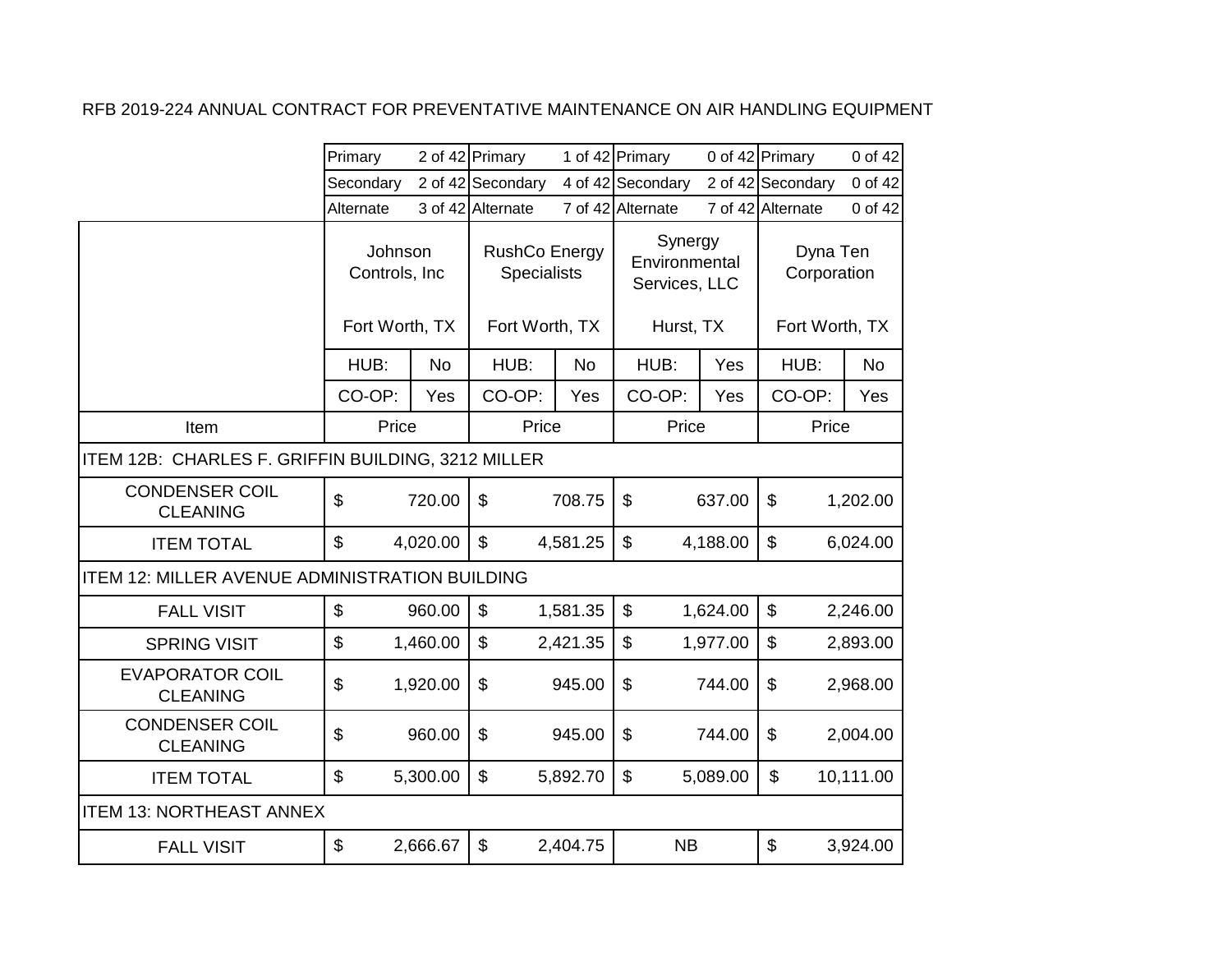RFB 2019-224 ANNUAL CONTRACT FOR PREVENTATIVE MAINTENANCE ON AIR HANDLING EQUIPMENT

| | Johnson Controls, Inc | | RushCo Energy Specialists | | Synergy Environmental Services, LLC | | Dyna Ten Corporation | |
|---|---|---|---|---|---|---|---|---|
| | Primary | 2 of 42 | Primary | 1 of 42 | Primary | 0 of 42 | Primary | 0 of 42 |
| | Secondary | 2 of 42 | Secondary | 4 of 42 | Secondary | 2 of 42 | Secondary | 0 of 42 |
| | Alternate | 3 of 42 | Alternate | 7 of 42 | Alternate | 7 of 42 | Alternate | 0 of 42 |
| | Fort Worth, TX | | Fort Worth, TX | | Hurst, TX | | Fort Worth, TX | |
| | HUB: | No | HUB: | No | HUB: | Yes | HUB: | No |
| | CO-OP: | Yes | CO-OP: | Yes | CO-OP: | Yes | CO-OP: | Yes |
| Item | Price | | Price | | Price | | Price | |
| ITEM 12B: CHARLES F. GRIFFIN BUILDING, 3212 MILLER | | | | | | | | |
| CONDENSER COIL CLEANING | $ | 720.00 | $ | 708.75 | $ | 637.00 | $ | 1,202.00 |
| ITEM TOTAL | $ | 4,020.00 | $ | 4,581.25 | $ | 4,188.00 | $ | 6,024.00 |
| ITEM 12: MILLER AVENUE ADMINISTRATION BUILDING | | | | | | | | |
| FALL VISIT | $ | 960.00 | $ | 1,581.35 | $ | 1,624.00 | $ | 2,246.00 |
| SPRING VISIT | $ | 1,460.00 | $ | 2,421.35 | $ | 1,977.00 | $ | 2,893.00 |
| EVAPORATOR COIL CLEANING | $ | 1,920.00 | $ | 945.00 | $ | 744.00 | $ | 2,968.00 |
| CONDENSER COIL CLEANING | $ | 960.00 | $ | 945.00 | $ | 744.00 | $ | 2,004.00 |
| ITEM TOTAL | $ | 5,300.00 | $ | 5,892.70 | $ | 5,089.00 | $ | 10,111.00 |
| ITEM 13: NORTHEAST ANNEX | | | | | | | | |
| FALL VISIT | $ | 2,666.67 | $ | 2,404.75 | NB | | $ | 3,924.00 |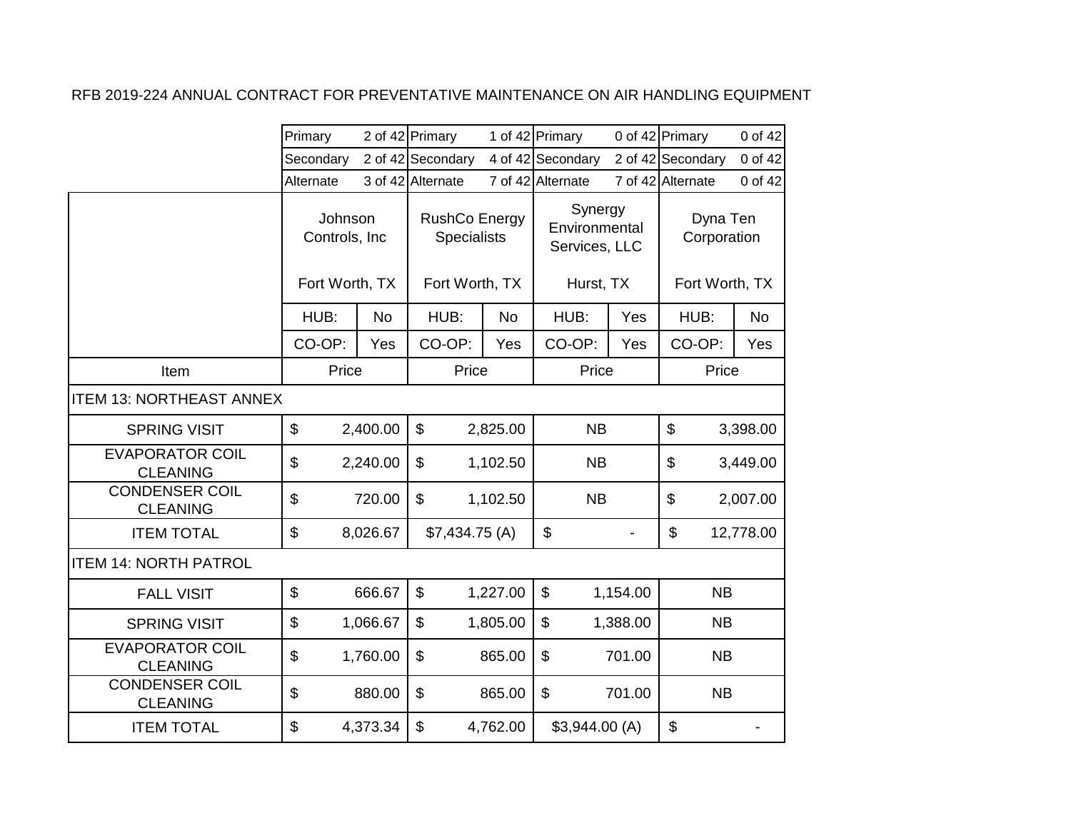RFB 2019-224 ANNUAL CONTRACT FOR PREVENTATIVE MAINTENANCE ON AIR HANDLING EQUIPMENT

| | Johnson Controls, Inc | RushCo Energy Specialists | Synergy Environmental Services, LLC | Dyna Ten Corporation |
|---|---|---|---|---|
| | Primary 2 of 42 | Primary 1 of 42 | Primary 0 of 42 | Primary 0 of 42 |
| | Secondary 2 of 42 | Secondary 4 of 42 | Secondary 2 of 42 | Secondary 0 of 42 |
| | Alternate 3 of 42 | Alternate 7 of 42 | Alternate 7 of 42 | Alternate 0 of 42 |
| | Fort Worth, TX | Fort Worth, TX | Hurst, TX | Fort Worth, TX |
| | HUB: No | HUB: No | HUB: Yes | HUB: No |
| | CO-OP: Yes | CO-OP: Yes | CO-OP: Yes | CO-OP: Yes |
| Item | Price | Price | Price | Price |
| ITEM 13: NORTHEAST ANNEX | | | | |
| SPRING VISIT | $ 2,400.00 | $ 2,825.00 | NB | $ 3,398.00 |
| EVAPORATOR COIL CLEANING | $ 2,240.00 | $ 1,102.50 | NB | $ 3,449.00 |
| CONDENSER COIL CLEANING | $ 720.00 | $ 1,102.50 | NB | $ 2,007.00 |
| ITEM TOTAL | $ 8,026.67 | $7,434.75 (A) | $ - | $ 12,778.00 |
| ITEM 14: NORTH PATROL | | | | |
| FALL VISIT | $ 666.67 | $ 1,227.00 | $ 1,154.00 | NB |
| SPRING VISIT | $ 1,066.67 | $ 1,805.00 | $ 1,388.00 | NB |
| EVAPORATOR COIL CLEANING | $ 1,760.00 | $ 865.00 | $ 701.00 | NB |
| CONDENSER COIL CLEANING | $ 880.00 | $ 865.00 | $ 701.00 | NB |
| ITEM TOTAL | $ 4,373.34 | $ 4,762.00 | $3,944.00 (A) | $ - |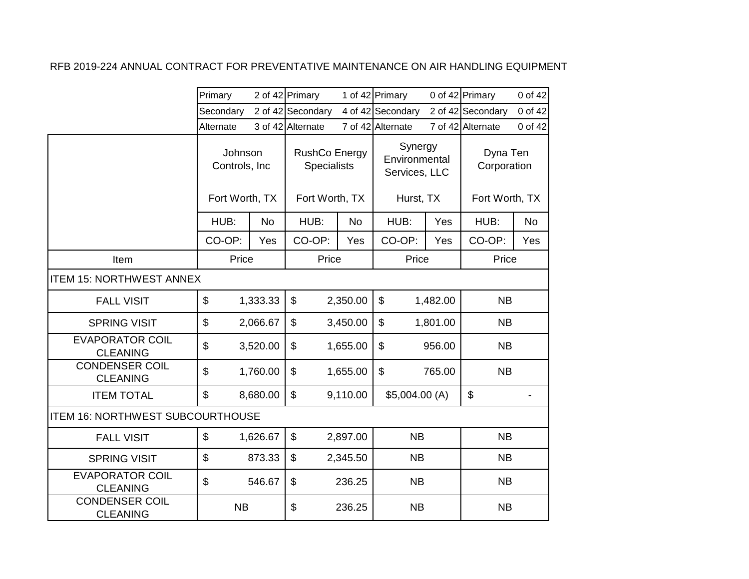RFB 2019-224 ANNUAL CONTRACT FOR PREVENTATIVE MAINTENANCE ON AIR HANDLING EQUIPMENT

| | Johnson Controls, Inc | | RushCo Energy Specialists | | Synergy Environmental Services, LLC | | Dyna Ten Corporation | |
|---|---|---|---|---|---|---|---|---|
| | Primary | 2 of 42 | Primary | 1 of 42 | Primary | 0 of 42 | Primary | 0 of 42 |
| | Secondary | 2 of 42 | Secondary | 4 of 42 | Secondary | 2 of 42 | Secondary | 0 of 42 |
| | Alternate | 3 of 42 | Alternate | 7 of 42 | Alternate | 7 of 42 | Alternate | 0 of 42 |
| | Fort Worth, TX | | Fort Worth, TX | | Hurst, TX | | Fort Worth, TX | |
| | HUB: | No | HUB: | No | HUB: | Yes | HUB: | No |
| | CO-OP: | Yes | CO-OP: | Yes | CO-OP: | Yes | CO-OP: | Yes |
| Item | Price | | Price | | Price | | Price | |
| ITEM 15: NORTHWEST ANNEX | | | | | | | | |
| FALL VISIT | $ | 1,333.33 | $ | 2,350.00 | $ | 1,482.00 | NB | |
| SPRING VISIT | $ | 2,066.67 | $ | 3,450.00 | $ | 1,801.00 | NB | |
| EVAPORATOR COIL CLEANING | $ | 3,520.00 | $ | 1,655.00 | $ | 956.00 | NB | |
| CONDENSER COIL CLEANING | $ | 1,760.00 | $ | 1,655.00 | $ | 765.00 | NB | |
| ITEM TOTAL | $ | 8,680.00 | $ | 9,110.00 | $5,004.00 (A) | | $ | - |
| ITEM 16: NORTHWEST SUBCOURTHOUSE | | | | | | | | |
| FALL VISIT | $ | 1,626.67 | $ | 2,897.00 | NB | | NB | |
| SPRING VISIT | $ | 873.33 | $ | 2,345.50 | NB | | NB | |
| EVAPORATOR COIL CLEANING | $ | 546.67 | $ | 236.25 | NB | | NB | |
| CONDENSER COIL CLEANING | NB | | $ | 236.25 | NB | | NB | |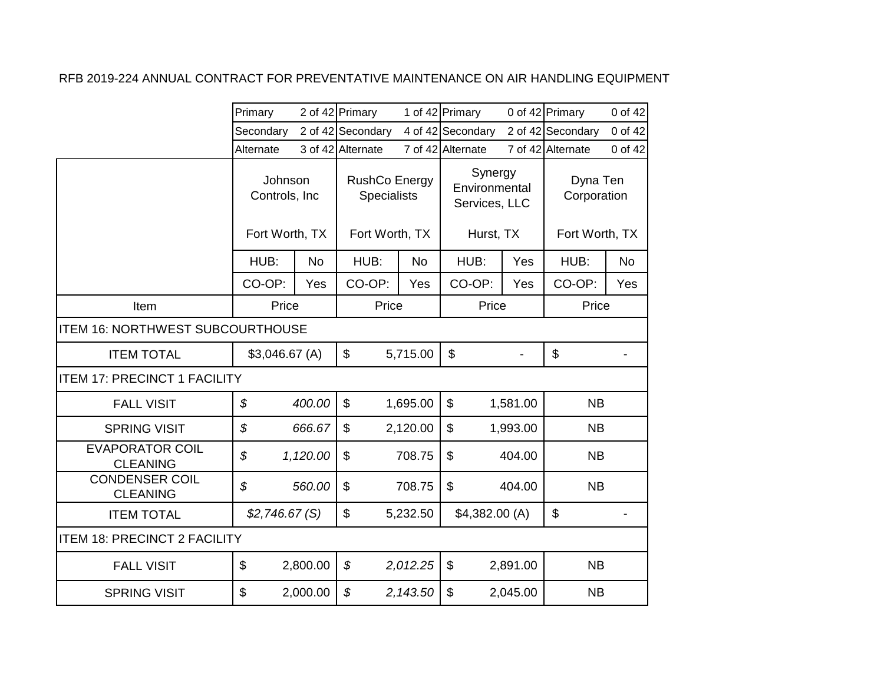RFB 2019-224 ANNUAL CONTRACT FOR PREVENTATIVE MAINTENANCE ON AIR HANDLING EQUIPMENT

| | Johnson Controls, Inc | | RushCo Energy Specialists | | Synergy Environmental Services, LLC | | Dyna Ten Corporation | |
|---|---|---|---|---|---|---|---|---|
| | Primary | 2 of 42 | Primary | 1 of 42 | Primary | 0 of 42 | Primary | 0 of 42 |
| | Secondary | 2 of 42 | Secondary | 4 of 42 | Secondary | 2 of 42 | Secondary | 0 of 42 |
| | Alternate | 3 of 42 | Alternate | 7 of 42 | Alternate | 7 of 42 | Alternate | 0 of 42 |
| | Fort Worth, TX | | Fort Worth, TX | | Hurst, TX | | Fort Worth, TX | |
| | HUB: | No | HUB: | No | HUB: | Yes | HUB: | No |
| | CO-OP: | Yes | CO-OP: | Yes | CO-OP: | Yes | CO-OP: | Yes |
| Item | Price | | Price | | Price | | Price | |
| ITEM 16: NORTHWEST SUBCOURTHOUSE | | | | | | | | |
| ITEM TOTAL | $3,046.67 (A) | | $ | 5,715.00 | $ | - | $ | - |
| ITEM 17: PRECINCT 1 FACILITY | | | | | | | | |
| FALL VISIT | *$* | *400.00* | $ | 1,695.00 | $ | 1,581.00 | NB | |
| SPRING VISIT | *$* | *666.67* | $ | 2,120.00 | $ | 1,993.00 | NB | |
| EVAPORATOR COIL CLEANING | *$* | *1,120.00* | $ | 708.75 | $ | 404.00 | NB | |
| CONDENSER COIL CLEANING | *$* | *560.00* | $ | 708.75 | $ | 404.00 | NB | |
| ITEM TOTAL | *$2,746.67 (S)* | | $ | 5,232.50 | $4,382.00 (A) | | $ | - |
| ITEM 18: PRECINCT 2 FACILITY | | | | | | | | |
| FALL VISIT | $ | 2,800.00 | *$* | *2,012.25* | $ | 2,891.00 | NB | |
| SPRING VISIT | $ | 2,000.00 | *$* | *2,143.50* | $ | 2,045.00 | NB | |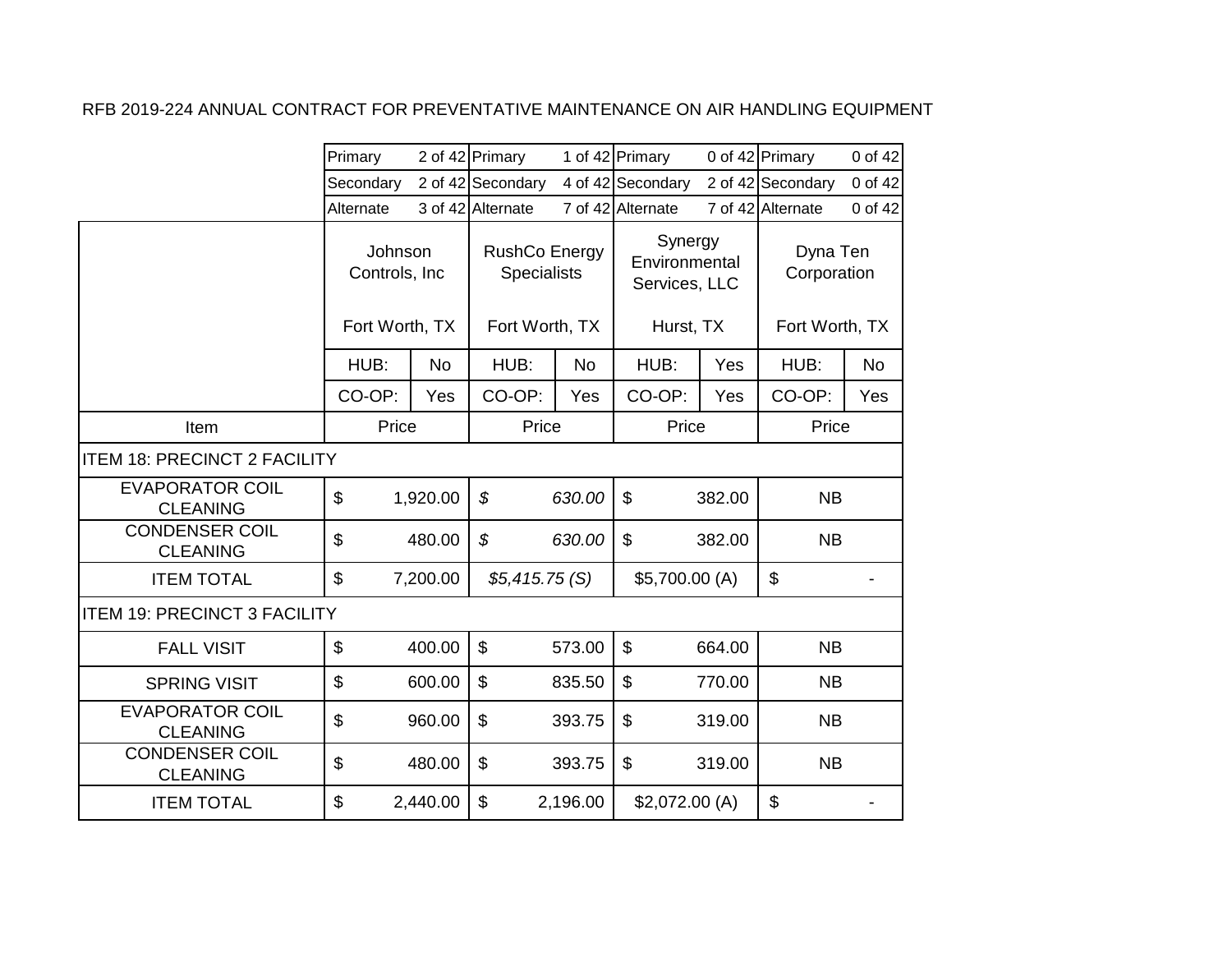RFB 2019-224 ANNUAL CONTRACT FOR PREVENTATIVE MAINTENANCE ON AIR HANDLING EQUIPMENT

| | Johnson Controls, Inc | | RushCo Energy Specialists | | Synergy Environmental Services, LLC | | Dyna Ten Corporation | |
|---|---|---|---|---|---|---|---|---|
| | Primary | 2 of 42 | Primary | 1 of 42 | Primary | 0 of 42 | Primary | 0 of 42 |
| | Secondary | 2 of 42 | Secondary | 4 of 42 | Secondary | 2 of 42 | Secondary | 0 of 42 |
| | Alternate | 3 of 42 | Alternate | 7 of 42 | Alternate | 7 of 42 | Alternate | 0 of 42 |
| | Fort Worth, TX | | Fort Worth, TX | | Hurst, TX | | Fort Worth, TX | |
| | HUB: | No | HUB: | No | HUB: | Yes | HUB: | No |
| | CO-OP: | Yes | CO-OP: | Yes | CO-OP: | Yes | CO-OP: | Yes |
| Item | Price | | Price | | Price | | Price | |
| ITEM 18: PRECINCT 2 FACILITY | | | | | | | | |
| EVAPORATOR COIL CLEANING | $ | 1,920.00 | *$* | *630.00* | $ | 382.00 | NB | |
| CONDENSER COIL CLEANING | $ | 480.00 | *$* | *630.00* | $ | 382.00 | NB | |
| ITEM TOTAL | $ | 7,200.00 | *$5,415.75 (S)* | | $5,700.00 (A) | | $ | - |
| ITEM 19: PRECINCT 3 FACILITY | | | | | | | | |
| FALL VISIT | $ | 400.00 | $ | 573.00 | $ | 664.00 | NB | |
| SPRING VISIT | $ | 600.00 | $ | 835.50 | $ | 770.00 | NB | |
| EVAPORATOR COIL CLEANING | $ | 960.00 | $ | 393.75 | $ | 319.00 | NB | |
| CONDENSER COIL CLEANING | $ | 480.00 | $ | 393.75 | $ | 319.00 | NB | |
| ITEM TOTAL | $ | 2,440.00 | $ | 2,196.00 | $2,072.00 (A) | | $ | - |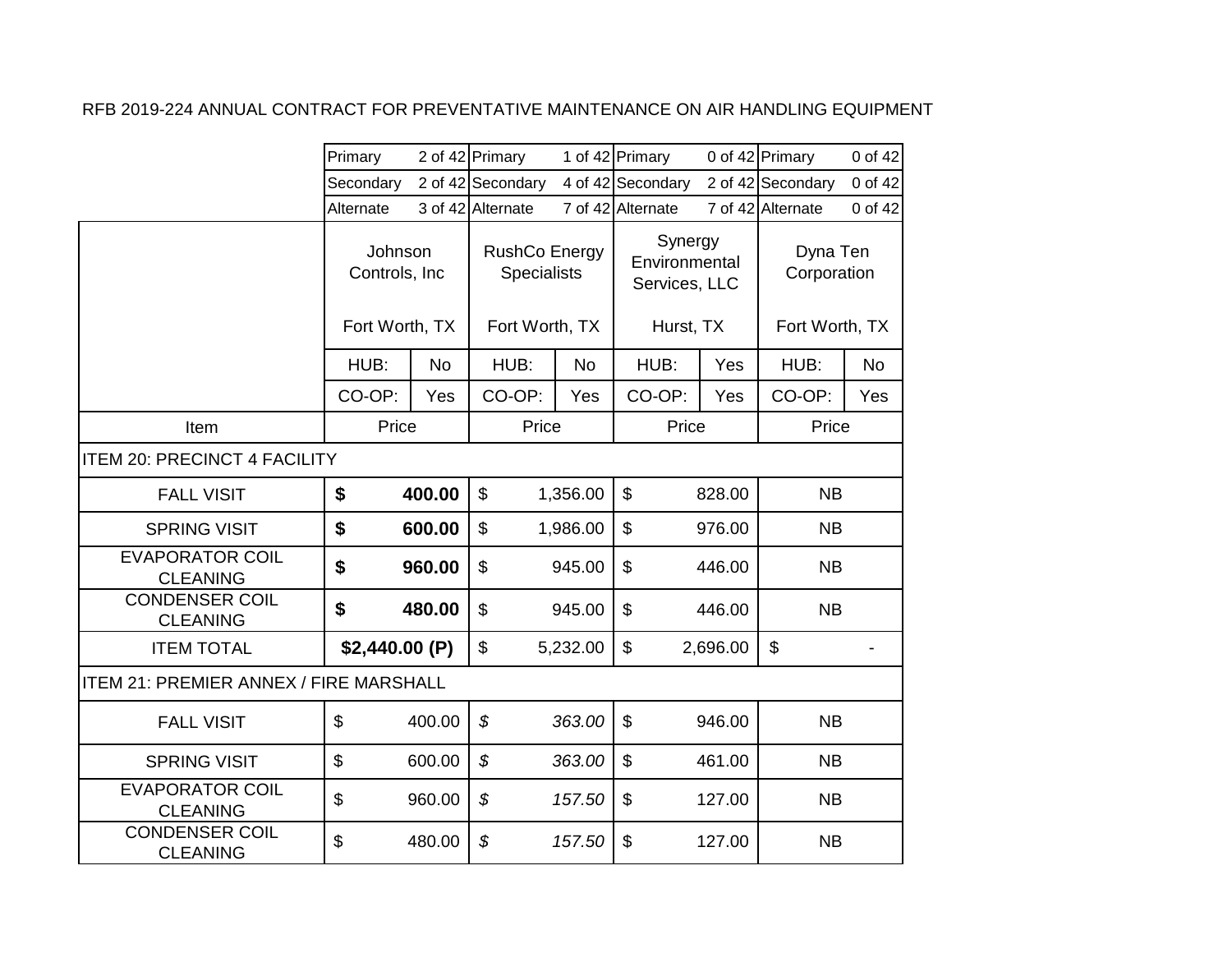RFB 2019-224 ANNUAL CONTRACT FOR PREVENTATIVE MAINTENANCE ON AIR HANDLING EQUIPMENT

| | Johnson Controls, Inc | | RushCo Energy Specialists | | Synergy Environmental Services, LLC | | Dyna Ten Corporation | |
|---|---|---|---|---|---|---|---|---|
| | Primary | 2 of 42 | Primary | 1 of 42 | Primary | 0 of 42 | Primary | 0 of 42 |
| | Secondary | 2 of 42 | Secondary | 4 of 42 | Secondary | 2 of 42 | Secondary | 0 of 42 |
| | Alternate | 3 of 42 | Alternate | 7 of 42 | Alternate | 7 of 42 | Alternate | 0 of 42 |
| | Fort Worth, TX | | Fort Worth, TX | | Hurst, TX | | Fort Worth, TX | |
| | HUB: | No | HUB: | No | HUB: | Yes | HUB: | No |
| | CO-OP: | Yes | CO-OP: | Yes | CO-OP: | Yes | CO-OP: | Yes |
| Item | Price | | Price | | Price | | Price | |
| ITEM 20: PRECINCT 4 FACILITY | | | | | | | | |
| FALL VISIT | **$** | **400.00** | $ | 1,356.00 | $ | 828.00 | NB | |
| SPRING VISIT | **$** | **600.00** | $ | 1,986.00 | $ | 976.00 | NB | |
| EVAPORATOR COIL CLEANING | **$** | **960.00** | $ | 945.00 | $ | 446.00 | NB | |
| CONDENSER COIL CLEANING | **$** | **480.00** | $ | 945.00 | $ | 446.00 | NB | |
| ITEM TOTAL | **$2,440.00 (P)** | | $ | 5,232.00 | $ | 2,696.00 | $ | - |
| ITEM 21: PREMIER ANNEX / FIRE MARSHALL | | | | | | | | |
| FALL VISIT | $ | 400.00 | *$* | *363.00* | $ | 946.00 | NB | |
| SPRING VISIT | $ | 600.00 | *$* | *363.00* | $ | 461.00 | NB | |
| EVAPORATOR COIL CLEANING | $ | 960.00 | *$* | *157.50* | $ | 127.00 | NB | |
| CONDENSER COIL CLEANING | $ | 480.00 | *$* | *157.50* | $ | 127.00 | NB | |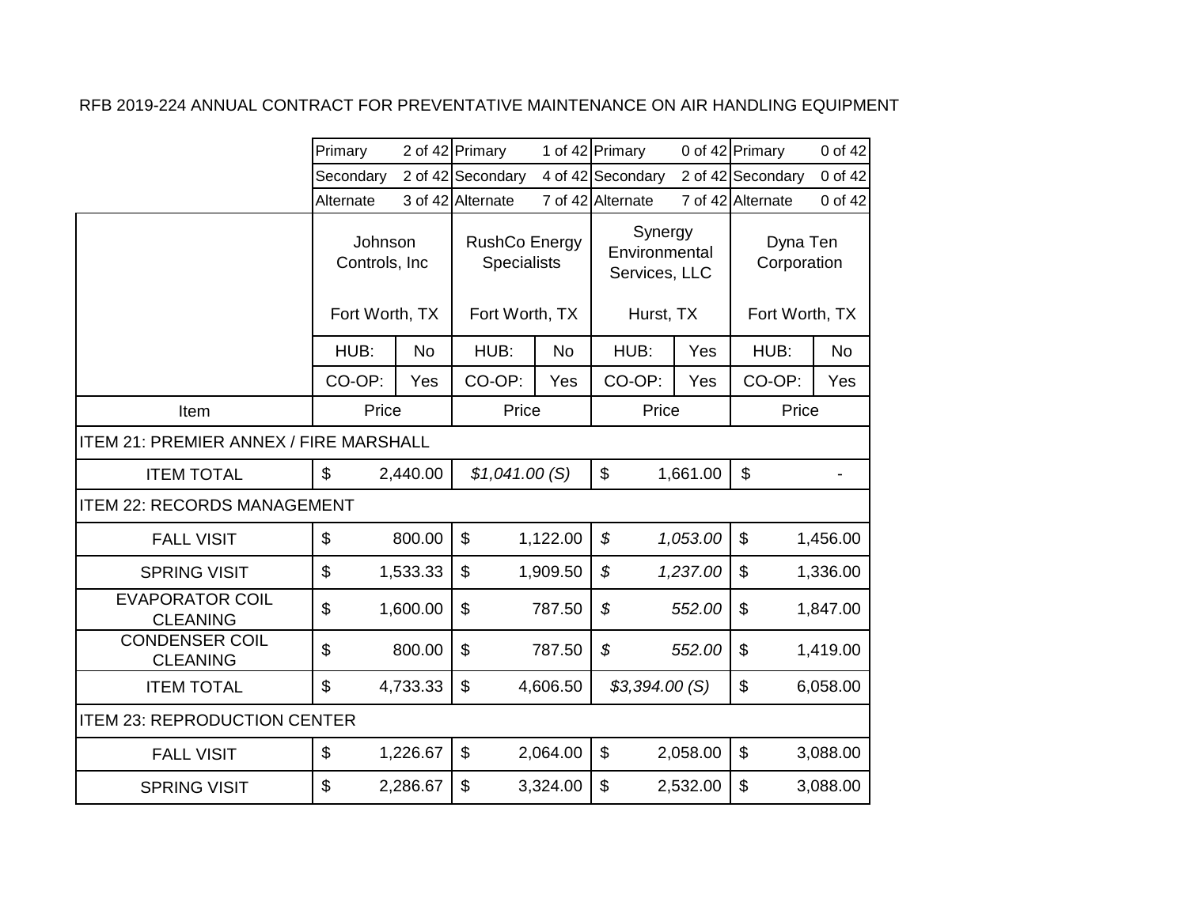RFB 2019-224 ANNUAL CONTRACT FOR PREVENTATIVE MAINTENANCE ON AIR HANDLING EQUIPMENT

| | Johnson Controls, Inc | | RushCo Energy Specialists | | Synergy Environmental Services, LLC | | Dyna Ten Corporation | |
|---|---|---|---|---|---|---|---|---|
| | Primary | 2 of 42 | Primary | 1 of 42 | Primary | 0 of 42 | Primary | 0 of 42 |
| | Secondary | 2 of 42 | Secondary | 4 of 42 | Secondary | 2 of 42 | Secondary | 0 of 42 |
| | Alternate | 3 of 42 | Alternate | 7 of 42 | Alternate | 7 of 42 | Alternate | 0 of 42 |
| | Fort Worth, TX | | Fort Worth, TX | | Hurst, TX | | Fort Worth, TX | |
| | HUB: | No | HUB: | No | HUB: | Yes | HUB: | No |
| | CO-OP: | Yes | CO-OP: | Yes | CO-OP: | Yes | CO-OP: | Yes |
| Item | Price | | Price | | Price | | Price | |
| ITEM 21: PREMIER ANNEX / FIRE MARSHALL | | | | | | | | |
| ITEM TOTAL | $ | 2,440.00 | *$1,041.00 (S)* | | $ | 1,661.00 | $ | - |
| ITEM 22: RECORDS MANAGEMENT | | | | | | | | |
| FALL VISIT | $ | 800.00 | $ | 1,122.00 | *$* | *1,053.00* | $ | 1,456.00 |
| SPRING VISIT | $ | 1,533.33 | $ | 1,909.50 | *$* | *1,237.00* | $ | 1,336.00 |
| EVAPORATOR COIL CLEANING | $ | 1,600.00 | $ | 787.50 | *$* | *552.00* | $ | 1,847.00 |
| CONDENSER COIL CLEANING | $ | 800.00 | $ | 787.50 | *$* | *552.00* | $ | 1,419.00 |
| ITEM TOTAL | $ | 4,733.33 | $ | 4,606.50 | *$3,394.00 (S)* | | $ | 6,058.00 |
| ITEM 23: REPRODUCTION CENTER | | | | | | | | |
| FALL VISIT | $ | 1,226.67 | $ | 2,064.00 | $ | 2,058.00 | $ | 3,088.00 |
| SPRING VISIT | $ | 2,286.67 | $ | 3,324.00 | $ | 2,532.00 | $ | 3,088.00 |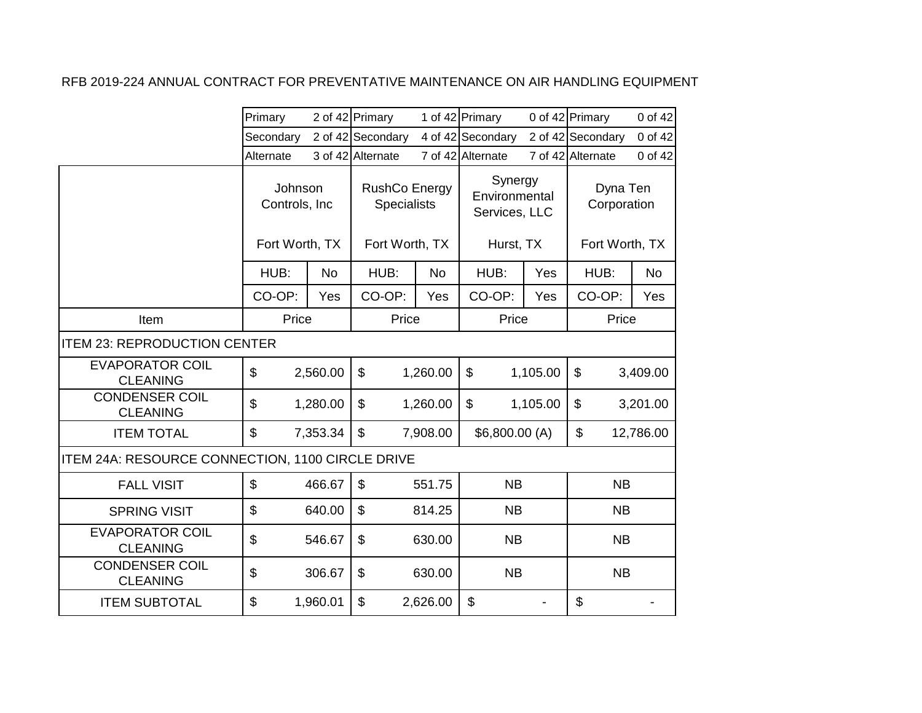RFB 2019-224 ANNUAL CONTRACT FOR PREVENTATIVE MAINTENANCE ON AIR HANDLING EQUIPMENT

| | Johnson Controls, Inc | | RushCo Energy Specialists | | Synergy Environmental Services, LLC | | Dyna Ten Corporation | |
|---|---|---|---|---|---|---|---|---|
| | Primary | 2 of 42 | Primary | 1 of 42 | Primary | 0 of 42 | Primary | 0 of 42 |
| | Secondary | 2 of 42 | Secondary | 4 of 42 | Secondary | 2 of 42 | Secondary | 0 of 42 |
| | Alternate | 3 of 42 | Alternate | 7 of 42 | Alternate | 7 of 42 | Alternate | 0 of 42 |
| | Fort Worth, TX | | Fort Worth, TX | | Hurst, TX | | Fort Worth, TX | |
| | HUB: | No | HUB: | No | HUB: | Yes | HUB: | No |
| | CO-OP: | Yes | CO-OP: | Yes | CO-OP: | Yes | CO-OP: | Yes |
| Item | Price | | Price | | Price | | Price | |
| ITEM 23: REPRODUCTION CENTER | | | | | | | | |
| EVAPORATOR COIL CLEANING | $ | 2,560.00 | $ | 1,260.00 | $ | 1,105.00 | $ | 3,409.00 |
| CONDENSER COIL CLEANING | $ | 1,280.00 | $ | 1,260.00 | $ | 1,105.00 | $ | 3,201.00 |
| ITEM TOTAL | $ | 7,353.34 | $ | 7,908.00 | $6,800.00 (A) | | $ | 12,786.00 |
| ITEM 24A: RESOURCE CONNECTION, 1100 CIRCLE DRIVE | | | | | | | | |
| FALL VISIT | $ | 466.67 | $ | 551.75 | NB | | NB | |
| SPRING VISIT | $ | 640.00 | $ | 814.25 | NB | | NB | |
| EVAPORATOR COIL CLEANING | $ | 546.67 | $ | 630.00 | NB | | NB | |
| CONDENSER COIL CLEANING | $ | 306.67 | $ | 630.00 | NB | | NB | |
| ITEM SUBTOTAL | $ | 1,960.01 | $ | 2,626.00 | $ | - | $ | - |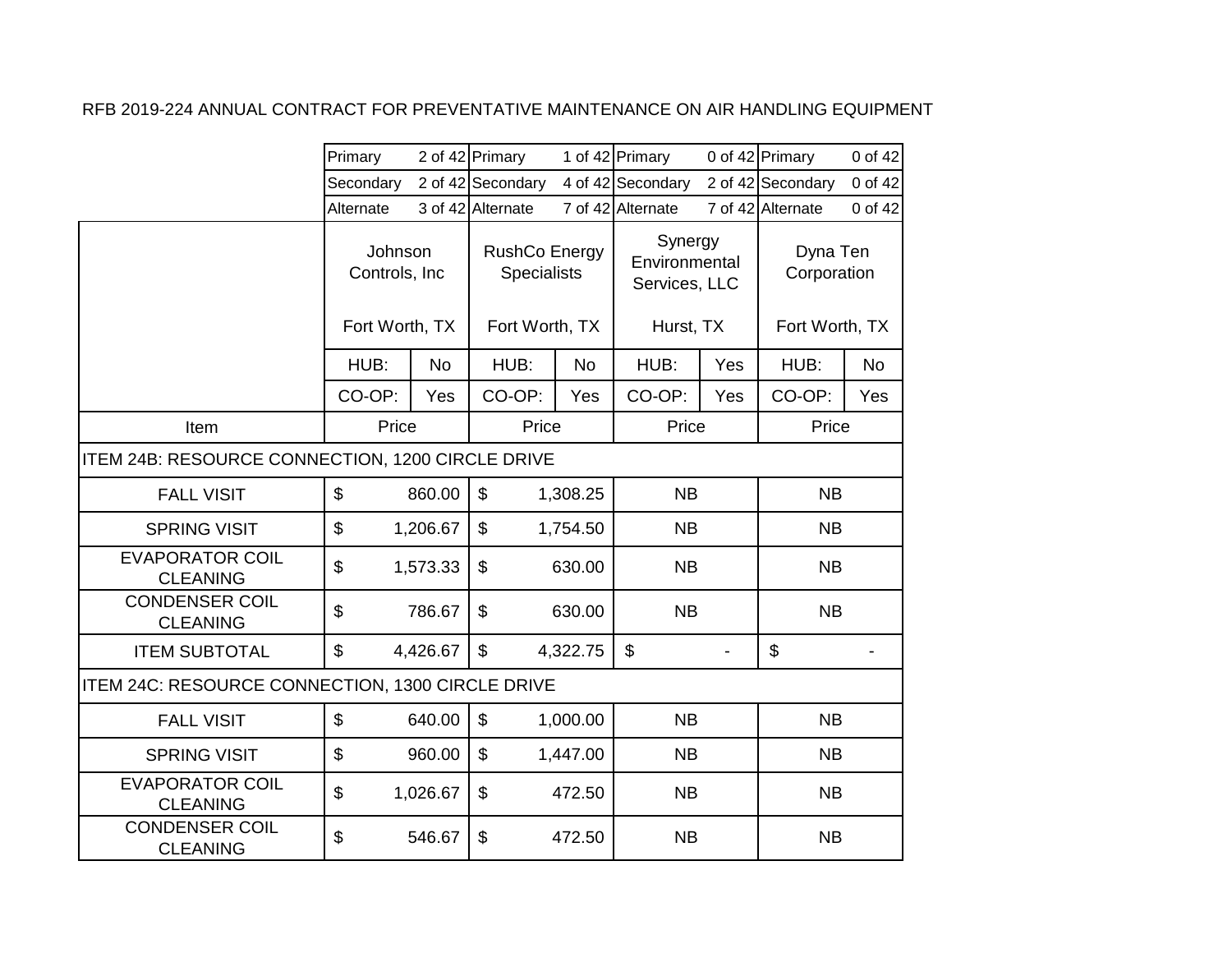RFB 2019-224 ANNUAL CONTRACT FOR PREVENTATIVE MAINTENANCE ON AIR HANDLING EQUIPMENT

| | Johnson Controls, Inc | | RushCo Energy Specialists | | Synergy Environmental Services, LLC | | Dyna Ten Corporation | |
|---|---|---|---|---|---|---|---|---|
| | Primary | 2 of 42 | Primary | 1 of 42 | Primary | 0 of 42 | Primary | 0 of 42 |
| | Secondary | 2 of 42 | Secondary | 4 of 42 | Secondary | 2 of 42 | Secondary | 0 of 42 |
| | Alternate | 3 of 42 | Alternate | 7 of 42 | Alternate | 7 of 42 | Alternate | 0 of 42 |
| | Fort Worth, TX | | Fort Worth, TX | | Hurst, TX | | Fort Worth, TX | |
| | HUB: | No | HUB: | No | HUB: | Yes | HUB: | No |
| | CO-OP: | Yes | CO-OP: | Yes | CO-OP: | Yes | CO-OP: | Yes |
| Item | Price | | Price | | Price | | Price | |
| ITEM 24B: RESOURCE CONNECTION, 1200 CIRCLE DRIVE | | | | | | | | |
| FALL VISIT | $ | 860.00 | $ | 1,308.25 | NB | | NB | |
| SPRING VISIT | $ | 1,206.67 | $ | 1,754.50 | NB | | NB | |
| EVAPORATOR COIL CLEANING | $ | 1,573.33 | $ | 630.00 | NB | | NB | |
| CONDENSER COIL CLEANING | $ | 786.67 | $ | 630.00 | NB | | NB | |
| ITEM SUBTOTAL | $ | 4,426.67 | $ | 4,322.75 | $ | - | $ | - |
| ITEM 24C: RESOURCE CONNECTION, 1300 CIRCLE DRIVE | | | | | | | | |
| FALL VISIT | $ | 640.00 | $ | 1,000.00 | NB | | NB | |
| SPRING VISIT | $ | 960.00 | $ | 1,447.00 | NB | | NB | |
| EVAPORATOR COIL CLEANING | $ | 1,026.67 | $ | 472.50 | NB | | NB | |
| CONDENSER COIL CLEANING | $ | 546.67 | $ | 472.50 | NB | | NB | |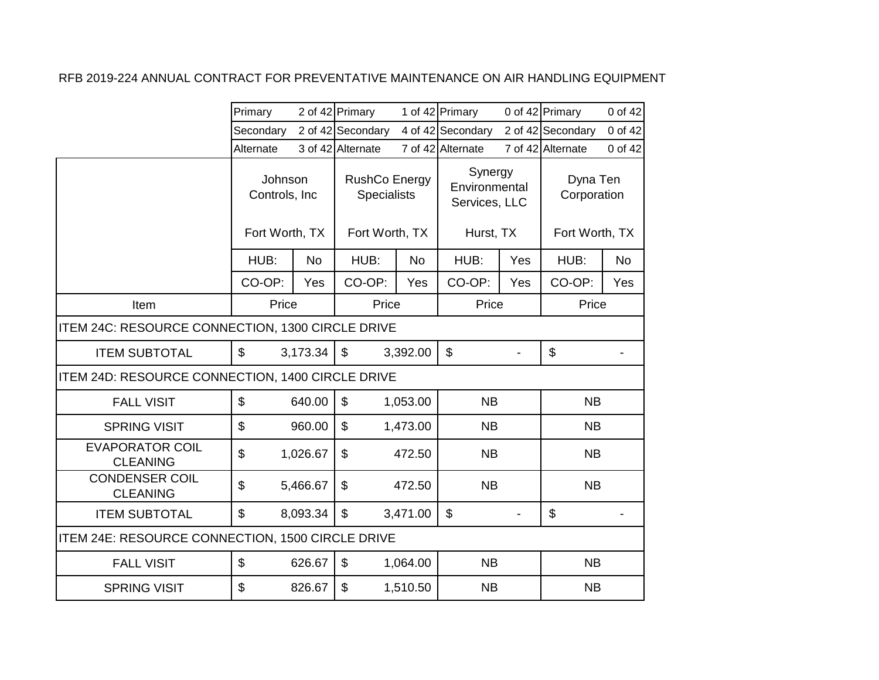RFB 2019-224 ANNUAL CONTRACT FOR PREVENTATIVE MAINTENANCE ON AIR HANDLING EQUIPMENT

| | Johnson Controls, Inc | | RushCo Energy Specialists | | Synergy Environmental Services, LLC | | Dyna Ten Corporation | |
|---|---|---|---|---|---|---|---|---|
| | Primary | 2 of 42 | Primary | 1 of 42 | Primary | 0 of 42 | Primary | 0 of 42 |
| | Secondary | 2 of 42 | Secondary | 4 of 42 | Secondary | 2 of 42 | Secondary | 0 of 42 |
| | Alternate | 3 of 42 | Alternate | 7 of 42 | Alternate | 7 of 42 | Alternate | 0 of 42 |
| | Fort Worth, TX | | Fort Worth, TX | | Hurst, TX | | Fort Worth, TX | |
| | HUB: | No | HUB: | No | HUB: | Yes | HUB: | No |
| | CO-OP: | Yes | CO-OP: | Yes | CO-OP: | Yes | CO-OP: | Yes |
| Item | Price | | Price | | Price | | Price | |
| ITEM 24C: RESOURCE CONNECTION, 1300 CIRCLE DRIVE | | | | | | | | |
| ITEM SUBTOTAL | $ | 3,173.34 | $ | 3,392.00 | $ | - | $ | - |
| ITEM 24D: RESOURCE CONNECTION, 1400 CIRCLE DRIVE | | | | | | | | |
| FALL VISIT | $ | 640.00 | $ | 1,053.00 | NB | | NB | |
| SPRING VISIT | $ | 960.00 | $ | 1,473.00 | NB | | NB | |
| EVAPORATOR COIL CLEANING | $ | 1,026.67 | $ | 472.50 | NB | | NB | |
| CONDENSER COIL CLEANING | $ | 5,466.67 | $ | 472.50 | NB | | NB | |
| ITEM SUBTOTAL | $ | 8,093.34 | $ | 3,471.00 | $ | - | $ | - |
| ITEM 24E: RESOURCE CONNECTION, 1500 CIRCLE DRIVE | | | | | | | | |
| FALL VISIT | $ | 626.67 | $ | 1,064.00 | NB | | NB | |
| SPRING VISIT | $ | 826.67 | $ | 1,510.50 | NB | | NB | |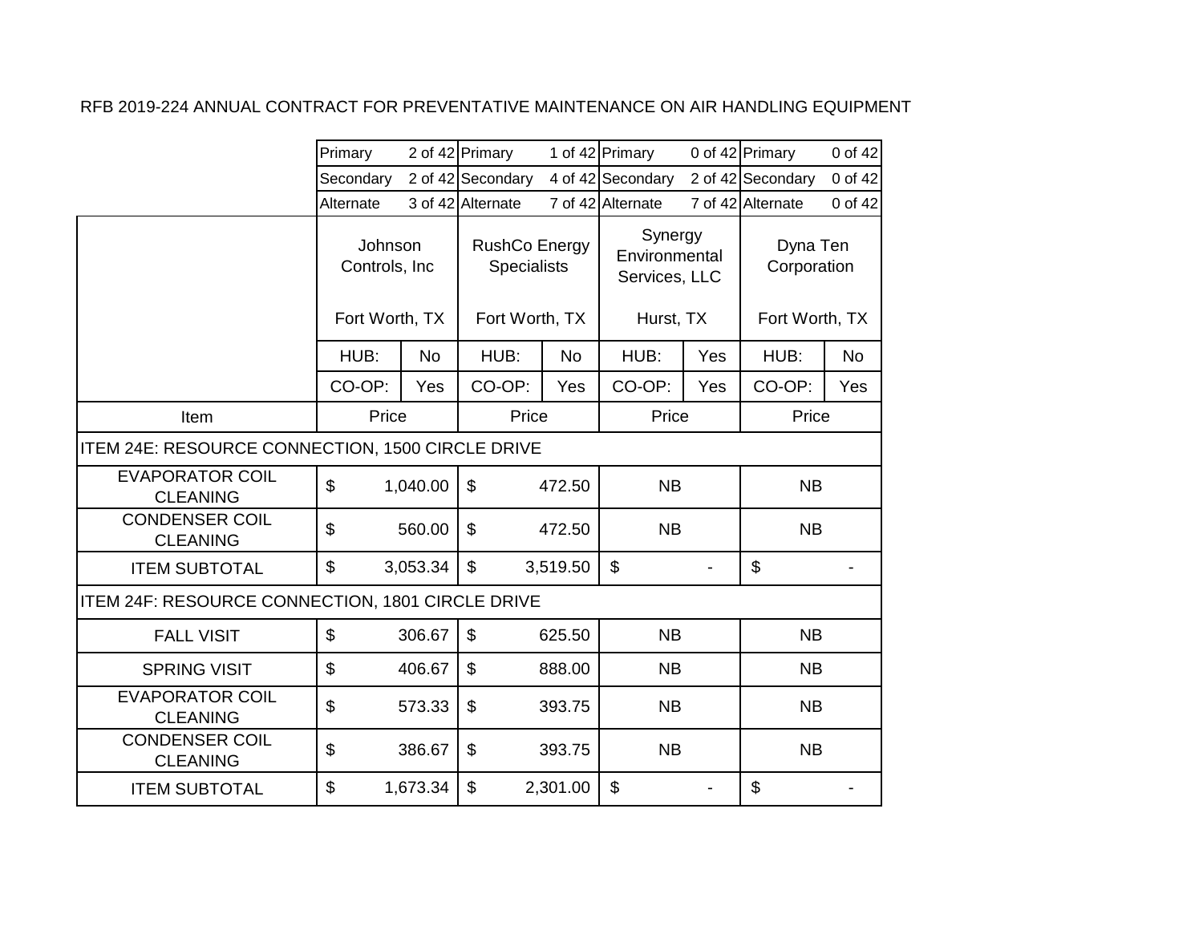RFB 2019-224 ANNUAL CONTRACT FOR PREVENTATIVE MAINTENANCE ON AIR HANDLING EQUIPMENT

| | Johnson Controls, Inc | | RushCo Energy Specialists | | Synergy Environmental Services, LLC | | Dyna Ten Corporation | |
|---|---|---|---|---|---|---|---|---|
| | Primary | 2 of 42 | Primary | 1 of 42 | Primary | 0 of 42 | Primary | 0 of 42 |
| | Secondary | 2 of 42 | Secondary | 4 of 42 | Secondary | 2 of 42 | Secondary | 0 of 42 |
| | Alternate | 3 of 42 | Alternate | 7 of 42 | Alternate | 7 of 42 | Alternate | 0 of 42 |
| | Fort Worth, TX | | Fort Worth, TX | | Hurst, TX | | Fort Worth, TX | |
| | HUB: | No | HUB: | No | HUB: | Yes | HUB: | No |
| | CO-OP: | Yes | CO-OP: | Yes | CO-OP: | Yes | CO-OP: | Yes |
| Item | Price | | Price | | Price | | Price | |
| ITEM 24E: RESOURCE CONNECTION, 1500 CIRCLE DRIVE | | | | | | | | |
| EVAPORATOR COIL CLEANING | $ | 1,040.00 | $ | 472.50 | NB | | NB | |
| CONDENSER COIL CLEANING | $ | 560.00 | $ | 472.50 | NB | | NB | |
| ITEM SUBTOTAL | $ | 3,053.34 | $ | 3,519.50 | $ | - | $ | - |
| ITEM 24F: RESOURCE CONNECTION, 1801 CIRCLE DRIVE | | | | | | | | |
| FALL VISIT | $ | 306.67 | $ | 625.50 | NB | | NB | |
| SPRING VISIT | $ | 406.67 | $ | 888.00 | NB | | NB | |
| EVAPORATOR COIL CLEANING | $ | 573.33 | $ | 393.75 | NB | | NB | |
| CONDENSER COIL CLEANING | $ | 386.67 | $ | 393.75 | NB | | NB | |
| ITEM SUBTOTAL | $ | 1,673.34 | $ | 2,301.00 | $ | - | $ | - |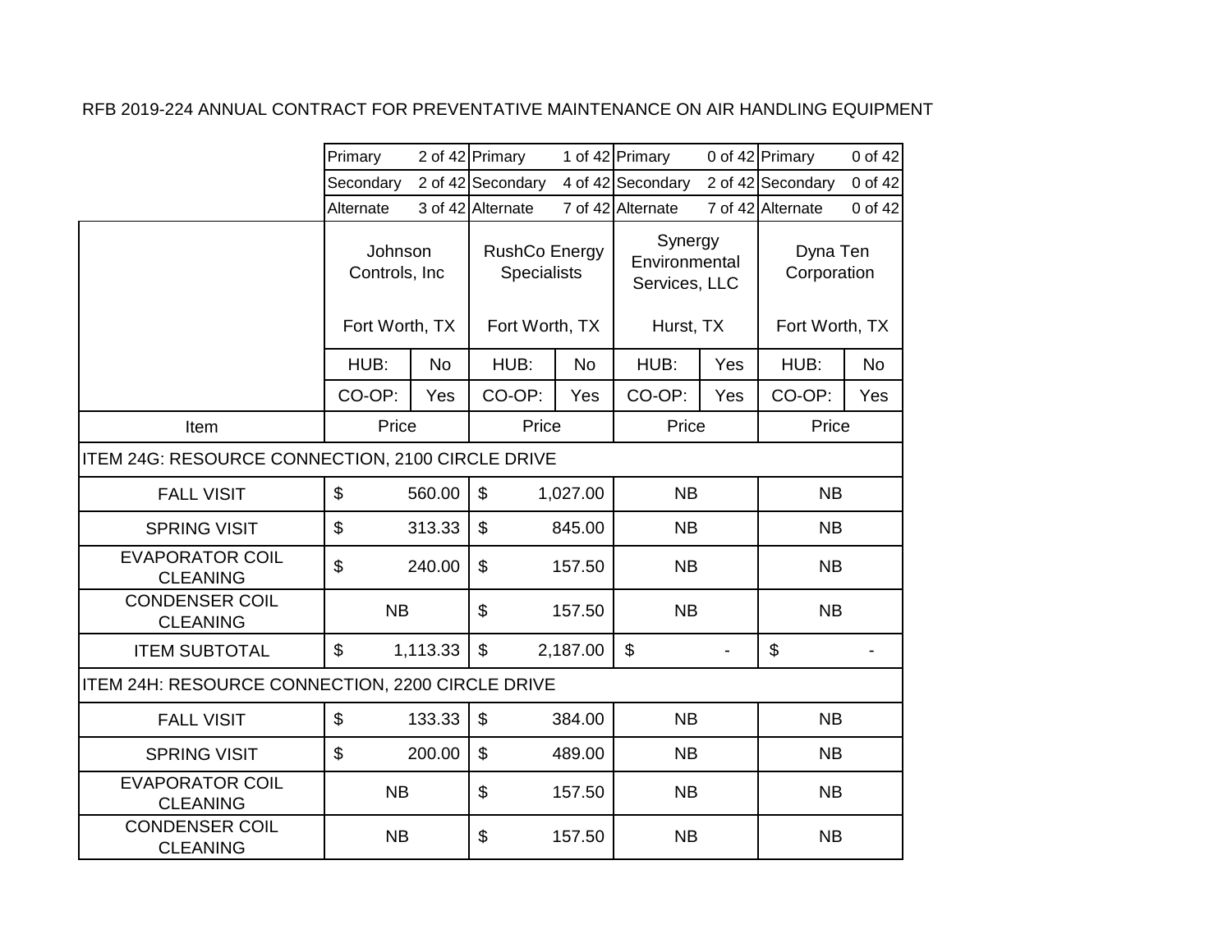RFB 2019-224 ANNUAL CONTRACT FOR PREVENTATIVE MAINTENANCE ON AIR HANDLING EQUIPMENT

| | Johnson Controls, Inc | | RushCo Energy Specialists | | Synergy Environmental Services, LLC | | Dyna Ten Corporation | |
|---|---|---|---|---|---|---|---|---|
| | Primary | 2 of 42 | Primary | 1 of 42 | Primary | 0 of 42 | Primary | 0 of 42 |
| | Secondary | 2 of 42 | Secondary | 4 of 42 | Secondary | 2 of 42 | Secondary | 0 of 42 |
| | Alternate | 3 of 42 | Alternate | 7 of 42 | Alternate | 7 of 42 | Alternate | 0 of 42 |
| | Fort Worth, TX | | Fort Worth, TX | | Hurst, TX | | Fort Worth, TX | |
| | HUB: | No | HUB: | No | HUB: | Yes | HUB: | No |
| | CO-OP: | Yes | CO-OP: | Yes | CO-OP: | Yes | CO-OP: | Yes |
| Item | Price | | Price | | Price | | Price | |
| ITEM 24G: RESOURCE CONNECTION, 2100 CIRCLE DRIVE | | | | | | | | |
| FALL VISIT | $ | 560.00 | $ | 1,027.00 | NB | | NB | |
| SPRING VISIT | $ | 313.33 | $ | 845.00 | NB | | NB | |
| EVAPORATOR COIL CLEANING | $ | 240.00 | $ | 157.50 | NB | | NB | |
| CONDENSER COIL CLEANING | NB | | $ | 157.50 | NB | | NB | |
| ITEM SUBTOTAL | $ | 1,113.33 | $ | 2,187.00 | $ | - | $ | - |
| ITEM 24H: RESOURCE CONNECTION, 2200 CIRCLE DRIVE | | | | | | | | |
| FALL VISIT | $ | 133.33 | $ | 384.00 | NB | | NB | |
| SPRING VISIT | $ | 200.00 | $ | 489.00 | NB | | NB | |
| EVAPORATOR COIL CLEANING | NB | | $ | 157.50 | NB | | NB | |
| CONDENSER COIL CLEANING | NB | | $ | 157.50 | NB | | NB | |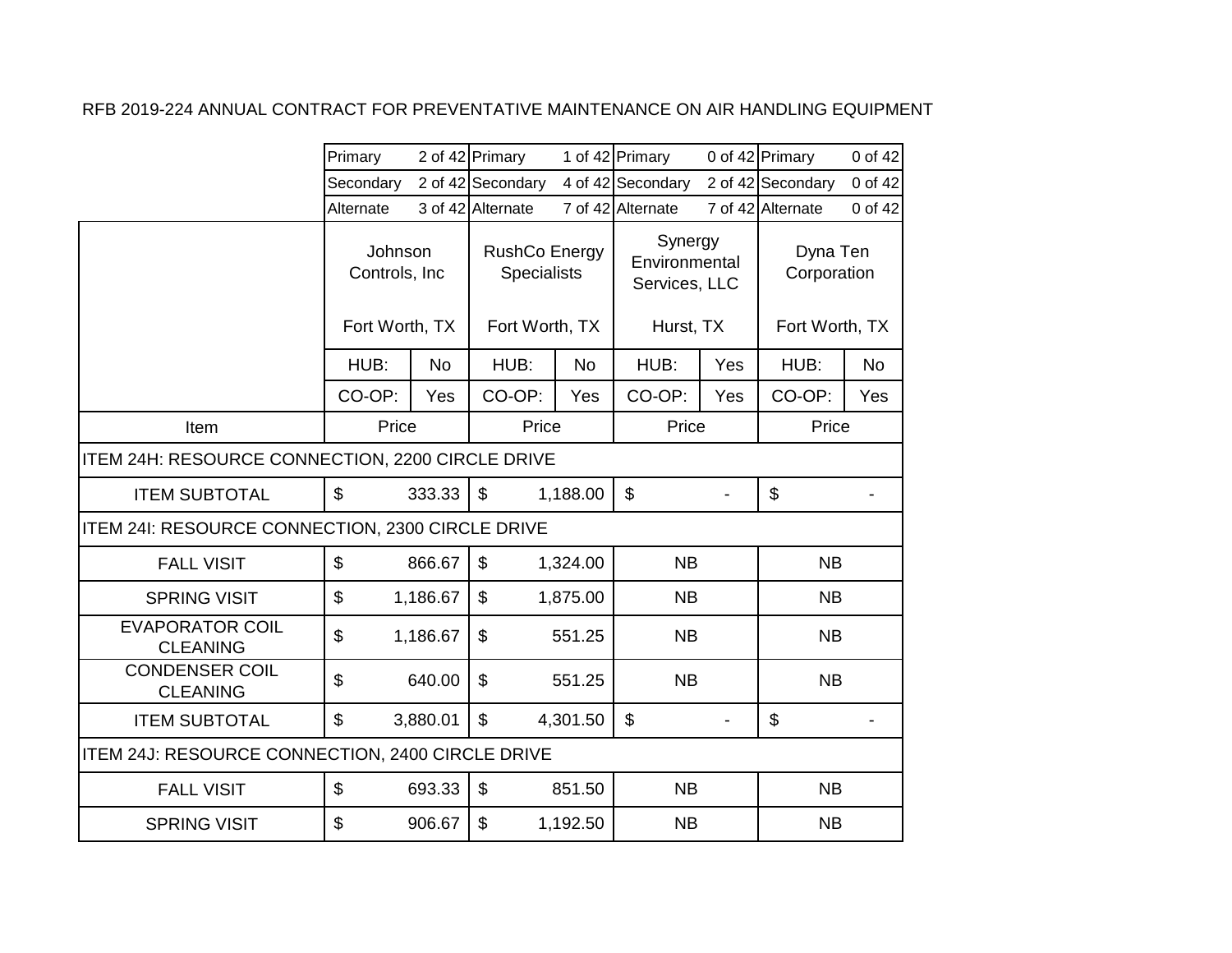RFB 2019-224 ANNUAL CONTRACT FOR PREVENTATIVE MAINTENANCE ON AIR HANDLING EQUIPMENT

| | | | | | | | | |
|---|---|---|---|---|---|---|---|---|
| | Primary | 2 of 42 | Primary | 1 of 42 | Primary | 0 of 42 | Primary | 0 of 42 |
| | Secondary | 2 of 42 | Secondary | 4 of 42 | Secondary | 2 of 42 | Secondary | 0 of 42 |
| | Alternate | 3 of 42 | Alternate | 7 of 42 | Alternate | 7 of 42 | Alternate | 0 of 42 |
| | Johnson Controls, Inc<br><br>Fort Worth, TX | | RushCo Energy Specialists<br><br>Fort Worth, TX | | Synergy Environmental Services, LLC<br><br>Hurst, TX | | Dyna Ten Corporation<br><br>Fort Worth, TX | |
| | HUB: | No | HUB: | No | HUB: | Yes | HUB: | No |
| | CO-OP: | Yes | CO-OP: | Yes | CO-OP: | Yes | CO-OP: | Yes |
| Item | Price | | Price | | Price | | Price | |
| ITEM 24H: RESOURCE CONNECTION, 2200 CIRCLE DRIVE | | | | | | | | |
| ITEM SUBTOTAL | $ | 333.33 | $ | 1,188.00 | $ | - | $ | - |
| ITEM 24I: RESOURCE CONNECTION, 2300 CIRCLE DRIVE | | | | | | | | |
| FALL VISIT | $ | 866.67 | $ | 1,324.00 | NB | | NB | |
| SPRING VISIT | $ | 1,186.67 | $ | 1,875.00 | NB | | NB | |
| EVAPORATOR COIL CLEANING | $ | 1,186.67 | $ | 551.25 | NB | | NB | |
| CONDENSER COIL CLEANING | $ | 640.00 | $ | 551.25 | NB | | NB | |
| ITEM SUBTOTAL | $ | 3,880.01 | $ | 4,301.50 | $ | - | $ | - |
| ITEM 24J: RESOURCE CONNECTION, 2400 CIRCLE DRIVE | | | | | | | | |
| FALL VISIT | $ | 693.33 | $ | 851.50 | NB | | NB | |
| SPRING VISIT | $ | 906.67 | $ | 1,192.50 | NB | | NB | |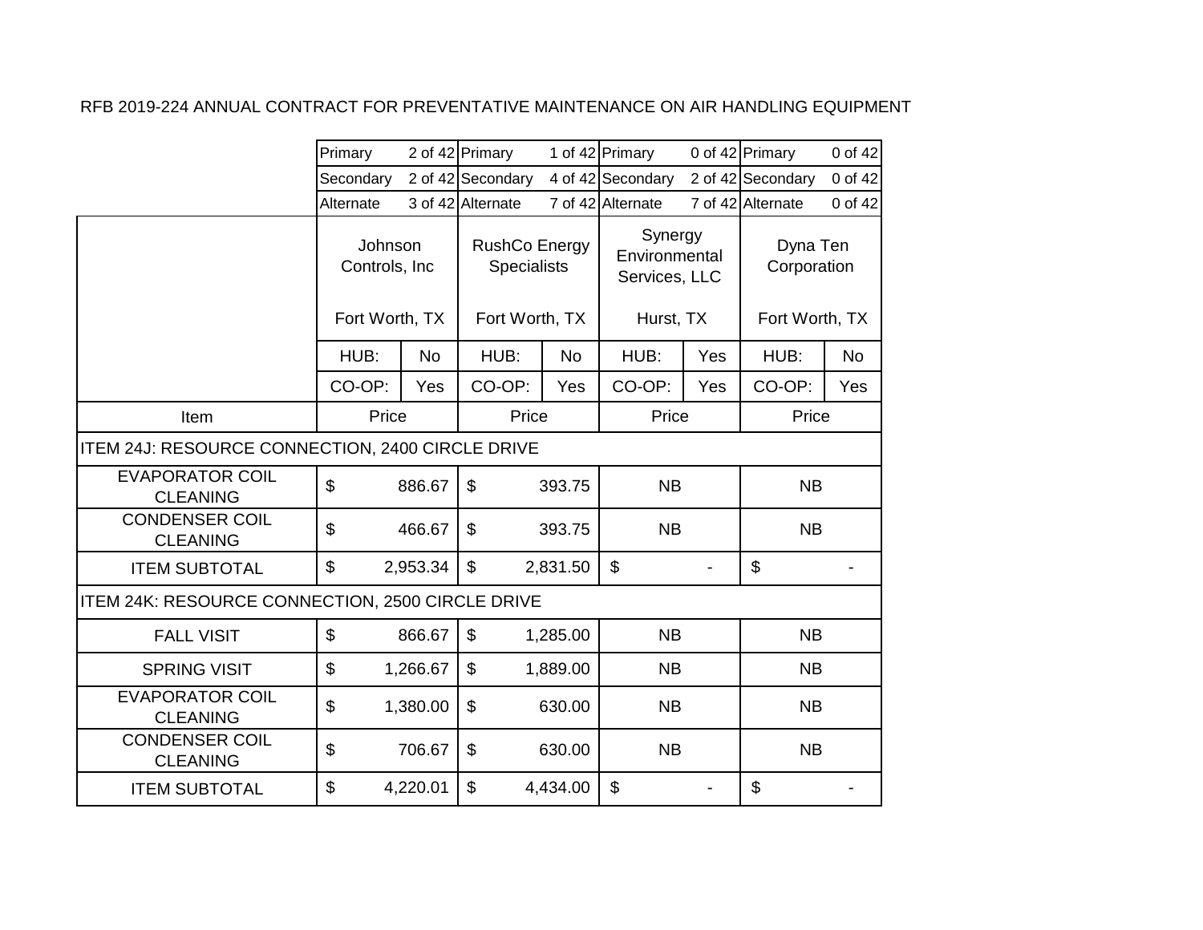RFB 2019-224 ANNUAL CONTRACT FOR PREVENTATIVE MAINTENANCE ON AIR HANDLING EQUIPMENT

| | Johnson Controls, Inc | | RushCo Energy Specialists | | Synergy Environmental Services, LLC | | Dyna Ten Corporation | |
|---|---|---|---|---|---|---|---|---|
| | Primary | 2 of 42 | Primary | 1 of 42 | Primary | 0 of 42 | Primary | 0 of 42 |
| | Secondary | 2 of 42 | Secondary | 4 of 42 | Secondary | 2 of 42 | Secondary | 0 of 42 |
| | Alternate | 3 of 42 | Alternate | 7 of 42 | Alternate | 7 of 42 | Alternate | 0 of 42 |
| | Fort Worth, TX | | Fort Worth, TX | | Hurst, TX | | Fort Worth, TX | |
| | HUB: | No | HUB: | No | HUB: | Yes | HUB: | No |
| | CO-OP: | Yes | CO-OP: | Yes | CO-OP: | Yes | CO-OP: | Yes |
| Item | Price | | Price | | Price | | Price | |
| ITEM 24J: RESOURCE CONNECTION, 2400 CIRCLE DRIVE | | | | | | | | |
| EVAPORATOR COIL CLEANING | $ | 886.67 | $ | 393.75 | NB | | NB | |
| CONDENSER COIL CLEANING | $ | 466.67 | $ | 393.75 | NB | | NB | |
| ITEM SUBTOTAL | $ | 2,953.34 | $ | 2,831.50 | $ | - | $ | - |
| ITEM 24K: RESOURCE CONNECTION, 2500 CIRCLE DRIVE | | | | | | | | |
| FALL VISIT | $ | 866.67 | $ | 1,285.00 | NB | | NB | |
| SPRING VISIT | $ | 1,266.67 | $ | 1,889.00 | NB | | NB | |
| EVAPORATOR COIL CLEANING | $ | 1,380.00 | $ | 630.00 | NB | | NB | |
| CONDENSER COIL CLEANING | $ | 706.67 | $ | 630.00 | NB | | NB | |
| ITEM SUBTOTAL | $ | 4,220.01 | $ | 4,434.00 | $ | - | $ | - |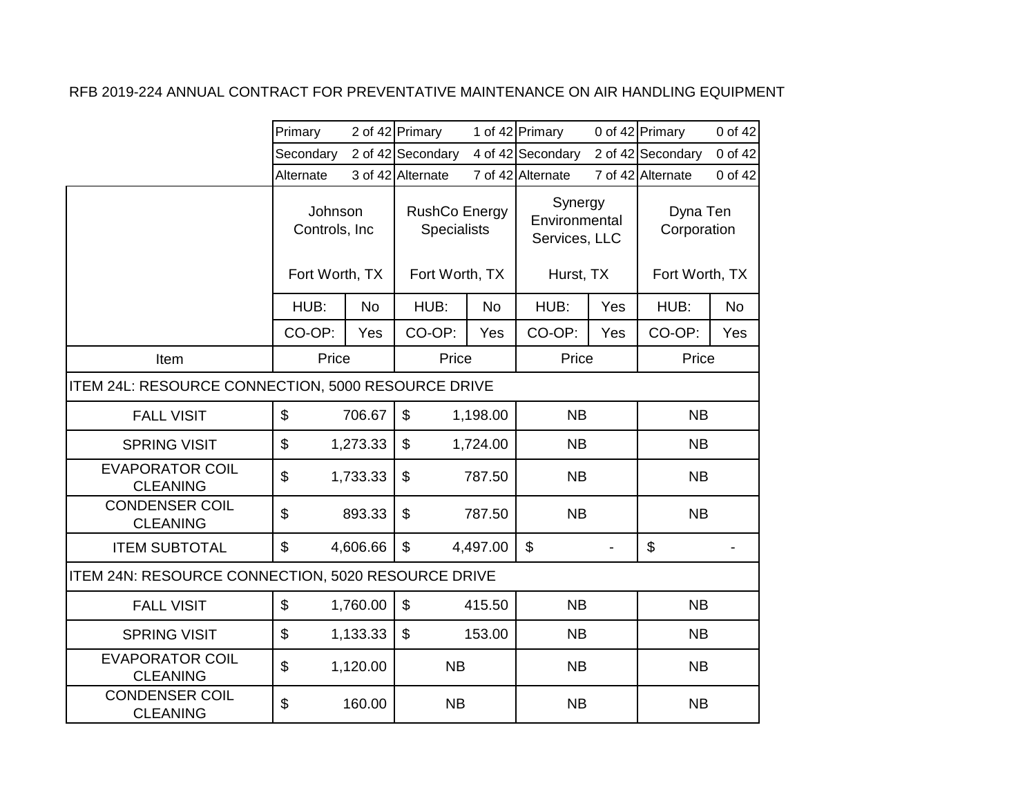RFB 2019-224 ANNUAL CONTRACT FOR PREVENTATIVE MAINTENANCE ON AIR HANDLING EQUIPMENT

| | | | | | | | | |
|---|---|---|---|---|---|---|---|---|
| | Primary | 2 of 42 | Primary | 1 of 42 | Primary | 0 of 42 | Primary | 0 of 42 |
| | Secondary | 2 of 42 | Secondary | 4 of 42 | Secondary | 2 of 42 | Secondary | 0 of 42 |
| | Alternate | 3 of 42 | Alternate | 7 of 42 | Alternate | 7 of 42 | Alternate | 0 of 42 |
| | Johnson Controls, Inc<br><br>Fort Worth, TX | | RushCo Energy Specialists<br><br>Fort Worth, TX | | Synergy Environmental Services, LLC<br><br>Hurst, TX | | Dyna Ten Corporation<br><br>Fort Worth, TX | |
| | HUB: | No | HUB: | No | HUB: | Yes | HUB: | No |
| | CO-OP: | Yes | CO-OP: | Yes | CO-OP: | Yes | CO-OP: | Yes |
| Item | Price | | Price | | Price | | Price | |
| ITEM 24L: RESOURCE CONNECTION, 5000 RESOURCE DRIVE | | | | | | | | |
| FALL VISIT | $ | 706.67 | $ | 1,198.00 | NB | | NB | |
| SPRING VISIT | $ | 1,273.33 | $ | 1,724.00 | NB | | NB | |
| EVAPORATOR COIL CLEANING | $ | 1,733.33 | $ | 787.50 | NB | | NB | |
| CONDENSER COIL CLEANING | $ | 893.33 | $ | 787.50 | NB | | NB | |
| ITEM SUBTOTAL | $ | 4,606.66 | $ | 4,497.00 | $ | - | $ | - |
| ITEM 24N: RESOURCE CONNECTION, 5020 RESOURCE DRIVE | | | | | | | | |
| FALL VISIT | $ | 1,760.00 | $ | 415.50 | NB | | NB | |
| SPRING VISIT | $ | 1,133.33 | $ | 153.00 | NB | | NB | |
| EVAPORATOR COIL CLEANING | $ | 1,120.00 | NB | | NB | | NB | |
| CONDENSER COIL CLEANING | $ | 160.00 | NB | | NB | | NB | |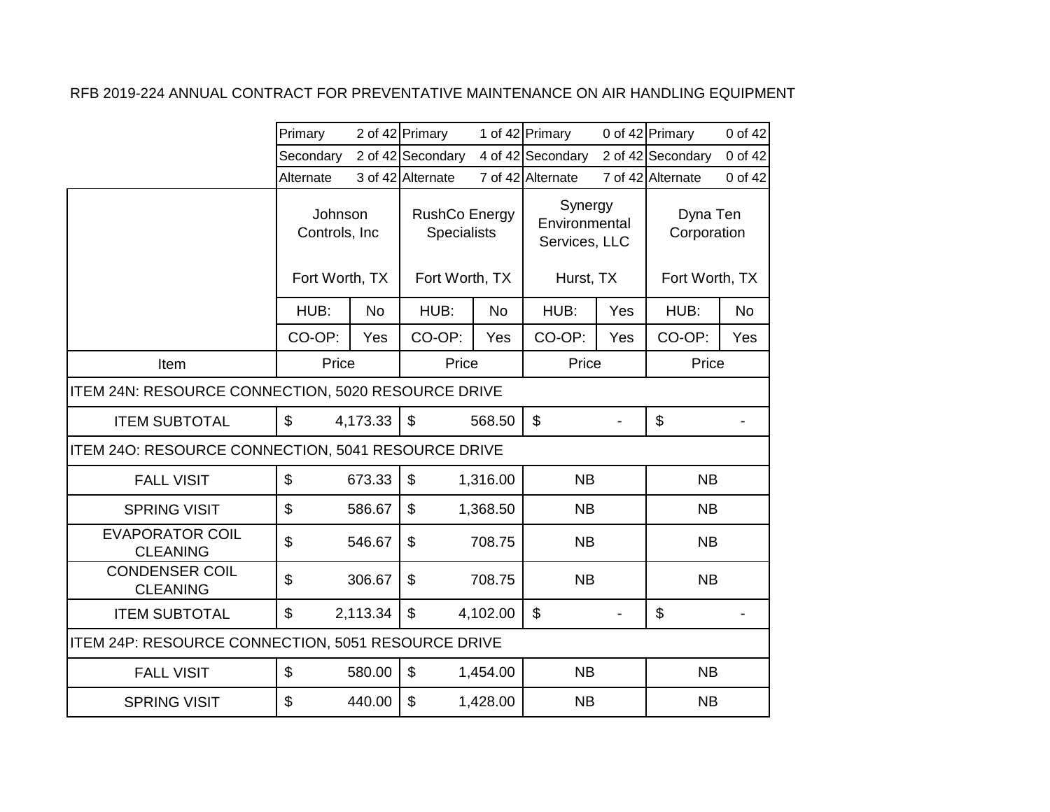RFB 2019-224 ANNUAL CONTRACT FOR PREVENTATIVE MAINTENANCE ON AIR HANDLING EQUIPMENT

| | Johnson Controls, Inc | | RushCo Energy Specialists | | Synergy Environmental Services, LLC | | Dyna Ten Corporation | |
|---|---|---|---|---|---|---|---|---|
| | Primary | 2 of 42 | Primary | 1 of 42 | Primary | 0 of 42 | Primary | 0 of 42 |
| | Secondary | 2 of 42 | Secondary | 4 of 42 | Secondary | 2 of 42 | Secondary | 0 of 42 |
| | Alternate | 3 of 42 | Alternate | 7 of 42 | Alternate | 7 of 42 | Alternate | 0 of 42 |
| | Fort Worth, TX | | Fort Worth, TX | | Hurst, TX | | Fort Worth, TX | |
| | HUB: | No | HUB: | No | HUB: | Yes | HUB: | No |
| | CO-OP: | Yes | CO-OP: | Yes | CO-OP: | Yes | CO-OP: | Yes |
| Item | Price | | Price | | Price | | Price | |
| ITEM 24N: RESOURCE CONNECTION, 5020 RESOURCE DRIVE | | | | | | | | |
| ITEM SUBTOTAL | $ | 4,173.33 | $ | 568.50 | $ | - | $ | - |
| ITEM 24O: RESOURCE CONNECTION, 5041 RESOURCE DRIVE | | | | | | | | |
| FALL VISIT | $ | 673.33 | $ | 1,316.00 | NB | | NB | |
| SPRING VISIT | $ | 586.67 | $ | 1,368.50 | NB | | NB | |
| EVAPORATOR COIL CLEANING | $ | 546.67 | $ | 708.75 | NB | | NB | |
| CONDENSER COIL CLEANING | $ | 306.67 | $ | 708.75 | NB | | NB | |
| ITEM SUBTOTAL | $ | 2,113.34 | $ | 4,102.00 | $ | - | $ | - |
| ITEM 24P: RESOURCE CONNECTION, 5051 RESOURCE DRIVE | | | | | | | | |
| FALL VISIT | $ | 580.00 | $ | 1,454.00 | NB | | NB | |
| SPRING VISIT | $ | 440.00 | $ | 1,428.00 | NB | | NB | |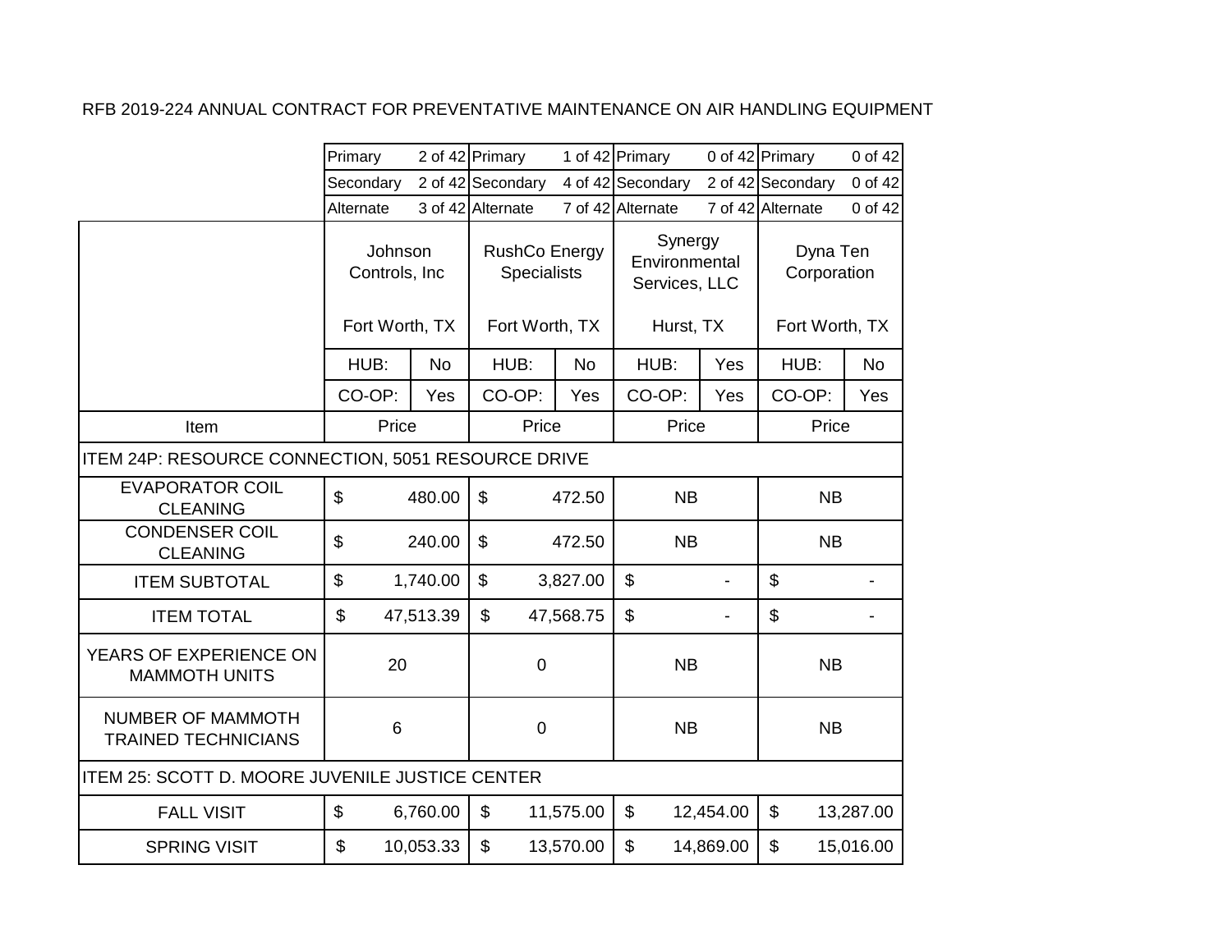RFB 2019-224 ANNUAL CONTRACT FOR PREVENTATIVE MAINTENANCE ON AIR HANDLING EQUIPMENT

| | Johnson Controls, Inc | | RushCo Energy Specialists | | Synergy Environmental Services, LLC | | Dyna Ten Corporation | |
|---|---|---|---|---|---|---|---|---|
| | Primary | 2 of 42 | Primary | 1 of 42 | Primary | 0 of 42 | Primary | 0 of 42 |
| | Secondary | 2 of 42 | Secondary | 4 of 42 | Secondary | 2 of 42 | Secondary | 0 of 42 |
| | Alternate | 3 of 42 | Alternate | 7 of 42 | Alternate | 7 of 42 | Alternate | 0 of 42 |
| | Fort Worth, TX | | Fort Worth, TX | | Hurst, TX | | Fort Worth, TX | |
| | HUB: | No | HUB: | No | HUB: | Yes | HUB: | No |
| | CO-OP: | Yes | CO-OP: | Yes | CO-OP: | Yes | CO-OP: | Yes |
| Item | Price | | Price | | Price | | Price | |
| ITEM 24P: RESOURCE CONNECTION, 5051 RESOURCE DRIVE | | | | | | | | |
| EVAPORATOR COIL CLEANING | $ | 480.00 | $ | 472.50 | NB | | NB | |
| CONDENSER COIL CLEANING | $ | 240.00 | $ | 472.50 | NB | | NB | |
| ITEM SUBTOTAL | $ | 1,740.00 | $ | 3,827.00 | $ | - | $ | - |
| ITEM TOTAL | $ | 47,513.39 | $ | 47,568.75 | $ | - | $ | - |
| YEARS OF EXPERIENCE ON MAMMOTH UNITS | 20 | | 0 | | NB | | NB | |
| NUMBER OF MAMMOTH TRAINED TECHNICIANS | 6 | | 0 | | NB | | NB | |
| ITEM 25: SCOTT D. MOORE JUVENILE JUSTICE CENTER | | | | | | | | |
| FALL VISIT | $ | 6,760.00 | $ | 11,575.00 | $ | 12,454.00 | $ | 13,287.00 |
| SPRING VISIT | $ | 10,053.33 | $ | 13,570.00 | $ | 14,869.00 | $ | 15,016.00 |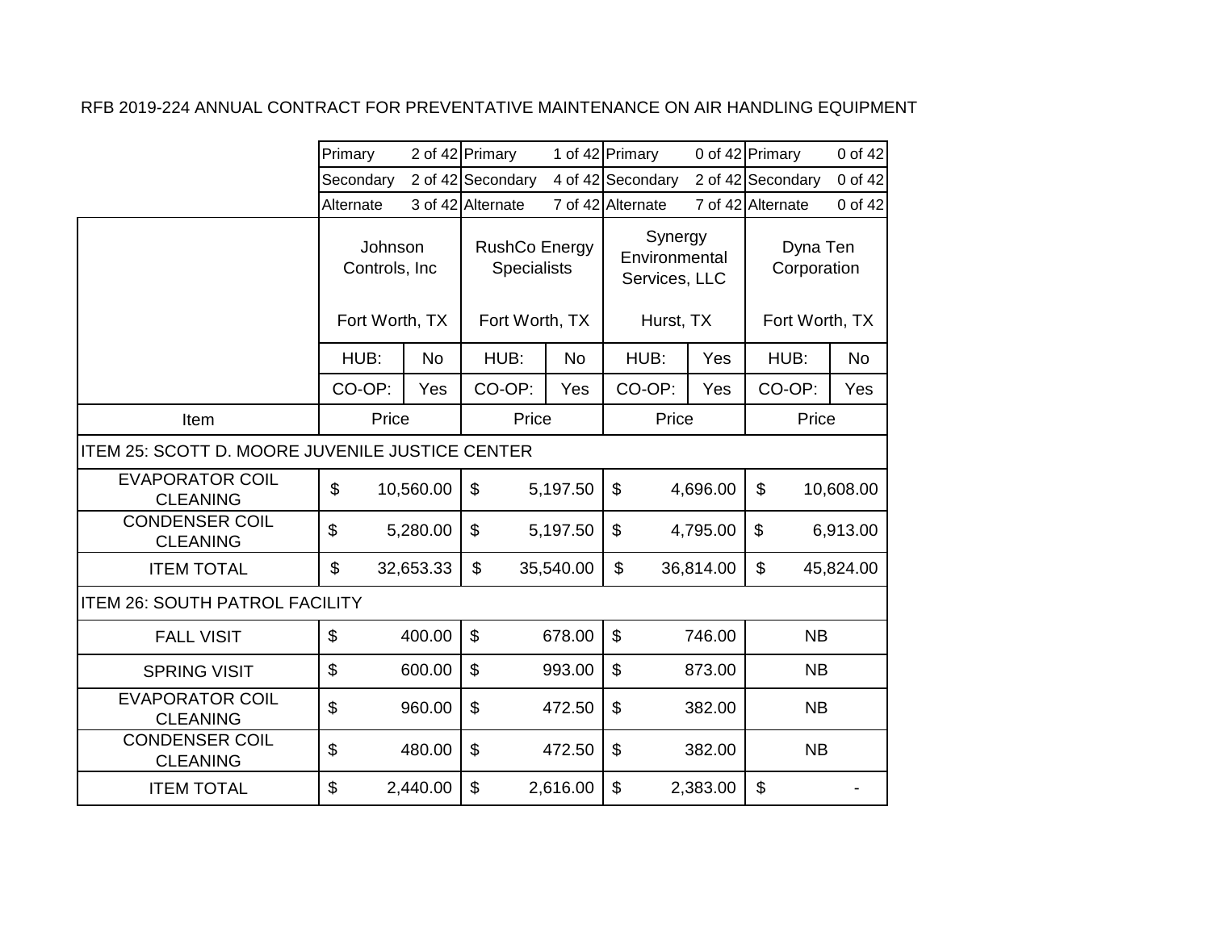RFB 2019-224 ANNUAL CONTRACT FOR PREVENTATIVE MAINTENANCE ON AIR HANDLING EQUIPMENT

| | Johnson Controls, Inc | RushCo Energy Specialists | Synergy Environmental Services, LLC | Dyna Ten Corporation |
|---|---|---|---|---|
| | Primary 2 of 42 | Primary 1 of 42 | Primary 0 of 42 | Primary 0 of 42 |
| | Secondary 2 of 42 | Secondary 4 of 42 | Secondary 2 of 42 | Secondary 0 of 42 |
| | Alternate 3 of 42 | Alternate 7 of 42 | Alternate 7 of 42 | Alternate 0 of 42 |
| | Fort Worth, TX | Fort Worth, TX | Hurst, TX | Fort Worth, TX |
| | HUB: No | HUB: No | HUB: Yes | HUB: No |
| | CO-OP: Yes | CO-OP: Yes | CO-OP: Yes | CO-OP: Yes |
| Item | Price | Price | Price | Price |
| ITEM 25: SCOTT D. MOORE JUVENILE JUSTICE CENTER | | | | |
| EVAPORATOR COIL CLEANING | $ 10,560.00 | $ 5,197.50 | $ 4,696.00 | $ 10,608.00 |
| CONDENSER COIL CLEANING | $ 5,280.00 | $ 5,197.50 | $ 4,795.00 | $ 6,913.00 |
| ITEM TOTAL | $ 32,653.33 | $ 35,540.00 | $ 36,814.00 | $ 45,824.00 |
| ITEM 26: SOUTH PATROL FACILITY | | | | |
| FALL VISIT | $ 400.00 | $ 678.00 | $ 746.00 | NB |
| SPRING VISIT | $ 600.00 | $ 993.00 | $ 873.00 | NB |
| EVAPORATOR COIL CLEANING | $ 960.00 | $ 472.50 | $ 382.00 | NB |
| CONDENSER COIL CLEANING | $ 480.00 | $ 472.50 | $ 382.00 | NB |
| ITEM TOTAL | $ 2,440.00 | $ 2,616.00 | $ 2,383.00 | $ - |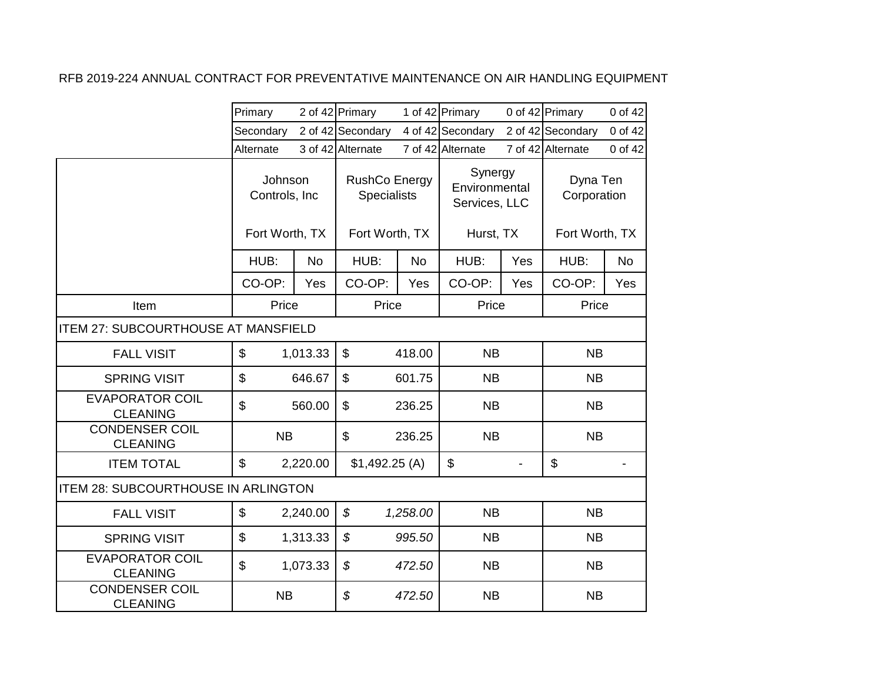RFB 2019-224 ANNUAL CONTRACT FOR PREVENTATIVE MAINTENANCE ON AIR HANDLING EQUIPMENT

| | Johnson Controls, Inc | | RushCo Energy Specialists | | Synergy Environmental Services, LLC | | Dyna Ten Corporation | |
|---|---|---|---|---|---|---|---|---|
| | Primary | 2 of 42 | Primary | 1 of 42 | Primary | 0 of 42 | Primary | 0 of 42 |
| | Secondary | 2 of 42 | Secondary | 4 of 42 | Secondary | 2 of 42 | Secondary | 0 of 42 |
| | Alternate | 3 of 42 | Alternate | 7 of 42 | Alternate | 7 of 42 | Alternate | 0 of 42 |
| | Fort Worth, TX | | Fort Worth, TX | | Hurst, TX | | Fort Worth, TX | |
| | HUB: | No | HUB: | No | HUB: | Yes | HUB: | No |
| | CO-OP: | Yes | CO-OP: | Yes | CO-OP: | Yes | CO-OP: | Yes |
| Item | Price | | Price | | Price | | Price | |
| ITEM 27: SUBCOURTHOUSE AT MANSFIELD | | | | | | | | |
| FALL VISIT | $ | 1,013.33 | $ | 418.00 | NB | | NB | |
| SPRING VISIT | $ | 646.67 | $ | 601.75 | NB | | NB | |
| EVAPORATOR COIL CLEANING | $ | 560.00 | $ | 236.25 | NB | | NB | |
| CONDENSER COIL CLEANING | NB | | $ | 236.25 | NB | | NB | |
| ITEM TOTAL | $ | 2,220.00 | $1,492.25 (A) | | $ | - | $ | - |
| ITEM 28: SUBCOURTHOUSE IN ARLINGTON | | | | | | | | |
| FALL VISIT | $ | 2,240.00 | *$* | *1,258.00* | NB | | NB | |
| SPRING VISIT | $ | 1,313.33 | *$* | *995.50* | NB | | NB | |
| EVAPORATOR COIL CLEANING | $ | 1,073.33 | *$* | *472.50* | NB | | NB | |
| CONDENSER COIL CLEANING | NB | | *$* | *472.50* | NB | | NB | |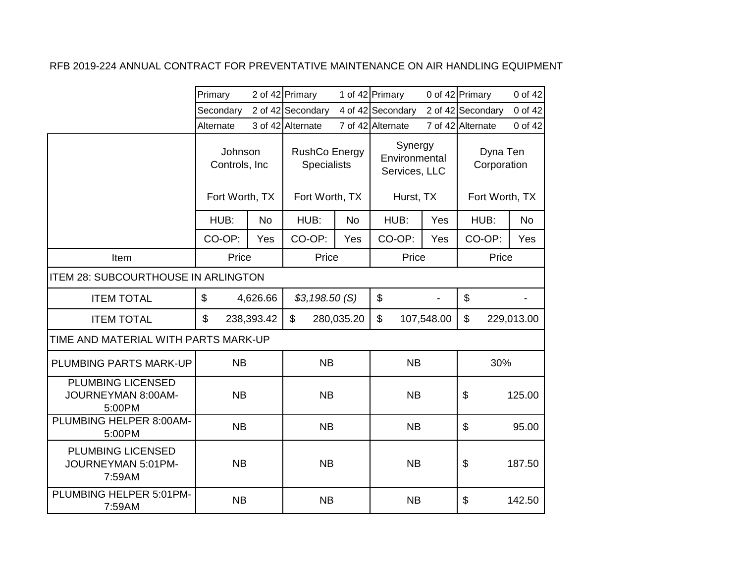RFB 2019-224 ANNUAL CONTRACT FOR PREVENTATIVE MAINTENANCE ON AIR HANDLING EQUIPMENT

| | Johnson Controls, Inc | | RushCo Energy Specialists | | Synergy Environmental Services, LLC | | Dyna Ten Corporation | |
|---|---|---|---|---|---|---|---|---|
| | Primary | 2 of 42 | Primary | 1 of 42 | Primary | 0 of 42 | Primary | 0 of 42 |
| | Secondary | 2 of 42 | Secondary | 4 of 42 | Secondary | 2 of 42 | Secondary | 0 of 42 |
| | Alternate | 3 of 42 | Alternate | 7 of 42 | Alternate | 7 of 42 | Alternate | 0 of 42 |
| | Fort Worth, TX | | Fort Worth, TX | | Hurst, TX | | Fort Worth, TX | |
| | HUB: | No | HUB: | No | HUB: | Yes | HUB: | No |
| | CO-OP: | Yes | CO-OP: | Yes | CO-OP: | Yes | CO-OP: | Yes |
| Item | Price | | Price | | Price | | Price | |
| ITEM 28: SUBCOURTHOUSE IN ARLINGTON | | | | | | | | |
| ITEM TOTAL | $ | 4,626.66 | *$3,198.50 (S)* | | $ | - | $ | - |
| ITEM TOTAL | $ | 238,393.42 | $ | 280,035.20 | $ | 107,548.00 | $ | 229,013.00 |
| TIME AND MATERIAL WITH PARTS MARK-UP | | | | | | | | |
| PLUMBING PARTS MARK-UP | NB | | NB | | NB | | 30% | |
| PLUMBING LICENSED JOURNEYMAN 8:00AM-5:00PM | NB | | NB | | NB | | $ | 125.00 |
| PLUMBING HELPER 8:00AM-5:00PM | NB | | NB | | NB | | $ | 95.00 |
| PLUMBING LICENSED JOURNEYMAN 5:01PM-7:59AM | NB | | NB | | NB | | $ | 187.50 |
| PLUMBING HELPER 5:01PM-7:59AM | NB | | NB | | NB | | $ | 142.50 |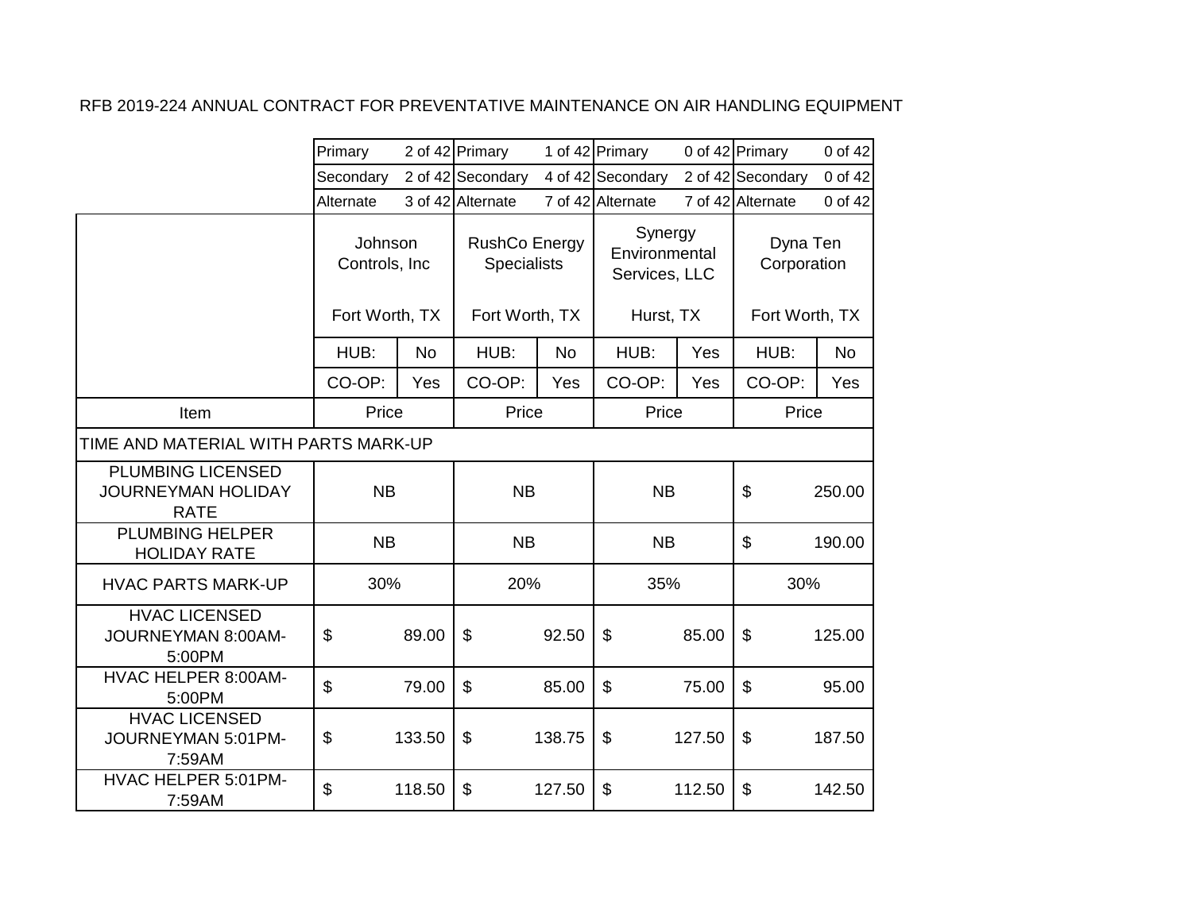RFB 2019-224 ANNUAL CONTRACT FOR PREVENTATIVE MAINTENANCE ON AIR HANDLING EQUIPMENT

| | Johnson Controls, Inc | | RushCo Energy Specialists | | Synergy Environmental Services, LLC | | Dyna Ten Corporation | |
|---|---|---|---|---|---|---|---|---|
| | Primary | 2 of 42 | Primary | 1 of 42 | Primary | 0 of 42 | Primary | 0 of 42 |
| | Secondary | 2 of 42 | Secondary | 4 of 42 | Secondary | 2 of 42 | Secondary | 0 of 42 |
| | Alternate | 3 of 42 | Alternate | 7 of 42 | Alternate | 7 of 42 | Alternate | 0 of 42 |
| | Fort Worth, TX | | Fort Worth, TX | | Hurst, TX | | Fort Worth, TX | |
| | HUB: | No | HUB: | No | HUB: | Yes | HUB: | No |
| | CO-OP: | Yes | CO-OP: | Yes | CO-OP: | Yes | CO-OP: | Yes |
| Item | Price | | Price | | Price | | Price | |
| TIME AND MATERIAL WITH PARTS MARK-UP | | | | | | | | |
| PLUMBING LICENSED JOURNEYMAN HOLIDAY RATE | NB | | NB | | NB | | $ | 250.00 |
| PLUMBING HELPER HOLIDAY RATE | NB | | NB | | NB | | $ | 190.00 |
| HVAC PARTS MARK-UP | 30% | | 20% | | 35% | | 30% | |
| HVAC LICENSED JOURNEYMAN 8:00AM-5:00PM | $ | 89.00 | $ | 92.50 | $ | 85.00 | $ | 125.00 |
| HVAC HELPER 8:00AM-5:00PM | $ | 79.00 | $ | 85.00 | $ | 75.00 | $ | 95.00 |
| HVAC LICENSED JOURNEYMAN 5:01PM-7:59AM | $ | 133.50 | $ | 138.75 | $ | 127.50 | $ | 187.50 |
| HVAC HELPER 5:01PM-7:59AM | $ | 118.50 | $ | 127.50 | $ | 112.50 | $ | 142.50 |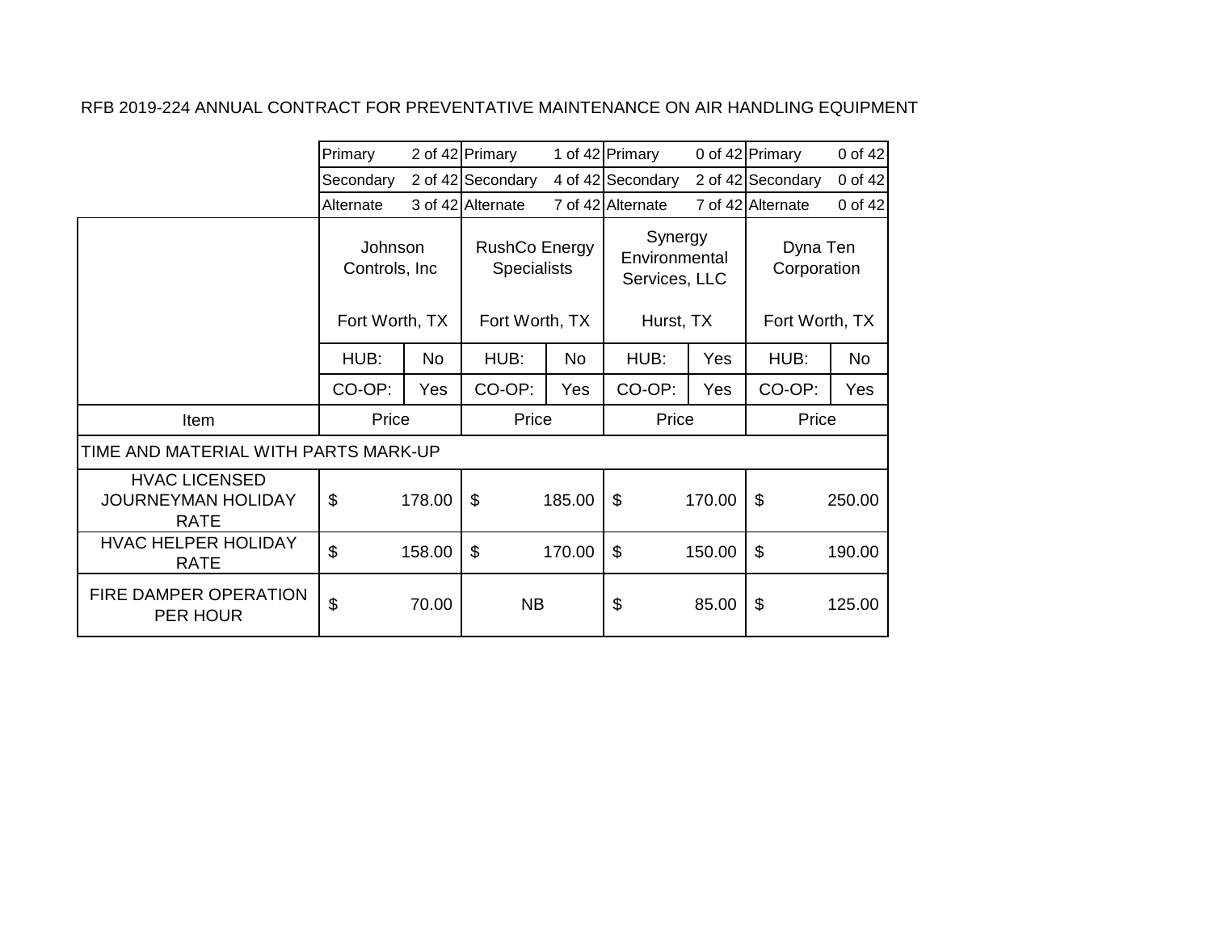RFB 2019-224 ANNUAL CONTRACT FOR PREVENTATIVE MAINTENANCE ON AIR HANDLING EQUIPMENT

| | Primary 2 of 42 | | Primary 1 of 42 | | Primary 0 of 42 | | Primary 0 of 42 | |
|---|---|---|---|---|---|---|---|---|
| | Secondary 2 of 42 | | Secondary 4 of 42 | | Secondary 2 of 42 | | Secondary 0 of 42 | |
| | Alternate 3 of 42 | | Alternate 7 of 42 | | Alternate 7 of 42 | | Alternate 0 of 42 | |
| | Johnson Controls, Inc<br><br>Fort Worth, TX | | RushCo Energy Specialists<br><br>Fort Worth, TX | | Synergy Environmental Services, LLC<br><br>Hurst, TX | | Dyna Ten Corporation<br><br>Fort Worth, TX | |
| | HUB: | No | HUB: | No | HUB: | Yes | HUB: | No |
| | CO-OP: | Yes | CO-OP: | Yes | CO-OP: | Yes | CO-OP: | Yes |
| Item | Price | | Price | | Price | | Price | |
| TIME AND MATERIAL WITH PARTS MARK-UP | | | | | | | | |
| HVAC LICENSED JOURNEYMAN HOLIDAY RATE | $ | 178.00 | $ | 185.00 | $ | 170.00 | $ | 250.00 |
| HVAC HELPER HOLIDAY RATE | $ | 158.00 | $ | 170.00 | $ | 150.00 | $ | 190.00 |
| FIRE DAMPER OPERATION PER HOUR | $ | 70.00 | NB | | $ | 85.00 | $ | 125.00 |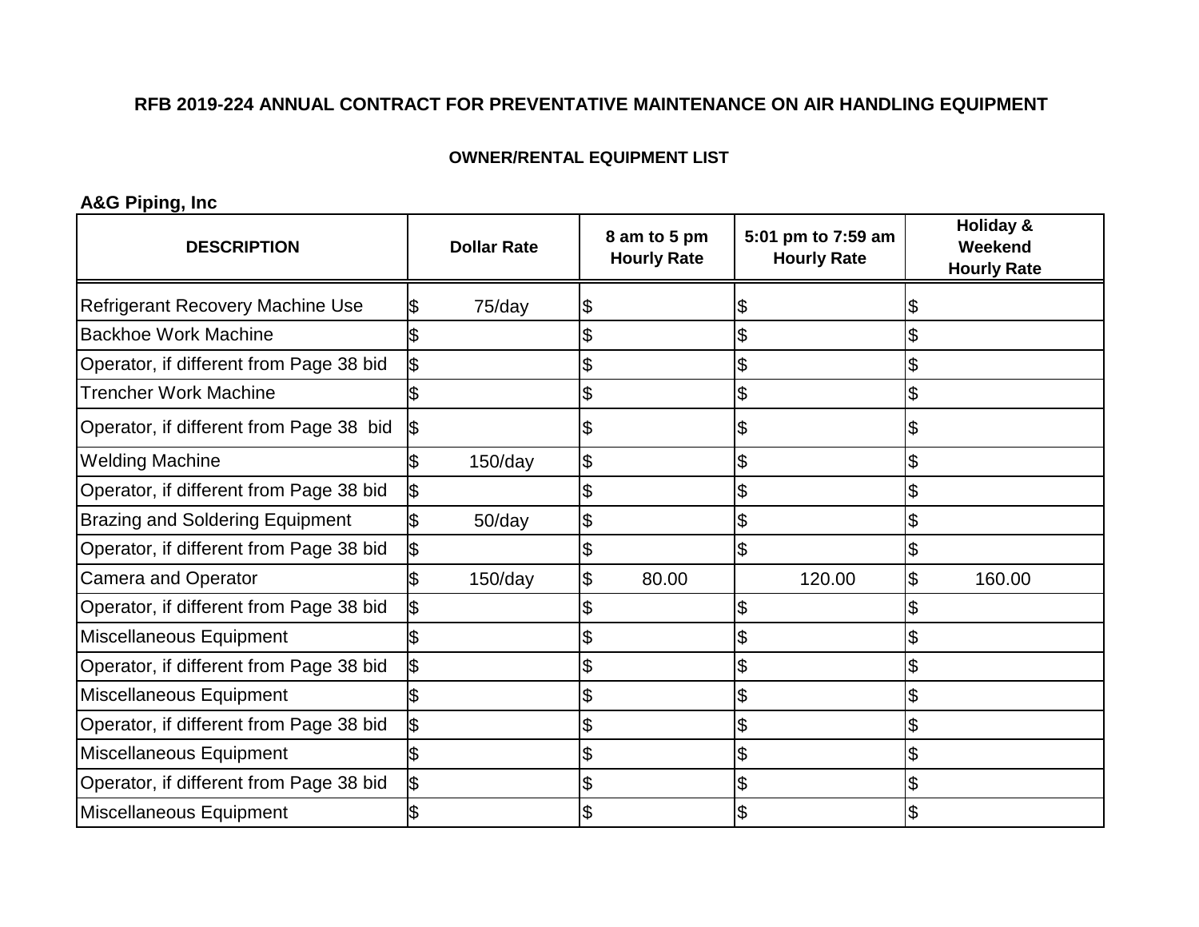**RFB 2019-224 ANNUAL CONTRACT FOR PREVENTATIVE MAINTENANCE ON AIR HANDLING EQUIPMENT**

**OWNER/RENTAL EQUIPMENT LIST**

**A&G Piping, Inc**

| DESCRIPTION | Dollar Rate | 8 am to 5 pm Hourly Rate | 5:01 pm to 7:59 am Hourly Rate | Holiday & Weekend Hourly Rate |
|---|---|---|---|---|
| Refrigerant Recovery Machine Use | $ 75/day | $ | $ | $ |
| Backhoe Work Machine | $ | $ | $ | $ |
| Operator, if different from Page 38 bid | $ | $ | $ | $ |
| Trencher Work Machine | $ | $ | $ | $ |
| Operator, if different from Page 38 bid | $ | $ | $ | $ |
| Welding Machine | $ 150/day | $ | $ | $ |
| Operator, if different from Page 38 bid | $ | $ | $ | $ |
| Brazing and Soldering Equipment | $ 50/day | $ | $ | $ |
| Operator, if different from Page 38 bid | $ | $ | $ | $ |
| Camera and Operator | $ 150/day | $ 80.00 | 120.00 | $ 160.00 |
| Operator, if different from Page 38 bid | $ | $ | $ | $ |
| Miscellaneous Equipment | $ | $ | $ | $ |
| Operator, if different from Page 38 bid | $ | $ | $ | $ |
| Miscellaneous Equipment | $ | $ | $ | $ |
| Operator, if different from Page 38 bid | $ | $ | $ | $ |
| Miscellaneous Equipment | $ | $ | $ | $ |
| Operator, if different from Page 38 bid | $ | $ | $ | $ |
| Miscellaneous Equipment | $ | $ | $ | $ |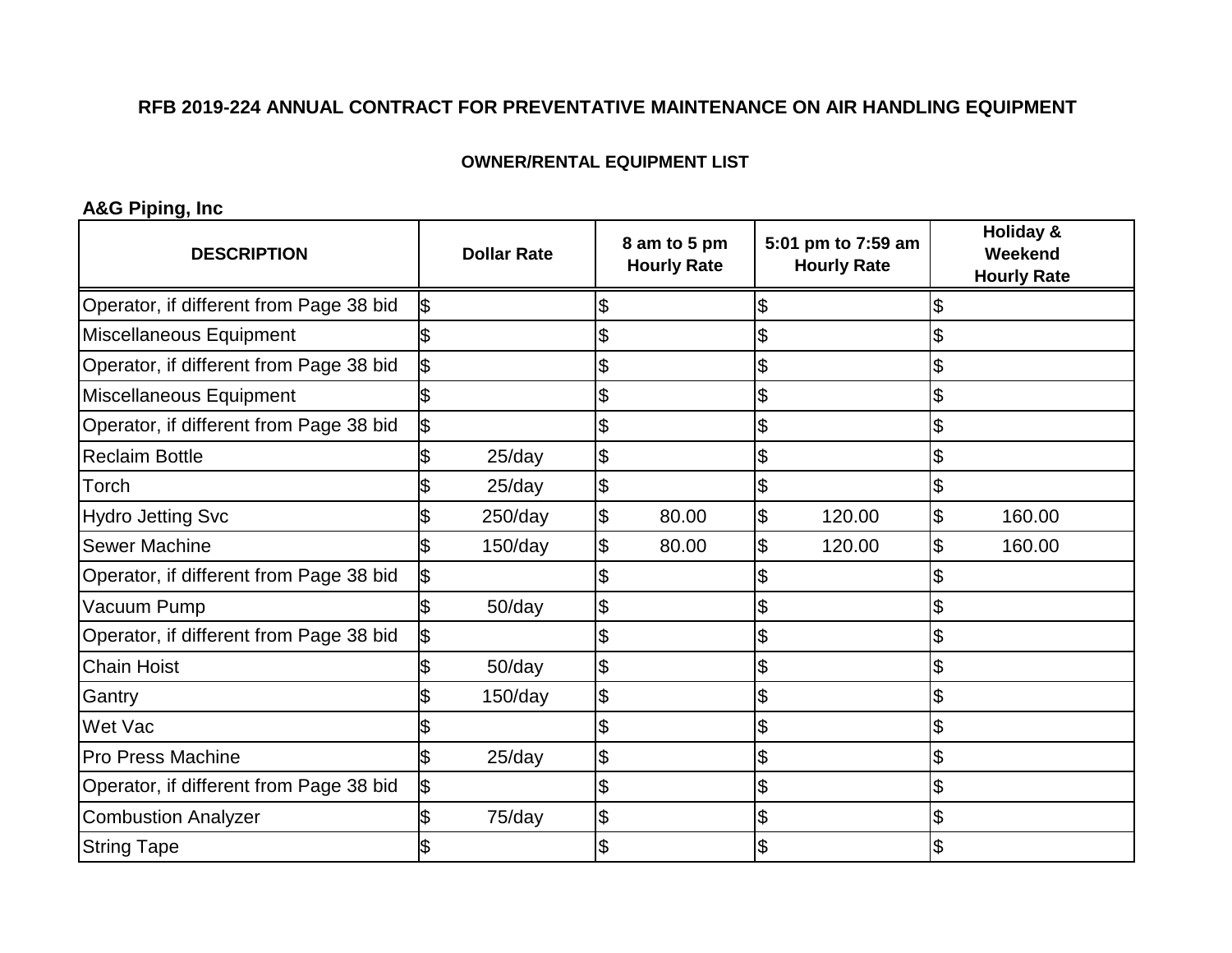**RFB 2019-224 ANNUAL CONTRACT FOR PREVENTATIVE MAINTENANCE ON AIR HANDLING EQUIPMENT**

**OWNER/RENTAL EQUIPMENT LIST**

**A&G Piping, Inc**

| DESCRIPTION | Dollar Rate | 8 am to 5 pm Hourly Rate | 5:01 pm to 7:59 am Hourly Rate | Holiday & Weekend Hourly Rate |
|---|---|---|---|---|
| Operator, if different from Page 38 bid | $ | $ | $ | $ |
| Miscellaneous Equipment | $ | $ | $ | $ |
| Operator, if different from Page 38 bid | $ | $ | $ | $ |
| Miscellaneous Equipment | $ | $ | $ | $ |
| Operator, if different from Page 38 bid | $ | $ | $ | $ |
| Reclaim Bottle | $ 25/day | $ | $ | $ |
| Torch | $ 25/day | $ | $ | $ |
| Hydro Jetting Svc | $ 250/day | $ 80.00 | $ 120.00 | $ 160.00 |
| Sewer Machine | $ 150/day | $ 80.00 | $ 120.00 | $ 160.00 |
| Operator, if different from Page 38 bid | $ | $ | $ | $ |
| Vacuum Pump | $ 50/day | $ | $ | $ |
| Operator, if different from Page 38 bid | $ | $ | $ | $ |
| Chain Hoist | $ 50/day | $ | $ | $ |
| Gantry | $ 150/day | $ | $ | $ |
| Wet Vac | $ | $ | $ | $ |
| Pro Press Machine | $ 25/day | $ | $ | $ |
| Operator, if different from Page 38 bid | $ | $ | $ | $ |
| Combustion Analyzer | $ 75/day | $ | $ | $ |
| String Tape | $ | $ | $ | $ |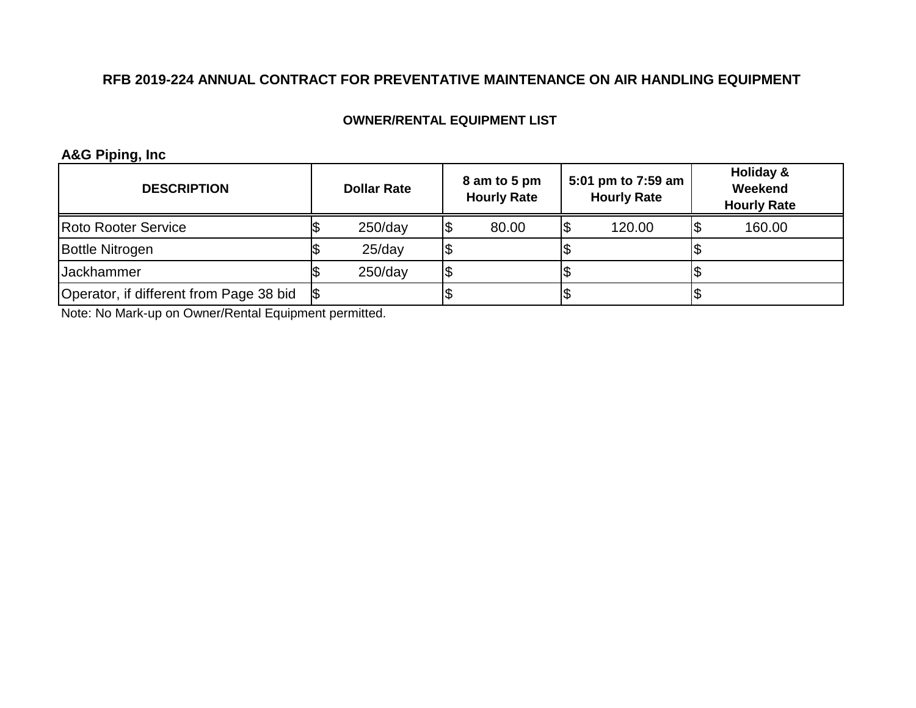## RFB 2019-224 ANNUAL CONTRACT FOR PREVENTATIVE MAINTENANCE ON AIR HANDLING EQUIPMENT

### OWNER/RENTAL EQUIPMENT LIST

**A&G Piping, Inc**

| DESCRIPTION | Dollar Rate | 8 am to 5 pm Hourly Rate | 5:01 pm to 7:59 am Hourly Rate | Holiday & Weekend Hourly Rate |
|---|---|---|---|---|
| Roto Rooter Service | $ 250/day | $ 80.00 | $ 120.00 | $ 160.00 |
| Bottle Nitrogen | $ 25/day | $ | $ | $ |
| Jackhammer | $ 250/day | $ | $ | $ |
| Operator, if different from Page 38 bid | $ | $ | $ | $ |

Note: No Mark-up on Owner/Rental Equipment permitted.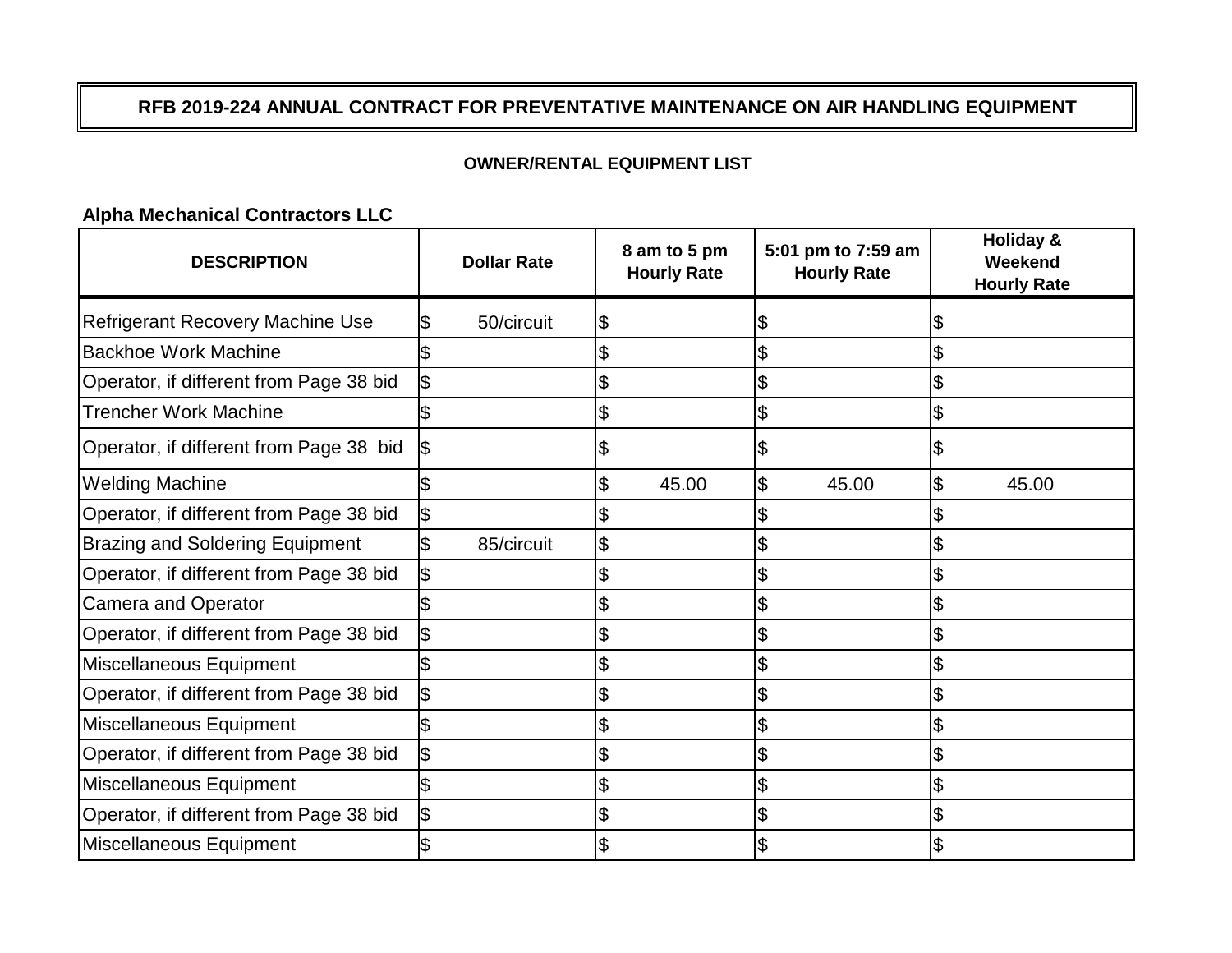# RFB 2019-224 ANNUAL CONTRACT FOR PREVENTATIVE MAINTENANCE ON AIR HANDLING EQUIPMENT

## OWNER/RENTAL EQUIPMENT LIST

**Alpha Mechanical Contractors LLC**

| DESCRIPTION | Dollar Rate | 8 am to 5 pm Hourly Rate | 5:01 pm to 7:59 am Hourly Rate | Holiday & Weekend Hourly Rate |
|---|---|---|---|---|
| Refrigerant Recovery Machine Use | $ 50/circuit | $ | $ | $ |
| Backhoe Work Machine | $ | $ | $ | $ |
| Operator, if different from Page 38 bid | $ | $ | $ | $ |
| Trencher Work Machine | $ | $ | $ | $ |
| Operator, if different from Page 38 bid | $ | $ | $ | $ |
| Welding Machine | $ | $ 45.00 | $ 45.00 | $ 45.00 |
| Operator, if different from Page 38 bid | $ | $ | $ | $ |
| Brazing and Soldering Equipment | $ 85/circuit | $ | $ | $ |
| Operator, if different from Page 38 bid | $ | $ | $ | $ |
| Camera and Operator | $ | $ | $ | $ |
| Operator, if different from Page 38 bid | $ | $ | $ | $ |
| Miscellaneous Equipment | $ | $ | $ | $ |
| Operator, if different from Page 38 bid | $ | $ | $ | $ |
| Miscellaneous Equipment | $ | $ | $ | $ |
| Operator, if different from Page 38 bid | $ | $ | $ | $ |
| Miscellaneous Equipment | $ | $ | $ | $ |
| Operator, if different from Page 38 bid | $ | $ | $ | $ |
| Miscellaneous Equipment | $ | $ | $ | $ |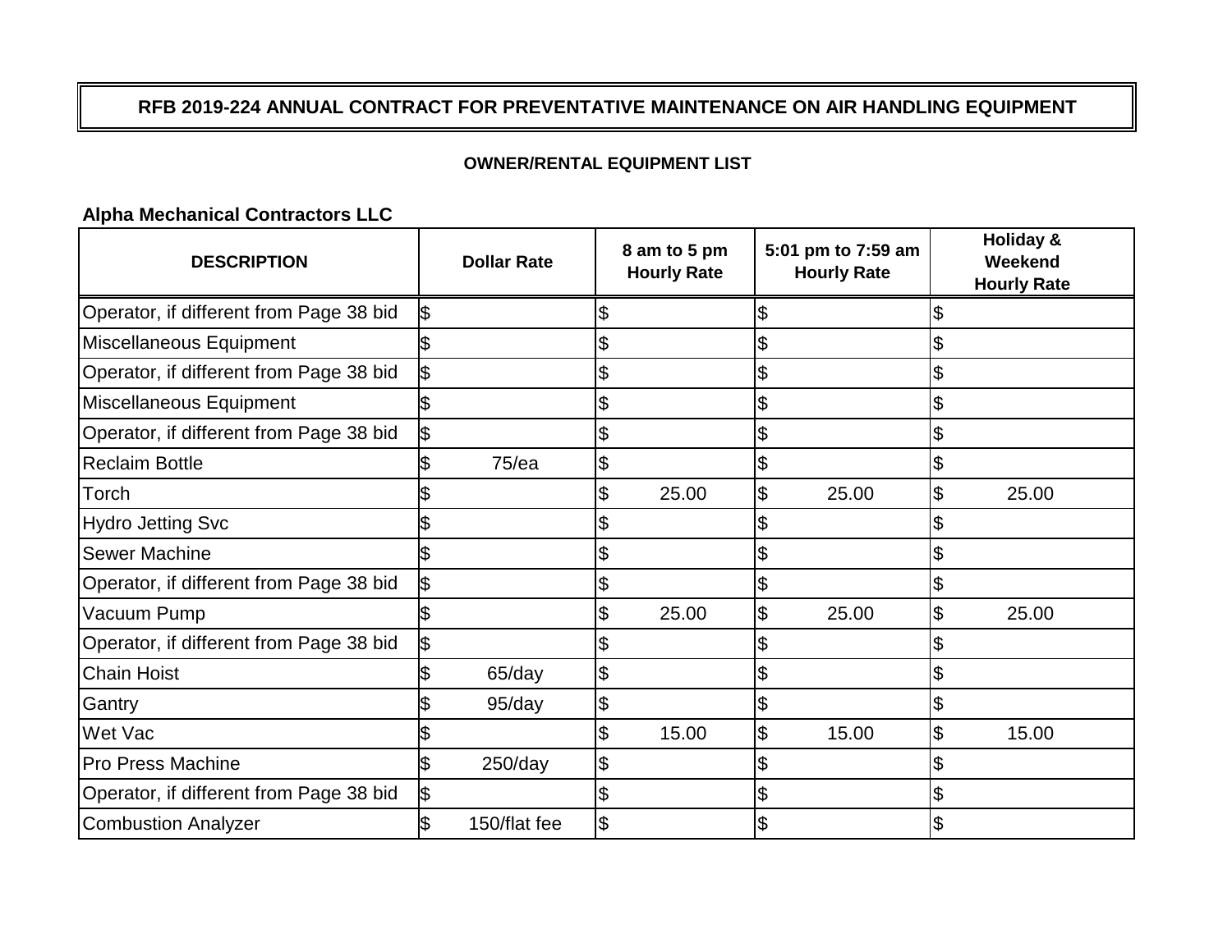# RFB 2019-224 ANNUAL CONTRACT FOR PREVENTATIVE MAINTENANCE ON AIR HANDLING EQUIPMENT

**OWNER/RENTAL EQUIPMENT LIST**

**Alpha Mechanical Contractors LLC**

| DESCRIPTION | Dollar Rate | 8 am to 5 pm Hourly Rate | 5:01 pm to 7:59 am Hourly Rate | Holiday & Weekend Hourly Rate |
|---|---|---|---|---|
| Operator, if different from Page 38 bid | $ | $ | $ | $ |
| Miscellaneous Equipment | $ | $ | $ | $ |
| Operator, if different from Page 38 bid | $ | $ | $ | $ |
| Miscellaneous Equipment | $ | $ | $ | $ |
| Operator, if different from Page 38 bid | $ | $ | $ | $ |
| Reclaim Bottle | $ 75/ea | $ | $ | $ |
| Torch | $ | $ 25.00 | $ 25.00 | $ 25.00 |
| Hydro Jetting Svc | $ | $ | $ | $ |
| Sewer Machine | $ | $ | $ | $ |
| Operator, if different from Page 38 bid | $ | $ | $ | $ |
| Vacuum Pump | $ | $ 25.00 | $ 25.00 | $ 25.00 |
| Operator, if different from Page 38 bid | $ | $ | $ | $ |
| Chain Hoist | $ 65/day | $ | $ | $ |
| Gantry | $ 95/day | $ | $ | $ |
| Wet Vac | $ | $ 15.00 | $ 15.00 | $ 15.00 |
| Pro Press Machine | $ 250/day | $ | $ | $ |
| Operator, if different from Page 38 bid | $ | $ | $ | $ |
| Combustion Analyzer | $ 150/flat fee | $ | $ | $ |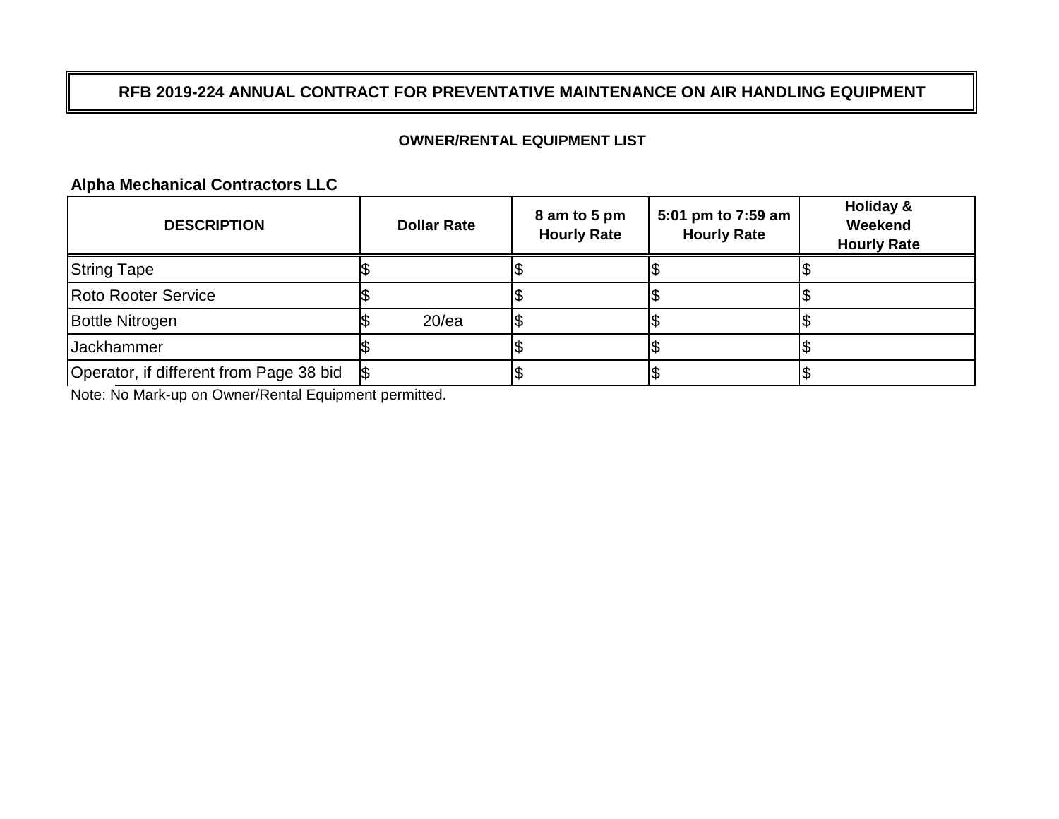# RFB 2019-224 ANNUAL CONTRACT FOR PREVENTATIVE MAINTENANCE ON AIR HANDLING EQUIPMENT

## OWNER/RENTAL EQUIPMENT LIST

**Alpha Mechanical Contractors LLC**

| DESCRIPTION | Dollar Rate | 8 am to 5 pm Hourly Rate | 5:01 pm to 7:59 am Hourly Rate | Holiday & Weekend Hourly Rate |
|---|---|---|---|---|
| String Tape | $ | $ | $ | $ |
| Roto Rooter Service | $ | $ | $ | $ |
| Bottle Nitrogen | $ 20/ea | $ | $ | $ |
| Jackhammer | $ | $ | $ | $ |
| Operator, if different from Page 38 bid | $ | $ | $ | $ |

Note: No Mark-up on Owner/Rental Equipment permitted.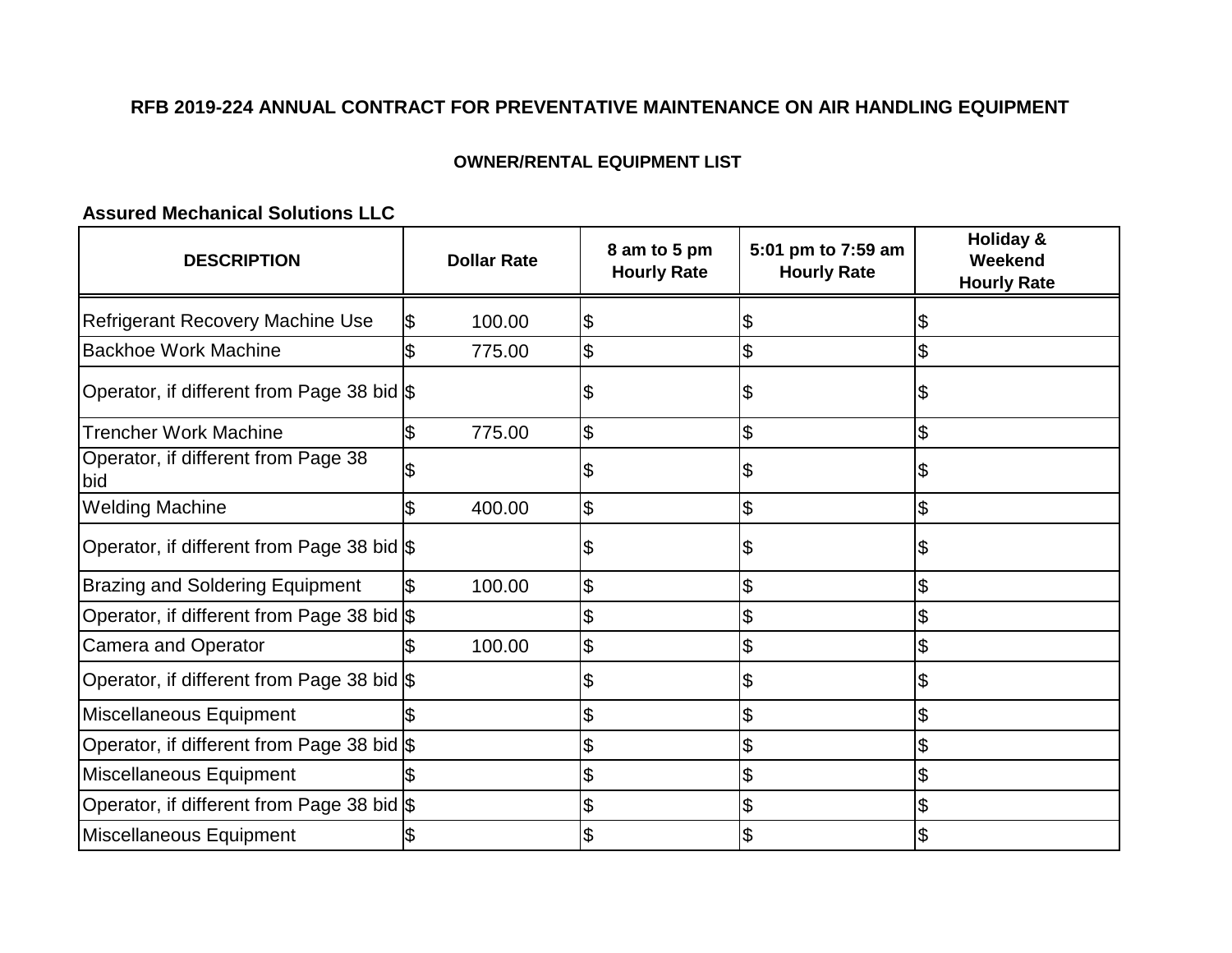**RFB 2019-224 ANNUAL CONTRACT FOR PREVENTATIVE MAINTENANCE ON AIR HANDLING EQUIPMENT**

**OWNER/RENTAL EQUIPMENT LIST**

**Assured Mechanical Solutions LLC**

| DESCRIPTION | Dollar Rate | 8 am to 5 pm Hourly Rate | 5:01 pm to 7:59 am Hourly Rate | Holiday & Weekend Hourly Rate |
|---|---|---|---|---|
| Refrigerant Recovery Machine Use | $ 100.00 | $ | $ | $ |
| Backhoe Work Machine | $ 775.00 | $ | $ | $ |
| Operator, if different from Page 38 bid | $ | $ | $ | $ |
| Trencher Work Machine | $ 775.00 | $ | $ | $ |
| Operator, if different from Page 38 bid | $ | $ | $ | $ |
| Welding Machine | $ 400.00 | $ | $ | $ |
| Operator, if different from Page 38 bid | $ | $ | $ | $ |
| Brazing and Soldering Equipment | $ 100.00 | $ | $ | $ |
| Operator, if different from Page 38 bid | $ | $ | $ | $ |
| Camera and Operator | $ 100.00 | $ | $ | $ |
| Operator, if different from Page 38 bid | $ | $ | $ | $ |
| Miscellaneous Equipment | $ | $ | $ | $ |
| Operator, if different from Page 38 bid | $ | $ | $ | $ |
| Miscellaneous Equipment | $ | $ | $ | $ |
| Operator, if different from Page 38 bid | $ | $ | $ | $ |
| Miscellaneous Equipment | $ | $ | $ | $ |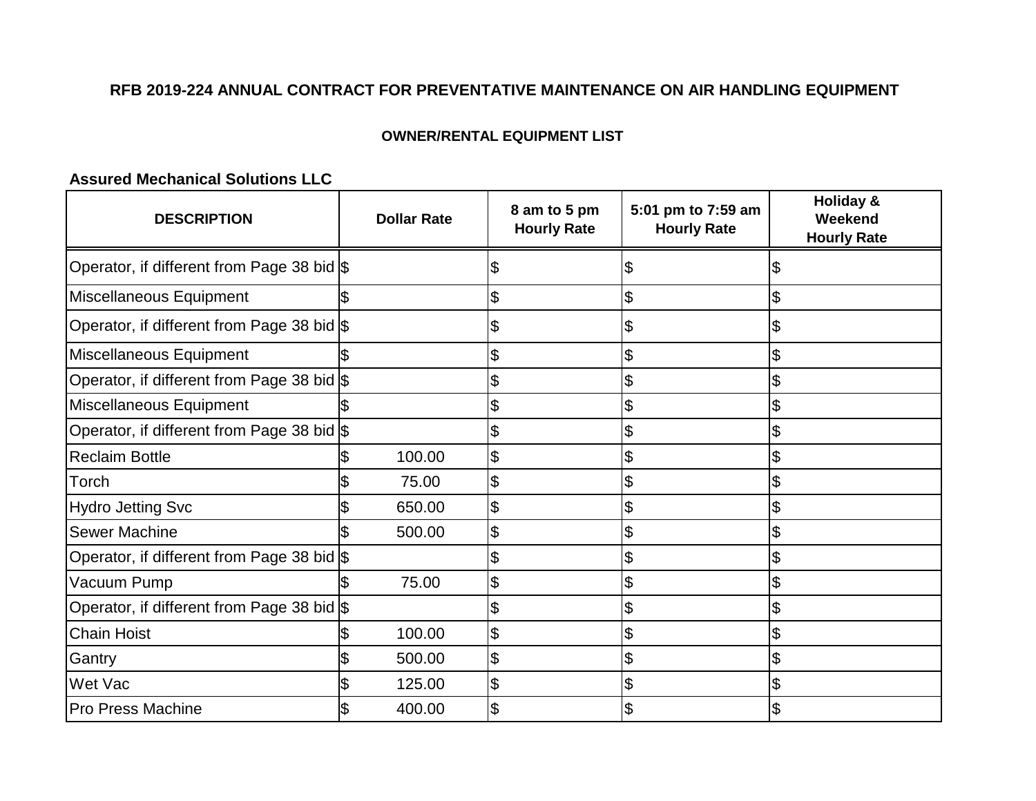## RFB 2019-224 ANNUAL CONTRACT FOR PREVENTATIVE MAINTENANCE ON AIR HANDLING EQUIPMENT

### OWNER/RENTAL EQUIPMENT LIST

**Assured Mechanical Solutions LLC**

| DESCRIPTION | Dollar Rate | 8 am to 5 pm Hourly Rate | 5:01 pm to 7:59 am Hourly Rate | Holiday & Weekend Hourly Rate |
|---|---|---|---|---|
| Operator, if different from Page 38 bid | $ | $ | $ | $ |
| Miscellaneous Equipment | $ | $ | $ | $ |
| Operator, if different from Page 38 bid | $ | $ | $ | $ |
| Miscellaneous Equipment | $ | $ | $ | $ |
| Operator, if different from Page 38 bid | $ | $ | $ | $ |
| Miscellaneous Equipment | $ | $ | $ | $ |
| Operator, if different from Page 38 bid | $ | $ | $ | $ |
| Reclaim Bottle | $ 100.00 | $ | $ | $ |
| Torch | $ 75.00 | $ | $ | $ |
| Hydro Jetting Svc | $ 650.00 | $ | $ | $ |
| Sewer Machine | $ 500.00 | $ | $ | $ |
| Operator, if different from Page 38 bid | $ | $ | $ | $ |
| Vacuum Pump | $ 75.00 | $ | $ | $ |
| Operator, if different from Page 38 bid | $ | $ | $ | $ |
| Chain Hoist | $ 100.00 | $ | $ | $ |
| Gantry | $ 500.00 | $ | $ | $ |
| Wet Vac | $ 125.00 | $ | $ | $ |
| Pro Press Machine | $ 400.00 | $ | $ | $ |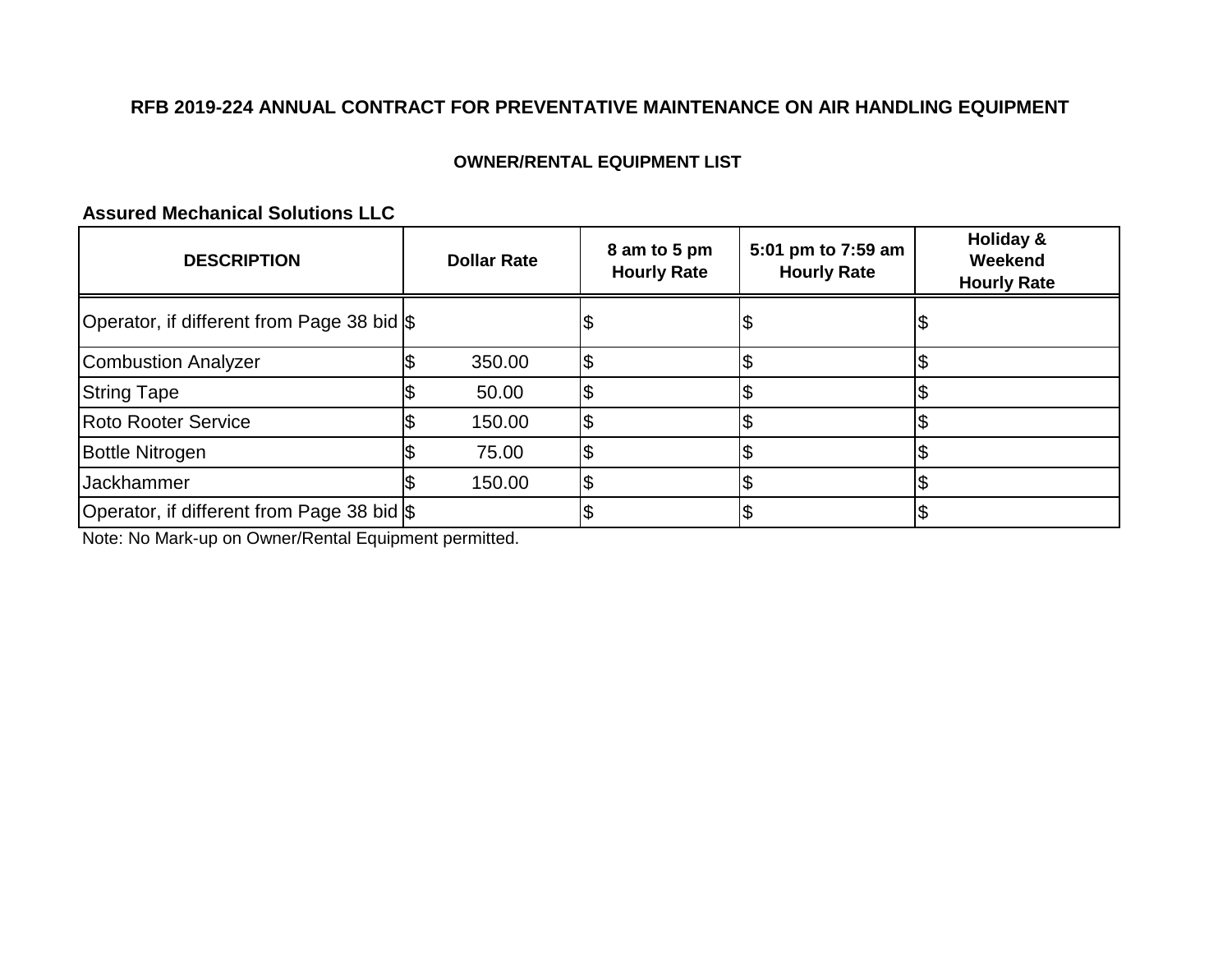**RFB 2019-224 ANNUAL CONTRACT FOR PREVENTATIVE MAINTENANCE ON AIR HANDLING EQUIPMENT**

**OWNER/RENTAL EQUIPMENT LIST**

**Assured Mechanical Solutions LLC**

| DESCRIPTION | Dollar Rate | 8 am to 5 pm Hourly Rate | 5:01 pm to 7:59 am Hourly Rate | Holiday & Weekend Hourly Rate |
|---|---|---|---|---|
| Operator, if different from Page 38 bid | $ | $ | $ | $ |
| Combustion Analyzer | $ 350.00 | $ | $ | $ |
| String Tape | $ 50.00 | $ | $ | $ |
| Roto Rooter Service | $ 150.00 | $ | $ | $ |
| Bottle Nitrogen | $ 75.00 | $ | $ | $ |
| Jackhammer | $ 150.00 | $ | $ | $ |
| Operator, if different from Page 38 bid | $ | $ | $ | $ |

Note: No Mark-up on Owner/Rental Equipment permitted.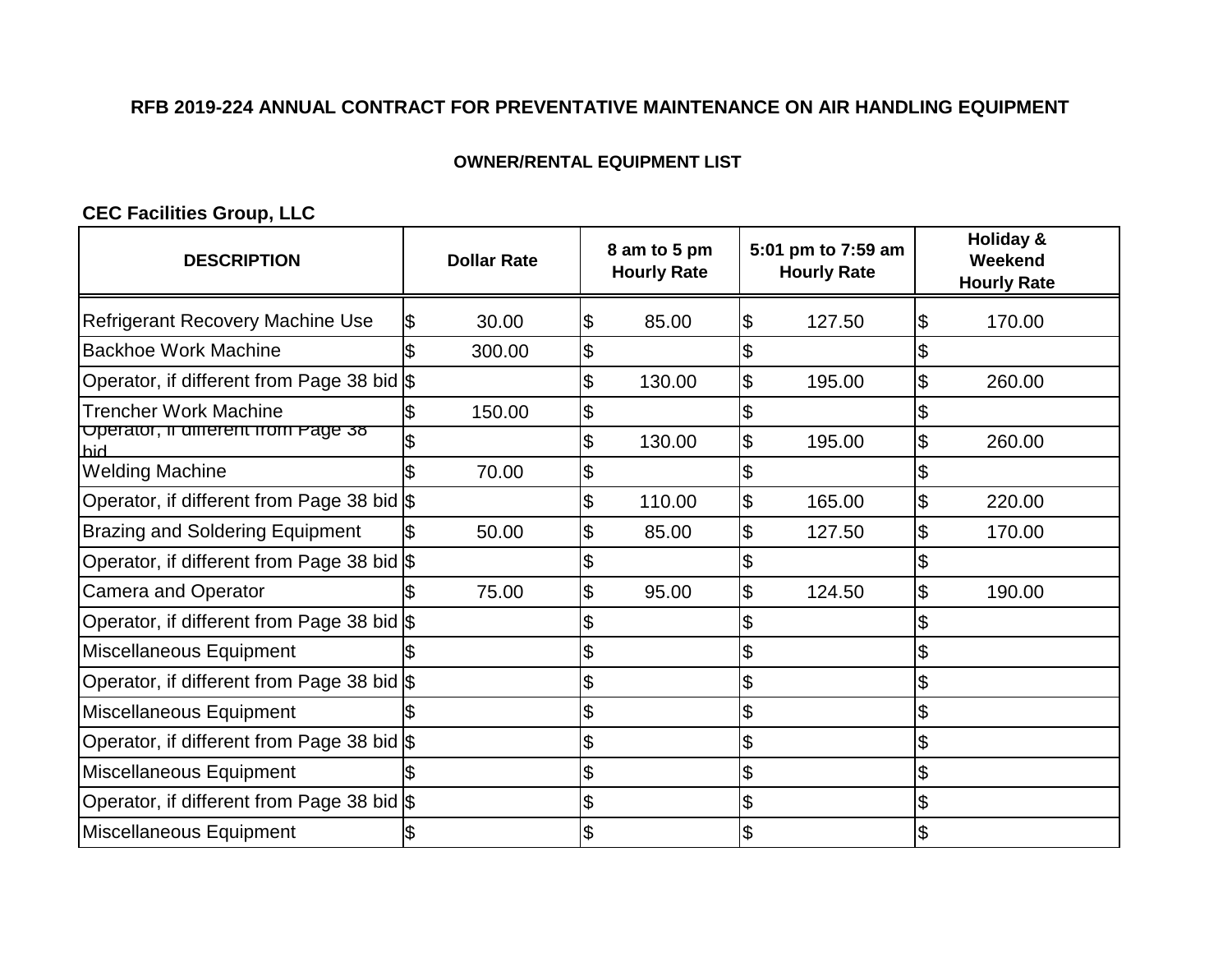**RFB 2019-224 ANNUAL CONTRACT FOR PREVENTATIVE MAINTENANCE ON AIR HANDLING EQUIPMENT**

**OWNER/RENTAL EQUIPMENT LIST**

**CEC Facilities Group, LLC**

| DESCRIPTION | Dollar Rate | 8 am to 5 pm Hourly Rate | 5:01 pm to 7:59 am Hourly Rate | Holiday & Weekend Hourly Rate |
|---|---|---|---|---|
| Refrigerant Recovery Machine Use | $ 30.00 | $ 85.00 | $ 127.50 | $ 170.00 |
| Backhoe Work Machine | $ 300.00 | $ | $ | $ |
| Operator, if different from Page 38 bid | $ | $ 130.00 | $ 195.00 | $ 260.00 |
| Trencher Work Machine | $ 150.00 | $ | $ | $ |
| Operator, if different from Page 38 bid | $ | $ 130.00 | $ 195.00 | $ 260.00 |
| Welding Machine | $ 70.00 | $ | $ | $ |
| Operator, if different from Page 38 bid | $ | $ 110.00 | $ 165.00 | $ 220.00 |
| Brazing and Soldering Equipment | $ 50.00 | $ 85.00 | $ 127.50 | $ 170.00 |
| Operator, if different from Page 38 bid | $ | $ | $ | $ |
| Camera and Operator | $ 75.00 | $ 95.00 | $ 124.50 | $ 190.00 |
| Operator, if different from Page 38 bid | $ | $ | $ | $ |
| Miscellaneous Equipment | $ | $ | $ | $ |
| Operator, if different from Page 38 bid | $ | $ | $ | $ |
| Miscellaneous Equipment | $ | $ | $ | $ |
| Operator, if different from Page 38 bid | $ | $ | $ | $ |
| Miscellaneous Equipment | $ | $ | $ | $ |
| Operator, if different from Page 38 bid | $ | $ | $ | $ |
| Miscellaneous Equipment | $ | $ | $ | $ |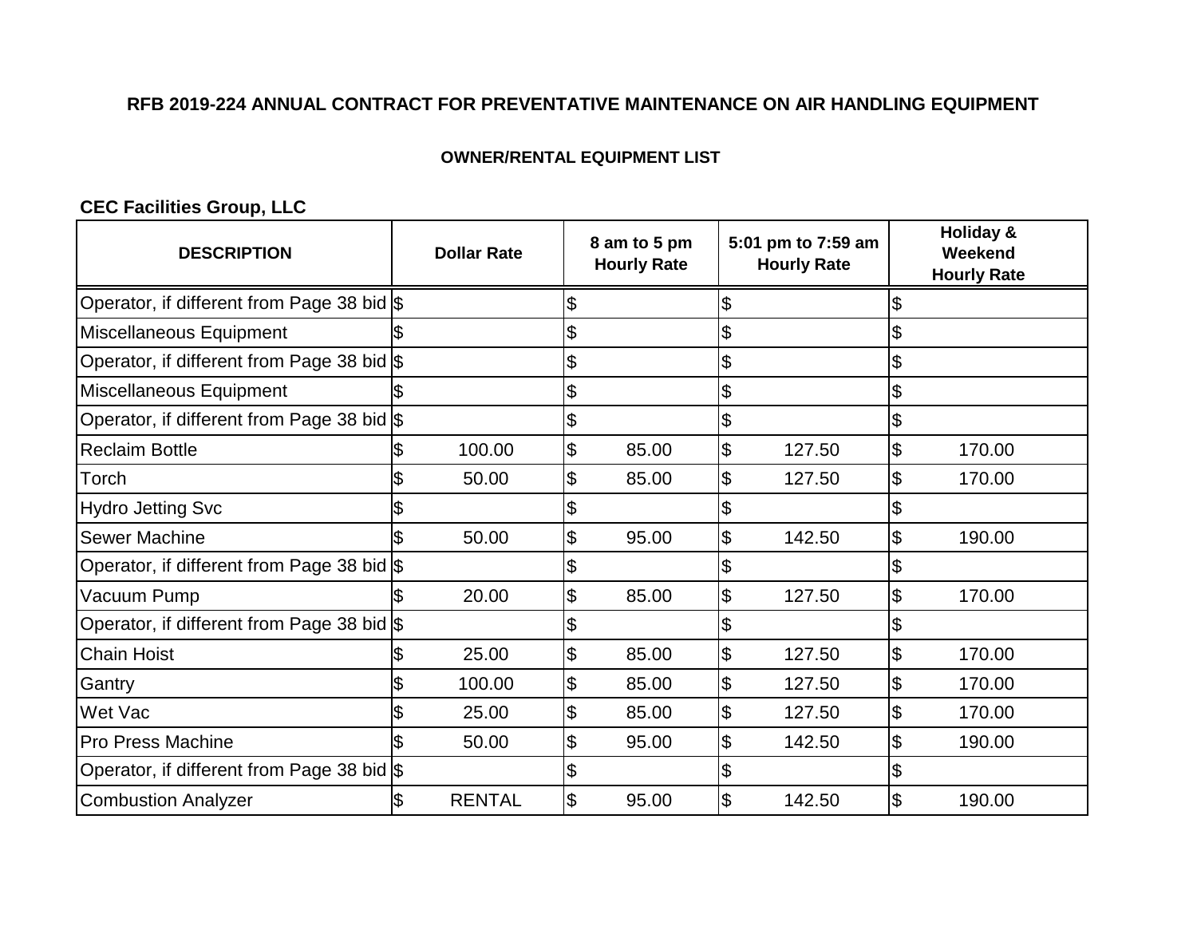## RFB 2019-224 ANNUAL CONTRACT FOR PREVENTATIVE MAINTENANCE ON AIR HANDLING EQUIPMENT

### OWNER/RENTAL EQUIPMENT LIST

**CEC Facilities Group, LLC**

| DESCRIPTION | Dollar Rate | 8 am to 5 pm Hourly Rate | 5:01 pm to 7:59 am Hourly Rate | Holiday & Weekend Hourly Rate |
|---|---|---|---|---|
| Operator, if different from Page 38 bid | $ | $ | $ | $ |
| Miscellaneous Equipment | $ | $ | $ | $ |
| Operator, if different from Page 38 bid | $ | $ | $ | $ |
| Miscellaneous Equipment | $ | $ | $ | $ |
| Operator, if different from Page 38 bid | $ | $ | $ | $ |
| Reclaim Bottle | $ 100.00 | $ 85.00 | $ 127.50 | $ 170.00 |
| Torch | $ 50.00 | $ 85.00 | $ 127.50 | $ 170.00 |
| Hydro Jetting Svc | $ | $ | $ | $ |
| Sewer Machine | $ 50.00 | $ 95.00 | $ 142.50 | $ 190.00 |
| Operator, if different from Page 38 bid | $ | $ | $ | $ |
| Vacuum Pump | $ 20.00 | $ 85.00 | $ 127.50 | $ 170.00 |
| Operator, if different from Page 38 bid | $ | $ | $ | $ |
| Chain Hoist | $ 25.00 | $ 85.00 | $ 127.50 | $ 170.00 |
| Gantry | $ 100.00 | $ 85.00 | $ 127.50 | $ 170.00 |
| Wet Vac | $ 25.00 | $ 85.00 | $ 127.50 | $ 170.00 |
| Pro Press Machine | $ 50.00 | $ 95.00 | $ 142.50 | $ 190.00 |
| Operator, if different from Page 38 bid | $ | $ | $ | $ |
| Combustion Analyzer | $ RENTAL | $ 95.00 | $ 142.50 | $ 190.00 |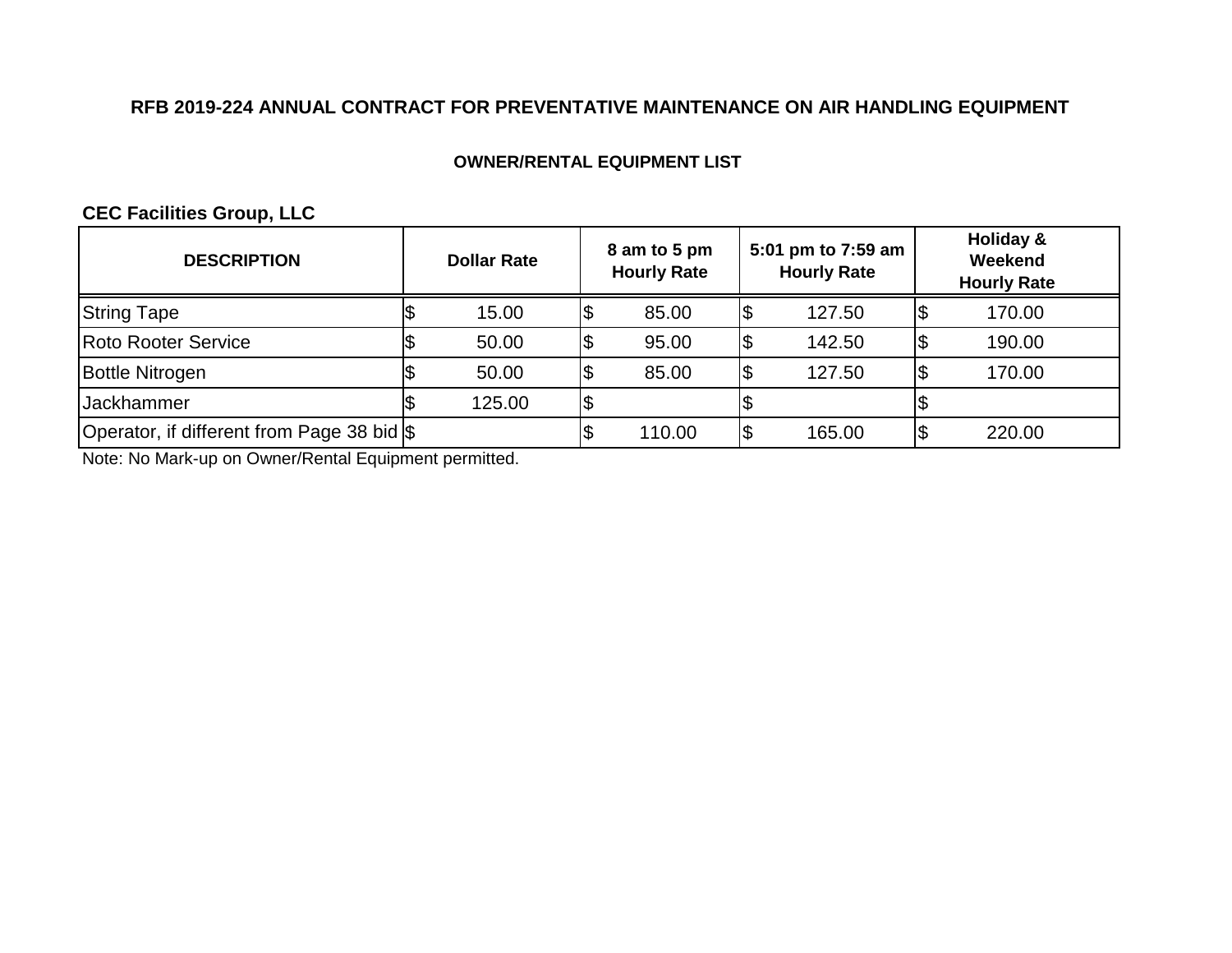# RFB 2019-224 ANNUAL CONTRACT FOR PREVENTATIVE MAINTENANCE ON AIR HANDLING EQUIPMENT

## OWNER/RENTAL EQUIPMENT LIST

**CEC Facilities Group, LLC**

| DESCRIPTION | Dollar Rate | 8 am to 5 pm Hourly Rate | 5:01 pm to 7:59 am Hourly Rate | Holiday & Weekend Hourly Rate |
|---|---|---|---|---|
| String Tape | $ 15.00 | $ 85.00 | $ 127.50 | $ 170.00 |
| Roto Rooter Service | $ 50.00 | $ 95.00 | $ 142.50 | $ 190.00 |
| Bottle Nitrogen | $ 50.00 | $ 85.00 | $ 127.50 | $ 170.00 |
| Jackhammer | $ 125.00 | $ | $ | $ |
| Operator, if different from Page 38 bid | $ | $ 110.00 | $ 165.00 | $ 220.00 |

Note: No Mark-up on Owner/Rental Equipment permitted.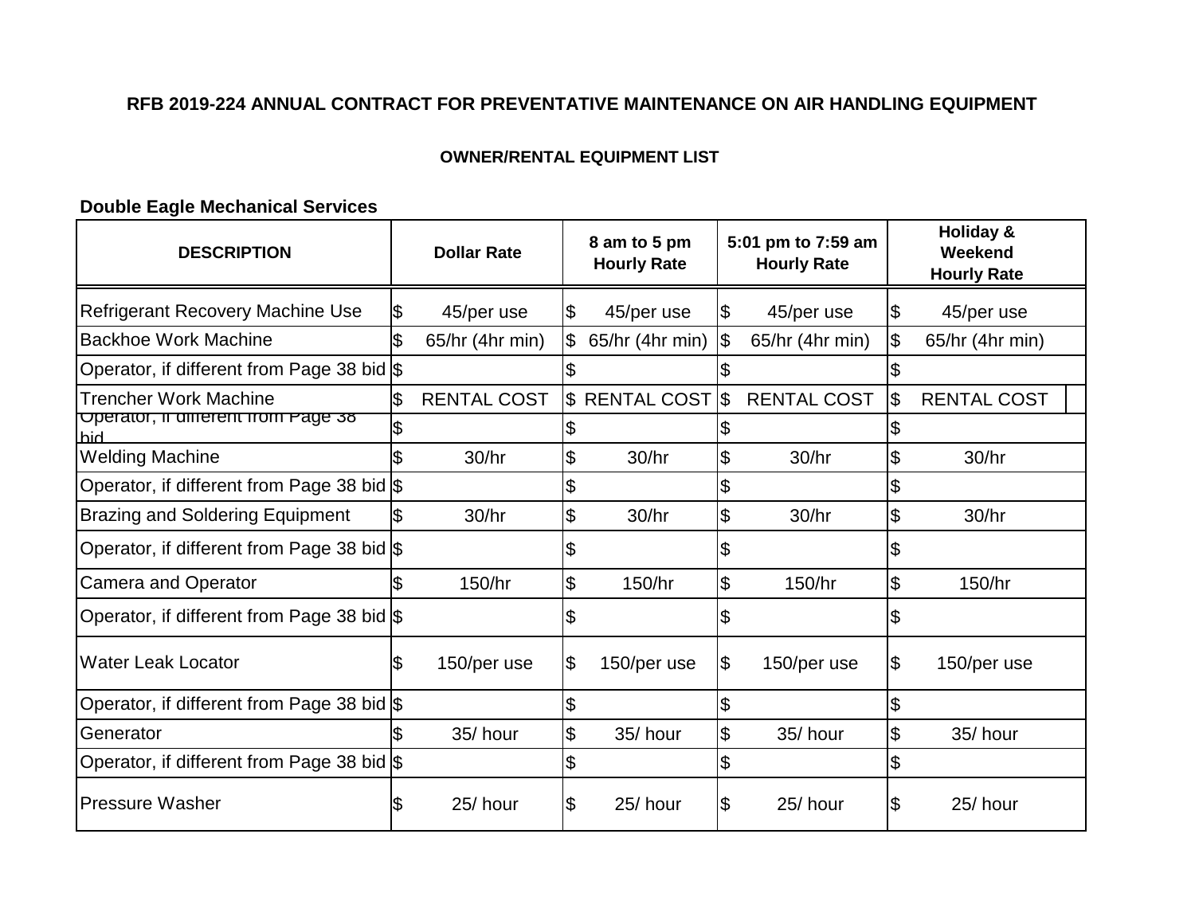## RFB 2019-224 ANNUAL CONTRACT FOR PREVENTATIVE MAINTENANCE ON AIR HANDLING EQUIPMENT

### OWNER/RENTAL EQUIPMENT LIST

**Double Eagle Mechanical Services**

| DESCRIPTION | Dollar Rate | 8 am to 5 pm Hourly Rate | 5:01 pm to 7:59 am Hourly Rate | Holiday & Weekend Hourly Rate |
|---|---|---|---|---|
| Refrigerant Recovery Machine Use | $ 45/per use | $ 45/per use | $ 45/per use | $ 45/per use |
| Backhoe Work Machine | $ 65/hr (4hr min) | $ 65/hr (4hr min) | $ 65/hr (4hr min) | $ 65/hr (4hr min) |
| Operator, if different from Page 38 bid | $ | $ | $ | $ |
| Trencher Work Machine | $ RENTAL COST | $ RENTAL COST | $ RENTAL COST | $ RENTAL COST |
| Operator, if different from Page 38 bid | $ | $ | $ | $ |
| Welding Machine | $ 30/hr | $ 30/hr | $ 30/hr | $ 30/hr |
| Operator, if different from Page 38 bid | $ | $ | $ | $ |
| Brazing and Soldering Equipment | $ 30/hr | $ 30/hr | $ 30/hr | $ 30/hr |
| Operator, if different from Page 38 bid | $ | $ | $ | $ |
| Camera and Operator | $ 150/hr | $ 150/hr | $ 150/hr | $ 150/hr |
| Operator, if different from Page 38 bid | $ | $ | $ | $ |
| Water Leak Locator | $ 150/per use | $ 150/per use | $ 150/per use | $ 150/per use |
| Operator, if different from Page 38 bid | $ | $ | $ | $ |
| Generator | $ 35/ hour | $ 35/ hour | $ 35/ hour | $ 35/ hour |
| Operator, if different from Page 38 bid | $ | $ | $ | $ |
| Pressure Washer | $ 25/ hour | $ 25/ hour | $ 25/ hour | $ 25/ hour |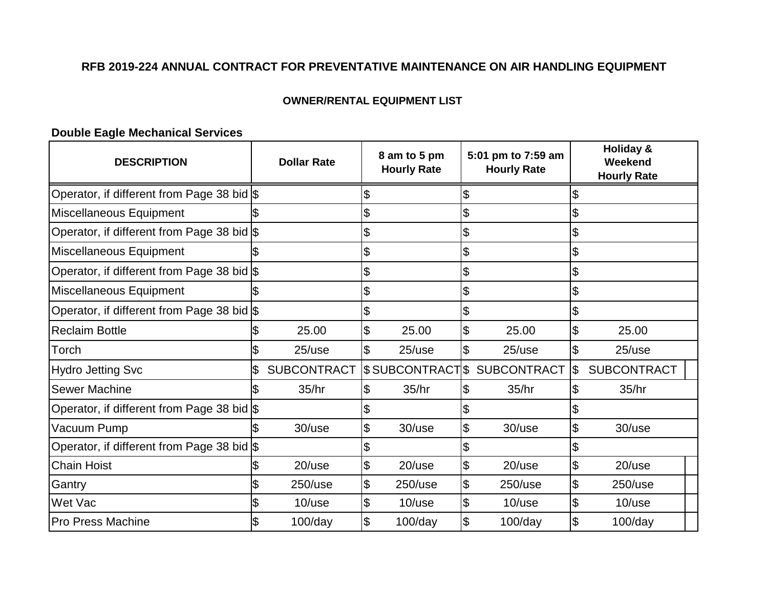**RFB 2019-224 ANNUAL CONTRACT FOR PREVENTATIVE MAINTENANCE ON AIR HANDLING EQUIPMENT**

**OWNER/RENTAL EQUIPMENT LIST**

**Double Eagle Mechanical Services**

| DESCRIPTION | Dollar Rate | 8 am to 5 pm Hourly Rate | 5:01 pm to 7:59 am Hourly Rate | Holiday & Weekend Hourly Rate |
|---|---|---|---|---|
| Operator, if different from Page 38 bid | $ | $ | $ | $ |
| Miscellaneous Equipment | $ | $ | $ | $ |
| Operator, if different from Page 38 bid | $ | $ | $ | $ |
| Miscellaneous Equipment | $ | $ | $ | $ |
| Operator, if different from Page 38 bid | $ | $ | $ | $ |
| Miscellaneous Equipment | $ | $ | $ | $ |
| Operator, if different from Page 38 bid | $ | $ | $ | $ |
| Reclaim Bottle | $ 25.00 | $ 25.00 | $ 25.00 | $ 25.00 |
| Torch | $ 25/use | $ 25/use | $ 25/use | $ 25/use |
| Hydro Jetting Svc | $ SUBCONTRACT | $ SUBCONTRACT | $ SUBCONTRACT | $ SUBCONTRACT |
| Sewer Machine | $ 35/hr | $ 35/hr | $ 35/hr | $ 35/hr |
| Operator, if different from Page 38 bid | $ | $ | $ | $ |
| Vacuum Pump | $ 30/use | $ 30/use | $ 30/use | $ 30/use |
| Operator, if different from Page 38 bid | $ | $ | $ | $ |
| Chain Hoist | $ 20/use | $ 20/use | $ 20/use | $ 20/use |
| Gantry | $ 250/use | $ 250/use | $ 250/use | $ 250/use |
| Wet Vac | $ 10/use | $ 10/use | $ 10/use | $ 10/use |
| Pro Press Machine | $ 100/day | $ 100/day | $ 100/day | $ 100/day |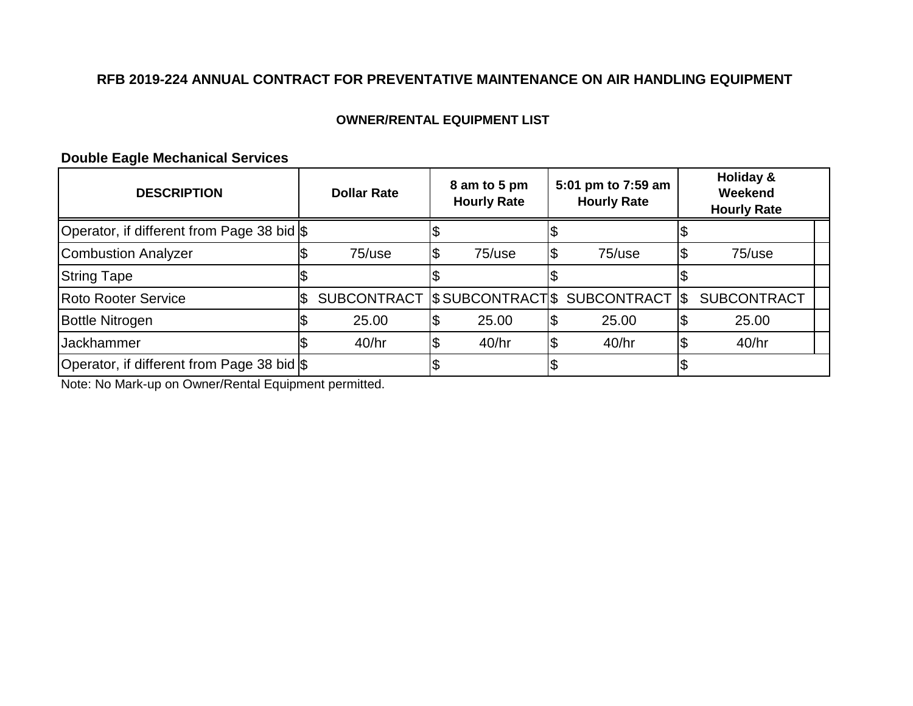## RFB 2019-224 ANNUAL CONTRACT FOR PREVENTATIVE MAINTENANCE ON AIR HANDLING EQUIPMENT

### OWNER/RENTAL EQUIPMENT LIST

**Double Eagle Mechanical Services**

| DESCRIPTION | Dollar Rate | 8 am to 5 pm Hourly Rate | 5:01 pm to 7:59 am Hourly Rate | Holiday & Weekend Hourly Rate |
|---|---|---|---|---|
| Operator, if different from Page 38 bid | $ | $ | $ | $ |
| Combustion Analyzer | $ 75/use | $ 75/use | $ 75/use | $ 75/use |
| String Tape | $ | $ | $ | $ |
| Roto Rooter Service | $ SUBCONTRACT | $ SUBCONTRACT | $ SUBCONTRACT | $ SUBCONTRACT |
| Bottle Nitrogen | $ 25.00 | $ 25.00 | $ 25.00 | $ 25.00 |
| Jackhammer | $ 40/hr | $ 40/hr | $ 40/hr | $ 40/hr |
| Operator, if different from Page 38 bid | $ | $ | $ | $ |

Note: No Mark-up on Owner/Rental Equipment permitted.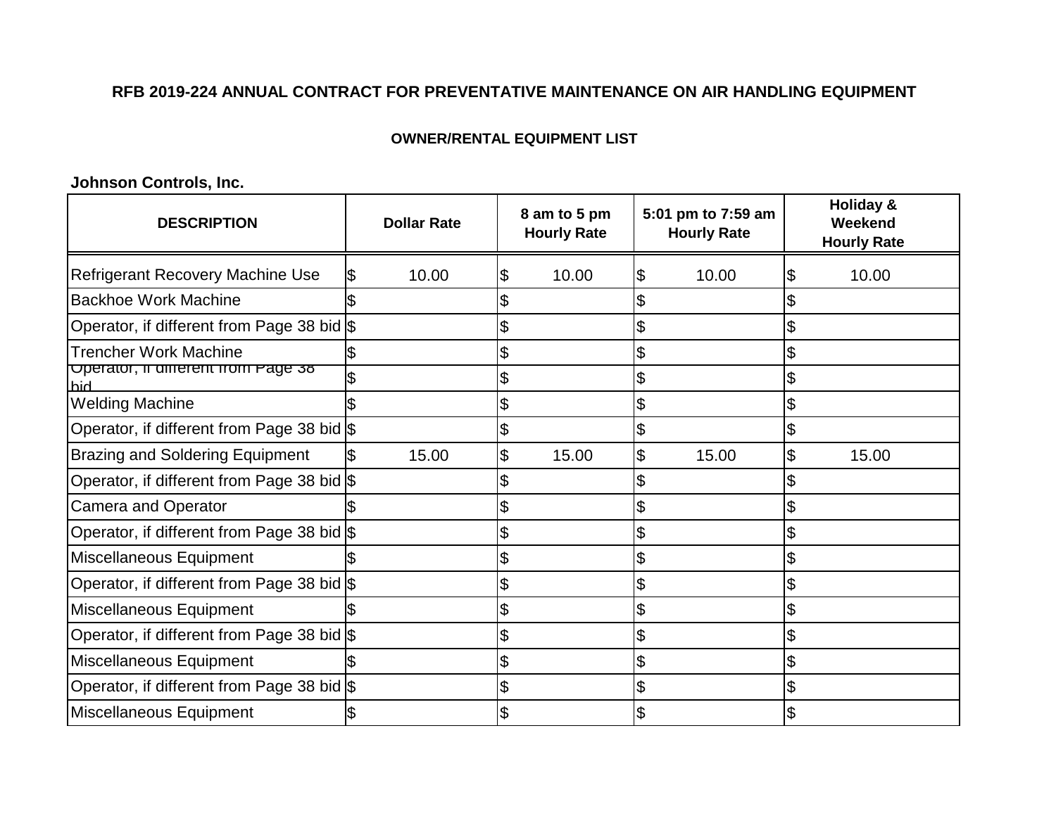**RFB 2019-224 ANNUAL CONTRACT FOR PREVENTATIVE MAINTENANCE ON AIR HANDLING EQUIPMENT**

**OWNER/RENTAL EQUIPMENT LIST**

**Johnson Controls, Inc.**

| DESCRIPTION | Dollar Rate | 8 am to 5 pm Hourly Rate | 5:01 pm to 7:59 am Hourly Rate | Holiday & Weekend Hourly Rate |
|---|---|---|---|---|
| Refrigerant Recovery Machine Use | $ 10.00 | $ 10.00 | $ 10.00 | $ 10.00 |
| Backhoe Work Machine | $ | $ | $ | $ |
| Operator, if different from Page 38 bid | $ | $ | $ | $ |
| Trencher Work Machine | $ | $ | $ | $ |
| Operator, if different from Page 38 bid | $ | $ | $ | $ |
| Welding Machine | $ | $ | $ | $ |
| Operator, if different from Page 38 bid | $ | $ | $ | $ |
| Brazing and Soldering Equipment | $ 15.00 | $ 15.00 | $ 15.00 | $ 15.00 |
| Operator, if different from Page 38 bid | $ | $ | $ | $ |
| Camera and Operator | $ | $ | $ | $ |
| Operator, if different from Page 38 bid | $ | $ | $ | $ |
| Miscellaneous Equipment | $ | $ | $ | $ |
| Operator, if different from Page 38 bid | $ | $ | $ | $ |
| Miscellaneous Equipment | $ | $ | $ | $ |
| Operator, if different from Page 38 bid | $ | $ | $ | $ |
| Miscellaneous Equipment | $ | $ | $ | $ |
| Operator, if different from Page 38 bid | $ | $ | $ | $ |
| Miscellaneous Equipment | $ | $ | $ | $ |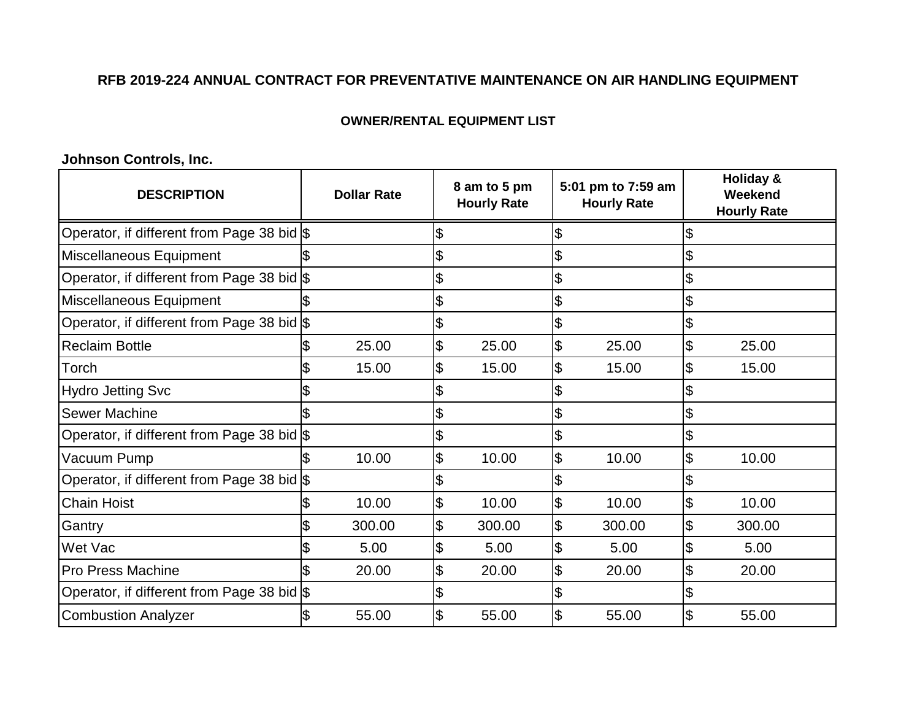**RFB 2019-224 ANNUAL CONTRACT FOR PREVENTATIVE MAINTENANCE ON AIR HANDLING EQUIPMENT**

**OWNER/RENTAL EQUIPMENT LIST**

**Johnson Controls, Inc.**

| DESCRIPTION | Dollar Rate | 8 am to 5 pm Hourly Rate | 5:01 pm to 7:59 am Hourly Rate | Holiday & Weekend Hourly Rate |
|---|---|---|---|---|
| Operator, if different from Page 38 bid | $ | $ | $ | $ |
| Miscellaneous Equipment | $ | $ | $ | $ |
| Operator, if different from Page 38 bid | $ | $ | $ | $ |
| Miscellaneous Equipment | $ | $ | $ | $ |
| Operator, if different from Page 38 bid | $ | $ | $ | $ |
| Reclaim Bottle | $ 25.00 | $ 25.00 | $ 25.00 | $ 25.00 |
| Torch | $ 15.00 | $ 15.00 | $ 15.00 | $ 15.00 |
| Hydro Jetting Svc | $ | $ | $ | $ |
| Sewer Machine | $ | $ | $ | $ |
| Operator, if different from Page 38 bid | $ | $ | $ | $ |
| Vacuum Pump | $ 10.00 | $ 10.00 | $ 10.00 | $ 10.00 |
| Operator, if different from Page 38 bid | $ | $ | $ | $ |
| Chain Hoist | $ 10.00 | $ 10.00 | $ 10.00 | $ 10.00 |
| Gantry | $ 300.00 | $ 300.00 | $ 300.00 | $ 300.00 |
| Wet Vac | $ 5.00 | $ 5.00 | $ 5.00 | $ 5.00 |
| Pro Press Machine | $ 20.00 | $ 20.00 | $ 20.00 | $ 20.00 |
| Operator, if different from Page 38 bid | $ | $ | $ | $ |
| Combustion Analyzer | $ 55.00 | $ 55.00 | $ 55.00 | $ 55.00 |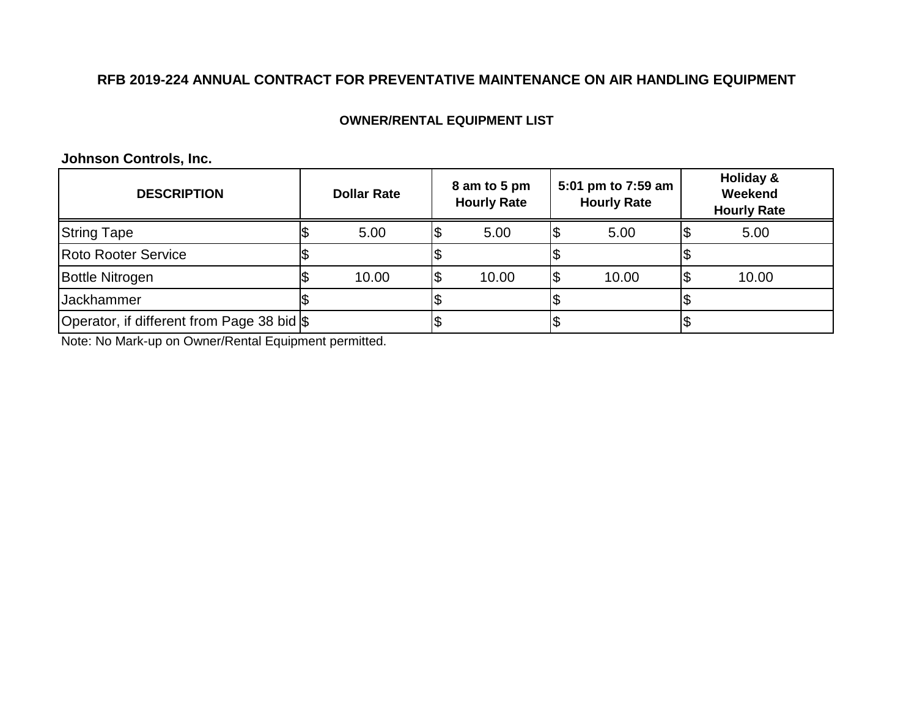**RFB 2019-224 ANNUAL CONTRACT FOR PREVENTATIVE MAINTENANCE ON AIR HANDLING EQUIPMENT**

**OWNER/RENTAL EQUIPMENT LIST**

**Johnson Controls, Inc.**

| DESCRIPTION | Dollar Rate | 8 am to 5 pm Hourly Rate | 5:01 pm to 7:59 am Hourly Rate | Holiday & Weekend Hourly Rate |
|---|---|---|---|---|
| String Tape | $ 5.00 | $ 5.00 | $ 5.00 | $ 5.00 |
| Roto Rooter Service | $ | $ | $ | $ |
| Bottle Nitrogen | $ 10.00 | $ 10.00 | $ 10.00 | $ 10.00 |
| Jackhammer | $ | $ | $ | $ |
| Operator, if different from Page 38 bid | $ | $ | $ | $ |

Note: No Mark-up on Owner/Rental Equipment permitted.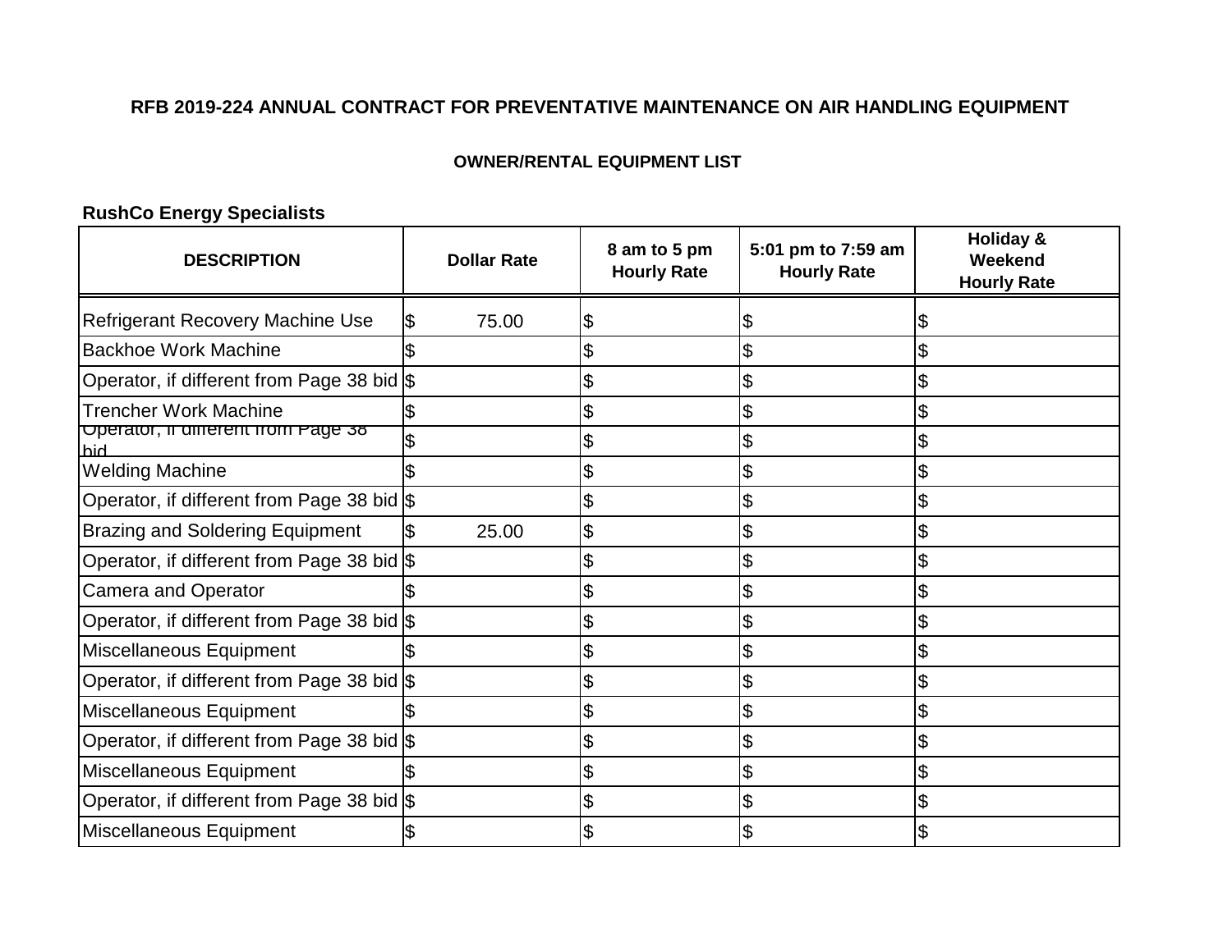**RFB 2019-224 ANNUAL CONTRACT FOR PREVENTATIVE MAINTENANCE ON AIR HANDLING EQUIPMENT**

**OWNER/RENTAL EQUIPMENT LIST**

**RushCo Energy Specialists**

| DESCRIPTION | Dollar Rate | 8 am to 5 pm Hourly Rate | 5:01 pm to 7:59 am Hourly Rate | Holiday & Weekend Hourly Rate |
|---|---|---|---|---|
| Refrigerant Recovery Machine Use | $ 75.00 | $ | $ | $ |
| Backhoe Work Machine | $ | $ | $ | $ |
| Operator, if different from Page 38 bid | $ | $ | $ | $ |
| Trencher Work Machine | $ | $ | $ | $ |
| Operator, if different from Page 38 bid | $ | $ | $ | $ |
| Welding Machine | $ | $ | $ | $ |
| Operator, if different from Page 38 bid | $ | $ | $ | $ |
| Brazing and Soldering Equipment | $ 25.00 | $ | $ | $ |
| Operator, if different from Page 38 bid | $ | $ | $ | $ |
| Camera and Operator | $ | $ | $ | $ |
| Operator, if different from Page 38 bid | $ | $ | $ | $ |
| Miscellaneous Equipment | $ | $ | $ | $ |
| Operator, if different from Page 38 bid | $ | $ | $ | $ |
| Miscellaneous Equipment | $ | $ | $ | $ |
| Operator, if different from Page 38 bid | $ | $ | $ | $ |
| Miscellaneous Equipment | $ | $ | $ | $ |
| Operator, if different from Page 38 bid | $ | $ | $ | $ |
| Miscellaneous Equipment | $ | $ | $ | $ |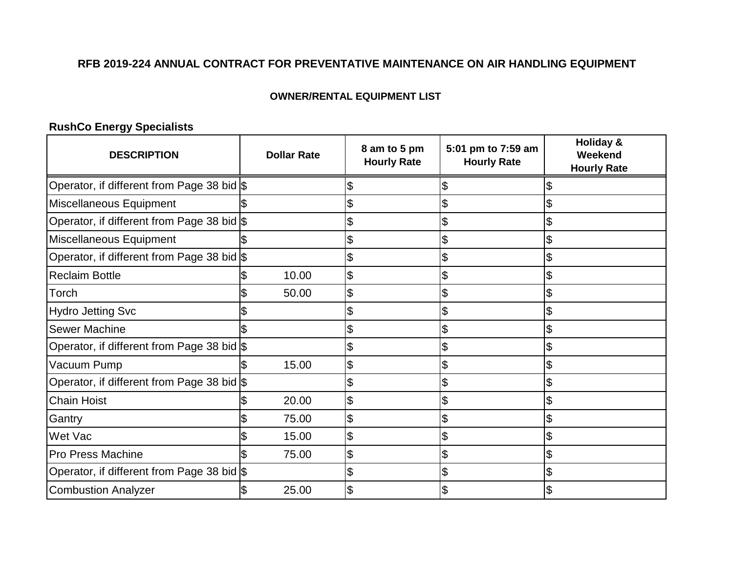**RFB 2019-224 ANNUAL CONTRACT FOR PREVENTATIVE MAINTENANCE ON AIR HANDLING EQUIPMENT**

**OWNER/RENTAL EQUIPMENT LIST**

**RushCo Energy Specialists**

| DESCRIPTION | Dollar Rate | 8 am to 5 pm Hourly Rate | 5:01 pm to 7:59 am Hourly Rate | Holiday & Weekend Hourly Rate |
|---|---|---|---|---|
| Operator, if different from Page 38 bid | $ | $ | $ | $ |
| Miscellaneous Equipment | $ | $ | $ | $ |
| Operator, if different from Page 38 bid | $ | $ | $ | $ |
| Miscellaneous Equipment | $ | $ | $ | $ |
| Operator, if different from Page 38 bid | $ | $ | $ | $ |
| Reclaim Bottle | $ 10.00 | $ | $ | $ |
| Torch | $ 50.00 | $ | $ | $ |
| Hydro Jetting Svc | $ | $ | $ | $ |
| Sewer Machine | $ | $ | $ | $ |
| Operator, if different from Page 38 bid | $ | $ | $ | $ |
| Vacuum Pump | $ 15.00 | $ | $ | $ |
| Operator, if different from Page 38 bid | $ | $ | $ | $ |
| Chain Hoist | $ 20.00 | $ | $ | $ |
| Gantry | $ 75.00 | $ | $ | $ |
| Wet Vac | $ 15.00 | $ | $ | $ |
| Pro Press Machine | $ 75.00 | $ | $ | $ |
| Operator, if different from Page 38 bid | $ | $ | $ | $ |
| Combustion Analyzer | $ 25.00 | $ | $ | $ |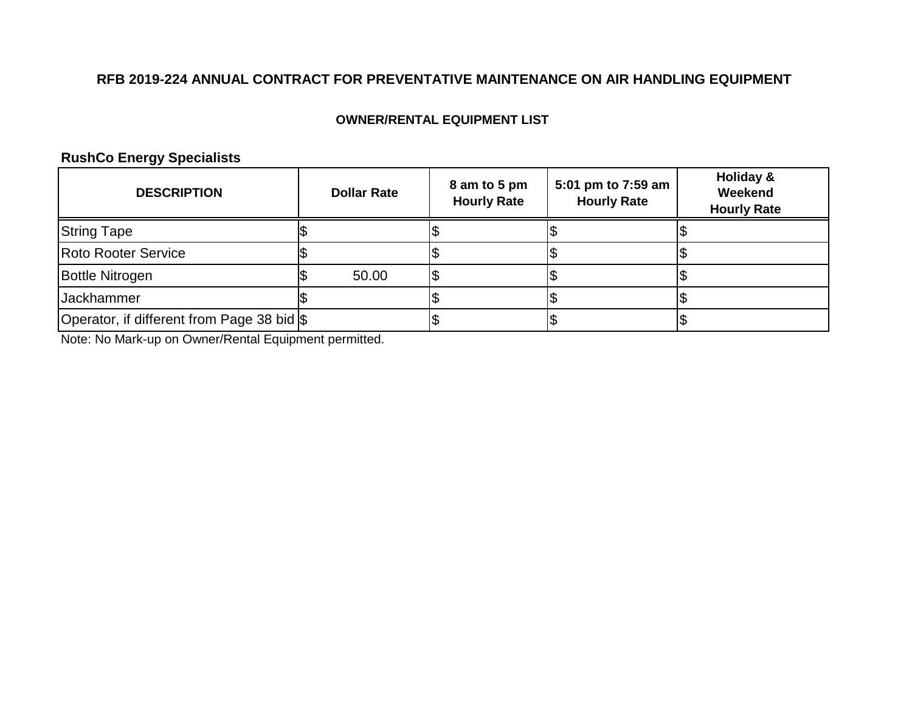**RFB 2019-224 ANNUAL CONTRACT FOR PREVENTATIVE MAINTENANCE ON AIR HANDLING EQUIPMENT**

**OWNER/RENTAL EQUIPMENT LIST**

**RushCo Energy Specialists**

| DESCRIPTION | Dollar Rate | 8 am to 5 pm Hourly Rate | 5:01 pm to 7:59 am Hourly Rate | Holiday & Weekend Hourly Rate |
|---|---|---|---|---|
| String Tape | $ | $ | $ | $ |
| Roto Rooter Service | $ | $ | $ | $ |
| Bottle Nitrogen | $ 50.00 | $ | $ | $ |
| Jackhammer | $ | $ | $ | $ |
| Operator, if different from Page 38 bid | $ | $ | $ | $ |

Note: No Mark-up on Owner/Rental Equipment permitted.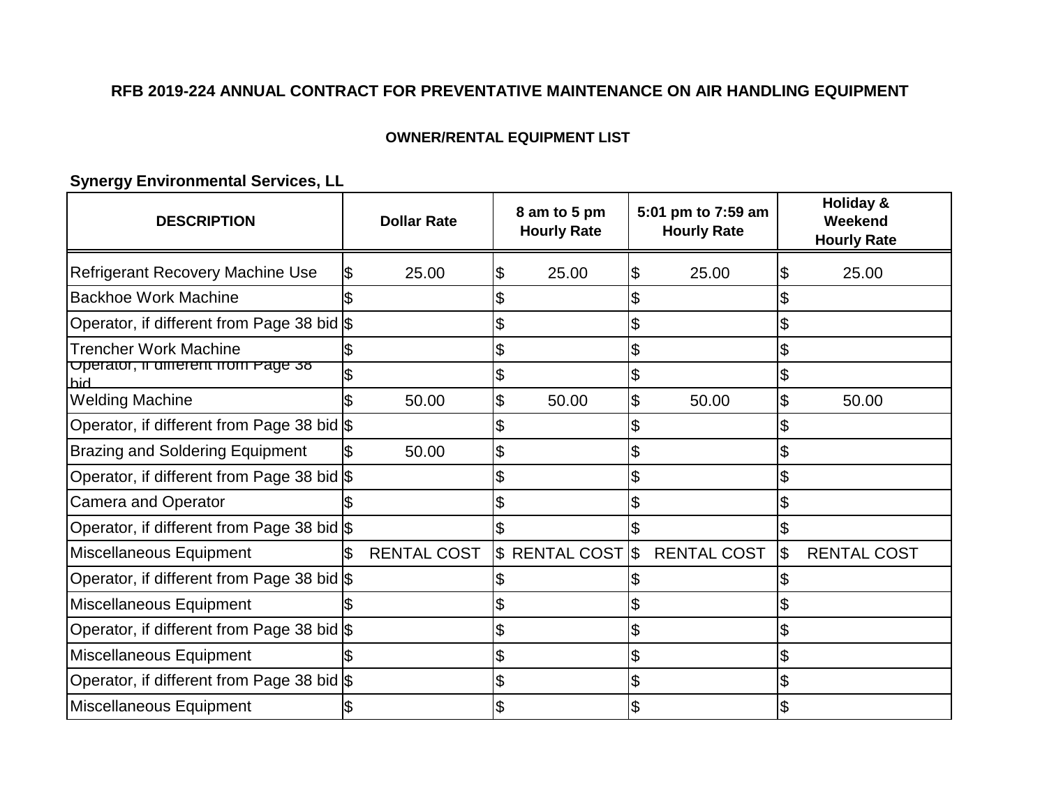**RFB 2019-224 ANNUAL CONTRACT FOR PREVENTATIVE MAINTENANCE ON AIR HANDLING EQUIPMENT**

**OWNER/RENTAL EQUIPMENT LIST**

**Synergy Environmental Services, LL**

| DESCRIPTION | Dollar Rate | 8 am to 5 pm Hourly Rate | 5:01 pm to 7:59 am Hourly Rate | Holiday & Weekend Hourly Rate |
|---|---|---|---|---|
| Refrigerant Recovery Machine Use | $ 25.00 | $ 25.00 | $ 25.00 | $ 25.00 |
| Backhoe Work Machine | $ | $ | $ | $ |
| Operator, if different from Page 38 bid | $ | $ | $ | $ |
| Trencher Work Machine | $ | $ | $ | $ |
| Operator, if different from Page 38 bid | $ | $ | $ | $ |
| Welding Machine | $ 50.00 | $ 50.00 | $ 50.00 | $ 50.00 |
| Operator, if different from Page 38 bid | $ | $ | $ | $ |
| Brazing and Soldering Equipment | $ 50.00 | $ | $ | $ |
| Operator, if different from Page 38 bid | $ | $ | $ | $ |
| Camera and Operator | $ | $ | $ | $ |
| Operator, if different from Page 38 bid | $ | $ | $ | $ |
| Miscellaneous Equipment | $ RENTAL COST | $ RENTAL COST | $ RENTAL COST | $ RENTAL COST |
| Operator, if different from Page 38 bid | $ | $ | $ | $ |
| Miscellaneous Equipment | $ | $ | $ | $ |
| Operator, if different from Page 38 bid | $ | $ | $ | $ |
| Miscellaneous Equipment | $ | $ | $ | $ |
| Operator, if different from Page 38 bid | $ | $ | $ | $ |
| Miscellaneous Equipment | $ | $ | $ | $ |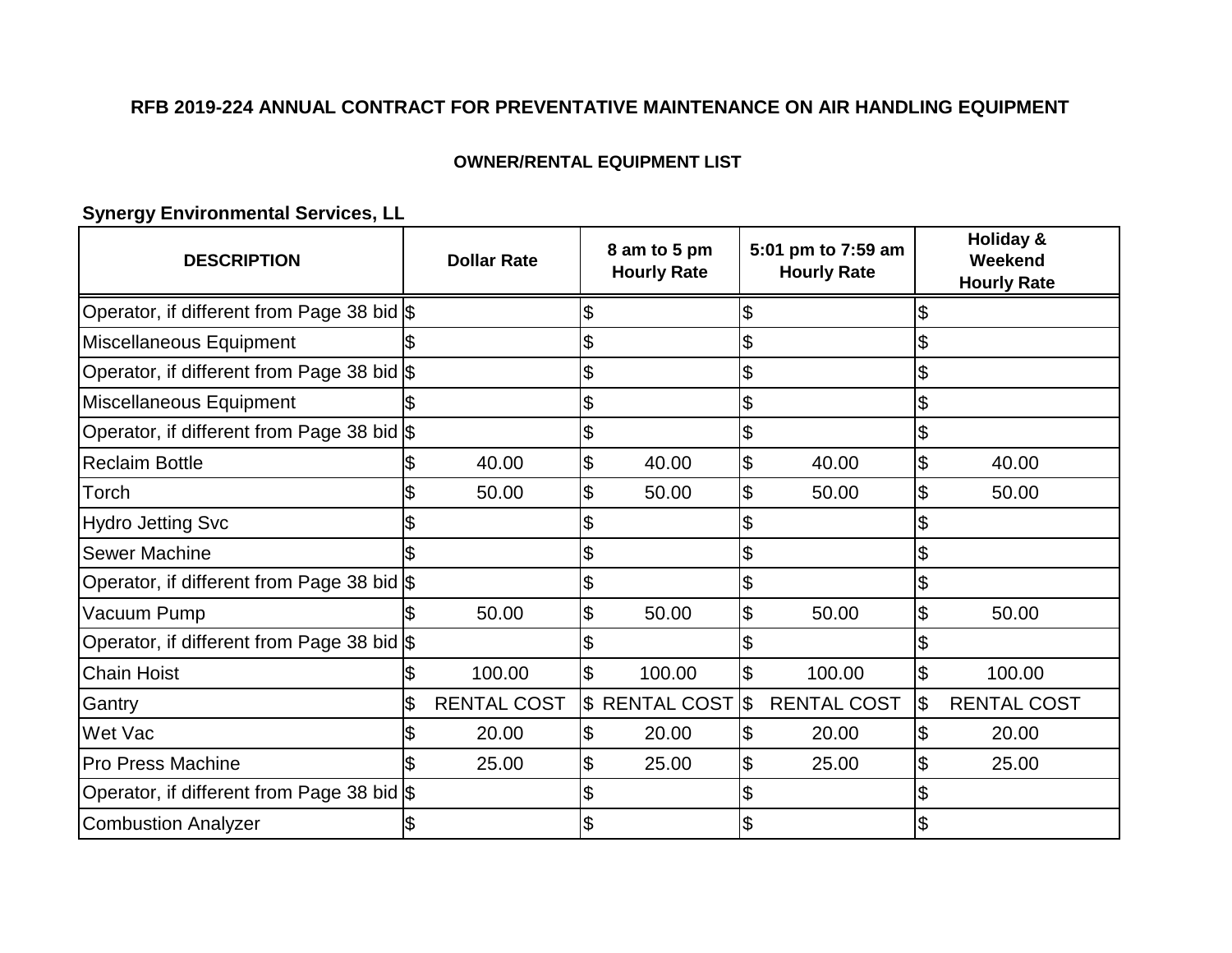**RFB 2019-224 ANNUAL CONTRACT FOR PREVENTATIVE MAINTENANCE ON AIR HANDLING EQUIPMENT**

**OWNER/RENTAL EQUIPMENT LIST**

**Synergy Environmental Services, LL**

| DESCRIPTION | Dollar Rate | 8 am to 5 pm Hourly Rate | 5:01 pm to 7:59 am Hourly Rate | Holiday & Weekend Hourly Rate |
|---|---|---|---|---|
| Operator, if different from Page 38 bid | $ | $ | $ | $ |
| Miscellaneous Equipment | $ | $ | $ | $ |
| Operator, if different from Page 38 bid | $ | $ | $ | $ |
| Miscellaneous Equipment | $ | $ | $ | $ |
| Operator, if different from Page 38 bid | $ | $ | $ | $ |
| Reclaim Bottle | $ 40.00 | $ 40.00 | $ 40.00 | $ 40.00 |
| Torch | $ 50.00 | $ 50.00 | $ 50.00 | $ 50.00 |
| Hydro Jetting Svc | $ | $ | $ | $ |
| Sewer Machine | $ | $ | $ | $ |
| Operator, if different from Page 38 bid | $ | $ | $ | $ |
| Vacuum Pump | $ 50.00 | $ 50.00 | $ 50.00 | $ 50.00 |
| Operator, if different from Page 38 bid | $ | $ | $ | $ |
| Chain Hoist | $ 100.00 | $ 100.00 | $ 100.00 | $ 100.00 |
| Gantry | $ RENTAL COST | $ RENTAL COST | $ RENTAL COST | $ RENTAL COST |
| Wet Vac | $ 20.00 | $ 20.00 | $ 20.00 | $ 20.00 |
| Pro Press Machine | $ 25.00 | $ 25.00 | $ 25.00 | $ 25.00 |
| Operator, if different from Page 38 bid | $ | $ | $ | $ |
| Combustion Analyzer | $ | $ | $ | $ |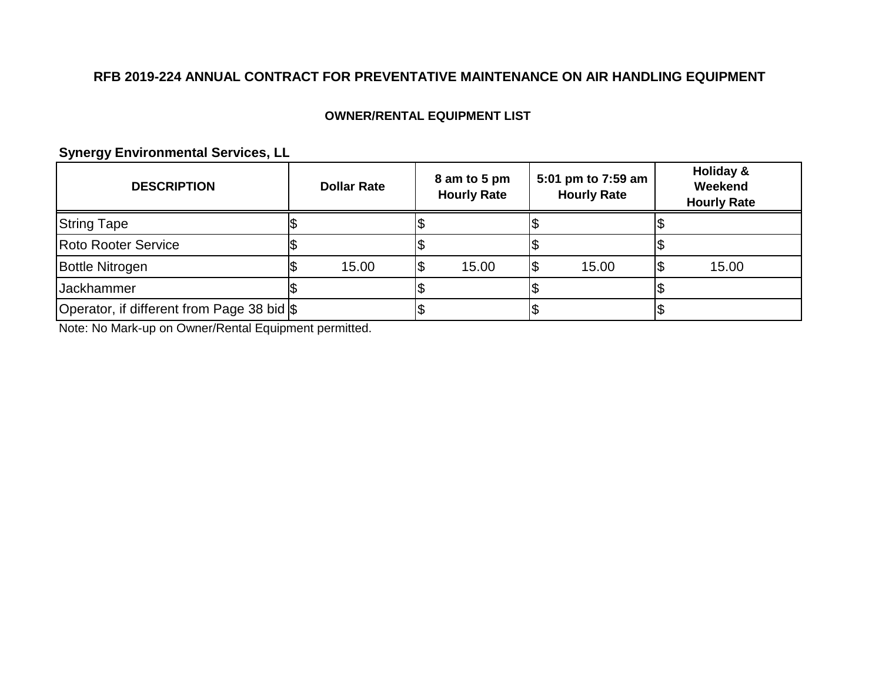## RFB 2019-224 ANNUAL CONTRACT FOR PREVENTATIVE MAINTENANCE ON AIR HANDLING EQUIPMENT

### OWNER/RENTAL EQUIPMENT LIST

**Synergy Environmental Services, LL**

| DESCRIPTION | Dollar Rate | 8 am to 5 pm Hourly Rate | 5:01 pm to 7:59 am Hourly Rate | Holiday & Weekend Hourly Rate |
|---|---|---|---|---|
| String Tape | $ | $ | $ | $ |
| Roto Rooter Service | $ | $ | $ | $ |
| Bottle Nitrogen | $ 15.00 | $ 15.00 | $ 15.00 | $ 15.00 |
| Jackhammer | $ | $ | $ | $ |
| Operator, if different from Page 38 bid | $ | $ | $ | $ |

Note: No Mark-up on Owner/Rental Equipment permitted.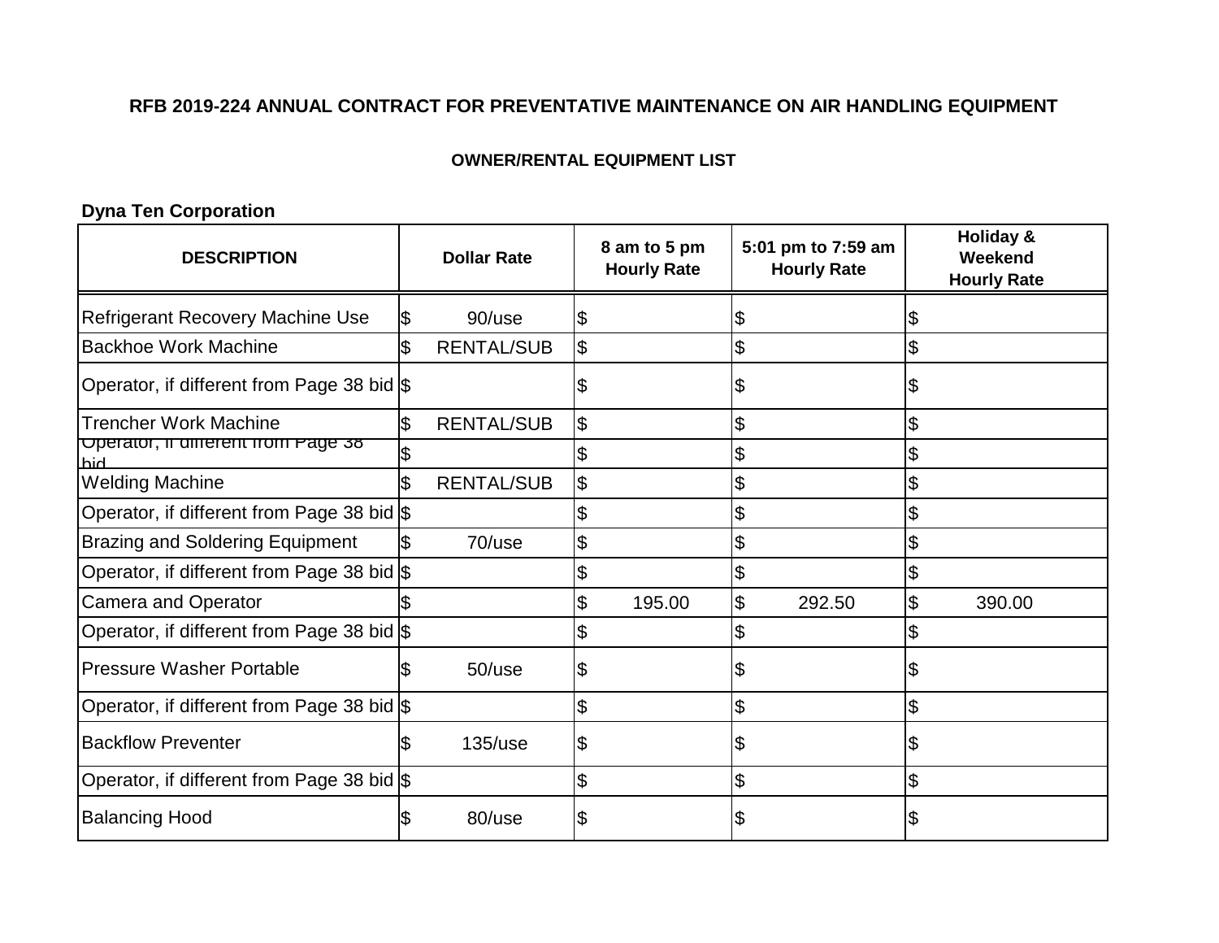**RFB 2019-224 ANNUAL CONTRACT FOR PREVENTATIVE MAINTENANCE ON AIR HANDLING EQUIPMENT**

**OWNER/RENTAL EQUIPMENT LIST**

**Dyna Ten Corporation**

| DESCRIPTION | Dollar Rate | 8 am to 5 pm Hourly Rate | 5:01 pm to 7:59 am Hourly Rate | Holiday & Weekend Hourly Rate |
|---|---|---|---|---|
| Refrigerant Recovery Machine Use | $ 90/use | $ | $ | $ |
| Backhoe Work Machine | $ RENTAL/SUB | $ | $ | $ |
| Operator, if different from Page 38 bid | $ | $ | $ | $ |
| Trencher Work Machine | $ RENTAL/SUB | $ | $ | $ |
| Operator, if different from Page 38 bid | $ | $ | $ | $ |
| Welding Machine | $ RENTAL/SUB | $ | $ | $ |
| Operator, if different from Page 38 bid | $ | $ | $ | $ |
| Brazing and Soldering Equipment | $ 70/use | $ | $ | $ |
| Operator, if different from Page 38 bid | $ | $ | $ | $ |
| Camera and Operator | $ | $ 195.00 | $ 292.50 | $ 390.00 |
| Operator, if different from Page 38 bid | $ | $ | $ | $ |
| Pressure Washer Portable | $ 50/use | $ | $ | $ |
| Operator, if different from Page 38 bid | $ | $ | $ | $ |
| Backflow Preventer | $ 135/use | $ | $ | $ |
| Operator, if different from Page 38 bid | $ | $ | $ | $ |
| Balancing Hood | $ 80/use | $ | $ | $ |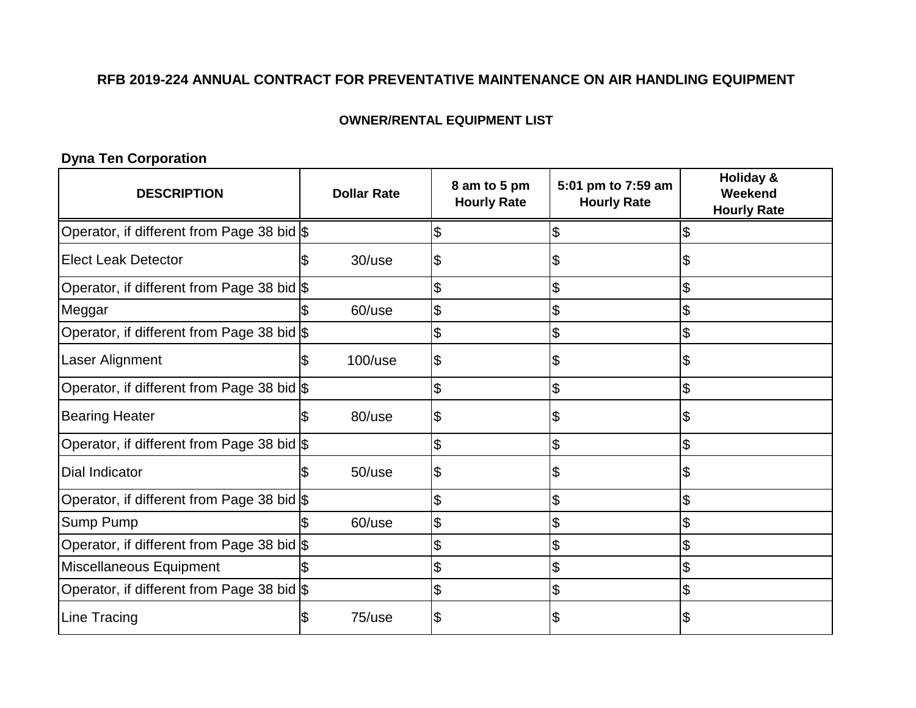**RFB 2019-224 ANNUAL CONTRACT FOR PREVENTATIVE MAINTENANCE ON AIR HANDLING EQUIPMENT**

**OWNER/RENTAL EQUIPMENT LIST**

**Dyna Ten Corporation**

| DESCRIPTION | Dollar Rate | 8 am to 5 pm Hourly Rate | 5:01 pm to 7:59 am Hourly Rate | Holiday & Weekend Hourly Rate |
|---|---|---|---|---|
| Operator, if different from Page 38 bid | $ | $ | $ | $ |
| Elect Leak Detector | $ 30/use | $ | $ | $ |
| Operator, if different from Page 38 bid | $ | $ | $ | $ |
| Meggar | $ 60/use | $ | $ | $ |
| Operator, if different from Page 38 bid | $ | $ | $ | $ |
| Laser Alignment | $ 100/use | $ | $ | $ |
| Operator, if different from Page 38 bid | $ | $ | $ | $ |
| Bearing Heater | $ 80/use | $ | $ | $ |
| Operator, if different from Page 38 bid | $ | $ | $ | $ |
| Dial Indicator | $ 50/use | $ | $ | $ |
| Operator, if different from Page 38 bid | $ | $ | $ | $ |
| Sump Pump | $ 60/use | $ | $ | $ |
| Operator, if different from Page 38 bid | $ | $ | $ | $ |
| Miscellaneous Equipment | $ | $ | $ | $ |
| Operator, if different from Page 38 bid | $ | $ | $ | $ |
| Line Tracing | $ 75/use | $ | $ | $ |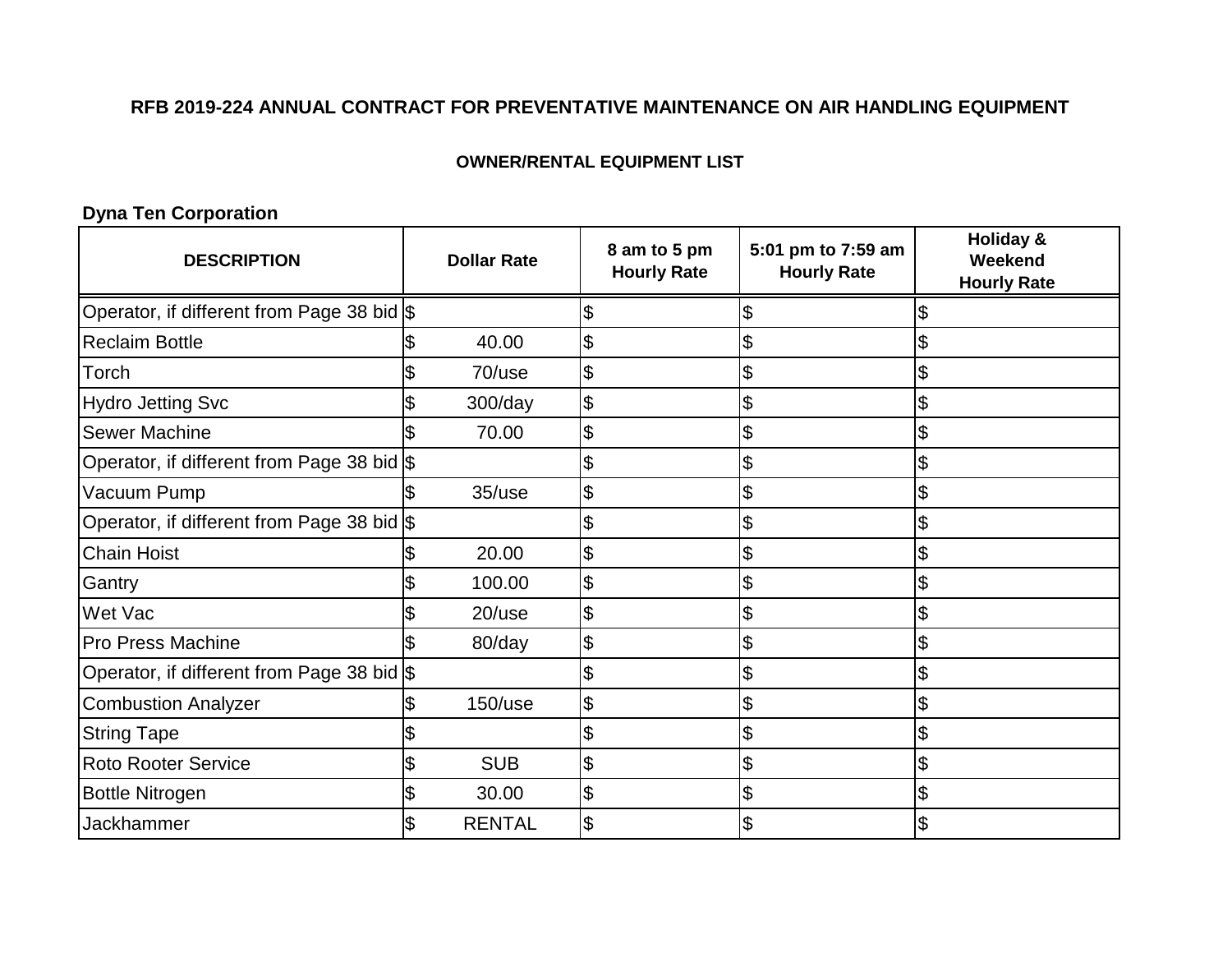**RFB 2019-224 ANNUAL CONTRACT FOR PREVENTATIVE MAINTENANCE ON AIR HANDLING EQUIPMENT**

**OWNER/RENTAL EQUIPMENT LIST**

**Dyna Ten Corporation**

| DESCRIPTION | Dollar Rate | 8 am to 5 pm Hourly Rate | 5:01 pm to 7:59 am Hourly Rate | Holiday & Weekend Hourly Rate |
|---|---|---|---|---|
| Operator, if different from Page 38 bid | $ | $ | $ | $ |
| Reclaim Bottle | $ 40.00 | $ | $ | $ |
| Torch | $ 70/use | $ | $ | $ |
| Hydro Jetting Svc | $ 300/day | $ | $ | $ |
| Sewer Machine | $ 70.00 | $ | $ | $ |
| Operator, if different from Page 38 bid | $ | $ | $ | $ |
| Vacuum Pump | $ 35/use | $ | $ | $ |
| Operator, if different from Page 38 bid | $ | $ | $ | $ |
| Chain Hoist | $ 20.00 | $ | $ | $ |
| Gantry | $ 100.00 | $ | $ | $ |
| Wet Vac | $ 20/use | $ | $ | $ |
| Pro Press Machine | $ 80/day | $ | $ | $ |
| Operator, if different from Page 38 bid | $ | $ | $ | $ |
| Combustion Analyzer | $ 150/use | $ | $ | $ |
| String Tape | $ | $ | $ | $ |
| Roto Rooter Service | $ SUB | $ | $ | $ |
| Bottle Nitrogen | $ 30.00 | $ | $ | $ |
| Jackhammer | $ RENTAL | $ | $ | $ |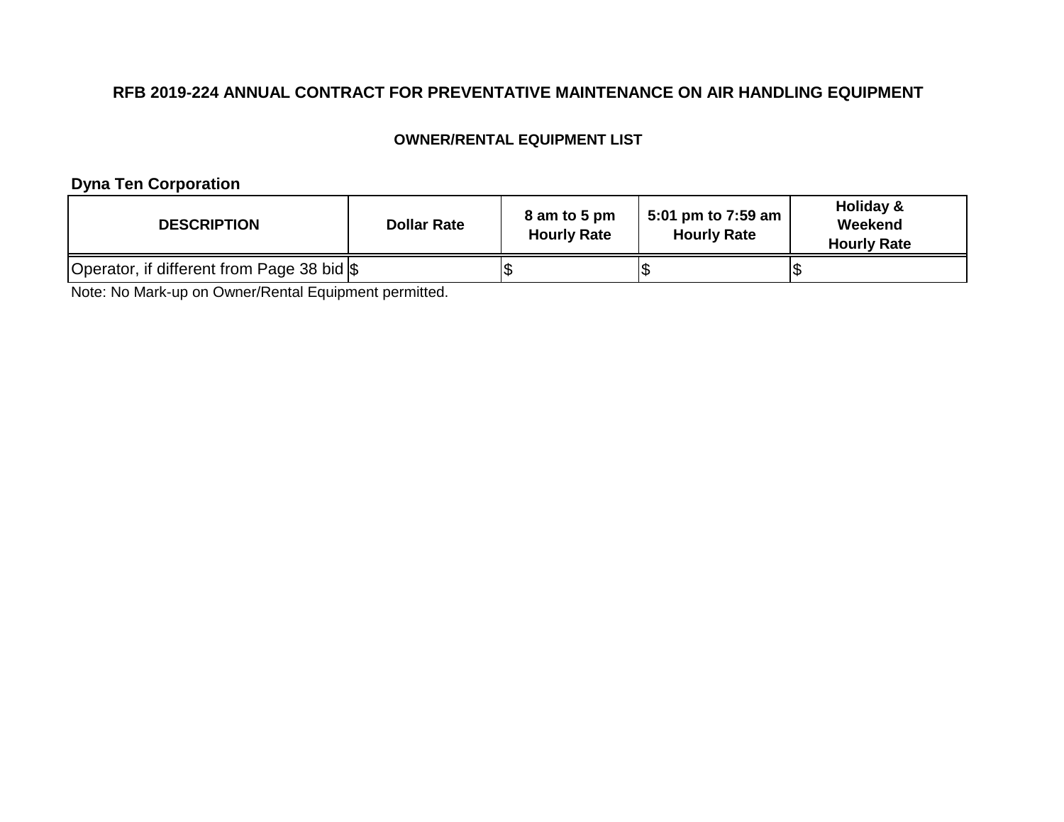## RFB 2019-224 ANNUAL CONTRACT FOR PREVENTATIVE MAINTENANCE ON AIR HANDLING EQUIPMENT

### OWNER/RENTAL EQUIPMENT LIST

**Dyna Ten Corporation**

| DESCRIPTION | Dollar Rate | 8 am to 5 pm Hourly Rate | 5:01 pm to 7:59 am Hourly Rate | Holiday & Weekend Hourly Rate |
|---|---|---|---|---|
| Operator, if different from Page 38 bid | $ | $ | $ | $ |

Note: No Mark-up on Owner/Rental Equipment permitted.